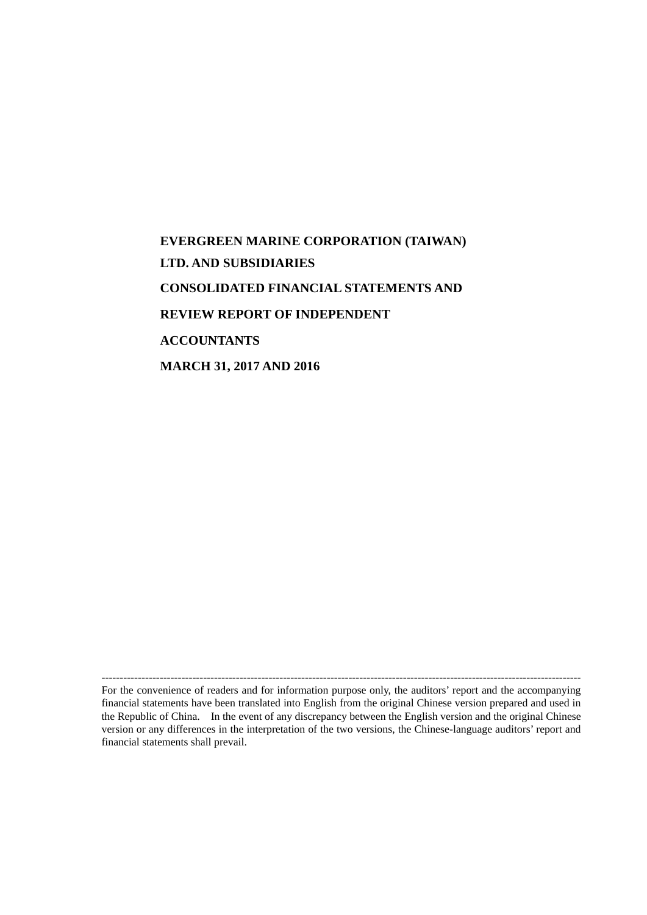# EVERGREEN MARINE CORPORATION (TAIWAN) LTD. AND SUBSIDIARIES

# CONSOLIDATED FINANCIAL STATEMENTS AND REVIEW REPORT OF INDEPENDENT ACCOUNTANTS

# MARCH 31, 2017 AND 2016

---

For the convenience of readers and for information purpose only, the auditors' report and the accompanying financial statements have been translated into English from the original Chinese version prepared and used in the Republic of China. In the event of any discrepancy between the English version and the original Chinese version or any differences in the interpretation of the two versions, the Chinese-language auditors' report and financial statements shall prevail.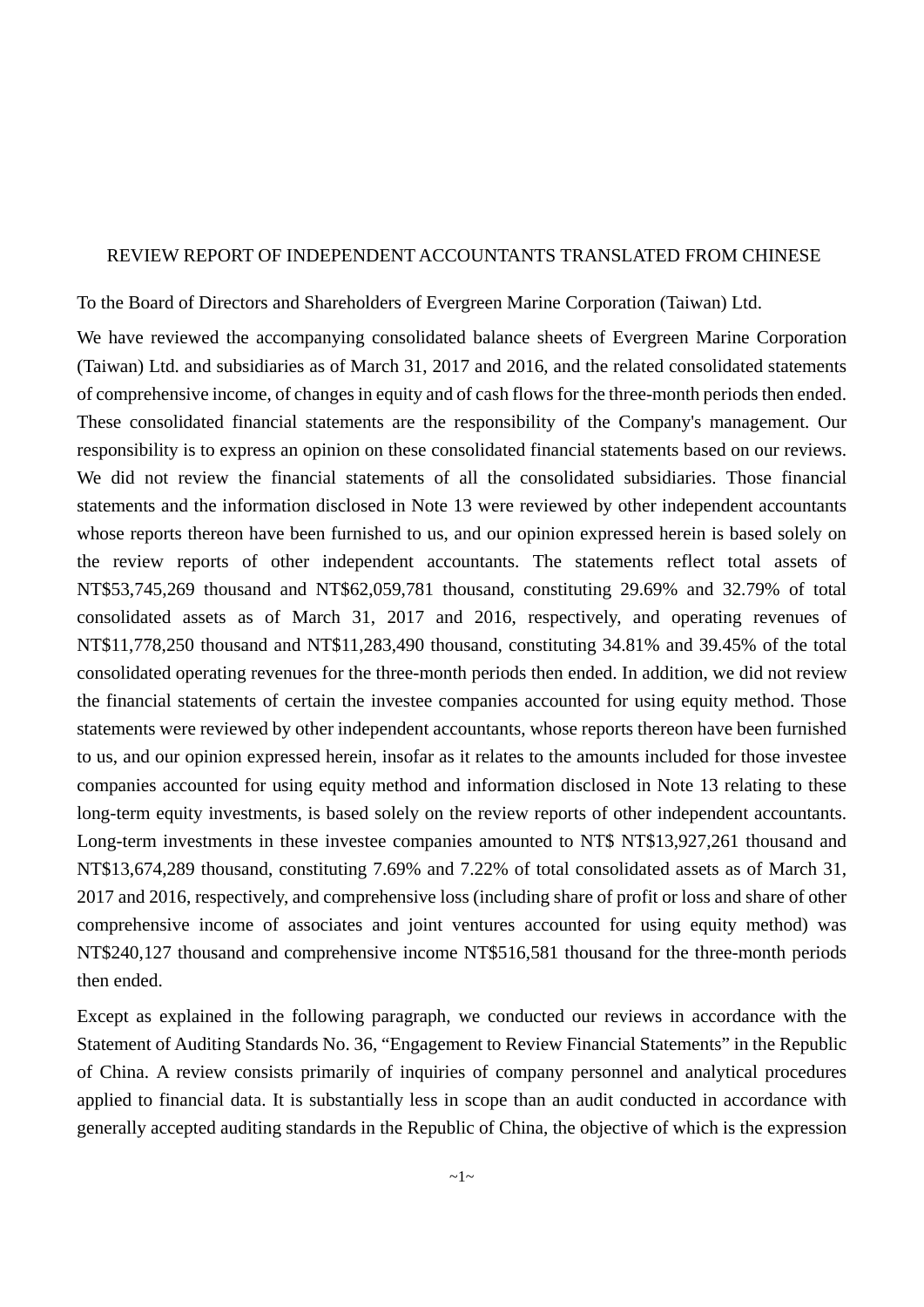REVIEW REPORT OF INDEPENDENT ACCOUNTANTS TRANSLATED FROM CHINESE

To the Board of Directors and Shareholders of Evergreen Marine Corporation (Taiwan) Ltd.

We have reviewed the accompanying consolidated balance sheets of Evergreen Marine Corporation (Taiwan) Ltd. and subsidiaries as of March 31, 2017 and 2016, and the related consolidated statements of comprehensive income, of changes in equity and of cash flows for the three-month periods then ended. These consolidated financial statements are the responsibility of the Company's management. Our responsibility is to express an opinion on these consolidated financial statements based on our reviews. We did not review the financial statements of all the consolidated subsidiaries. Those financial statements and the information disclosed in Note 13 were reviewed by other independent accountants whose reports thereon have been furnished to us, and our opinion expressed herein is based solely on the review reports of other independent accountants. The statements reflect total assets of NT$53,745,269 thousand and NT$62,059,781 thousand, constituting 29.69% and 32.79% of total consolidated assets as of March 31, 2017 and 2016, respectively, and operating revenues of NT$11,778,250 thousand and NT$11,283,490 thousand, constituting 34.81% and 39.45% of the total consolidated operating revenues for the three-month periods then ended. In addition, we did not review the financial statements of certain the investee companies accounted for using equity method. Those statements were reviewed by other independent accountants, whose reports thereon have been furnished to us, and our opinion expressed herein, insofar as it relates to the amounts included for those investee companies accounted for using equity method and information disclosed in Note 13 relating to these long-term equity investments, is based solely on the review reports of other independent accountants. Long-term investments in these investee companies amounted to NT$ NT$13,927,261 thousand and NT$13,674,289 thousand, constituting 7.69% and 7.22% of total consolidated assets as of March 31, 2017 and 2016, respectively, and comprehensive loss (including share of profit or loss and share of other comprehensive income of associates and joint ventures accounted for using equity method) was NT$240,127 thousand and comprehensive income NT$516,581 thousand for the three-month periods then ended.

Except as explained in the following paragraph, we conducted our reviews in accordance with the Statement of Auditing Standards No. 36, "Engagement to Review Financial Statements" in the Republic of China. A review consists primarily of inquiries of company personnel and analytical procedures applied to financial data. It is substantially less in scope than an audit conducted in accordance with generally accepted auditing standards in the Republic of China, the objective of which is the expression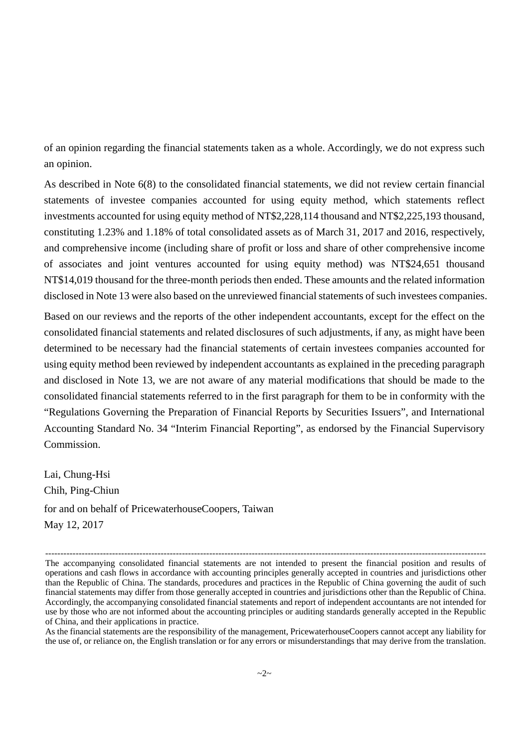of an opinion regarding the financial statements taken as a whole. Accordingly, we do not express such an opinion.

As described in Note 6(8) to the consolidated financial statements, we did not review certain financial statements of investee companies accounted for using equity method, which statements reflect investments accounted for using equity method of NT$2,228,114 thousand and NT$2,225,193 thousand, constituting 1.23% and 1.18% of total consolidated assets as of March 31, 2017 and 2016, respectively, and comprehensive income (including share of profit or loss and share of other comprehensive income of associates and joint ventures accounted for using equity method) was NT$24,651 thousand NT$14,019 thousand for the three-month periods then ended. These amounts and the related information disclosed in Note 13 were also based on the unreviewed financial statements of such investees companies.

Based on our reviews and the reports of the other independent accountants, except for the effect on the consolidated financial statements and related disclosures of such adjustments, if any, as might have been determined to be necessary had the financial statements of certain investees companies accounted for using equity method been reviewed by independent accountants as explained in the preceding paragraph and disclosed in Note 13, we are not aware of any material modifications that should be made to the consolidated financial statements referred to in the first paragraph for them to be in conformity with the "Regulations Governing the Preparation of Financial Reports by Securities Issuers", and International Accounting Standard No. 34 "Interim Financial Reporting", as endorsed by the Financial Supervisory Commission.

Lai, Chung-Hsi
Chih, Ping-Chiun
for and on behalf of PricewaterhouseCoopers, Taiwan
May 12, 2017

---

The accompanying consolidated financial statements are not intended to present the financial position and results of operations and cash flows in accordance with accounting principles generally accepted in countries and jurisdictions other than the Republic of China. The standards, procedures and practices in the Republic of China governing the audit of such financial statements may differ from those generally accepted in countries and jurisdictions other than the Republic of China. Accordingly, the accompanying consolidated financial statements and report of independent accountants are not intended for use by those who are not informed about the accounting principles or auditing standards generally accepted in the Republic of China, and their applications in practice.
As the financial statements are the responsibility of the management, PricewaterhouseCoopers cannot accept any liability for the use of, or reliance on, the English translation or for any errors or misunderstandings that may derive from the translation.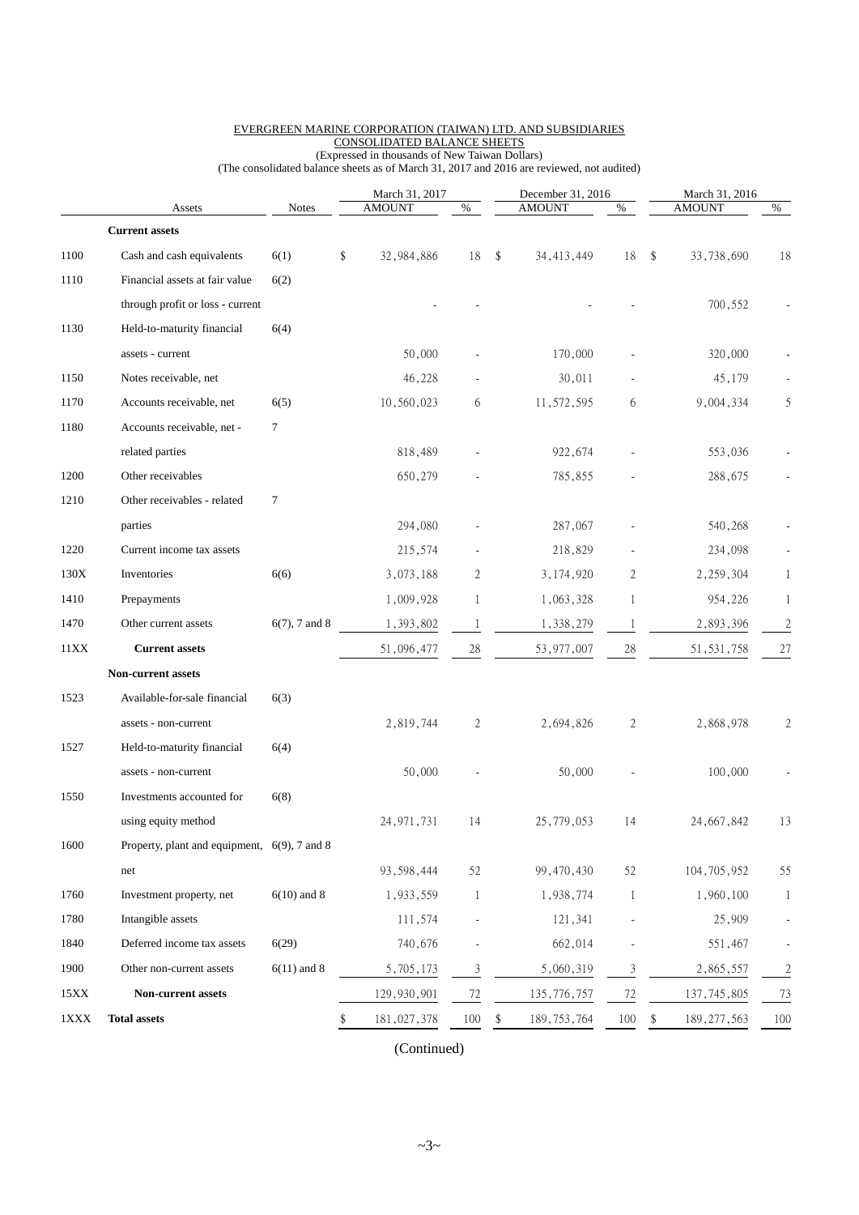EVERGREEN MARINE CORPORATION (TAIWAN) LTD. AND SUBSIDIARIES
CONSOLIDATED BALANCE SHEETS
(Expressed in thousands of New Taiwan Dollars)
(The consolidated balance sheets as of March 31, 2017 and 2016 are reviewed, not audited)

| | Assets | Notes | March 31, 2017 AMOUNT | % | December 31, 2016 AMOUNT | % | March 31, 2016 AMOUNT | % |
|---|---|---|---|---|---|---|---|---|
| | **Current assets** | | | | | | | |
| 1100 | Cash and cash equivalents | 6(1) | $ 32,984,886 | 18 | $ 34,413,449 | 18 | $ 33,738,690 | 18 |
| 1110 | Financial assets at fair value through profit or loss - current | 6(2) | - | - | - | - | 700,552 | - |
| 1130 | Held-to-maturity financial assets - current | 6(4) | 50,000 | - | 170,000 | - | 320,000 | - |
| 1150 | Notes receivable, net | | 46,228 | - | 30,011 | - | 45,179 | - |
| 1170 | Accounts receivable, net | 6(5) | 10,560,023 | 6 | 11,572,595 | 6 | 9,004,334 | 5 |
| 1180 | Accounts receivable, net - related parties | 7 | 818,489 | - | 922,674 | - | 553,036 | - |
| 1200 | Other receivables | | 650,279 | - | 785,855 | - | 288,675 | - |
| 1210 | Other receivables - related parties | 7 | 294,080 | - | 287,067 | - | 540,268 | - |
| 1220 | Current income tax assets | | 215,574 | - | 218,829 | - | 234,098 | - |
| 130X | Inventories | 6(6) | 3,073,188 | 2 | 3,174,920 | 2 | 2,259,304 | 1 |
| 1410 | Prepayments | | 1,009,928 | 1 | 1,063,328 | 1 | 954,226 | 1 |
| 1470 | Other current assets | 6(7), 7 and 8 | 1,393,802 | 1 | 1,338,279 | 1 | 2,893,396 | 2 |
| 11XX | **Current assets** | | 51,096,477 | 28 | 53,977,007 | 28 | 51,531,758 | 27 |
| | **Non-current assets** | | | | | | | |
| 1523 | Available-for-sale financial assets - non-current | 6(3) | 2,819,744 | 2 | 2,694,826 | 2 | 2,868,978 | 2 |
| 1527 | Held-to-maturity financial assets - non-current | 6(4) | 50,000 | - | 50,000 | - | 100,000 | - |
| 1550 | Investments accounted for using equity method | 6(8) | 24,971,731 | 14 | 25,779,053 | 14 | 24,667,842 | 13 |
| 1600 | Property, plant and equipment, net | 6(9), 7 and 8 | 93,598,444 | 52 | 99,470,430 | 52 | 104,705,952 | 55 |
| 1760 | Investment property, net | 6(10) and 8 | 1,933,559 | 1 | 1,938,774 | 1 | 1,960,100 | 1 |
| 1780 | Intangible assets | | 111,574 | - | 121,341 | - | 25,909 | - |
| 1840 | Deferred income tax assets | 6(29) | 740,676 | - | 662,014 | - | 551,467 | - |
| 1900 | Other non-current assets | 6(11) and 8 | 5,705,173 | 3 | 5,060,319 | 3 | 2,865,557 | 2 |
| 15XX | **Non-current assets** | | 129,930,901 | 72 | 135,776,757 | 72 | 137,745,805 | 73 |
| 1XXX | **Total assets** | | $ 181,027,378 | 100 | $ 189,753,764 | 100 | $ 189,277,563 | 100 |

(Continued)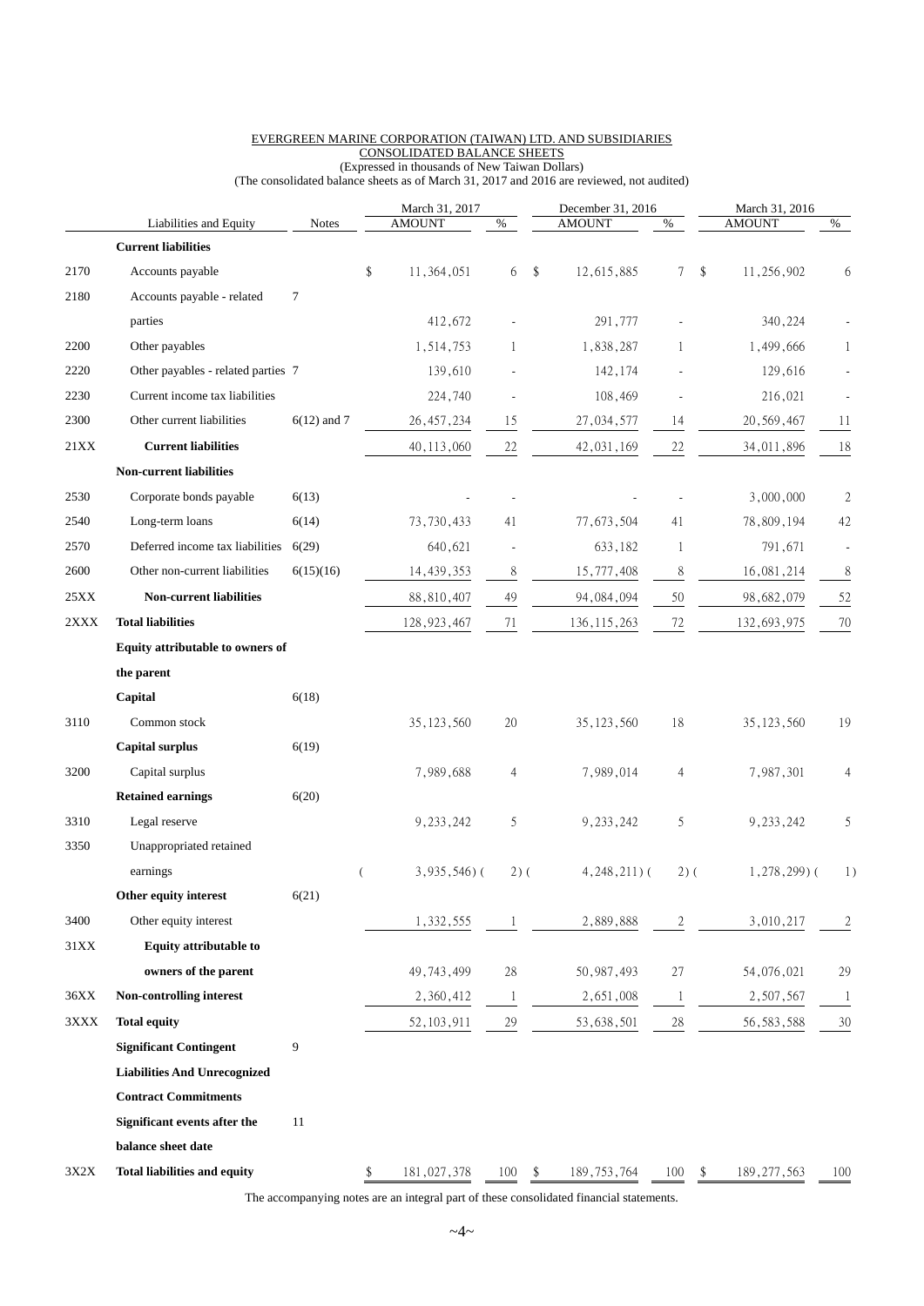EVERGREEN MARINE CORPORATION (TAIWAN) LTD. AND SUBSIDIARIES

CONSOLIDATED BALANCE SHEETS

(Expressed in thousands of New Taiwan Dollars)

(The consolidated balance sheets as of March 31, 2017 and 2016 are reviewed, not audited)

| | Liabilities and Equity | Notes | March 31, 2017 AMOUNT | % | December 31, 2016 AMOUNT | % | March 31, 2016 AMOUNT | % |
|---|---|---|---|---|---|---|---|---|
| | **Current liabilities** | | | | | | | |
| 2170 | Accounts payable | | $ 11,364,051 | 6 | $ 12,615,885 | 7 | $ 11,256,902 | 6 |
| 2180 | Accounts payable - related parties | 7 | 412,672 | - | 291,777 | - | 340,224 | - |
| 2200 | Other payables | | 1,514,753 | 1 | 1,838,287 | 1 | 1,499,666 | 1 |
| 2220 | Other payables - related parties | 7 | 139,610 | - | 142,174 | - | 129,616 | - |
| 2230 | Current income tax liabilities | | 224,740 | - | 108,469 | - | 216,021 | - |
| 2300 | Other current liabilities | 6(12) and 7 | 26,457,234 | 15 | 27,034,577 | 14 | 20,569,467 | 11 |
| 21XX | **Current liabilities** | | 40,113,060 | 22 | 42,031,169 | 22 | 34,011,896 | 18 |
| | **Non-current liabilities** | | | | | | | |
| 2530 | Corporate bonds payable | 6(13) | - | - | - | - | 3,000,000 | 2 |
| 2540 | Long-term loans | 6(14) | 73,730,433 | 41 | 77,673,504 | 41 | 78,809,194 | 42 |
| 2570 | Deferred income tax liabilities | 6(29) | 640,621 | - | 633,182 | 1 | 791,671 | - |
| 2600 | Other non-current liabilities | 6(15)(16) | 14,439,353 | 8 | 15,777,408 | 8 | 16,081,214 | 8 |
| 25XX | **Non-current liabilities** | | 88,810,407 | 49 | 94,084,094 | 50 | 98,682,079 | 52 |
| 2XXX | **Total liabilities** | | 128,923,467 | 71 | 136,115,263 | 72 | 132,693,975 | 70 |
| | **Equity attributable to owners of the parent** | | | | | | | |
| | **Capital** | 6(18) | | | | | | |
| 3110 | Common stock | | 35,123,560 | 20 | 35,123,560 | 18 | 35,123,560 | 19 |
| | **Capital surplus** | 6(19) | | | | | | |
| 3200 | Capital surplus | | 7,989,688 | 4 | 7,989,014 | 4 | 7,987,301 | 4 |
| | **Retained earnings** | 6(20) | | | | | | |
| 3310 | Legal reserve | | 9,233,242 | 5 | 9,233,242 | 5 | 9,233,242 | 5 |
| 3350 | Unappropriated retained earnings | | ( 3,935,546) | ( 2) | ( 4,248,211) | ( 2) | ( 1,278,299) | ( 1) |
| | **Other equity interest** | 6(21) | | | | | | |
| 3400 | Other equity interest | | 1,332,555 | 1 | 2,889,888 | 2 | 3,010,217 | 2 |
| 31XX | **Equity attributable to owners of the parent** | | 49,743,499 | 28 | 50,987,493 | 27 | 54,076,021 | 29 |
| 36XX | **Non-controlling interest** | | 2,360,412 | 1 | 2,651,008 | 1 | 2,507,567 | 1 |
| 3XXX | **Total equity** | | 52,103,911 | 29 | 53,638,501 | 28 | 56,583,588 | 30 |
| | **Significant Contingent Liabilities And Unrecognized Contract Commitments** | 9 | | | | | | |
| | **Significant events after the balance sheet date** | 11 | | | | | | |
| 3X2X | **Total liabilities and equity** | | $ 181,027,378 | 100 | $ 189,753,764 | 100 | $ 189,277,563 | 100 |

The accompanying notes are an integral part of these consolidated financial statements.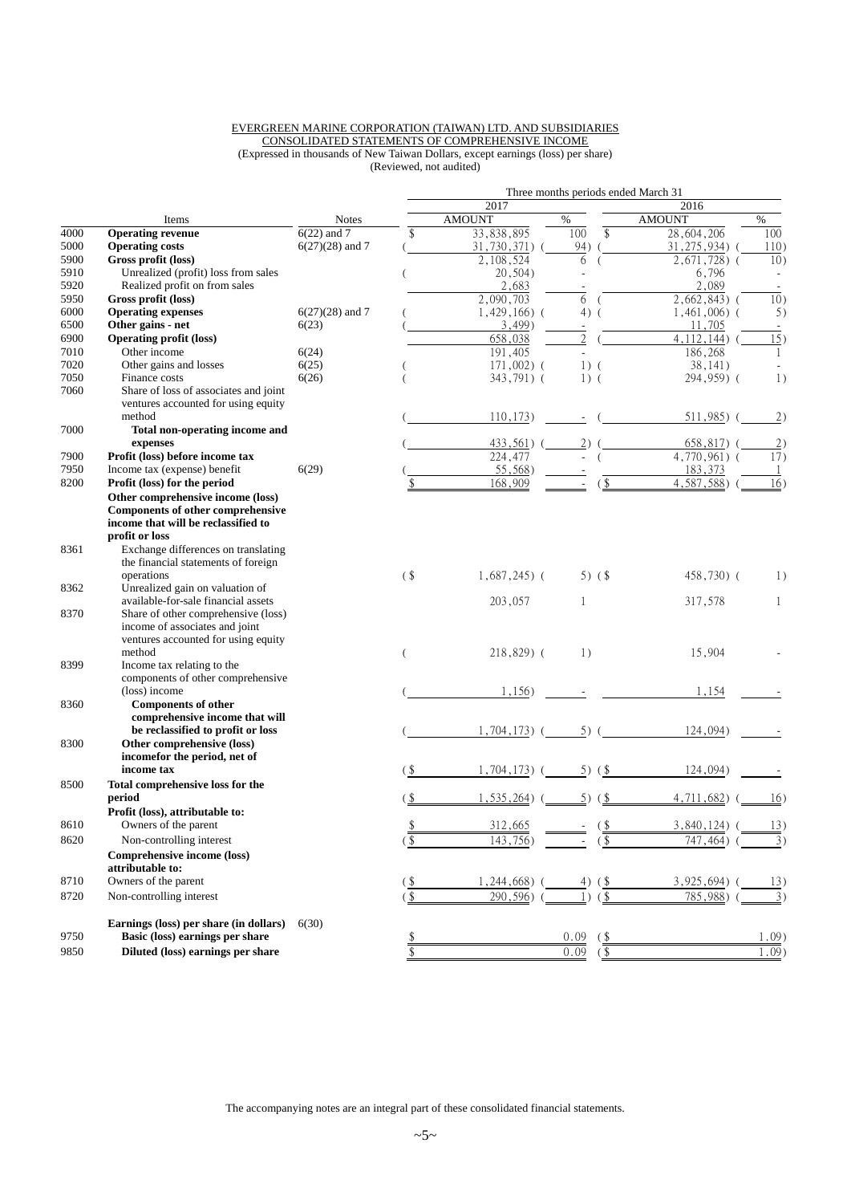EVERGREEN MARINE CORPORATION (TAIWAN) LTD. AND SUBSIDIARIES
CONSOLIDATED STATEMENTS OF COMPREHENSIVE INCOME
(Expressed in thousands of New Taiwan Dollars, except earnings (loss) per share)
(Reviewed, not audited)

| | Items | Notes | Three months periods ended March 31 | | | |
|---|---|---|---|---|---|---|
| | | | 2017 | | 2016 | |
| | | | AMOUNT | % | AMOUNT | % |
| 4000 | **Operating revenue** | 6(22) and 7 | $ 33,838,895 | 100 | $ 28,604,206 | 100 |
| 5000 | **Operating costs** | 6(27)(28) and 7 | ( 31,730,371) | ( 94) | ( 31,275,934) | ( 110) |
| 5900 | **Gross profit (loss)** | | 2,108,524 | 6 | ( 2,671,728) | ( 10) |
| 5910 | Unrealized (profit) loss from sales | | ( 20,504) | - | 6,796 | - |
| 5920 | Realized profit on from sales | | 2,683 | - | 2,089 | - |
| 5950 | **Gross profit (loss)** | | 2,090,703 | 6 | ( 2,662,843) | ( 10) |
| 6000 | **Operating expenses** | 6(27)(28) and 7 | ( 1,429,166) | ( 4) | ( 1,461,006) | ( 5) |
| 6500 | **Other gains - net** | 6(23) | ( 3,499) | - | 11,705 | - |
| 6900 | **Operating profit (loss)** | | 658,038 | 2 | ( 4,112,144) | ( 15) |
| 7010 | Other income | 6(24) | 191,405 | - | 186,268 | 1 |
| 7020 | Other gains and losses | 6(25) | ( 171,002) | ( 1) | ( 38,141) | - |
| 7050 | Finance costs | 6(26) | ( 343,791) | ( 1) | ( 294,959) | ( 1) |
| 7060 | Share of loss of associates and joint ventures accounted for using equity method | | ( 110,173) | - | ( 511,985) | ( 2) |
| 7000 | **Total non-operating income and expenses** | | ( 433,561) | ( 2) | ( 658,817) | ( 2) |
| 7900 | **Profit (loss) before income tax** | | 224,477 | - | ( 4,770,961) | ( 17) |
| 7950 | Income tax (expense) benefit | 6(29) | ( 55,568) | - | 183,373 | 1 |
| 8200 | **Profit (loss) for the period** | | $ 168,909 | - | ($ 4,587,588) | ( 16) |
| | **Other comprehensive income (loss)** | | | | | |
| | **Components of other comprehensive income that will be reclassified to profit or loss** | | | | | |
| 8361 | Exchange differences on translating the financial statements of foreign operations | | ($ 1,687,245) | ( 5) | ($ 458,730) | ( 1) |
| 8362 | Unrealized gain on valuation of available-for-sale financial assets | | 203,057 | 1 | 317,578 | 1 |
| 8370 | Share of other comprehensive (loss) income of associates and joint ventures accounted for using equity method | | ( 218,829) | ( 1) | 15,904 | - |
| 8399 | Income tax relating to the components of other comprehensive (loss) income | | ( 1,156) | - | 1,154 | - |
| 8360 | **Components of other comprehensive income that will be reclassified to profit or loss** | | ( 1,704,173) | ( 5) | ( 124,094) | - |
| 8300 | **Other comprehensive (loss) incomefor the period, net of income tax** | | ($ 1,704,173) | ( 5) | ($ 124,094) | - |
| 8500 | **Total comprehensive loss for the period** | | ($ 1,535,264) | ( 5) | ($ 4,711,682) | ( 16) |
| | **Profit (loss), attributable to:** | | | | | |
| 8610 | Owners of the parent | | $ 312,665 | - | ($ 3,840,124) | ( 13) |
| 8620 | Non-controlling interest | | ($ 143,756) | - | ($ 747,464) | ( 3) |
| | **Comprehensive income (loss) attributable to:** | | | | | |
| 8710 | Owners of the parent | | ($ 1,244,668) | ( 4) | ($ 3,925,694) | ( 13) |
| 8720 | Non-controlling interest | | ($ 290,596) | ( 1) | ($ 785,988) | ( 3) |
| | **Earnings (loss) per share (in dollars)** | 6(30) | | | | |
| 9750 | **Basic (loss) earnings per share** | | $ | 0.09 | ($ | 1.09) |
| 9850 | **Diluted (loss) earnings per share** | | $ | 0.09 | ($ | 1.09) |

The accompanying notes are an integral part of these consolidated financial statements.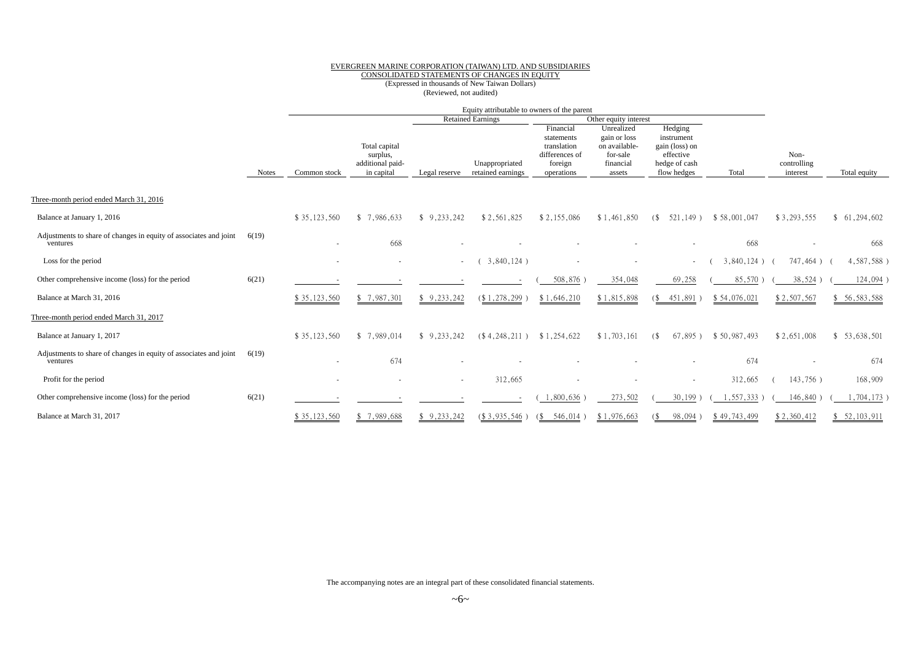EVERGREEN MARINE CORPORATION (TAIWAN) LTD. AND SUBSIDIARIES
CONSOLIDATED STATEMENTS OF CHANGES IN EQUITY
(Expressed in thousands of New Taiwan Dollars)
(Reviewed, not audited)

| | | Equity attributable to owners of the parent | | | | | | | | | |
|---|---|---|---|---|---|---|---|---|---|---|---|
| | | | | Retained Earnings | | Other equity interest | | | | | |
| | Notes | Common stock | Total capital surplus, additional paid-in capital | Legal reserve | Unappropriated retained earnings | Financial statements translation differences of foreign operations | Unrealized gain or loss on available-for-sale financial assets | Hedging instrument gain (loss) on effective hedge of cash flow hedges | Total | Non-controlling interest | Total equity |
| Three-month period ended March 31, 2016 | | | | | | | | | | | |
| Balance at January 1, 2016 | | $ 35,123,560 | $ 7,986,633 | $ 9,233,242 | $ 2,561,825 | $ 2,155,086 | $ 1,461,850 | ($ 521,149 ) | $ 58,001,047 | $ 3,293,555 | $ 61,294,602 |
| Adjustments to share of changes in equity of associates and joint ventures | 6(19) | - | 668 | - | - | - | - | - | 668 | - | 668 |
| Loss for the period | | - | - | - | ( 3,840,124 ) | - | - | - | ( 3,840,124 ) | ( 747,464 ) | ( 4,587,588 ) |
| Other comprehensive income (loss) for the period | 6(21) | - | - | - | - | ( 508,876 ) | 354,048 | 69,258 | ( 85,570 ) | ( 38,524 ) | ( 124,094 ) |
| Balance at March 31, 2016 | | $ 35,123,560 | $ 7,987,301 | $ 9,233,242 | ($ 1,278,299 ) | $ 1,646,210 | $ 1,815,898 | ($ 451,891 ) | $ 54,076,021 | $ 2,507,567 | $ 56,583,588 |
| Three-month period ended March 31, 2017 | | | | | | | | | | | |
| Balance at January 1, 2017 | | $ 35,123,560 | $ 7,989,014 | $ 9,233,242 | ($ 4,248,211 ) | $ 1,254,622 | $ 1,703,161 | ($ 67,895 ) | $ 50,987,493 | $ 2,651,008 | $ 53,638,501 |
| Adjustments to share of changes in equity of associates and joint ventures | 6(19) | - | 674 | - | - | - | - | - | 674 | - | 674 |
| Profit for the period | | - | - | - | 312,665 | - | - | - | 312,665 | ( 143,756 ) | 168,909 |
| Other comprehensive income (loss) for the period | 6(21) | - | - | - | - | ( 1,800,636 ) | 273,502 | ( 30,199 ) | ( 1,557,333 ) | ( 146,840 ) | ( 1,704,173 ) |
| Balance at March 31, 2017 | | $ 35,123,560 | $ 7,989,688 | $ 9,233,242 | ($ 3,935,546 ) | ($ 546,014 ) | $ 1,976,663 | ($ 98,094 ) | $ 49,743,499 | $ 2,360,412 | $ 52,103,911 |

The accompanying notes are an integral part of these consolidated financial statements.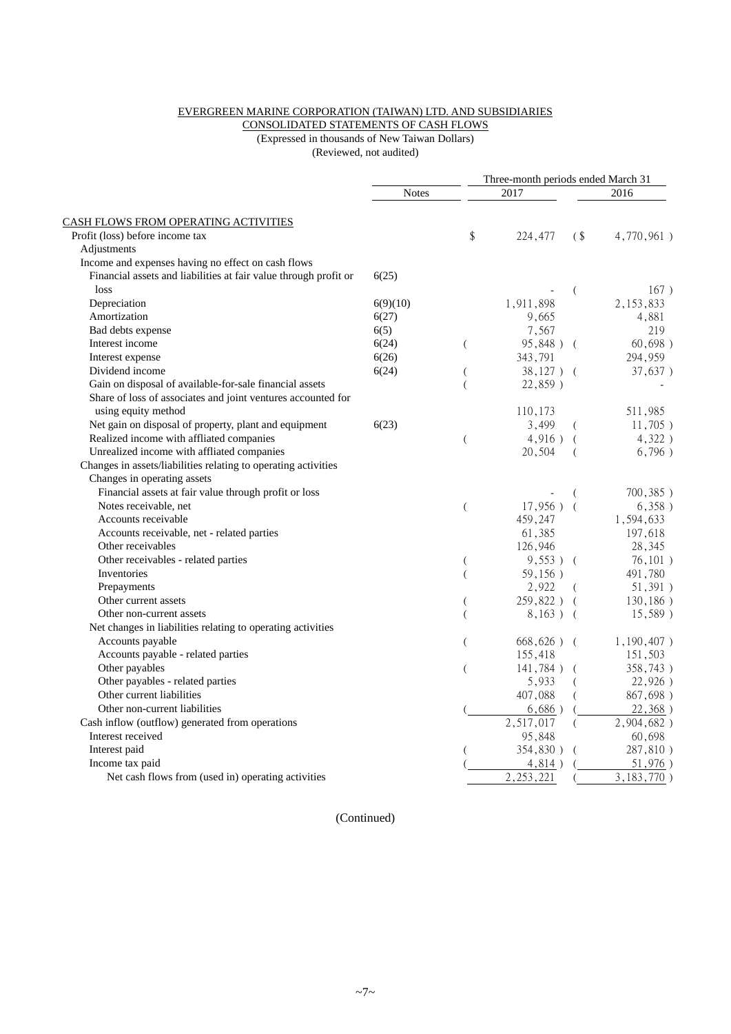EVERGREEN MARINE CORPORATION (TAIWAN) LTD. AND SUBSIDIARIES
CONSOLIDATED STATEMENTS OF CASH FLOWS
(Expressed in thousands of New Taiwan Dollars)
(Reviewed, not audited)

| | Notes | Three-month periods ended March 31 2017 | 2016 |
|---|---|---|---|
| CASH FLOWS FROM OPERATING ACTIVITIES | | | |
| Profit (loss) before income tax | | $ 224,477 | ($ 4,770,961 ) |
| Adjustments | | | |
| Income and expenses having no effect on cash flows | | | |
| Financial assets and liabilities at fair value through profit or loss | 6(25) | - | ( 167 ) |
| Depreciation | 6(9)(10) | 1,911,898 | 2,153,833 |
| Amortization | 6(27) | 9,665 | 4,881 |
| Bad debts expense | 6(5) | 7,567 | 219 |
| Interest income | 6(24) | ( 95,848 ) | ( 60,698 ) |
| Interest expense | 6(26) | 343,791 | 294,959 |
| Dividend income | 6(24) | ( 38,127 ) | ( 37,637 ) |
| Gain on disposal of available-for-sale financial assets | | ( 22,859 ) | - |
| Share of loss of associates and joint ventures accounted for using equity method | | 110,173 | 511,985 |
| Net gain on disposal of property, plant and equipment | 6(23) | 3,499 | ( 11,705 ) |
| Realized income with affliated companies | | ( 4,916 ) | ( 4,322 ) |
| Unrealized income with affliated companies | | 20,504 | ( 6,796 ) |
| Changes in assets/liabilities relating to operating activities | | | |
| Changes in operating assets | | | |
| Financial assets at fair value through profit or loss | | - | ( 700,385 ) |
| Notes receivable, net | | ( 17,956 ) | ( 6,358 ) |
| Accounts receivable | | 459,247 | 1,594,633 |
| Accounts receivable, net - related parties | | 61,385 | 197,618 |
| Other receivables | | 126,946 | 28,345 |
| Other receivables - related parties | | ( 9,553 ) | ( 76,101 ) |
| Inventories | | ( 59,156 ) | 491,780 |
| Prepayments | | 2,922 | ( 51,391 ) |
| Other current assets | | ( 259,822 ) | ( 130,186 ) |
| Other non-current assets | | ( 8,163 ) | ( 15,589 ) |
| Net changes in liabilities relating to operating activities | | | |
| Accounts payable | | ( 668,626 ) | ( 1,190,407 ) |
| Accounts payable - related parties | | 155,418 | 151,503 |
| Other payables | | ( 141,784 ) | ( 358,743 ) |
| Other payables - related parties | | 5,933 | ( 22,926 ) |
| Other current liabilities | | 407,088 | ( 867,698 ) |
| Other non-current liabilities | | ( 6,686 ) | ( 22,368 ) |
| Cash inflow (outflow) generated from operations | | 2,517,017 | ( 2,904,682 ) |
| Interest received | | 95,848 | 60,698 |
| Interest paid | | ( 354,830 ) | ( 287,810 ) |
| Income tax paid | | ( 4,814 ) | ( 51,976 ) |
| Net cash flows from (used in) operating activities | | 2,253,221 | ( 3,183,770 ) |

(Continued)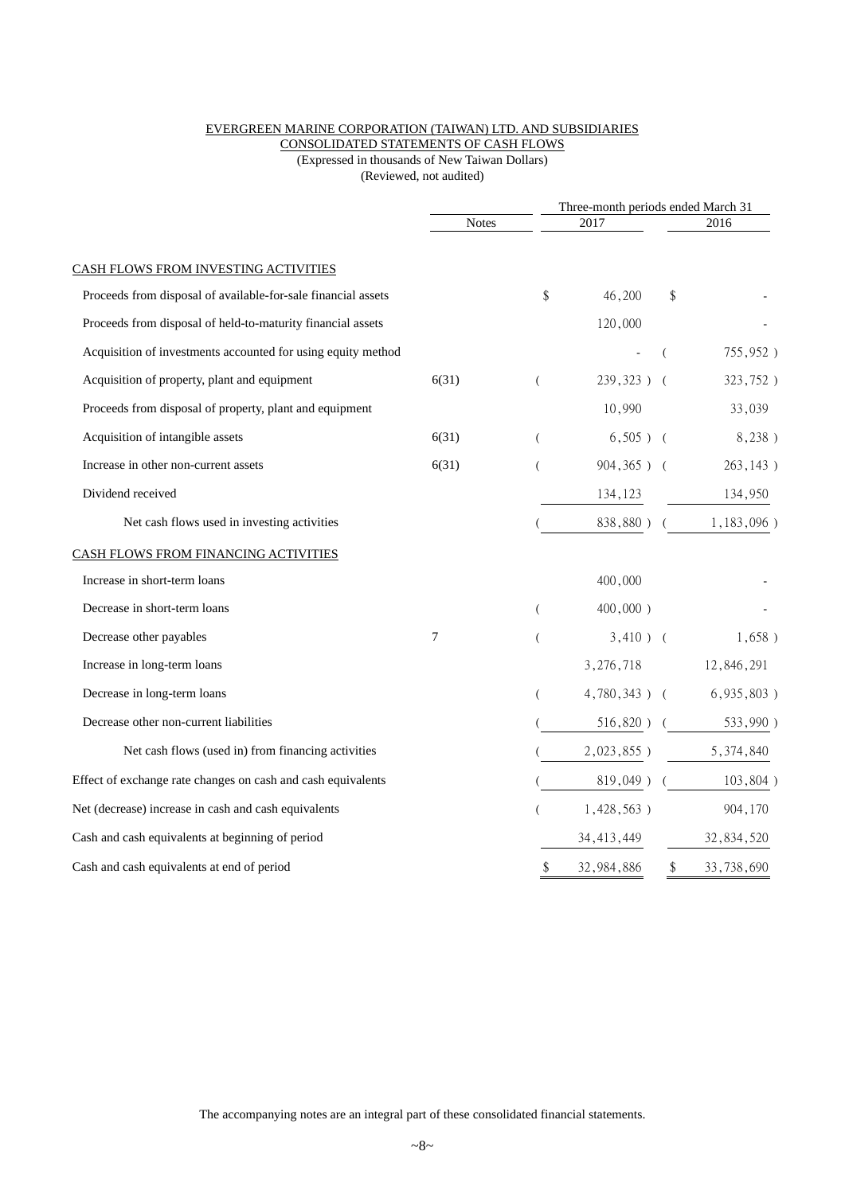EVERGREEN MARINE CORPORATION (TAIWAN) LTD. AND SUBSIDIARIES
CONSOLIDATED STATEMENTS OF CASH FLOWS
(Expressed in thousands of New Taiwan Dollars)
(Reviewed, not audited)

| | Notes | Three-month periods ended March 31 2017 | 2016 |
|---|---|---|---|
| CASH FLOWS FROM INVESTING ACTIVITIES | | | |
| Proceeds from disposal of available-for-sale financial assets | | $ 46,200 | $ - |
| Proceeds from disposal of held-to-maturity financial assets | | 120,000 | - |
| Acquisition of investments accounted for using equity method | | - | ( 755,952 ) |
| Acquisition of property, plant and equipment | 6(31) | ( 239,323 ) | ( 323,752 ) |
| Proceeds from disposal of property, plant and equipment | | 10,990 | 33,039 |
| Acquisition of intangible assets | 6(31) | ( 6,505 ) | ( 8,238 ) |
| Increase in other non-current assets | 6(31) | ( 904,365 ) | ( 263,143 ) |
| Dividend received | | 134,123 | 134,950 |
| Net cash flows used in investing activities | | ( 838,880 ) | ( 1,183,096 ) |
| CASH FLOWS FROM FINANCING ACTIVITIES | | | |
| Increase in short-term loans | | 400,000 | - |
| Decrease in short-term loans | | ( 400,000 ) | - |
| Decrease other payables | 7 | ( 3,410 ) | ( 1,658 ) |
| Increase in long-term loans | | 3,276,718 | 12,846,291 |
| Decrease in long-term loans | | ( 4,780,343 ) | ( 6,935,803 ) |
| Decrease other non-current liabilities | | ( 516,820 ) | ( 533,990 ) |
| Net cash flows (used in) from financing activities | | ( 2,023,855 ) | 5,374,840 |
| Effect of exchange rate changes on cash and cash equivalents | | ( 819,049 ) | ( 103,804 ) |
| Net (decrease) increase in cash and cash equivalents | | ( 1,428,563 ) | 904,170 |
| Cash and cash equivalents at beginning of period | | 34,413,449 | 32,834,520 |
| Cash and cash equivalents at end of period | | $ 32,984,886 | $ 33,738,690 |

The accompanying notes are an integral part of these consolidated financial statements.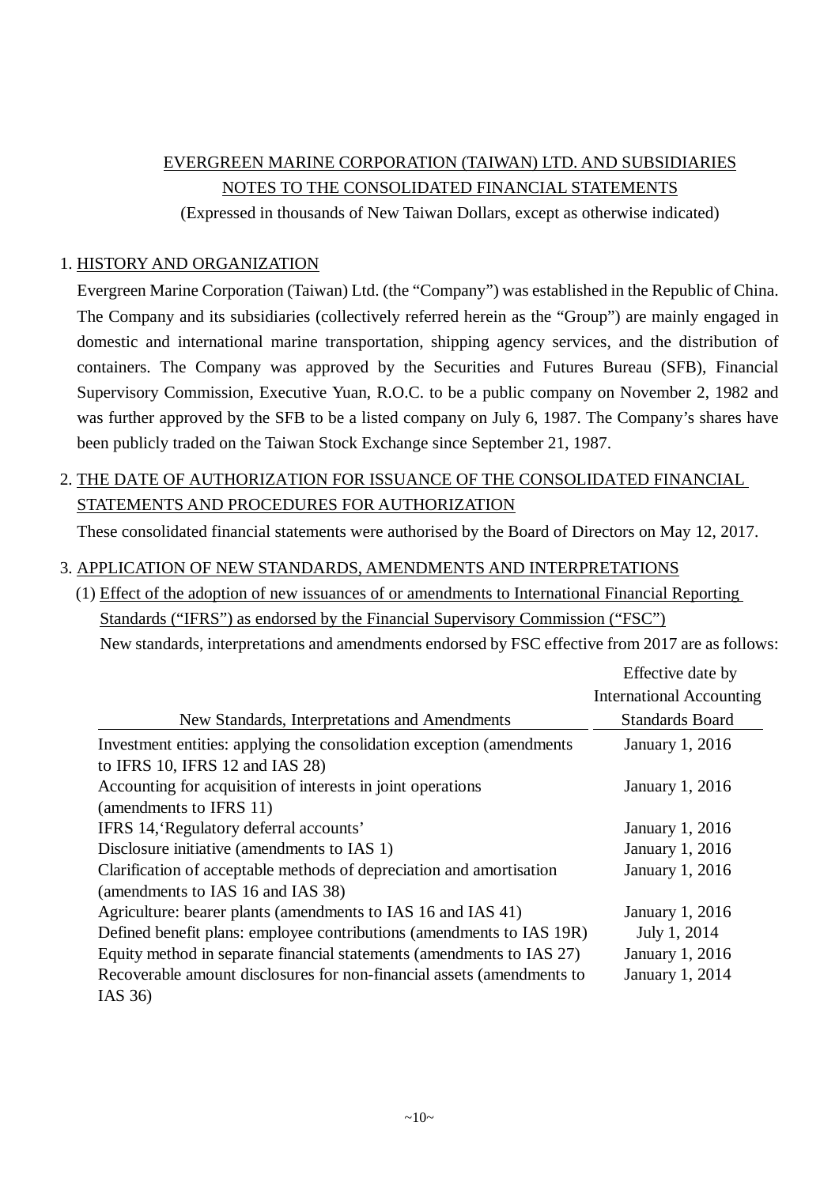EVERGREEN MARINE CORPORATION (TAIWAN) LTD. AND SUBSIDIARIES

NOTES TO THE CONSOLIDATED FINANCIAL STATEMENTS

(Expressed in thousands of New Taiwan Dollars, except as otherwise indicated)

## 1. HISTORY AND ORGANIZATION

Evergreen Marine Corporation (Taiwan) Ltd. (the "Company") was established in the Republic of China. The Company and its subsidiaries (collectively referred herein as the "Group") are mainly engaged in domestic and international marine transportation, shipping agency services, and the distribution of containers. The Company was approved by the Securities and Futures Bureau (SFB), Financial Supervisory Commission, Executive Yuan, R.O.C. to be a public company on November 2, 1982 and was further approved by the SFB to be a listed company on July 6, 1987. The Company's shares have been publicly traded on the Taiwan Stock Exchange since September 21, 1987.

## 2. THE DATE OF AUTHORIZATION FOR ISSUANCE OF THE CONSOLIDATED FINANCIAL STATEMENTS AND PROCEDURES FOR AUTHORIZATION

These consolidated financial statements were authorised by the Board of Directors on May 12, 2017.

## 3. APPLICATION OF NEW STANDARDS, AMENDMENTS AND INTERPRETATIONS

(1) Effect of the adoption of new issuances of or amendments to International Financial Reporting Standards ("IFRS") as endorsed by the Financial Supervisory Commission ("FSC")

New standards, interpretations and amendments endorsed by FSC effective from 2017 are as follows:

| New Standards, Interpretations and Amendments | Effective date by International Accounting Standards Board |
|---|---|
| Investment entities: applying the consolidation exception (amendments to IFRS 10, IFRS 12 and IAS 28) | January 1, 2016 |
| Accounting for acquisition of interests in joint operations (amendments to IFRS 11) | January 1, 2016 |
| IFRS 14,'Regulatory deferral accounts' | January 1, 2016 |
| Disclosure initiative (amendments to IAS 1) | January 1, 2016 |
| Clarification of acceptable methods of depreciation and amortisation (amendments to IAS 16 and IAS 38) | January 1, 2016 |
| Agriculture: bearer plants (amendments to IAS 16 and IAS 41) | January 1, 2016 |
| Defined benefit plans: employee contributions (amendments to IAS 19R) | July 1, 2014 |
| Equity method in separate financial statements (amendments to IAS 27) | January 1, 2016 |
| Recoverable amount disclosures for non-financial assets (amendments to IAS 36) | January 1, 2014 |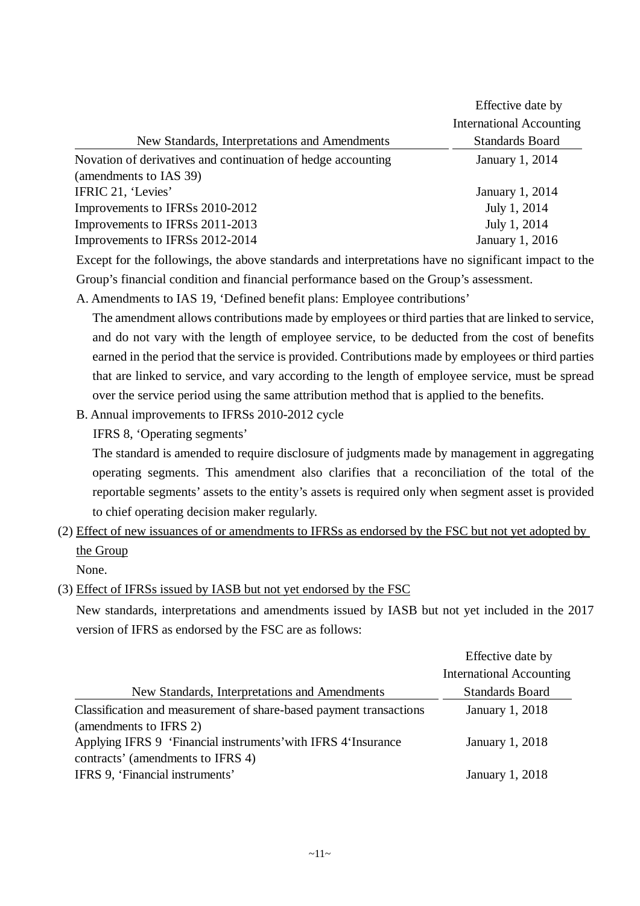| New Standards, Interpretations and Amendments | Effective date by International Accounting Standards Board |
|---|---|
| Novation of derivatives and continuation of hedge accounting (amendments to IAS 39) | January 1, 2014 |
| IFRIC 21, 'Levies' | January 1, 2014 |
| Improvements to IFRSs 2010-2012 | July 1, 2014 |
| Improvements to IFRSs 2011-2013 | July 1, 2014 |
| Improvements to IFRSs 2012-2014 | January 1, 2016 |

Except for the followings, the above standards and interpretations have no significant impact to the Group's financial condition and financial performance based on the Group's assessment.

A. Amendments to IAS 19, 'Defined benefit plans: Employee contributions'

The amendment allows contributions made by employees or third parties that are linked to service, and do not vary with the length of employee service, to be deducted from the cost of benefits earned in the period that the service is provided. Contributions made by employees or third parties that are linked to service, and vary according to the length of employee service, must be spread over the service period using the same attribution method that is applied to the benefits.

B. Annual improvements to IFRSs 2010-2012 cycle

IFRS 8, 'Operating segments'

The standard is amended to require disclosure of judgments made by management in aggregating operating segments. This amendment also clarifies that a reconciliation of the total of the reportable segments' assets to the entity's assets is required only when segment asset is provided to chief operating decision maker regularly.

(2) Effect of new issuances of or amendments to IFRSs as endorsed by the FSC but not yet adopted by the Group

None.

(3) Effect of IFRSs issued by IASB but not yet endorsed by the FSC

New standards, interpretations and amendments issued by IASB but not yet included in the 2017 version of IFRS as endorsed by the FSC are as follows:

| New Standards, Interpretations and Amendments | Effective date by International Accounting Standards Board |
|---|---|
| Classification and measurement of share-based payment transactions (amendments to IFRS 2) | January 1, 2018 |
| Applying IFRS 9 'Financial instruments' with IFRS 4 'Insurance contracts' (amendments to IFRS 4) | January 1, 2018 |
| IFRS 9, 'Financial instruments' | January 1, 2018 |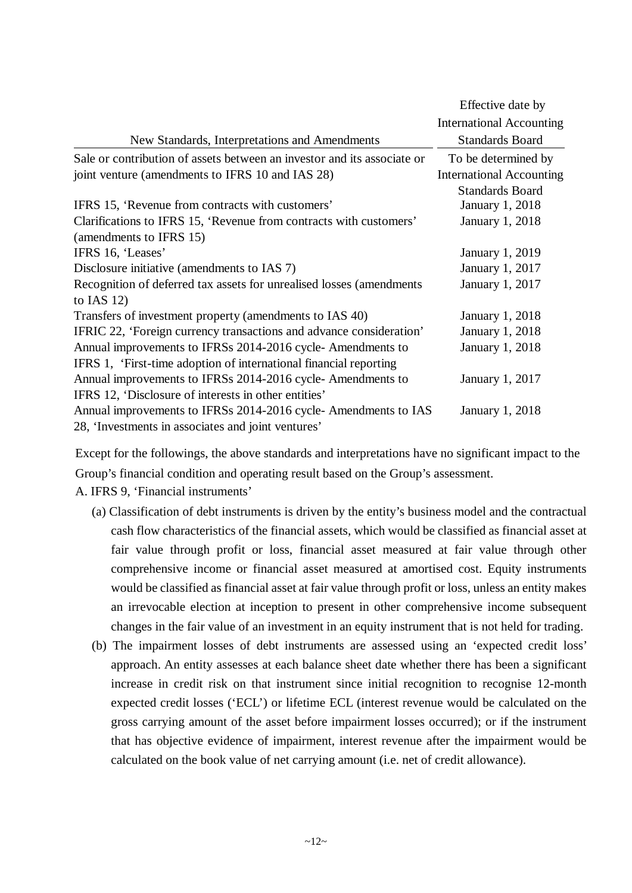| New Standards, Interpretations and Amendments | Effective date by International Accounting Standards Board |
|---|---|
| Sale or contribution of assets between an investor and its associate or joint venture (amendments to IFRS 10 and IAS 28) | To be determined by International Accounting Standards Board |
| IFRS 15, 'Revenue from contracts with customers' | January 1, 2018 |
| Clarifications to IFRS 15, 'Revenue from contracts with customers' (amendments to IFRS 15) | January 1, 2018 |
| IFRS 16, 'Leases' | January 1, 2019 |
| Disclosure initiative (amendments to IAS 7) | January 1, 2017 |
| Recognition of deferred tax assets for unrealised losses (amendments to IAS 12) | January 1, 2017 |
| Transfers of investment property (amendments to IAS 40) | January 1, 2018 |
| IFRIC 22, 'Foreign currency transactions and advance consideration' | January 1, 2018 |
| Annual improvements to IFRSs 2014-2016 cycle- Amendments to IFRS 1, 'First-time adoption of international financial reporting | January 1, 2018 |
| Annual improvements to IFRSs 2014-2016 cycle- Amendments to IFRS 12, 'Disclosure of interests in other entities' | January 1, 2017 |
| Annual improvements to IFRSs 2014-2016 cycle- Amendments to IAS 28, 'Investments in associates and joint ventures' | January 1, 2018 |

Except for the followings, the above standards and interpretations have no significant impact to the Group's financial condition and operating result based on the Group's assessment.

A. IFRS 9, 'Financial instruments'

(a) Classification of debt instruments is driven by the entity's business model and the contractual cash flow characteristics of the financial assets, which would be classified as financial asset at fair value through profit or loss, financial asset measured at fair value through other comprehensive income or financial asset measured at amortised cost. Equity instruments would be classified as financial asset at fair value through profit or loss, unless an entity makes an irrevocable election at inception to present in other comprehensive income subsequent changes in the fair value of an investment in an equity instrument that is not held for trading.

(b) The impairment losses of debt instruments are assessed using an 'expected credit loss' approach. An entity assesses at each balance sheet date whether there has been a significant increase in credit risk on that instrument since initial recognition to recognise 12-month expected credit losses ('ECL') or lifetime ECL (interest revenue would be calculated on the gross carrying amount of the asset before impairment losses occurred); or if the instrument that has objective evidence of impairment, interest revenue after the impairment would be calculated on the book value of net carrying amount (i.e. net of credit allowance).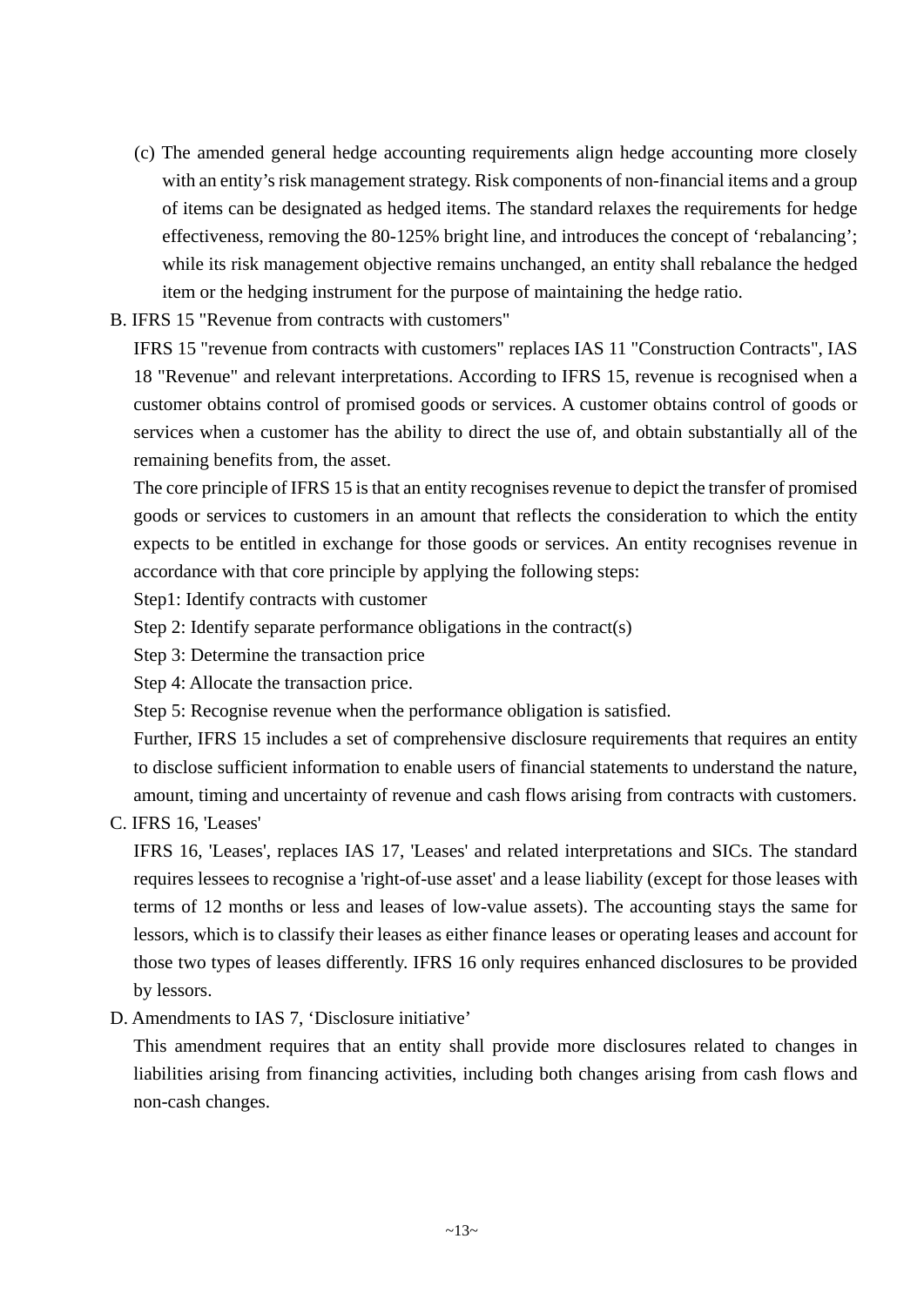(c) The amended general hedge accounting requirements align hedge accounting more closely with an entity's risk management strategy. Risk components of non-financial items and a group of items can be designated as hedged items. The standard relaxes the requirements for hedge effectiveness, removing the 80-125% bright line, and introduces the concept of 'rebalancing'; while its risk management objective remains unchanged, an entity shall rebalance the hedged item or the hedging instrument for the purpose of maintaining the hedge ratio.

B. IFRS 15 "Revenue from contracts with customers"

IFRS 15 "revenue from contracts with customers" replaces IAS 11 "Construction Contracts", IAS 18 "Revenue" and relevant interpretations. According to IFRS 15, revenue is recognised when a customer obtains control of promised goods or services. A customer obtains control of goods or services when a customer has the ability to direct the use of, and obtain substantially all of the remaining benefits from, the asset.

The core principle of IFRS 15 is that an entity recognises revenue to depict the transfer of promised goods or services to customers in an amount that reflects the consideration to which the entity expects to be entitled in exchange for those goods or services. An entity recognises revenue in accordance with that core principle by applying the following steps:

Step1: Identify contracts with customer

Step 2: Identify separate performance obligations in the contract(s)

Step 3: Determine the transaction price

Step 4: Allocate the transaction price.

Step 5: Recognise revenue when the performance obligation is satisfied.

Further, IFRS 15 includes a set of comprehensive disclosure requirements that requires an entity to disclose sufficient information to enable users of financial statements to understand the nature, amount, timing and uncertainty of revenue and cash flows arising from contracts with customers.

C. IFRS 16, 'Leases'

IFRS 16, 'Leases', replaces IAS 17, 'Leases' and related interpretations and SICs. The standard requires lessees to recognise a 'right-of-use asset' and a lease liability (except for those leases with terms of 12 months or less and leases of low-value assets). The accounting stays the same for lessors, which is to classify their leases as either finance leases or operating leases and account for those two types of leases differently. IFRS 16 only requires enhanced disclosures to be provided by lessors.

D. Amendments to IAS 7, 'Disclosure initiative'

This amendment requires that an entity shall provide more disclosures related to changes in liabilities arising from financing activities, including both changes arising from cash flows and non-cash changes.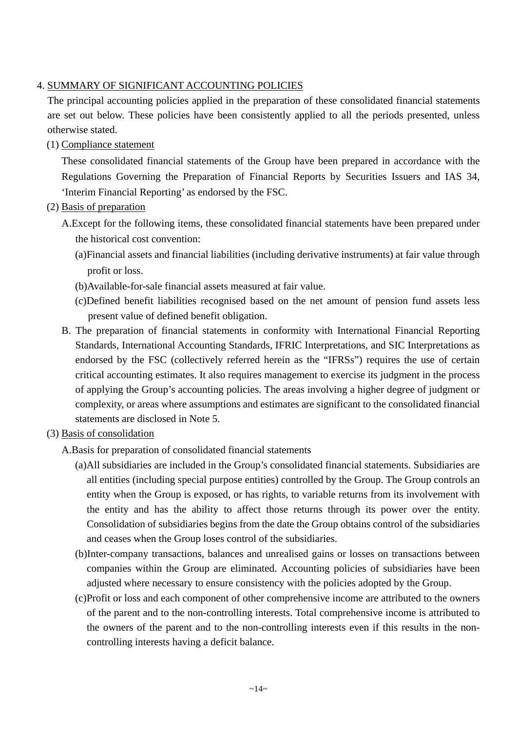4. SUMMARY OF SIGNIFICANT ACCOUNTING POLICIES

The principal accounting policies applied in the preparation of these consolidated financial statements are set out below. These policies have been consistently applied to all the periods presented, unless otherwise stated.

(1) Compliance statement

These consolidated financial statements of the Group have been prepared in accordance with the Regulations Governing the Preparation of Financial Reports by Securities Issuers and IAS 34, 'Interim Financial Reporting' as endorsed by the FSC.

(2) Basis of preparation

A. Except for the following items, these consolidated financial statements have been prepared under the historical cost convention:

(a) Financial assets and financial liabilities (including derivative instruments) at fair value through profit or loss.

(b) Available-for-sale financial assets measured at fair value.

(c) Defined benefit liabilities recognised based on the net amount of pension fund assets less present value of defined benefit obligation.

B. The preparation of financial statements in conformity with International Financial Reporting Standards, International Accounting Standards, IFRIC Interpretations, and SIC Interpretations as endorsed by the FSC (collectively referred herein as the "IFRSs") requires the use of certain critical accounting estimates. It also requires management to exercise its judgment in the process of applying the Group's accounting policies. The areas involving a higher degree of judgment or complexity, or areas where assumptions and estimates are significant to the consolidated financial statements are disclosed in Note 5.

(3) Basis of consolidation

A. Basis for preparation of consolidated financial statements

(a) All subsidiaries are included in the Group's consolidated financial statements. Subsidiaries are all entities (including special purpose entities) controlled by the Group. The Group controls an entity when the Group is exposed, or has rights, to variable returns from its involvement with the entity and has the ability to affect those returns through its power over the entity. Consolidation of subsidiaries begins from the date the Group obtains control of the subsidiaries and ceases when the Group loses control of the subsidiaries.

(b) Inter-company transactions, balances and unrealised gains or losses on transactions between companies within the Group are eliminated. Accounting policies of subsidiaries have been adjusted where necessary to ensure consistency with the policies adopted by the Group.

(c) Profit or loss and each component of other comprehensive income are attributed to the owners of the parent and to the non-controlling interests. Total comprehensive income is attributed to the owners of the parent and to the non-controlling interests even if this results in the non-controlling interests having a deficit balance.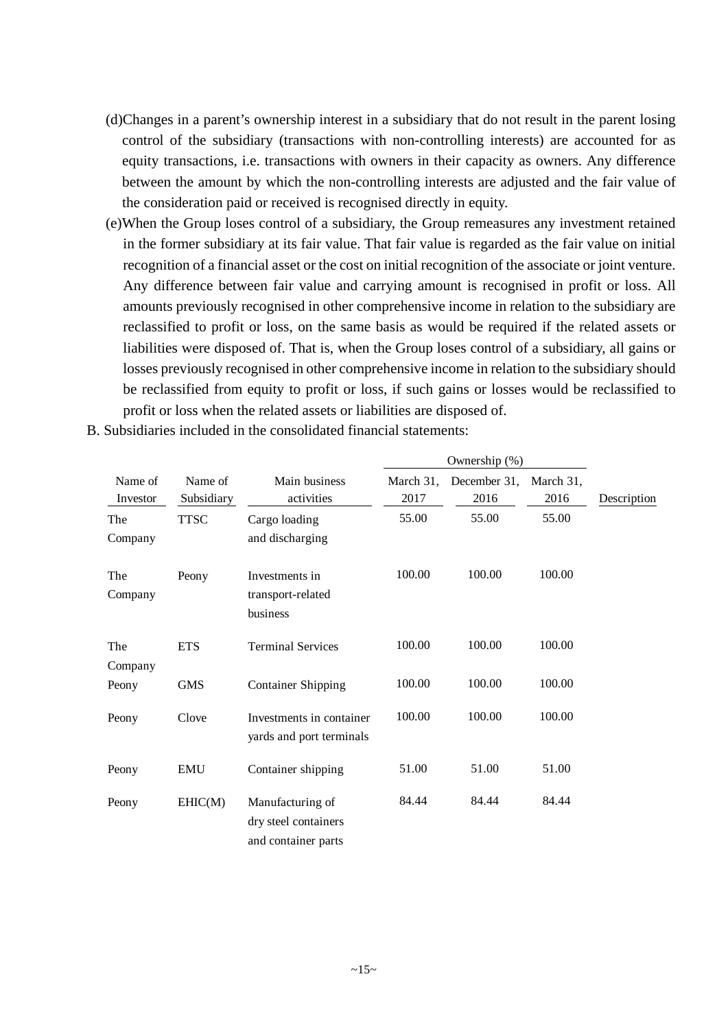(d)Changes in a parent's ownership interest in a subsidiary that do not result in the parent losing control of the subsidiary (transactions with non-controlling interests) are accounted for as equity transactions, i.e. transactions with owners in their capacity as owners. Any difference between the amount by which the non-controlling interests are adjusted and the fair value of the consideration paid or received is recognised directly in equity.

(e)When the Group loses control of a subsidiary, the Group remeasures any investment retained in the former subsidiary at its fair value. That fair value is regarded as the fair value on initial recognition of a financial asset or the cost on initial recognition of the associate or joint venture. Any difference between fair value and carrying amount is recognised in profit or loss. All amounts previously recognised in other comprehensive income in relation to the subsidiary are reclassified to profit or loss, on the same basis as would be required if the related assets or liabilities were disposed of. That is, when the Group loses control of a subsidiary, all gains or losses previously recognised in other comprehensive income in relation to the subsidiary should be reclassified from equity to profit or loss, if such gains or losses would be reclassified to profit or loss when the related assets or liabilities are disposed of.

B. Subsidiaries included in the consolidated financial statements:

| | | | Ownership (%) | | | |
|---|---|---|---|---|---|---|
| Name of Investor | Name of Subsidiary | Main business activities | March 31, 2017 | December 31, 2016 | March 31, 2016 | Description |
| The Company | TTSC | Cargo loading and discharging | 55.00 | 55.00 | 55.00 | |
| The Company | Peony | Investments in transport-related business | 100.00 | 100.00 | 100.00 | |
| The Company | ETS | Terminal Services | 100.00 | 100.00 | 100.00 | |
| Peony | GMS | Container Shipping | 100.00 | 100.00 | 100.00 | |
| Peony | Clove | Investments in container yards and port terminals | 100.00 | 100.00 | 100.00 | |
| Peony | EMU | Container shipping | 51.00 | 51.00 | 51.00 | |
| Peony | EHIC(M) | Manufacturing of dry steel containers and container parts | 84.44 | 84.44 | 84.44 | |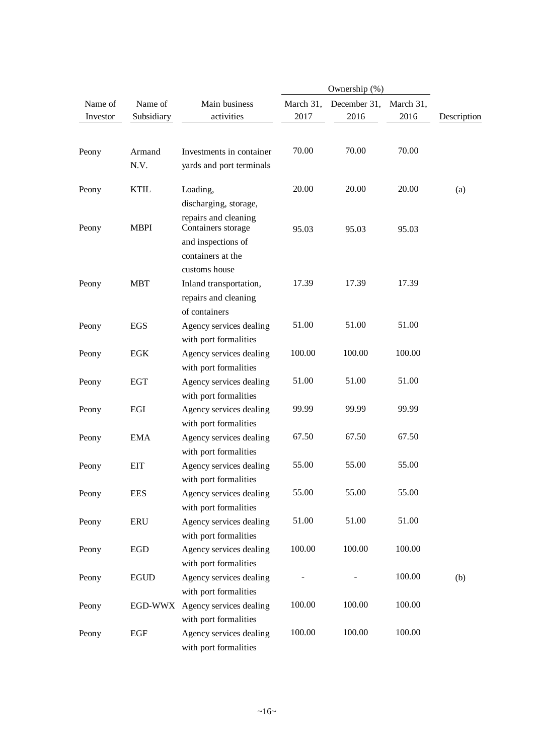| Name of Investor | Name of Subsidiary | Main business activities | Ownership (%) | | | Description |
|---|---|---|---|---|---|---|
| | | | March 31, 2017 | December 31, 2016 | March 31, 2016 | |
| Peony | Armand N.V. | Investments in container yards and port terminals | 70.00 | 70.00 | 70.00 | |
| Peony | KTIL | Loading, discharging, storage, repairs and cleaning | 20.00 | 20.00 | 20.00 | (a) |
| Peony | MBPI | Containers storage and inspections of containers at the customs house | 95.03 | 95.03 | 95.03 | |
| Peony | MBT | Inland transportation, repairs and cleaning of containers | 17.39 | 17.39 | 17.39 | |
| Peony | EGS | Agency services dealing with port formalities | 51.00 | 51.00 | 51.00 | |
| Peony | EGK | Agency services dealing with port formalities | 100.00 | 100.00 | 100.00 | |
| Peony | EGT | Agency services dealing with port formalities | 51.00 | 51.00 | 51.00 | |
| Peony | EGI | Agency services dealing with port formalities | 99.99 | 99.99 | 99.99 | |
| Peony | EMA | Agency services dealing with port formalities | 67.50 | 67.50 | 67.50 | |
| Peony | EIT | Agency services dealing with port formalities | 55.00 | 55.00 | 55.00 | |
| Peony | EES | Agency services dealing with port formalities | 55.00 | 55.00 | 55.00 | |
| Peony | ERU | Agency services dealing with port formalities | 51.00 | 51.00 | 51.00 | |
| Peony | EGD | Agency services dealing with port formalities | 100.00 | 100.00 | 100.00 | |
| Peony | EGUD | Agency services dealing with port formalities | - | - | 100.00 | (b) |
| Peony | EGD-WWX | Agency services dealing with port formalities | 100.00 | 100.00 | 100.00 | |
| Peony | EGF | Agency services dealing with port formalities | 100.00 | 100.00 | 100.00 | |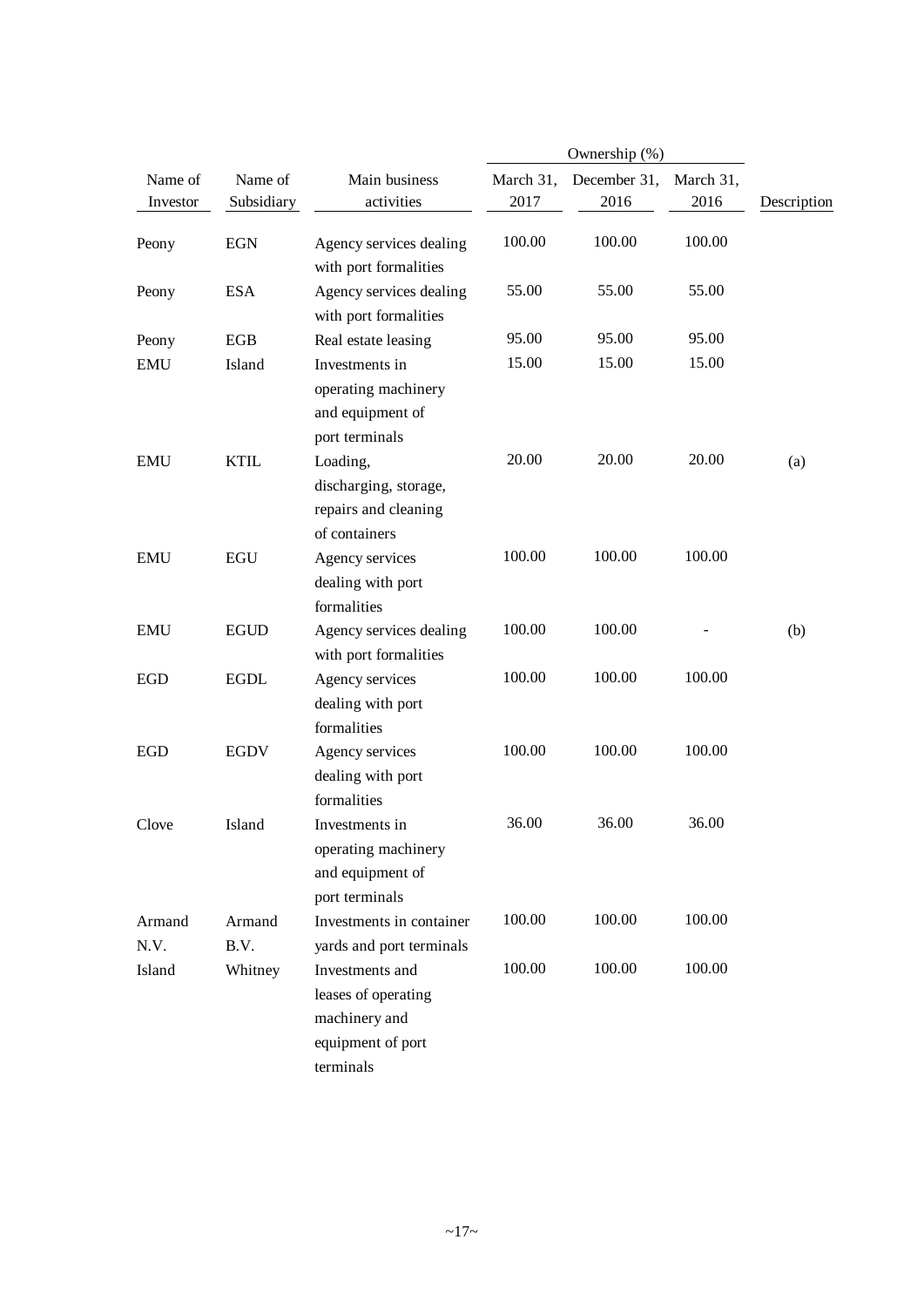| Name of Investor | Name of Subsidiary | Main business activities | Ownership (%) | | | Description |
|---|---|---|---|---|---|---|
| | | | March 31, 2017 | December 31, 2016 | March 31, 2016 | |
| Peony | EGN | Agency services dealing with port formalities | 100.00 | 100.00 | 100.00 | |
| Peony | ESA | Agency services dealing with port formalities | 55.00 | 55.00 | 55.00 | |
| Peony | EGB | Real estate leasing | 95.00 | 95.00 | 95.00 | |
| EMU | Island | Investments in operating machinery and equipment of port terminals | 15.00 | 15.00 | 15.00 | |
| EMU | KTIL | Loading, discharging, storage, repairs and cleaning of containers | 20.00 | 20.00 | 20.00 | (a) |
| EMU | EGU | Agency services dealing with port formalities | 100.00 | 100.00 | 100.00 | |
| EMU | EGUD | Agency services dealing with port formalities | 100.00 | 100.00 | - | (b) |
| EGD | EGDL | Agency services dealing with port formalities | 100.00 | 100.00 | 100.00 | |
| EGD | EGDV | Agency services dealing with port formalities | 100.00 | 100.00 | 100.00 | |
| Clove | Island | Investments in operating machinery and equipment of port terminals | 36.00 | 36.00 | 36.00 | |
| Armand N.V. | Armand B.V. | Investments in container yards and port terminals | 100.00 | 100.00 | 100.00 | |
| Island | Whitney | Investments and leases of operating machinery and equipment of port terminals | 100.00 | 100.00 | 100.00 | |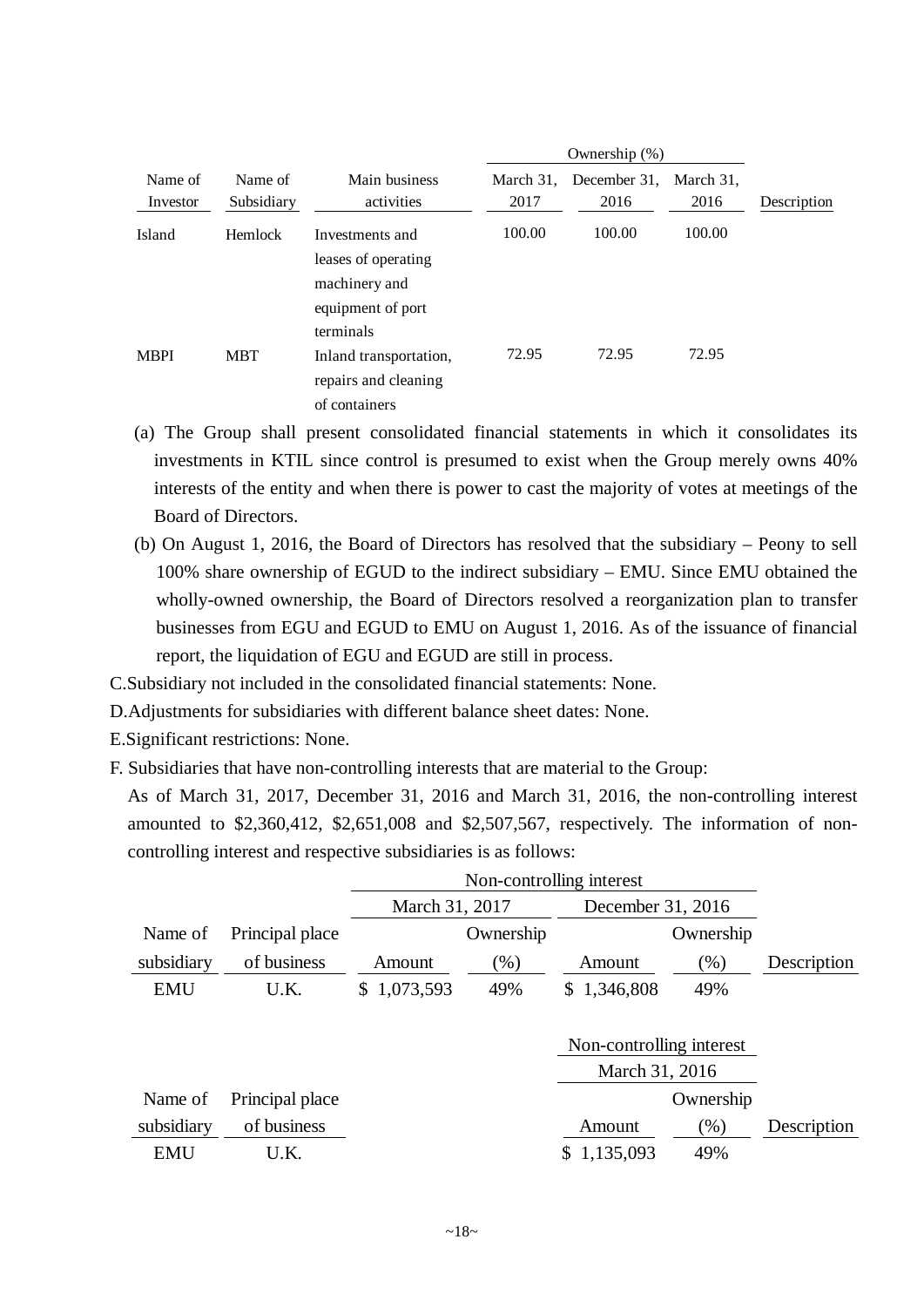| Name of Investor | Name of Subsidiary | Main business activities | Ownership (%) March 31, 2017 | Ownership (%) December 31, 2016 | Ownership (%) March 31, 2016 | Description |
|---|---|---|---|---|---|---|
| Island | Hemlock | Investments and leases of operating machinery and equipment of port terminals | 100.00 | 100.00 | 100.00 | |
| MBPI | MBT | Inland transportation, repairs and cleaning of containers | 72.95 | 72.95 | 72.95 | |

(a) The Group shall present consolidated financial statements in which it consolidates its investments in KTIL since control is presumed to exist when the Group merely owns 40% interests of the entity and when there is power to cast the majority of votes at meetings of the Board of Directors.

(b) On August 1, 2016, the Board of Directors has resolved that the subsidiary – Peony to sell 100% share ownership of EGUD to the indirect subsidiary – EMU. Since EMU obtained the wholly-owned ownership, the Board of Directors resolved a reorganization plan to transfer businesses from EGU and EGUD to EMU on August 1, 2016. As of the issuance of financial report, the liquidation of EGU and EGUD are still in process.

C.Subsidiary not included in the consolidated financial statements: None.

D.Adjustments for subsidiaries with different balance sheet dates: None.

E.Significant restrictions: None.

F. Subsidiaries that have non-controlling interests that are material to the Group:

As of March 31, 2017, December 31, 2016 and March 31, 2016, the non-controlling interest amounted to $2,360,412, $2,651,008 and $2,507,567, respectively. The information of non-controlling interest and respective subsidiaries is as follows:

| | | Non-controlling interest | | | | |
|---|---|---|---|---|---|---|
| | | March 31, 2017 | | December 31, 2016 | | |
| Name of subsidiary | Principal place of business | Amount | Ownership (%) | Amount | Ownership (%) | Description |
| EMU | U.K. | $ 1,073,593 | 49% | $ 1,346,808 | 49% | |

| | | Non-controlling interest | | |
|---|---|---|---|---|
| | | March 31, 2016 | | |
| Name of subsidiary | Principal place of business | Amount | Ownership (%) | Description |
| EMU | U.K. | $ 1,135,093 | 49% | |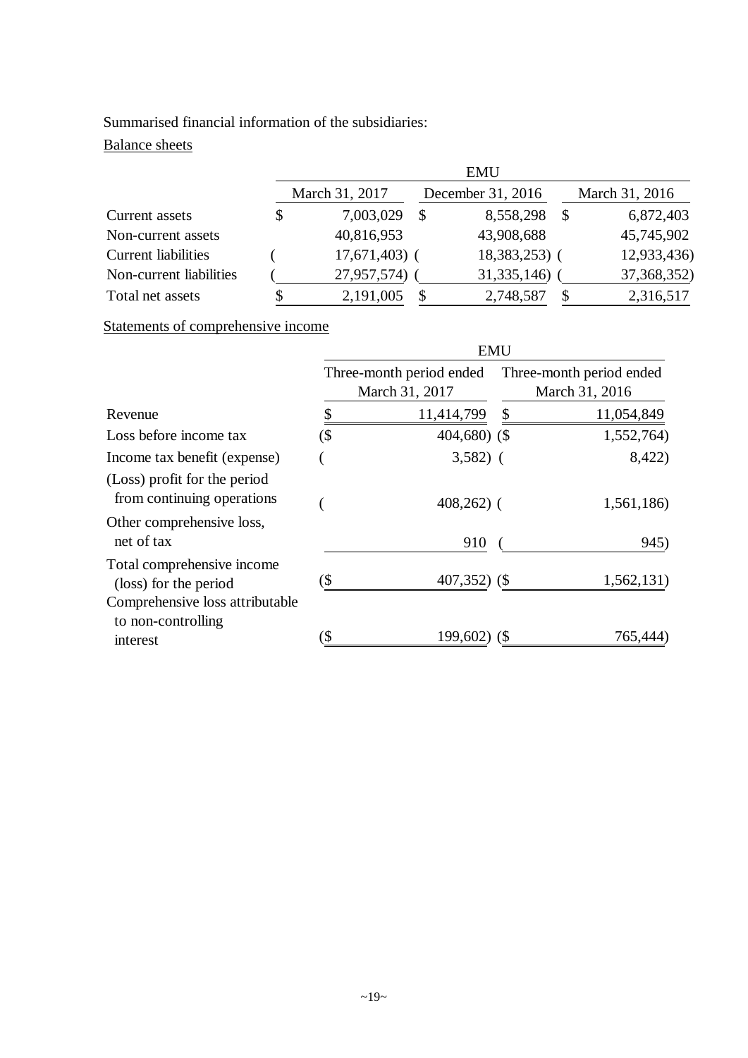Summarised financial information of the subsidiaries:

Balance sheets

| | EMU | | |
|---|---|---|---|
| | March 31, 2017 | December 31, 2016 | March 31, 2016 |
| Current assets | $ 7,003,029 | $ 8,558,298 | $ 6,872,403 |
| Non-current assets | 40,816,953 | 43,908,688 | 45,745,902 |
| Current liabilities | ( 17,671,403) | ( 18,383,253) | ( 12,933,436) |
| Non-current liabilities | ( 27,957,574) | ( 31,335,146) | ( 37,368,352) |
| Total net assets | $ 2,191,005 | $ 2,748,587 | $ 2,316,517 |

Statements of comprehensive income

| | EMU | |
|---|---|---|
| | Three-month period ended March 31, 2017 | Three-month period ended March 31, 2016 |
| Revenue | $ 11,414,799 | $ 11,054,849 |
| Loss before income tax | ($ 404,680) | ($ 1,552,764) |
| Income tax benefit (expense) | ( 3,582) | ( 8,422) |
| (Loss) profit for the period from continuing operations | ( 408,262) | ( 1,561,186) |
| Other comprehensive loss, net of tax | 910 | ( 945) |
| Total comprehensive income (loss) for the period | ($ 407,352) | ($ 1,562,131) |
| Comprehensive loss attributable to non-controlling interest | ($ 199,602) | ($ 765,444) |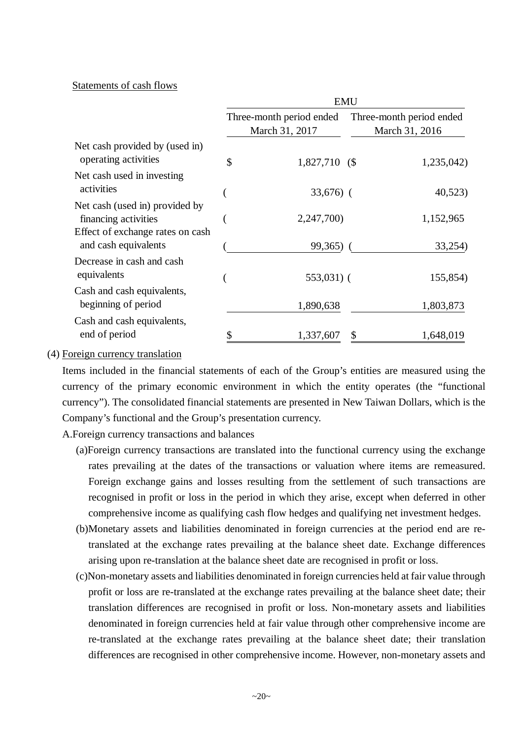Statements of cash flows

| | EMU | |
|---|---|---|
| | Three-month period ended March 31, 2017 | Three-month period ended March 31, 2016 |
| Net cash provided by (used in) operating activities | $ 1,827,710 | ($ 1,235,042) |
| Net cash used in investing activities | ( 33,676) | ( 40,523) |
| Net cash (used in) provided by financing activities | ( 2,247,700) | 1,152,965 |
| Effect of exchange rates on cash and cash equivalents | ( 99,365) | ( 33,254) |
| Decrease in cash and cash equivalents | ( 553,031) | ( 155,854) |
| Cash and cash equivalents, beginning of period | 1,890,638 | 1,803,873 |
| Cash and cash equivalents, end of period | $ 1,337,607 | $ 1,648,019 |

(4) Foreign currency translation

Items included in the financial statements of each of the Group's entities are measured using the currency of the primary economic environment in which the entity operates (the "functional currency"). The consolidated financial statements are presented in New Taiwan Dollars, which is the Company's functional and the Group's presentation currency.

A.Foreign currency transactions and balances

(a)Foreign currency transactions are translated into the functional currency using the exchange rates prevailing at the dates of the transactions or valuation where items are remeasured. Foreign exchange gains and losses resulting from the settlement of such transactions are recognised in profit or loss in the period in which they arise, except when deferred in other comprehensive income as qualifying cash flow hedges and qualifying net investment hedges.

(b)Monetary assets and liabilities denominated in foreign currencies at the period end are re-translated at the exchange rates prevailing at the balance sheet date. Exchange differences arising upon re-translation at the balance sheet date are recognised in profit or loss.

(c)Non-monetary assets and liabilities denominated in foreign currencies held at fair value through profit or loss are re-translated at the exchange rates prevailing at the balance sheet date; their translation differences are recognised in profit or loss. Non-monetary assets and liabilities denominated in foreign currencies held at fair value through other comprehensive income are re-translated at the exchange rates prevailing at the balance sheet date; their translation differences are recognised in other comprehensive income. However, non-monetary assets and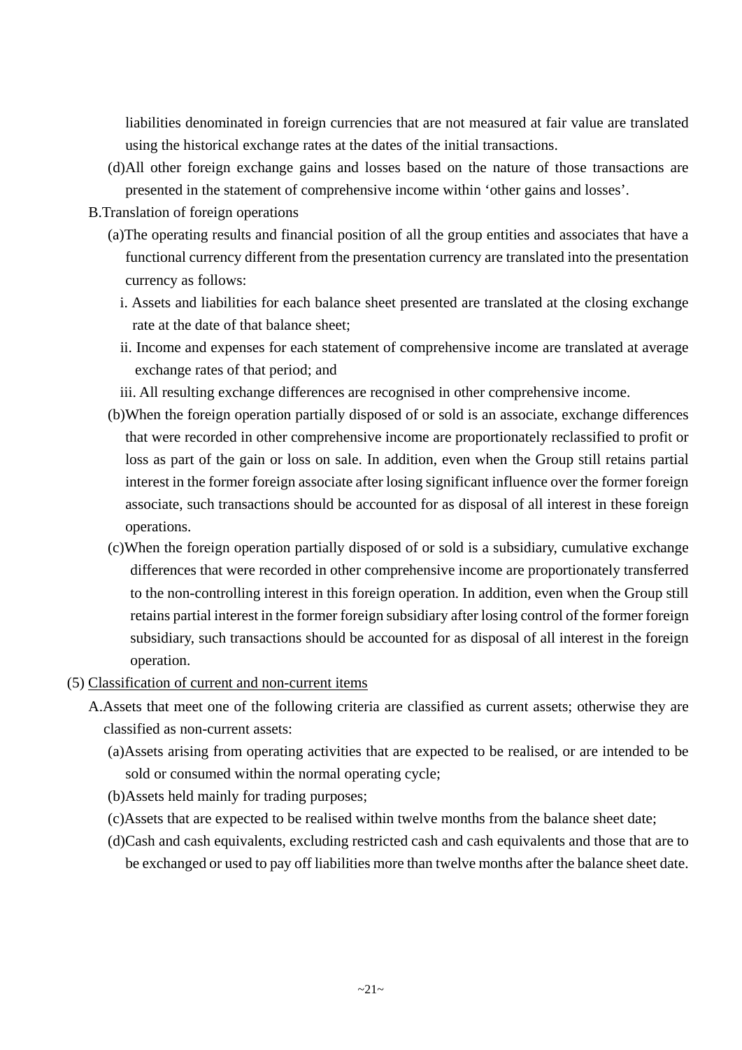liabilities denominated in foreign currencies that are not measured at fair value are translated using the historical exchange rates at the dates of the initial transactions.

(d)All other foreign exchange gains and losses based on the nature of those transactions are presented in the statement of comprehensive income within 'other gains and losses'.

B.Translation of foreign operations

(a)The operating results and financial position of all the group entities and associates that have a functional currency different from the presentation currency are translated into the presentation currency as follows:

i. Assets and liabilities for each balance sheet presented are translated at the closing exchange rate at the date of that balance sheet;

ii. Income and expenses for each statement of comprehensive income are translated at average exchange rates of that period; and

iii. All resulting exchange differences are recognised in other comprehensive income.

(b)When the foreign operation partially disposed of or sold is an associate, exchange differences that were recorded in other comprehensive income are proportionately reclassified to profit or loss as part of the gain or loss on sale. In addition, even when the Group still retains partial interest in the former foreign associate after losing significant influence over the former foreign associate, such transactions should be accounted for as disposal of all interest in these foreign operations.

(c)When the foreign operation partially disposed of or sold is a subsidiary, cumulative exchange differences that were recorded in other comprehensive income are proportionately transferred to the non-controlling interest in this foreign operation. In addition, even when the Group still retains partial interest in the former foreign subsidiary after losing control of the former foreign subsidiary, such transactions should be accounted for as disposal of all interest in the foreign operation.

(5) Classification of current and non-current items

A.Assets that meet one of the following criteria are classified as current assets; otherwise they are classified as non-current assets:

(a)Assets arising from operating activities that are expected to be realised, or are intended to be sold or consumed within the normal operating cycle;

(b)Assets held mainly for trading purposes;

(c)Assets that are expected to be realised within twelve months from the balance sheet date;

(d)Cash and cash equivalents, excluding restricted cash and cash equivalents and those that are to be exchanged or used to pay off liabilities more than twelve months after the balance sheet date.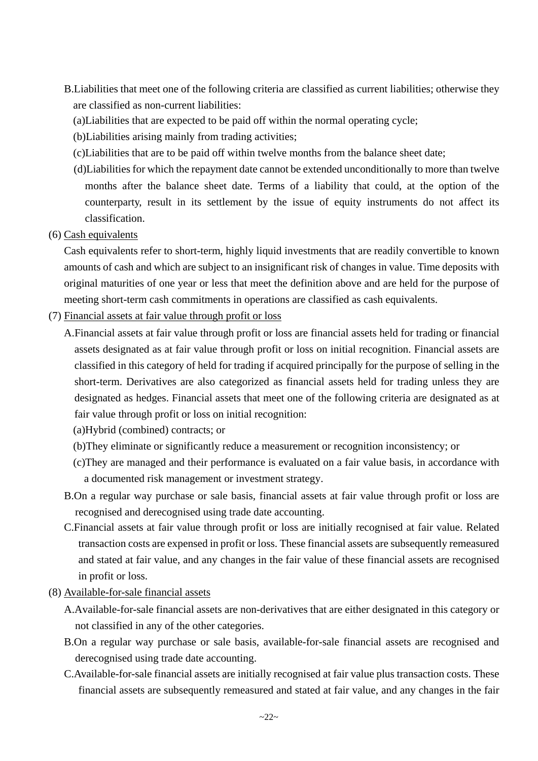B. Liabilities that meet one of the following criteria are classified as current liabilities; otherwise they are classified as non-current liabilities:

(a) Liabilities that are expected to be paid off within the normal operating cycle;

(b) Liabilities arising mainly from trading activities;

(c) Liabilities that are to be paid off within twelve months from the balance sheet date;

(d) Liabilities for which the repayment date cannot be extended unconditionally to more than twelve months after the balance sheet date. Terms of a liability that could, at the option of the counterparty, result in its settlement by the issue of equity instruments do not affect its classification.

(6) Cash equivalents

Cash equivalents refer to short-term, highly liquid investments that are readily convertible to known amounts of cash and which are subject to an insignificant risk of changes in value. Time deposits with original maturities of one year or less that meet the definition above and are held for the purpose of meeting short-term cash commitments in operations are classified as cash equivalents.

(7) Financial assets at fair value through profit or loss

A. Financial assets at fair value through profit or loss are financial assets held for trading or financial assets designated as at fair value through profit or loss on initial recognition. Financial assets are classified in this category of held for trading if acquired principally for the purpose of selling in the short-term. Derivatives are also categorized as financial assets held for trading unless they are designated as hedges. Financial assets that meet one of the following criteria are designated as at fair value through profit or loss on initial recognition:

(a) Hybrid (combined) contracts; or

(b) They eliminate or significantly reduce a measurement or recognition inconsistency; or

(c) They are managed and their performance is evaluated on a fair value basis, in accordance with a documented risk management or investment strategy.

B. On a regular way purchase or sale basis, financial assets at fair value through profit or loss are recognised and derecognised using trade date accounting.

C. Financial assets at fair value through profit or loss are initially recognised at fair value. Related transaction costs are expensed in profit or loss. These financial assets are subsequently remeasured and stated at fair value, and any changes in the fair value of these financial assets are recognised in profit or loss.

(8) Available-for-sale financial assets

A. Available-for-sale financial assets are non-derivatives that are either designated in this category or not classified in any of the other categories.

B. On a regular way purchase or sale basis, available-for-sale financial assets are recognised and derecognised using trade date accounting.

C. Available-for-sale financial assets are initially recognised at fair value plus transaction costs. These financial assets are subsequently remeasured and stated at fair value, and any changes in the fair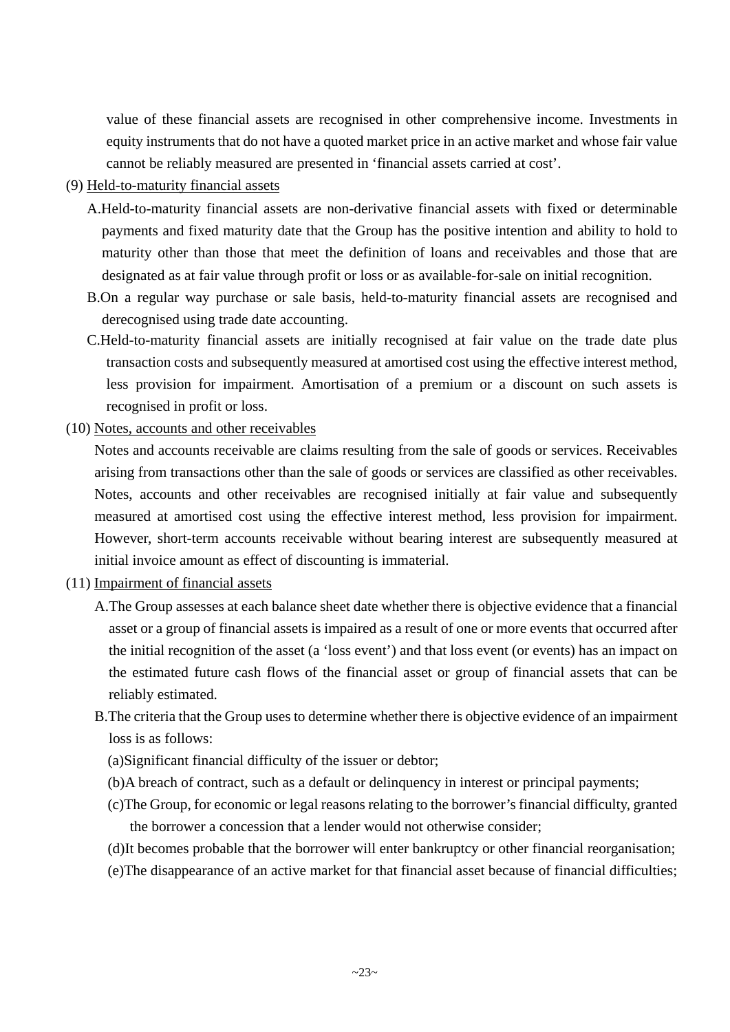value of these financial assets are recognised in other comprehensive income. Investments in equity instruments that do not have a quoted market price in an active market and whose fair value cannot be reliably measured are presented in 'financial assets carried at cost'.

(9) Held-to-maturity financial assets

A. Held-to-maturity financial assets are non-derivative financial assets with fixed or determinable payments and fixed maturity date that the Group has the positive intention and ability to hold to maturity other than those that meet the definition of loans and receivables and those that are designated as at fair value through profit or loss or as available-for-sale on initial recognition.

B. On a regular way purchase or sale basis, held-to-maturity financial assets are recognised and derecognised using trade date accounting.

C. Held-to-maturity financial assets are initially recognised at fair value on the trade date plus transaction costs and subsequently measured at amortised cost using the effective interest method, less provision for impairment. Amortisation of a premium or a discount on such assets is recognised in profit or loss.

(10) Notes, accounts and other receivables

Notes and accounts receivable are claims resulting from the sale of goods or services. Receivables arising from transactions other than the sale of goods or services are classified as other receivables. Notes, accounts and other receivables are recognised initially at fair value and subsequently measured at amortised cost using the effective interest method, less provision for impairment. However, short-term accounts receivable without bearing interest are subsequently measured at initial invoice amount as effect of discounting is immaterial.

(11) Impairment of financial assets

A. The Group assesses at each balance sheet date whether there is objective evidence that a financial asset or a group of financial assets is impaired as a result of one or more events that occurred after the initial recognition of the asset (a 'loss event') and that loss event (or events) has an impact on the estimated future cash flows of the financial asset or group of financial assets that can be reliably estimated.

B. The criteria that the Group uses to determine whether there is objective evidence of an impairment loss is as follows:

(a) Significant financial difficulty of the issuer or debtor;

(b) A breach of contract, such as a default or delinquency in interest or principal payments;

(c) The Group, for economic or legal reasons relating to the borrower's financial difficulty, granted the borrower a concession that a lender would not otherwise consider;

(d) It becomes probable that the borrower will enter bankruptcy or other financial reorganisation;

(e) The disappearance of an active market for that financial asset because of financial difficulties;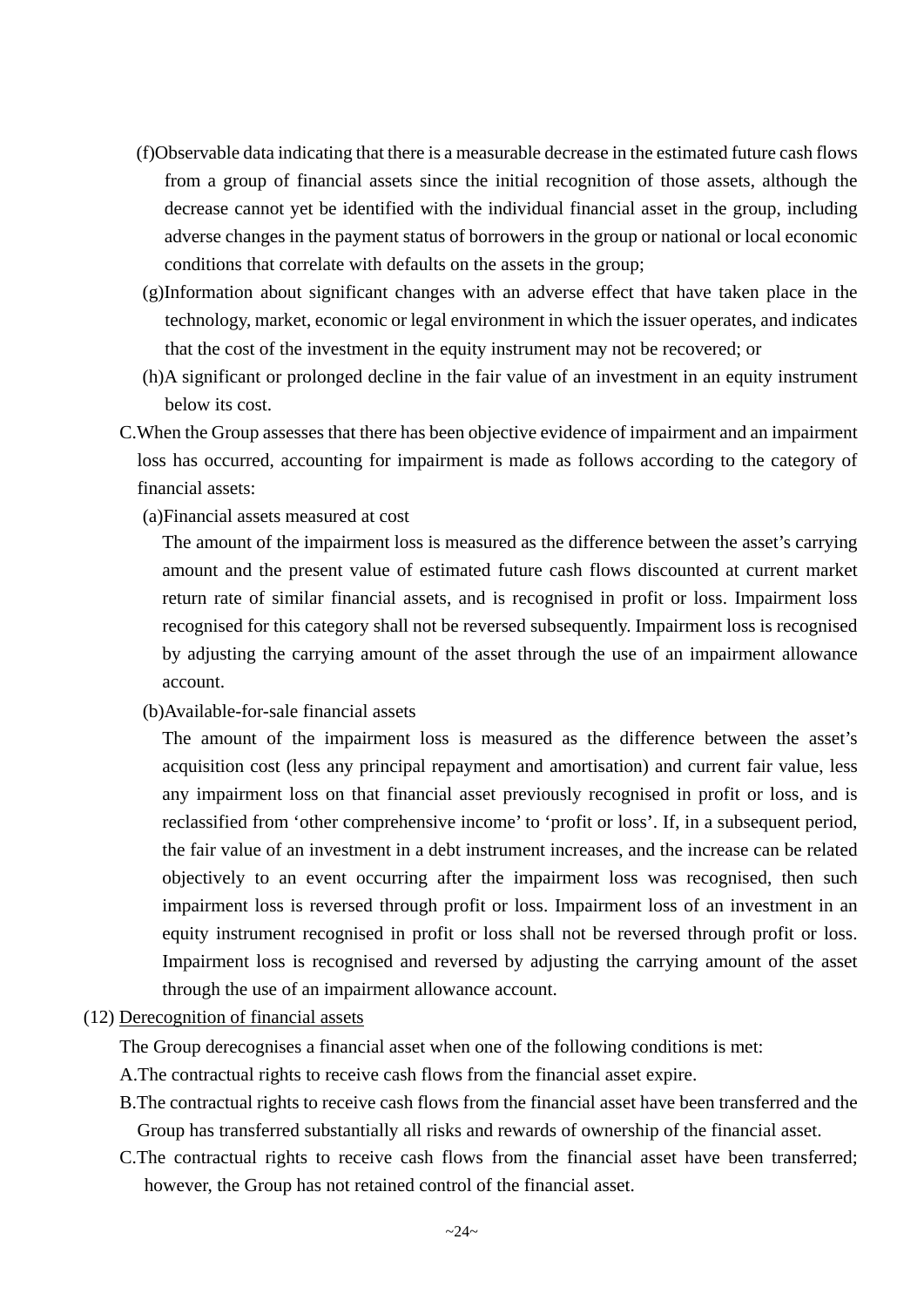(f)Observable data indicating that there is a measurable decrease in the estimated future cash flows from a group of financial assets since the initial recognition of those assets, although the decrease cannot yet be identified with the individual financial asset in the group, including adverse changes in the payment status of borrowers in the group or national or local economic conditions that correlate with defaults on the assets in the group;

(g)Information about significant changes with an adverse effect that have taken place in the technology, market, economic or legal environment in which the issuer operates, and indicates that the cost of the investment in the equity instrument may not be recovered; or

(h)A significant or prolonged decline in the fair value of an investment in an equity instrument below its cost.

C.When the Group assesses that there has been objective evidence of impairment and an impairment loss has occurred, accounting for impairment is made as follows according to the category of financial assets:

(a)Financial assets measured at cost

The amount of the impairment loss is measured as the difference between the asset's carrying amount and the present value of estimated future cash flows discounted at current market return rate of similar financial assets, and is recognised in profit or loss. Impairment loss recognised for this category shall not be reversed subsequently. Impairment loss is recognised by adjusting the carrying amount of the asset through the use of an impairment allowance account.

(b)Available-for-sale financial assets

The amount of the impairment loss is measured as the difference between the asset's acquisition cost (less any principal repayment and amortisation) and current fair value, less any impairment loss on that financial asset previously recognised in profit or loss, and is reclassified from 'other comprehensive income' to 'profit or loss'. If, in a subsequent period, the fair value of an investment in a debt instrument increases, and the increase can be related objectively to an event occurring after the impairment loss was recognised, then such impairment loss is reversed through profit or loss. Impairment loss of an investment in an equity instrument recognised in profit or loss shall not be reversed through profit or loss. Impairment loss is recognised and reversed by adjusting the carrying amount of the asset through the use of an impairment allowance account.

(12) Derecognition of financial assets

The Group derecognises a financial asset when one of the following conditions is met:

A.The contractual rights to receive cash flows from the financial asset expire.

B.The contractual rights to receive cash flows from the financial asset have been transferred and the Group has transferred substantially all risks and rewards of ownership of the financial asset.

C.The contractual rights to receive cash flows from the financial asset have been transferred; however, the Group has not retained control of the financial asset.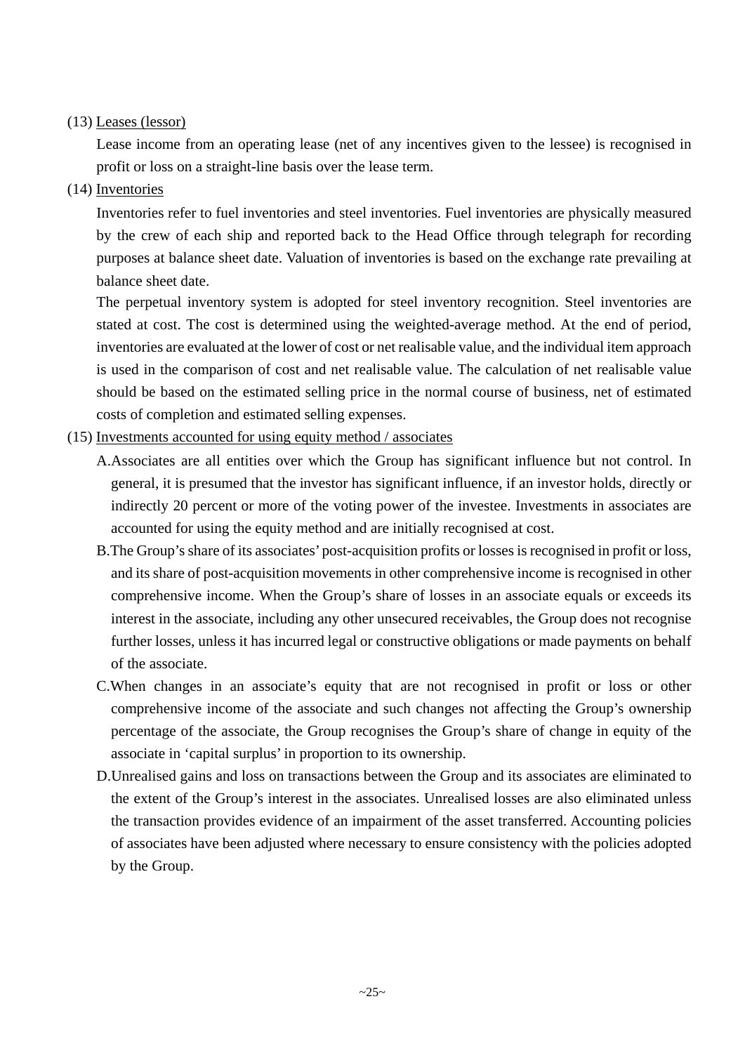(13) <u>Leases (lessor)</u>

Lease income from an operating lease (net of any incentives given to the lessee) is recognised in profit or loss on a straight-line basis over the lease term.

(14) <u>Inventories</u>

Inventories refer to fuel inventories and steel inventories. Fuel inventories are physically measured by the crew of each ship and reported back to the Head Office through telegraph for recording purposes at balance sheet date. Valuation of inventories is based on the exchange rate prevailing at balance sheet date.

The perpetual inventory system is adopted for steel inventory recognition. Steel inventories are stated at cost. The cost is determined using the weighted-average method. At the end of period, inventories are evaluated at the lower of cost or net realisable value, and the individual item approach is used in the comparison of cost and net realisable value. The calculation of net realisable value should be based on the estimated selling price in the normal course of business, net of estimated costs of completion and estimated selling expenses.

(15) <u>Investments accounted for using equity method / associates</u>

A. Associates are all entities over which the Group has significant influence but not control. In general, it is presumed that the investor has significant influence, if an investor holds, directly or indirectly 20 percent or more of the voting power of the investee. Investments in associates are accounted for using the equity method and are initially recognised at cost.

B. The Group's share of its associates' post-acquisition profits or losses is recognised in profit or loss, and its share of post-acquisition movements in other comprehensive income is recognised in other comprehensive income. When the Group's share of losses in an associate equals or exceeds its interest in the associate, including any other unsecured receivables, the Group does not recognise further losses, unless it has incurred legal or constructive obligations or made payments on behalf of the associate.

C. When changes in an associate's equity that are not recognised in profit or loss or other comprehensive income of the associate and such changes not affecting the Group's ownership percentage of the associate, the Group recognises the Group's share of change in equity of the associate in 'capital surplus' in proportion to its ownership.

D. Unrealised gains and loss on transactions between the Group and its associates are eliminated to the extent of the Group's interest in the associates. Unrealised losses are also eliminated unless the transaction provides evidence of an impairment of the asset transferred. Accounting policies of associates have been adjusted where necessary to ensure consistency with the policies adopted by the Group.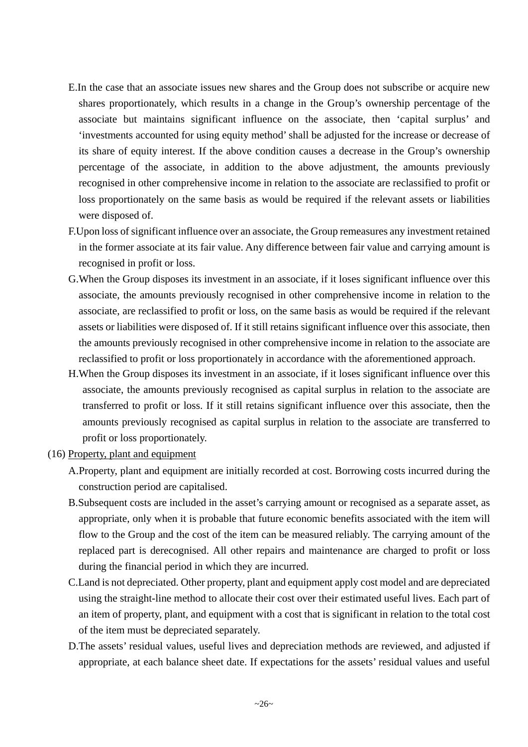E.In the case that an associate issues new shares and the Group does not subscribe or acquire new shares proportionately, which results in a change in the Group's ownership percentage of the associate but maintains significant influence on the associate, then 'capital surplus' and 'investments accounted for using equity method' shall be adjusted for the increase or decrease of its share of equity interest. If the above condition causes a decrease in the Group's ownership percentage of the associate, in addition to the above adjustment, the amounts previously recognised in other comprehensive income in relation to the associate are reclassified to profit or loss proportionately on the same basis as would be required if the relevant assets or liabilities were disposed of.

F.Upon loss of significant influence over an associate, the Group remeasures any investment retained in the former associate at its fair value. Any difference between fair value and carrying amount is recognised in profit or loss.

G.When the Group disposes its investment in an associate, if it loses significant influence over this associate, the amounts previously recognised in other comprehensive income in relation to the associate, are reclassified to profit or loss, on the same basis as would be required if the relevant assets or liabilities were disposed of. If it still retains significant influence over this associate, then the amounts previously recognised in other comprehensive income in relation to the associate are reclassified to profit or loss proportionately in accordance with the aforementioned approach.

H.When the Group disposes its investment in an associate, if it loses significant influence over this associate, the amounts previously recognised as capital surplus in relation to the associate are transferred to profit or loss. If it still retains significant influence over this associate, then the amounts previously recognised as capital surplus in relation to the associate are transferred to profit or loss proportionately.

(16) Property, plant and equipment

A.Property, plant and equipment are initially recorded at cost. Borrowing costs incurred during the construction period are capitalised.

B.Subsequent costs are included in the asset's carrying amount or recognised as a separate asset, as appropriate, only when it is probable that future economic benefits associated with the item will flow to the Group and the cost of the item can be measured reliably. The carrying amount of the replaced part is derecognised. All other repairs and maintenance are charged to profit or loss during the financial period in which they are incurred.

C.Land is not depreciated. Other property, plant and equipment apply cost model and are depreciated using the straight-line method to allocate their cost over their estimated useful lives. Each part of an item of property, plant, and equipment with a cost that is significant in relation to the total cost of the item must be depreciated separately.

D.The assets' residual values, useful lives and depreciation methods are reviewed, and adjusted if appropriate, at each balance sheet date. If expectations for the assets' residual values and useful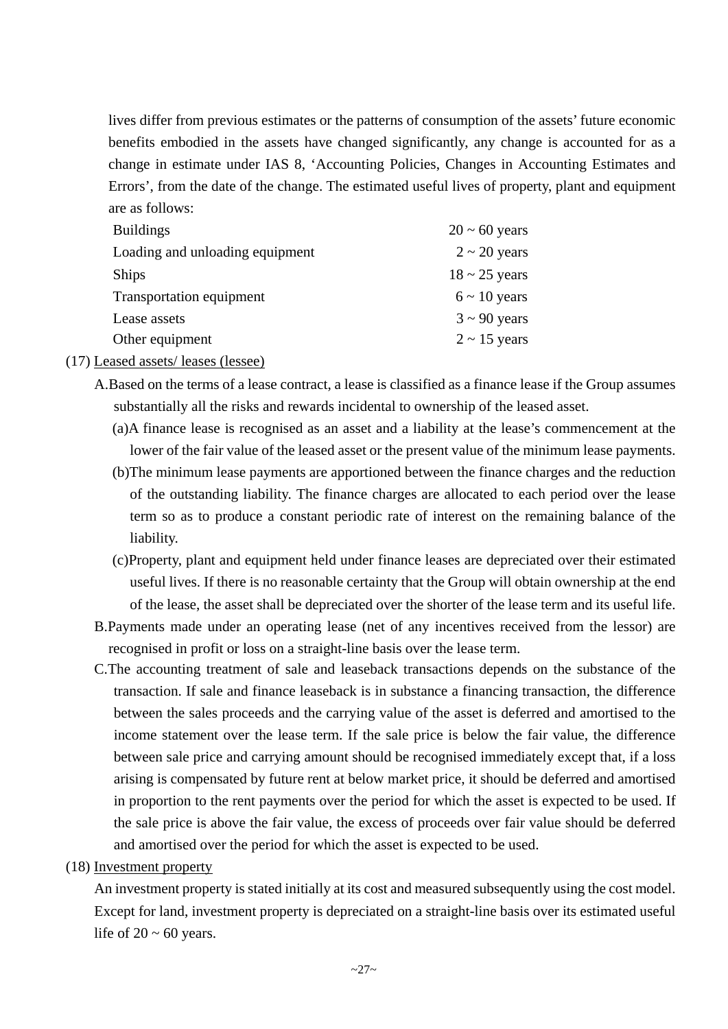lives differ from previous estimates or the patterns of consumption of the assets' future economic benefits embodied in the assets have changed significantly, any change is accounted for as a change in estimate under IAS 8, 'Accounting Policies, Changes in Accounting Estimates and Errors', from the date of the change. The estimated useful lives of property, plant and equipment are as follows:

| | |
|---|---|
| Buildings | 20 ~ 60 years |
| Loading and unloading equipment | 2 ~ 20 years |
| Ships | 18 ~ 25 years |
| Transportation equipment | 6 ~ 10 years |
| Lease assets | 3 ~ 90 years |
| Other equipment | 2 ~ 15 years |

(17) Leased assets/ leases (lessee)

A. Based on the terms of a lease contract, a lease is classified as a finance lease if the Group assumes substantially all the risks and rewards incidental to ownership of the leased asset.

(a) A finance lease is recognised as an asset and a liability at the lease's commencement at the lower of the fair value of the leased asset or the present value of the minimum lease payments.

(b) The minimum lease payments are apportioned between the finance charges and the reduction of the outstanding liability. The finance charges are allocated to each period over the lease term so as to produce a constant periodic rate of interest on the remaining balance of the liability.

(c) Property, plant and equipment held under finance leases are depreciated over their estimated useful lives. If there is no reasonable certainty that the Group will obtain ownership at the end of the lease, the asset shall be depreciated over the shorter of the lease term and its useful life.

B. Payments made under an operating lease (net of any incentives received from the lessor) are recognised in profit or loss on a straight-line basis over the lease term.

C. The accounting treatment of sale and leaseback transactions depends on the substance of the transaction. If sale and finance leaseback is in substance a financing transaction, the difference between the sales proceeds and the carrying value of the asset is deferred and amortised to the income statement over the lease term. If the sale price is below the fair value, the difference between sale price and carrying amount should be recognised immediately except that, if a loss arising is compensated by future rent at below market price, it should be deferred and amortised in proportion to the rent payments over the period for which the asset is expected to be used. If the sale price is above the fair value, the excess of proceeds over fair value should be deferred and amortised over the period for which the asset is expected to be used.

(18) Investment property

An investment property is stated initially at its cost and measured subsequently using the cost model. Except for land, investment property is depreciated on a straight-line basis over its estimated useful life of 20 ~ 60 years.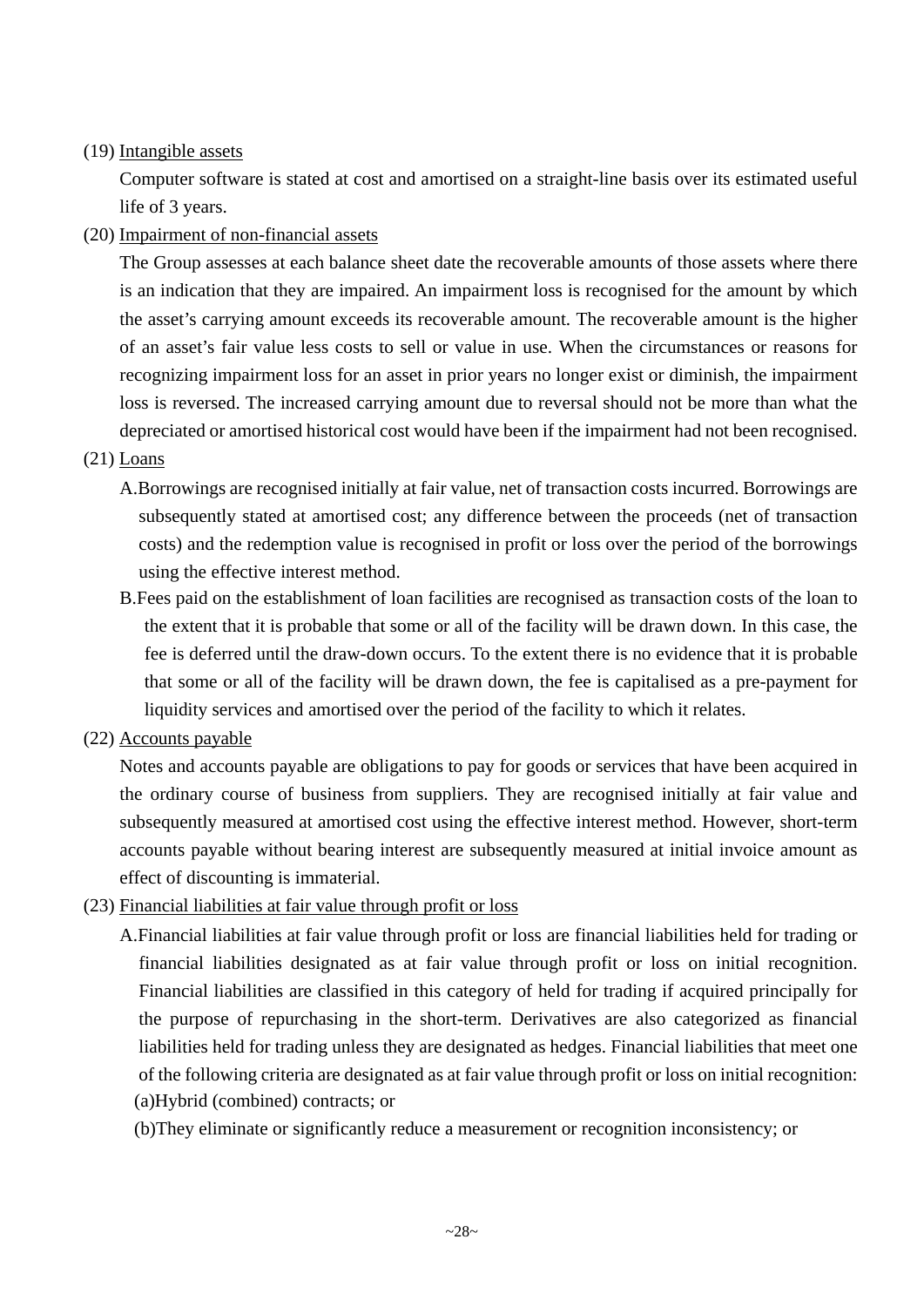(19) Intangible assets

Computer software is stated at cost and amortised on a straight-line basis over its estimated useful life of 3 years.

(20) Impairment of non-financial assets

The Group assesses at each balance sheet date the recoverable amounts of those assets where there is an indication that they are impaired. An impairment loss is recognised for the amount by which the asset’s carrying amount exceeds its recoverable amount. The recoverable amount is the higher of an asset’s fair value less costs to sell or value in use. When the circumstances or reasons for recognizing impairment loss for an asset in prior years no longer exist or diminish, the impairment loss is reversed. The increased carrying amount due to reversal should not be more than what the depreciated or amortised historical cost would have been if the impairment had not been recognised.

(21) Loans

A. Borrowings are recognised initially at fair value, net of transaction costs incurred. Borrowings are subsequently stated at amortised cost; any difference between the proceeds (net of transaction costs) and the redemption value is recognised in profit or loss over the period of the borrowings using the effective interest method.

B. Fees paid on the establishment of loan facilities are recognised as transaction costs of the loan to the extent that it is probable that some or all of the facility will be drawn down. In this case, the fee is deferred until the draw-down occurs. To the extent there is no evidence that it is probable that some or all of the facility will be drawn down, the fee is capitalised as a pre-payment for liquidity services and amortised over the period of the facility to which it relates.

(22) Accounts payable

Notes and accounts payable are obligations to pay for goods or services that have been acquired in the ordinary course of business from suppliers. They are recognised initially at fair value and subsequently measured at amortised cost using the effective interest method. However, short-term accounts payable without bearing interest are subsequently measured at initial invoice amount as effect of discounting is immaterial.

(23) Financial liabilities at fair value through profit or loss

A. Financial liabilities at fair value through profit or loss are financial liabilities held for trading or financial liabilities designated as at fair value through profit or loss on initial recognition. Financial liabilities are classified in this category of held for trading if acquired principally for the purpose of repurchasing in the short-term. Derivatives are also categorized as financial liabilities held for trading unless they are designated as hedges. Financial liabilities that meet one of the following criteria are designated as at fair value through profit or loss on initial recognition:

(a) Hybrid (combined) contracts; or

(b) They eliminate or significantly reduce a measurement or recognition inconsistency; or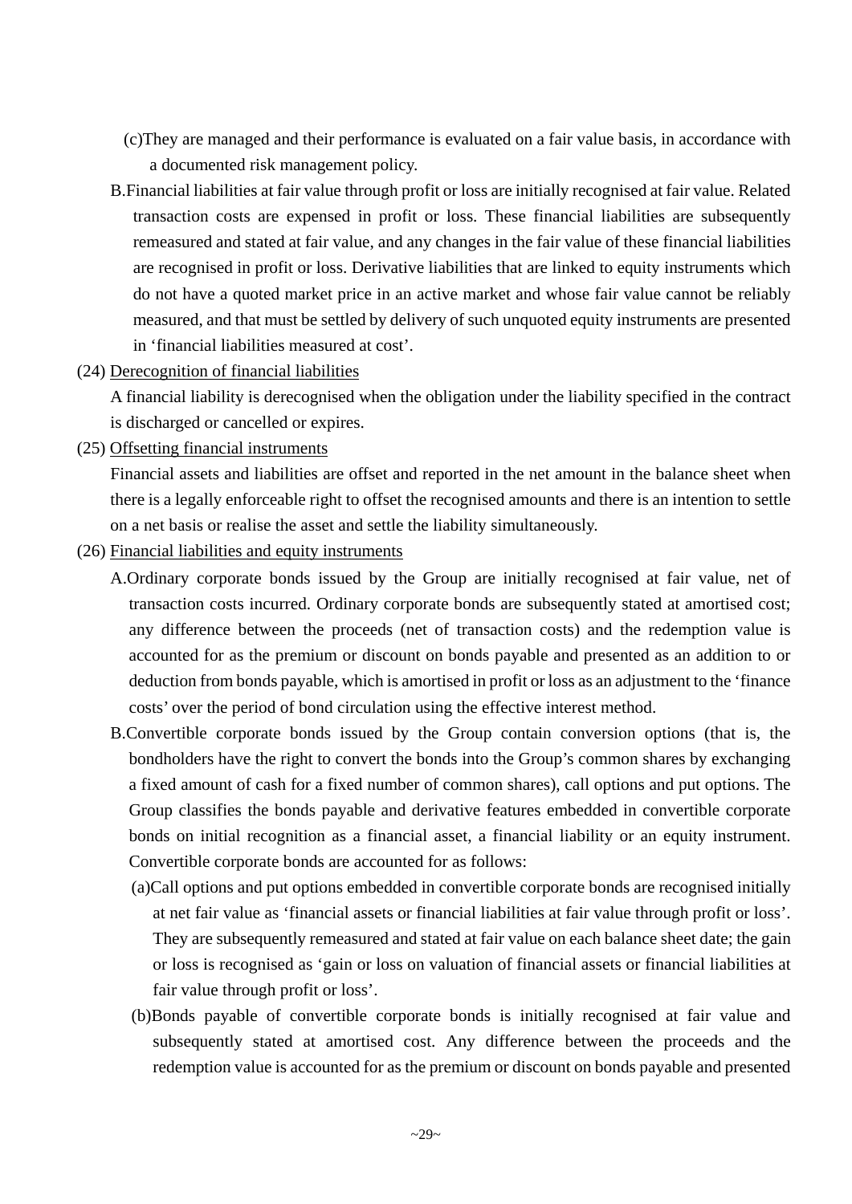(c)They are managed and their performance is evaluated on a fair value basis, in accordance with a documented risk management policy.

B.Financial liabilities at fair value through profit or loss are initially recognised at fair value. Related transaction costs are expensed in profit or loss. These financial liabilities are subsequently remeasured and stated at fair value, and any changes in the fair value of these financial liabilities are recognised in profit or loss. Derivative liabilities that are linked to equity instruments which do not have a quoted market price in an active market and whose fair value cannot be reliably measured, and that must be settled by delivery of such unquoted equity instruments are presented in 'financial liabilities measured at cost'.

(24) Derecognition of financial liabilities

A financial liability is derecognised when the obligation under the liability specified in the contract is discharged or cancelled or expires.

(25) Offsetting financial instruments

Financial assets and liabilities are offset and reported in the net amount in the balance sheet when there is a legally enforceable right to offset the recognised amounts and there is an intention to settle on a net basis or realise the asset and settle the liability simultaneously.

(26) Financial liabilities and equity instruments

A.Ordinary corporate bonds issued by the Group are initially recognised at fair value, net of transaction costs incurred. Ordinary corporate bonds are subsequently stated at amortised cost; any difference between the proceeds (net of transaction costs) and the redemption value is accounted for as the premium or discount on bonds payable and presented as an addition to or deduction from bonds payable, which is amortised in profit or loss as an adjustment to the 'finance costs' over the period of bond circulation using the effective interest method.

B.Convertible corporate bonds issued by the Group contain conversion options (that is, the bondholders have the right to convert the bonds into the Group's common shares by exchanging a fixed amount of cash for a fixed number of common shares), call options and put options. The Group classifies the bonds payable and derivative features embedded in convertible corporate bonds on initial recognition as a financial asset, a financial liability or an equity instrument. Convertible corporate bonds are accounted for as follows:

(a)Call options and put options embedded in convertible corporate bonds are recognised initially at net fair value as 'financial assets or financial liabilities at fair value through profit or loss'. They are subsequently remeasured and stated at fair value on each balance sheet date; the gain or loss is recognised as 'gain or loss on valuation of financial assets or financial liabilities at fair value through profit or loss'.

(b)Bonds payable of convertible corporate bonds is initially recognised at fair value and subsequently stated at amortised cost. Any difference between the proceeds and the redemption value is accounted for as the premium or discount on bonds payable and presented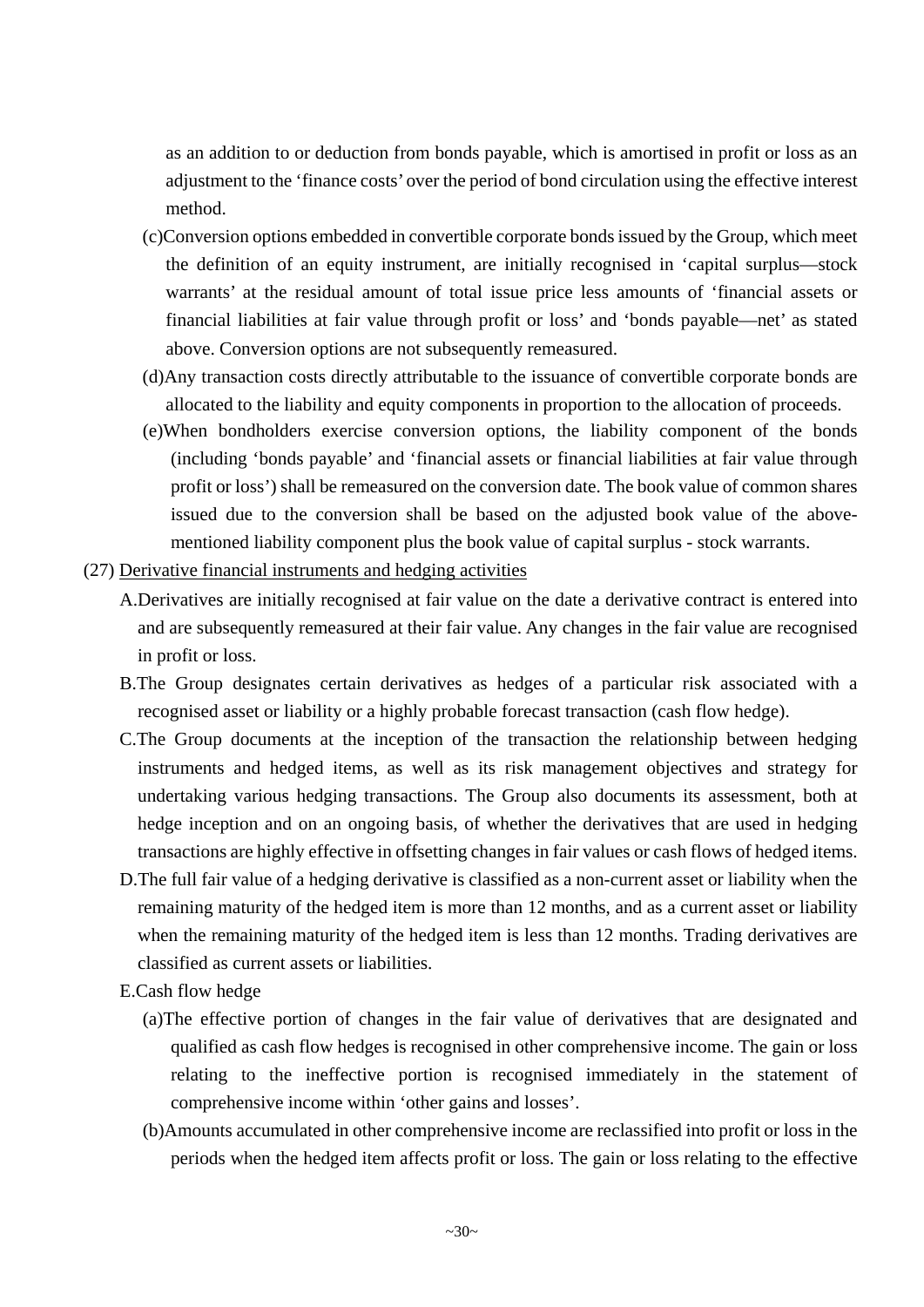as an addition to or deduction from bonds payable, which is amortised in profit or loss as an adjustment to the 'finance costs' over the period of bond circulation using the effective interest method.

(c)Conversion options embedded in convertible corporate bonds issued by the Group, which meet the definition of an equity instrument, are initially recognised in 'capital surplus—stock warrants' at the residual amount of total issue price less amounts of 'financial assets or financial liabilities at fair value through profit or loss' and 'bonds payable—net' as stated above. Conversion options are not subsequently remeasured.

(d)Any transaction costs directly attributable to the issuance of convertible corporate bonds are allocated to the liability and equity components in proportion to the allocation of proceeds.

(e)When bondholders exercise conversion options, the liability component of the bonds (including 'bonds payable' and 'financial assets or financial liabilities at fair value through profit or loss') shall be remeasured on the conversion date. The book value of common shares issued due to the conversion shall be based on the adjusted book value of the above-mentioned liability component plus the book value of capital surplus - stock warrants.

(27) Derivative financial instruments and hedging activities

A.Derivatives are initially recognised at fair value on the date a derivative contract is entered into and are subsequently remeasured at their fair value. Any changes in the fair value are recognised in profit or loss.

B.The Group designates certain derivatives as hedges of a particular risk associated with a recognised asset or liability or a highly probable forecast transaction (cash flow hedge).

C.The Group documents at the inception of the transaction the relationship between hedging instruments and hedged items, as well as its risk management objectives and strategy for undertaking various hedging transactions. The Group also documents its assessment, both at hedge inception and on an ongoing basis, of whether the derivatives that are used in hedging transactions are highly effective in offsetting changes in fair values or cash flows of hedged items.

D.The full fair value of a hedging derivative is classified as a non-current asset or liability when the remaining maturity of the hedged item is more than 12 months, and as a current asset or liability when the remaining maturity of the hedged item is less than 12 months. Trading derivatives are classified as current assets or liabilities.

E.Cash flow hedge

(a)The effective portion of changes in the fair value of derivatives that are designated and qualified as cash flow hedges is recognised in other comprehensive income. The gain or loss relating to the ineffective portion is recognised immediately in the statement of comprehensive income within 'other gains and losses'.

(b)Amounts accumulated in other comprehensive income are reclassified into profit or loss in the periods when the hedged item affects profit or loss. The gain or loss relating to the effective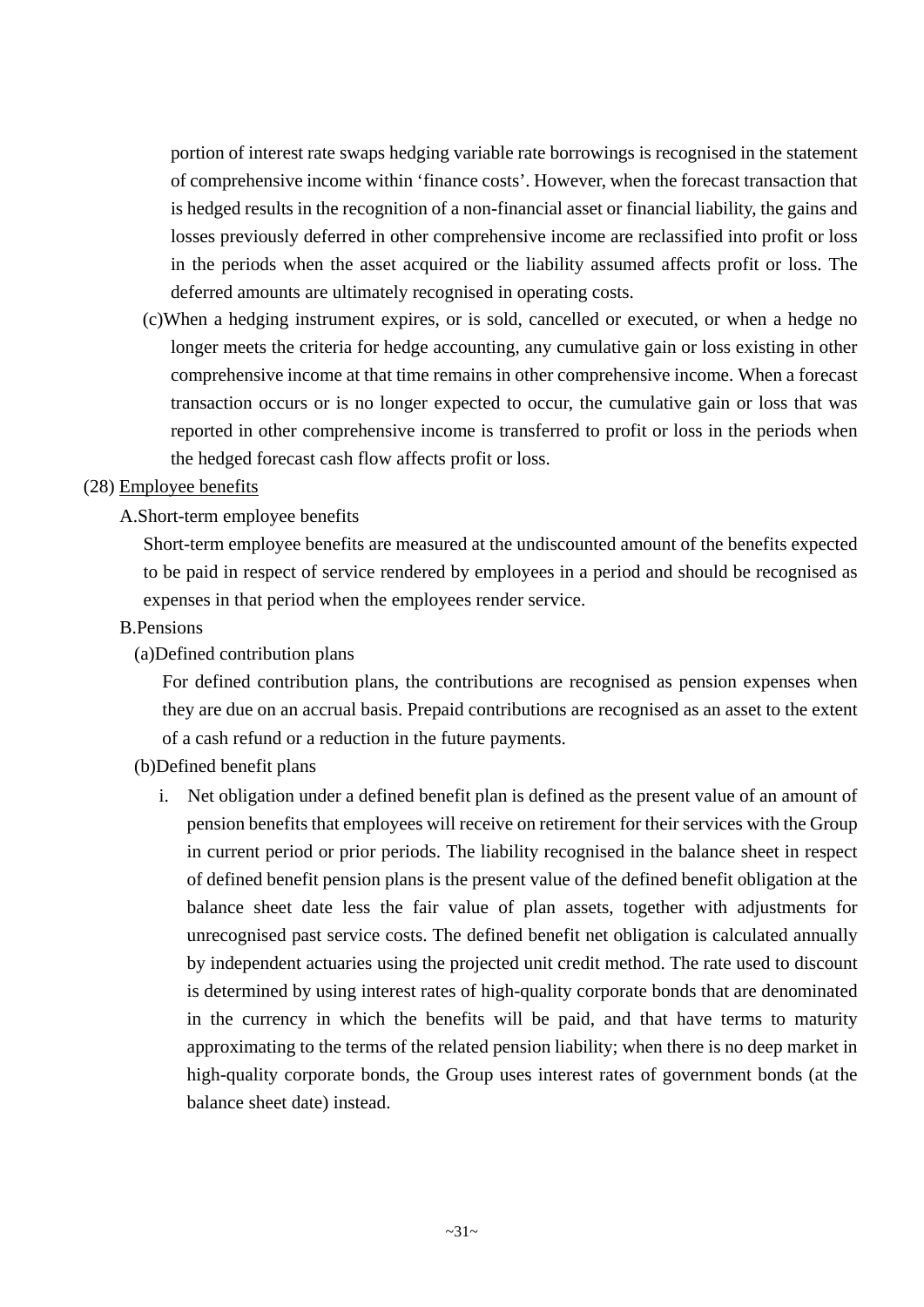portion of interest rate swaps hedging variable rate borrowings is recognised in the statement of comprehensive income within 'finance costs'. However, when the forecast transaction that is hedged results in the recognition of a non-financial asset or financial liability, the gains and losses previously deferred in other comprehensive income are reclassified into profit or loss in the periods when the asset acquired or the liability assumed affects profit or loss. The deferred amounts are ultimately recognised in operating costs.

(c)When a hedging instrument expires, or is sold, cancelled or executed, or when a hedge no longer meets the criteria for hedge accounting, any cumulative gain or loss existing in other comprehensive income at that time remains in other comprehensive income. When a forecast transaction occurs or is no longer expected to occur, the cumulative gain or loss that was reported in other comprehensive income is transferred to profit or loss in the periods when the hedged forecast cash flow affects profit or loss.

(28) Employee benefits

A.Short-term employee benefits

Short-term employee benefits are measured at the undiscounted amount of the benefits expected to be paid in respect of service rendered by employees in a period and should be recognised as expenses in that period when the employees render service.

B.Pensions

(a)Defined contribution plans

For defined contribution plans, the contributions are recognised as pension expenses when they are due on an accrual basis. Prepaid contributions are recognised as an asset to the extent of a cash refund or a reduction in the future payments.

(b)Defined benefit plans

i. Net obligation under a defined benefit plan is defined as the present value of an amount of pension benefits that employees will receive on retirement for their services with the Group in current period or prior periods. The liability recognised in the balance sheet in respect of defined benefit pension plans is the present value of the defined benefit obligation at the balance sheet date less the fair value of plan assets, together with adjustments for unrecognised past service costs. The defined benefit net obligation is calculated annually by independent actuaries using the projected unit credit method. The rate used to discount is determined by using interest rates of high-quality corporate bonds that are denominated in the currency in which the benefits will be paid, and that have terms to maturity approximating to the terms of the related pension liability; when there is no deep market in high-quality corporate bonds, the Group uses interest rates of government bonds (at the balance sheet date) instead.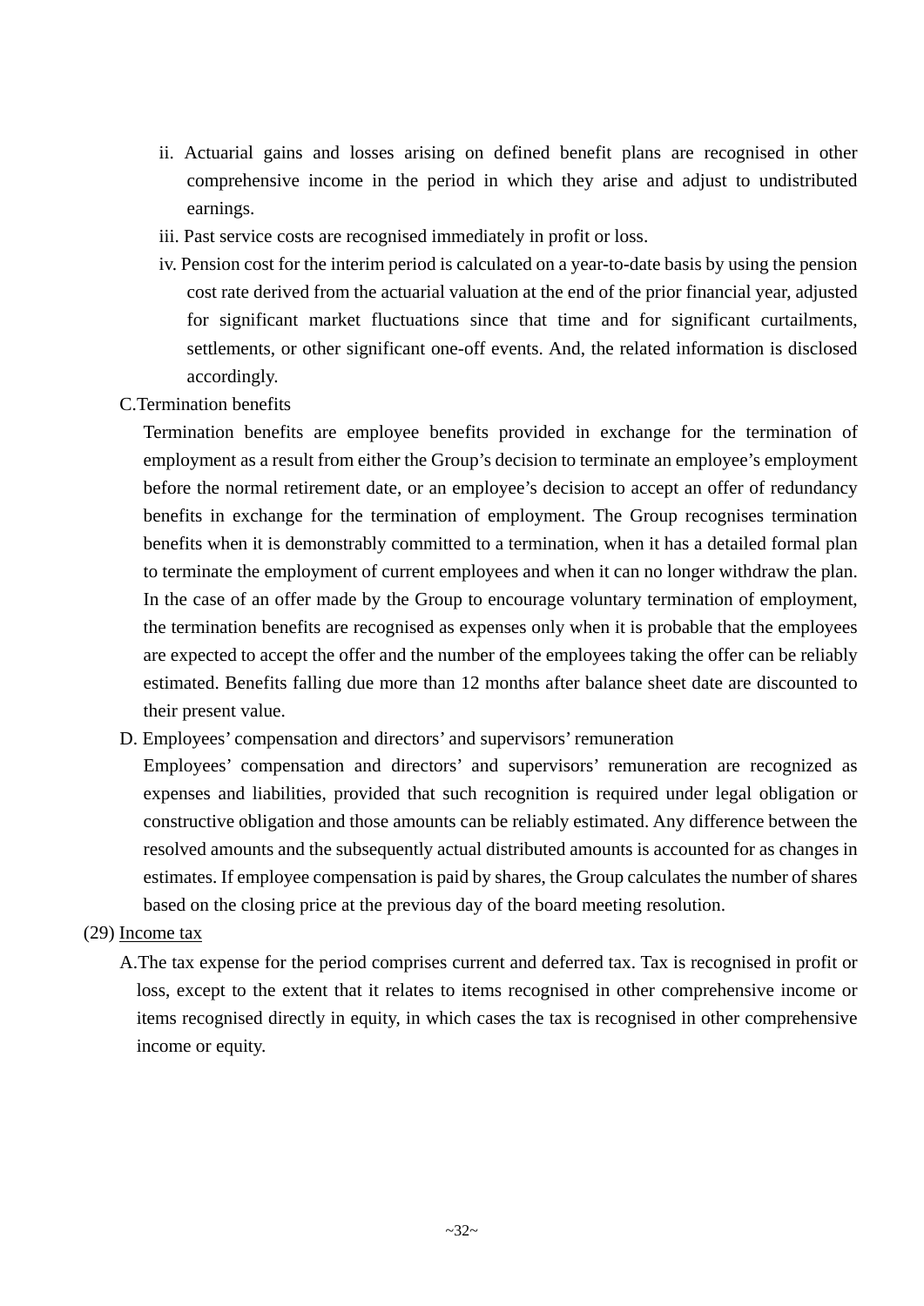ii. Actuarial gains and losses arising on defined benefit plans are recognised in other comprehensive income in the period in which they arise and adjust to undistributed earnings.

iii. Past service costs are recognised immediately in profit or loss.

iv. Pension cost for the interim period is calculated on a year-to-date basis by using the pension cost rate derived from the actuarial valuation at the end of the prior financial year, adjusted for significant market fluctuations since that time and for significant curtailments, settlements, or other significant one-off events. And, the related information is disclosed accordingly.

C.Termination benefits

Termination benefits are employee benefits provided in exchange for the termination of employment as a result from either the Group's decision to terminate an employee's employment before the normal retirement date, or an employee's decision to accept an offer of redundancy benefits in exchange for the termination of employment. The Group recognises termination benefits when it is demonstrably committed to a termination, when it has a detailed formal plan to terminate the employment of current employees and when it can no longer withdraw the plan. In the case of an offer made by the Group to encourage voluntary termination of employment, the termination benefits are recognised as expenses only when it is probable that the employees are expected to accept the offer and the number of the employees taking the offer can be reliably estimated. Benefits falling due more than 12 months after balance sheet date are discounted to their present value.

D. Employees' compensation and directors' and supervisors' remuneration

Employees' compensation and directors' and supervisors' remuneration are recognized as expenses and liabilities, provided that such recognition is required under legal obligation or constructive obligation and those amounts can be reliably estimated. Any difference between the resolved amounts and the subsequently actual distributed amounts is accounted for as changes in estimates. If employee compensation is paid by shares, the Group calculates the number of shares based on the closing price at the previous day of the board meeting resolution.

(29) <u>Income tax</u>

A.The tax expense for the period comprises current and deferred tax. Tax is recognised in profit or loss, except to the extent that it relates to items recognised in other comprehensive income or items recognised directly in equity, in which cases the tax is recognised in other comprehensive income or equity.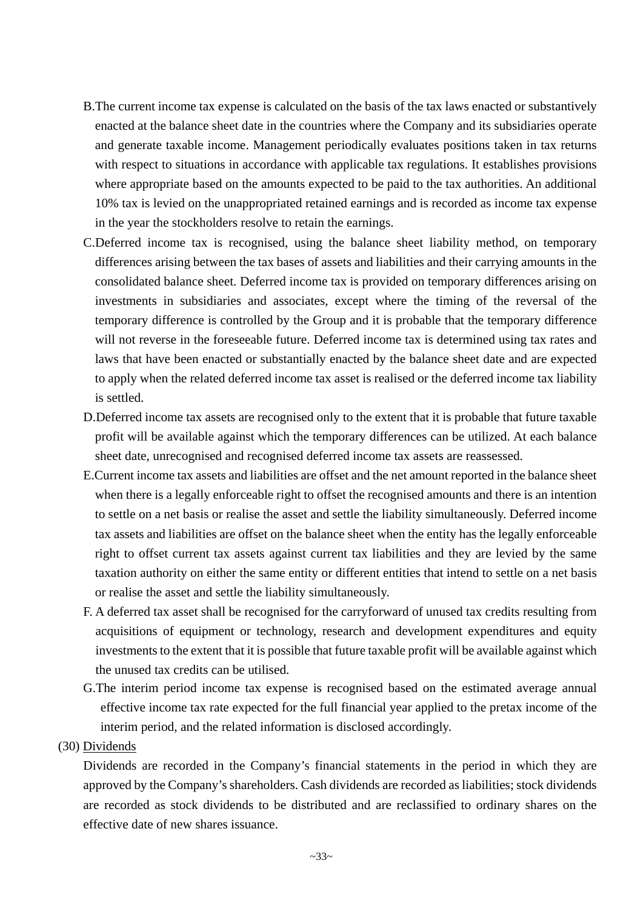B. The current income tax expense is calculated on the basis of the tax laws enacted or substantively enacted at the balance sheet date in the countries where the Company and its subsidiaries operate and generate taxable income. Management periodically evaluates positions taken in tax returns with respect to situations in accordance with applicable tax regulations. It establishes provisions where appropriate based on the amounts expected to be paid to the tax authorities. An additional 10% tax is levied on the unappropriated retained earnings and is recorded as income tax expense in the year the stockholders resolve to retain the earnings.

C. Deferred income tax is recognised, using the balance sheet liability method, on temporary differences arising between the tax bases of assets and liabilities and their carrying amounts in the consolidated balance sheet. Deferred income tax is provided on temporary differences arising on investments in subsidiaries and associates, except where the timing of the reversal of the temporary difference is controlled by the Group and it is probable that the temporary difference will not reverse in the foreseeable future. Deferred income tax is determined using tax rates and laws that have been enacted or substantially enacted by the balance sheet date and are expected to apply when the related deferred income tax asset is realised or the deferred income tax liability is settled.

D. Deferred income tax assets are recognised only to the extent that it is probable that future taxable profit will be available against which the temporary differences can be utilized. At each balance sheet date, unrecognised and recognised deferred income tax assets are reassessed.

E. Current income tax assets and liabilities are offset and the net amount reported in the balance sheet when there is a legally enforceable right to offset the recognised amounts and there is an intention to settle on a net basis or realise the asset and settle the liability simultaneously. Deferred income tax assets and liabilities are offset on the balance sheet when the entity has the legally enforceable right to offset current tax assets against current tax liabilities and they are levied by the same taxation authority on either the same entity or different entities that intend to settle on a net basis or realise the asset and settle the liability simultaneously.

F. A deferred tax asset shall be recognised for the carryforward of unused tax credits resulting from acquisitions of equipment or technology, research and development expenditures and equity investments to the extent that it is possible that future taxable profit will be available against which the unused tax credits can be utilised.

G. The interim period income tax expense is recognised based on the estimated average annual effective income tax rate expected for the full financial year applied to the pretax income of the interim period, and the related information is disclosed accordingly.

(30) Dividends

Dividends are recorded in the Company's financial statements in the period in which they are approved by the Company's shareholders. Cash dividends are recorded as liabilities; stock dividends are recorded as stock dividends to be distributed and are reclassified to ordinary shares on the effective date of new shares issuance.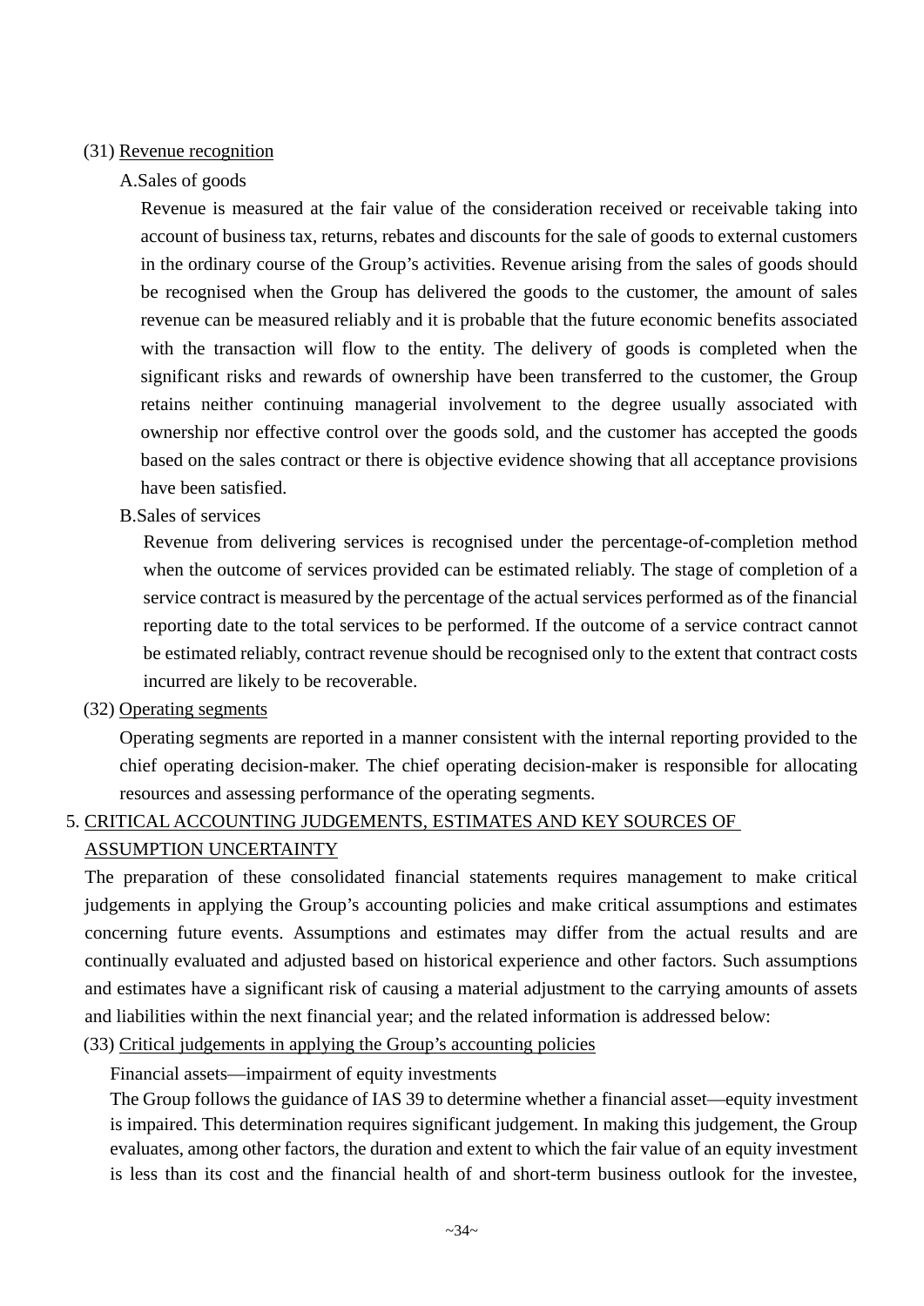(31) Revenue recognition

A.Sales of goods

Revenue is measured at the fair value of the consideration received or receivable taking into account of business tax, returns, rebates and discounts for the sale of goods to external customers in the ordinary course of the Group's activities. Revenue arising from the sales of goods should be recognised when the Group has delivered the goods to the customer, the amount of sales revenue can be measured reliably and it is probable that the future economic benefits associated with the transaction will flow to the entity. The delivery of goods is completed when the significant risks and rewards of ownership have been transferred to the customer, the Group retains neither continuing managerial involvement to the degree usually associated with ownership nor effective control over the goods sold, and the customer has accepted the goods based on the sales contract or there is objective evidence showing that all acceptance provisions have been satisfied.

B.Sales of services

Revenue from delivering services is recognised under the percentage-of-completion method when the outcome of services provided can be estimated reliably. The stage of completion of a service contract is measured by the percentage of the actual services performed as of the financial reporting date to the total services to be performed. If the outcome of a service contract cannot be estimated reliably, contract revenue should be recognised only to the extent that contract costs incurred are likely to be recoverable.

(32) Operating segments

Operating segments are reported in a manner consistent with the internal reporting provided to the chief operating decision-maker. The chief operating decision-maker is responsible for allocating resources and assessing performance of the operating segments.

## 5. CRITICAL ACCOUNTING JUDGEMENTS, ESTIMATES AND KEY SOURCES OF ASSUMPTION UNCERTAINTY

The preparation of these consolidated financial statements requires management to make critical judgements in applying the Group's accounting policies and make critical assumptions and estimates concerning future events. Assumptions and estimates may differ from the actual results and are continually evaluated and adjusted based on historical experience and other factors. Such assumptions and estimates have a significant risk of causing a material adjustment to the carrying amounts of assets and liabilities within the next financial year; and the related information is addressed below:

(33) Critical judgements in applying the Group's accounting policies

Financial assets—impairment of equity investments

The Group follows the guidance of IAS 39 to determine whether a financial asset—equity investment is impaired. This determination requires significant judgement. In making this judgement, the Group evaluates, among other factors, the duration and extent to which the fair value of an equity investment is less than its cost and the financial health of and short-term business outlook for the investee,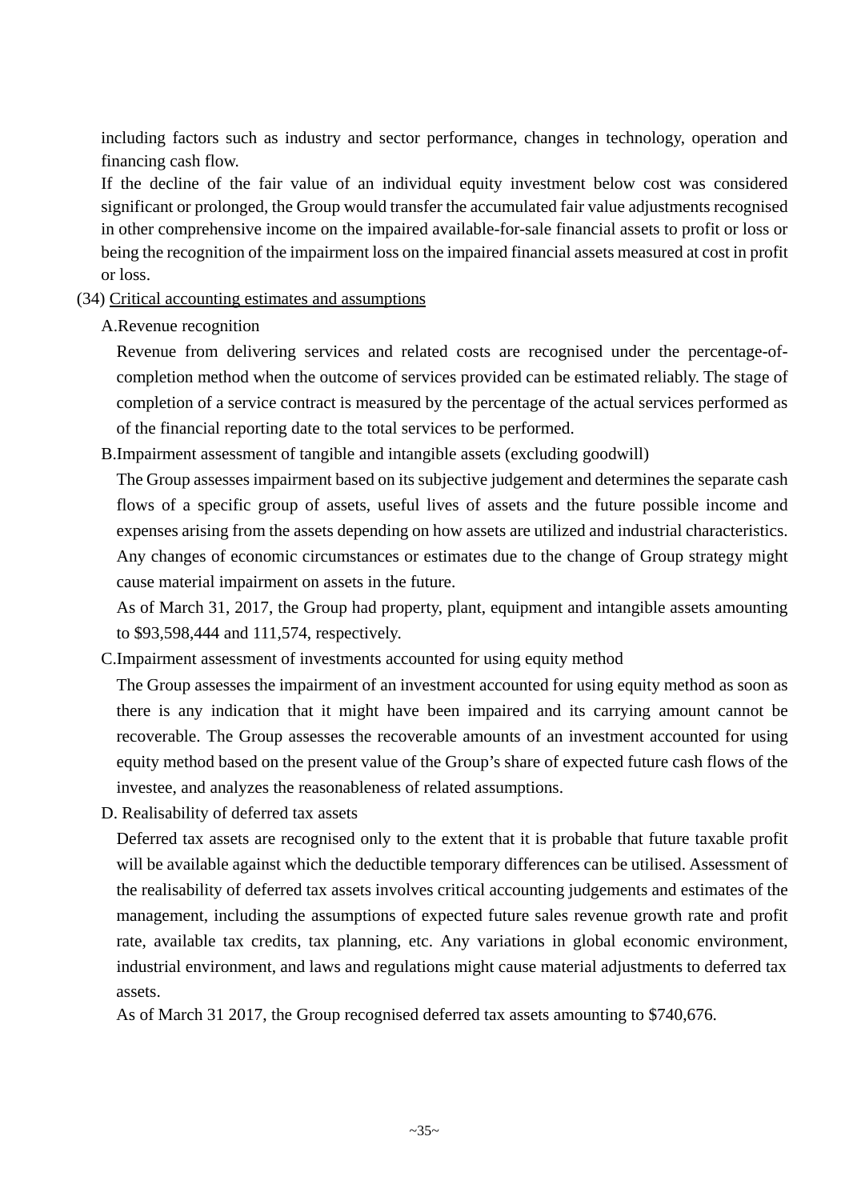including factors such as industry and sector performance, changes in technology, operation and financing cash flow.

If the decline of the fair value of an individual equity investment below cost was considered significant or prolonged, the Group would transfer the accumulated fair value adjustments recognised in other comprehensive income on the impaired available-for-sale financial assets to profit or loss or being the recognition of the impairment loss on the impaired financial assets measured at cost in profit or loss.

(34) Critical accounting estimates and assumptions

A.Revenue recognition

Revenue from delivering services and related costs are recognised under the percentage-of-completion method when the outcome of services provided can be estimated reliably. The stage of completion of a service contract is measured by the percentage of the actual services performed as of the financial reporting date to the total services to be performed.

B.Impairment assessment of tangible and intangible assets (excluding goodwill)

The Group assesses impairment based on its subjective judgement and determines the separate cash flows of a specific group of assets, useful lives of assets and the future possible income and expenses arising from the assets depending on how assets are utilized and industrial characteristics. Any changes of economic circumstances or estimates due to the change of Group strategy might cause material impairment on assets in the future.

As of March 31, 2017, the Group had property, plant, equipment and intangible assets amounting to $93,598,444 and 111,574, respectively.

C.Impairment assessment of investments accounted for using equity method

The Group assesses the impairment of an investment accounted for using equity method as soon as there is any indication that it might have been impaired and its carrying amount cannot be recoverable. The Group assesses the recoverable amounts of an investment accounted for using equity method based on the present value of the Group's share of expected future cash flows of the investee, and analyzes the reasonableness of related assumptions.

D. Realisability of deferred tax assets

Deferred tax assets are recognised only to the extent that it is probable that future taxable profit will be available against which the deductible temporary differences can be utilised. Assessment of the realisability of deferred tax assets involves critical accounting judgements and estimates of the management, including the assumptions of expected future sales revenue growth rate and profit rate, available tax credits, tax planning, etc. Any variations in global economic environment, industrial environment, and laws and regulations might cause material adjustments to deferred tax assets.

As of March 31 2017, the Group recognised deferred tax assets amounting to $740,676.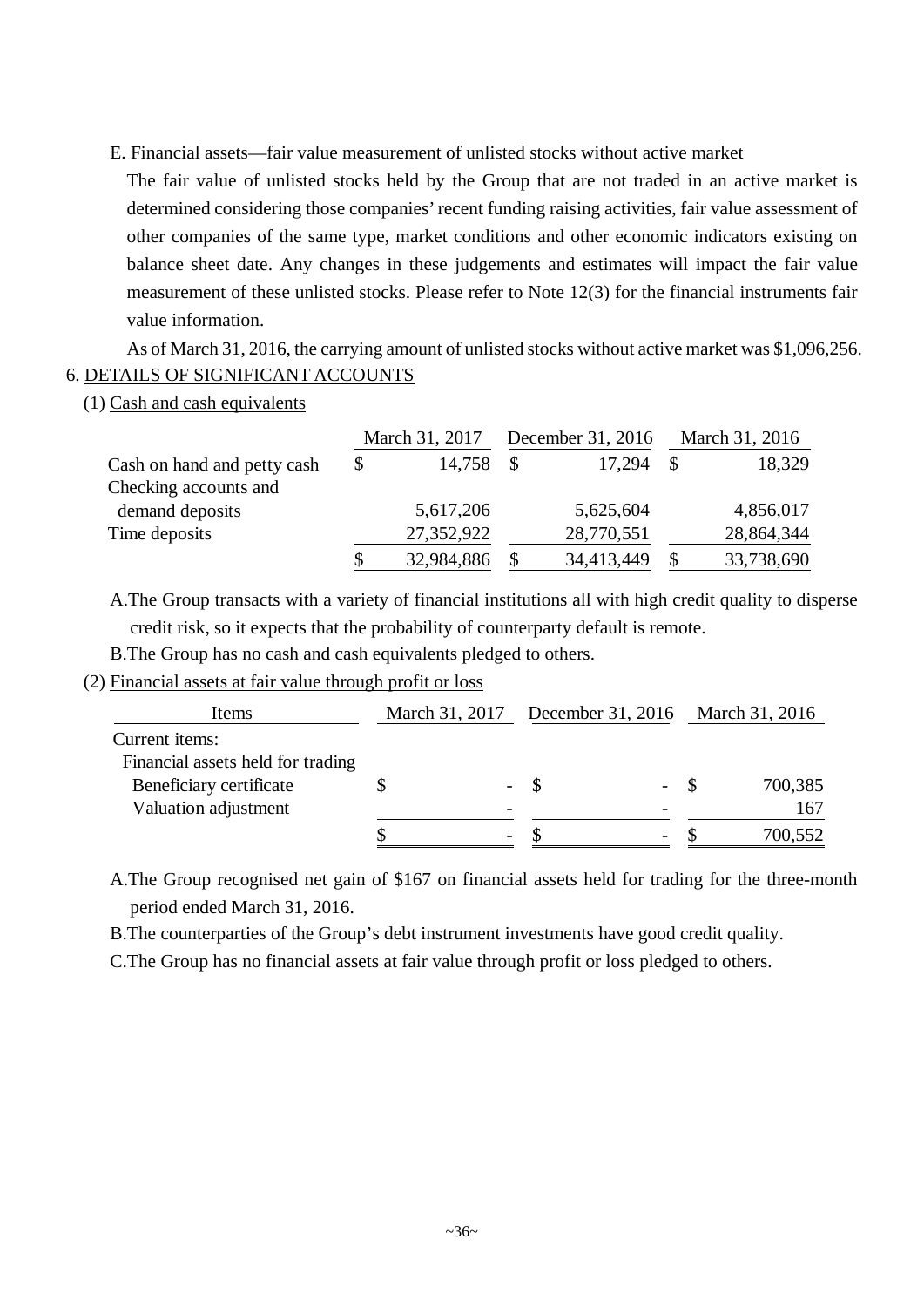E. Financial assets—fair value measurement of unlisted stocks without active market

The fair value of unlisted stocks held by the Group that are not traded in an active market is determined considering those companies' recent funding raising activities, fair value assessment of other companies of the same type, market conditions and other economic indicators existing on balance sheet date. Any changes in these judgements and estimates will impact the fair value measurement of these unlisted stocks. Please refer to Note 12(3) for the financial instruments fair value information.

As of March 31, 2016, the carrying amount of unlisted stocks without active market was $1,096,256.

## 6. DETAILS OF SIGNIFICANT ACCOUNTS

### (1) Cash and cash equivalents

| | March 31, 2017 | December 31, 2016 | March 31, 2016 |
|---|---|---|---|
| Cash on hand and petty cash | $ 14,758 | $ 17,294 | $ 18,329 |
| Checking accounts and demand deposits | 5,617,206 | 5,625,604 | 4,856,017 |
| Time deposits | 27,352,922 | 28,770,551 | 28,864,344 |
| | $ 32,984,886 | $ 34,413,449 | $ 33,738,690 |

A.The Group transacts with a variety of financial institutions all with high credit quality to disperse credit risk, so it expects that the probability of counterparty default is remote.

B.The Group has no cash and cash equivalents pledged to others.

### (2) Financial assets at fair value through profit or loss

| Items | March 31, 2017 | December 31, 2016 | March 31, 2016 |
|---|---|---|---|
| Current items: | | | |
| Financial assets held for trading | | | |
| Beneficiary certificate | $ - | $ - | $ 700,385 |
| Valuation adjustment | - | - | 167 |
| | $ - | $ - | $ 700,552 |

A.The Group recognised net gain of $167 on financial assets held for trading for the three-month period ended March 31, 2016.

B.The counterparties of the Group's debt instrument investments have good credit quality.

C.The Group has no financial assets at fair value through profit or loss pledged to others.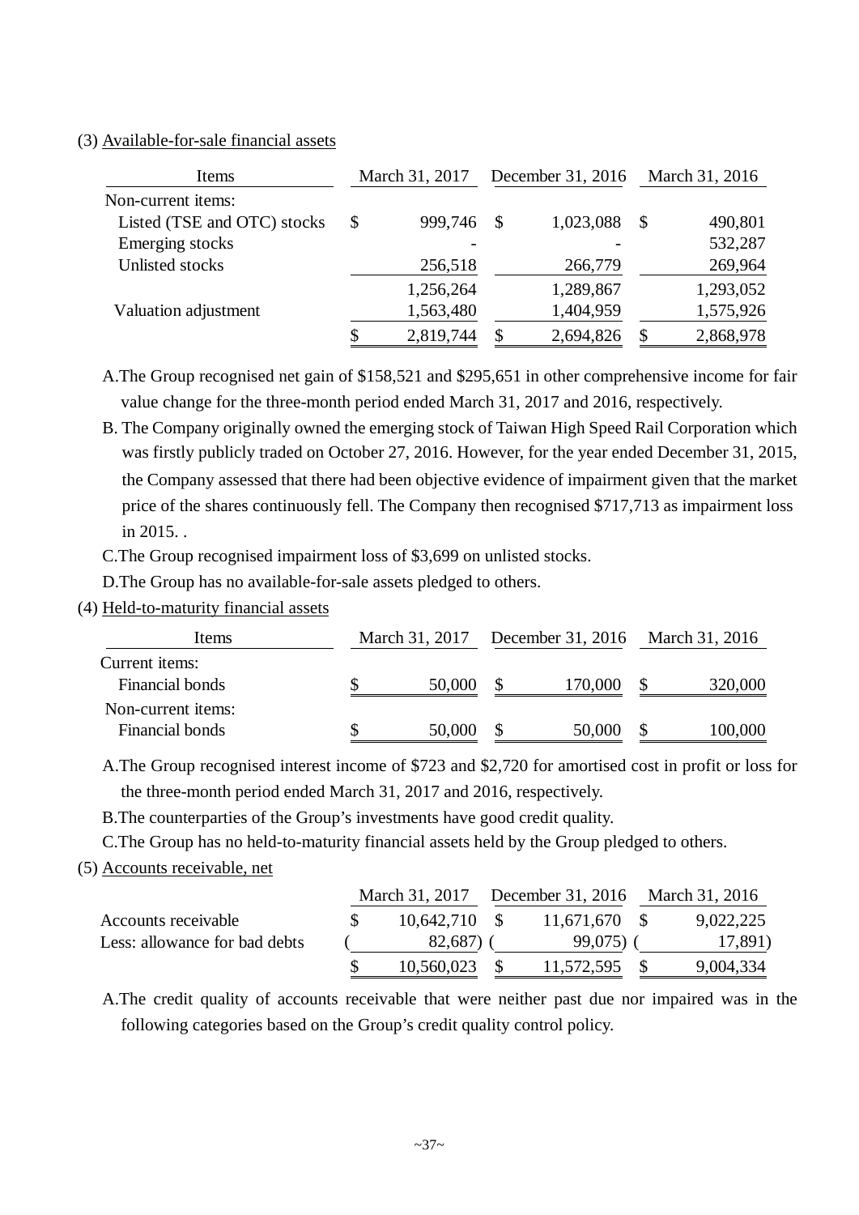(3) Available-for-sale financial assets

| Items | March 31, 2017 | December 31, 2016 | March 31, 2016 |
|---|---|---|---|
| Non-current items: | | | |
| Listed (TSE and OTC) stocks | $ 999,746 | $ 1,023,088 | $ 490,801 |
| Emerging stocks | - | - | 532,287 |
| Unlisted stocks | 256,518 | 266,779 | 269,964 |
| | 1,256,264 | 1,289,867 | 1,293,052 |
| Valuation adjustment | 1,563,480 | 1,404,959 | 1,575,926 |
| | $ 2,819,744 | $ 2,694,826 | $ 2,868,978 |

A. The Group recognised net gain of $158,521 and $295,651 in other comprehensive income for fair value change for the three-month period ended March 31, 2017 and 2016, respectively.

B. The Company originally owned the emerging stock of Taiwan High Speed Rail Corporation which was firstly publicly traded on October 27, 2016. However, for the year ended December 31, 2015, the Company assessed that there had been objective evidence of impairment given that the market price of the shares continuously fell. The Company then recognised $717,713 as impairment loss in 2015. .

C. The Group recognised impairment loss of $3,699 on unlisted stocks.

D. The Group has no available-for-sale assets pledged to others.

(4) Held-to-maturity financial assets

| Items | March 31, 2017 | December 31, 2016 | March 31, 2016 |
|---|---|---|---|
| Current items: | | | |
| Financial bonds | $ 50,000 | $ 170,000 | $ 320,000 |
| Non-current items: | | | |
| Financial bonds | $ 50,000 | $ 50,000 | $ 100,000 |

A. The Group recognised interest income of $723 and $2,720 for amortised cost in profit or loss for the three-month period ended March 31, 2017 and 2016, respectively.

B. The counterparties of the Group's investments have good credit quality.

C. The Group has no held-to-maturity financial assets held by the Group pledged to others.

(5) Accounts receivable, net

| | March 31, 2017 | December 31, 2016 | March 31, 2016 |
|---|---|---|---|
| Accounts receivable | $ 10,642,710 | $ 11,671,670 | $ 9,022,225 |
| Less: allowance for bad debts | ( 82,687) | ( 99,075) | ( 17,891) |
| | $ 10,560,023 | $ 11,572,595 | $ 9,004,334 |

A. The credit quality of accounts receivable that were neither past due nor impaired was in the following categories based on the Group's credit quality control policy.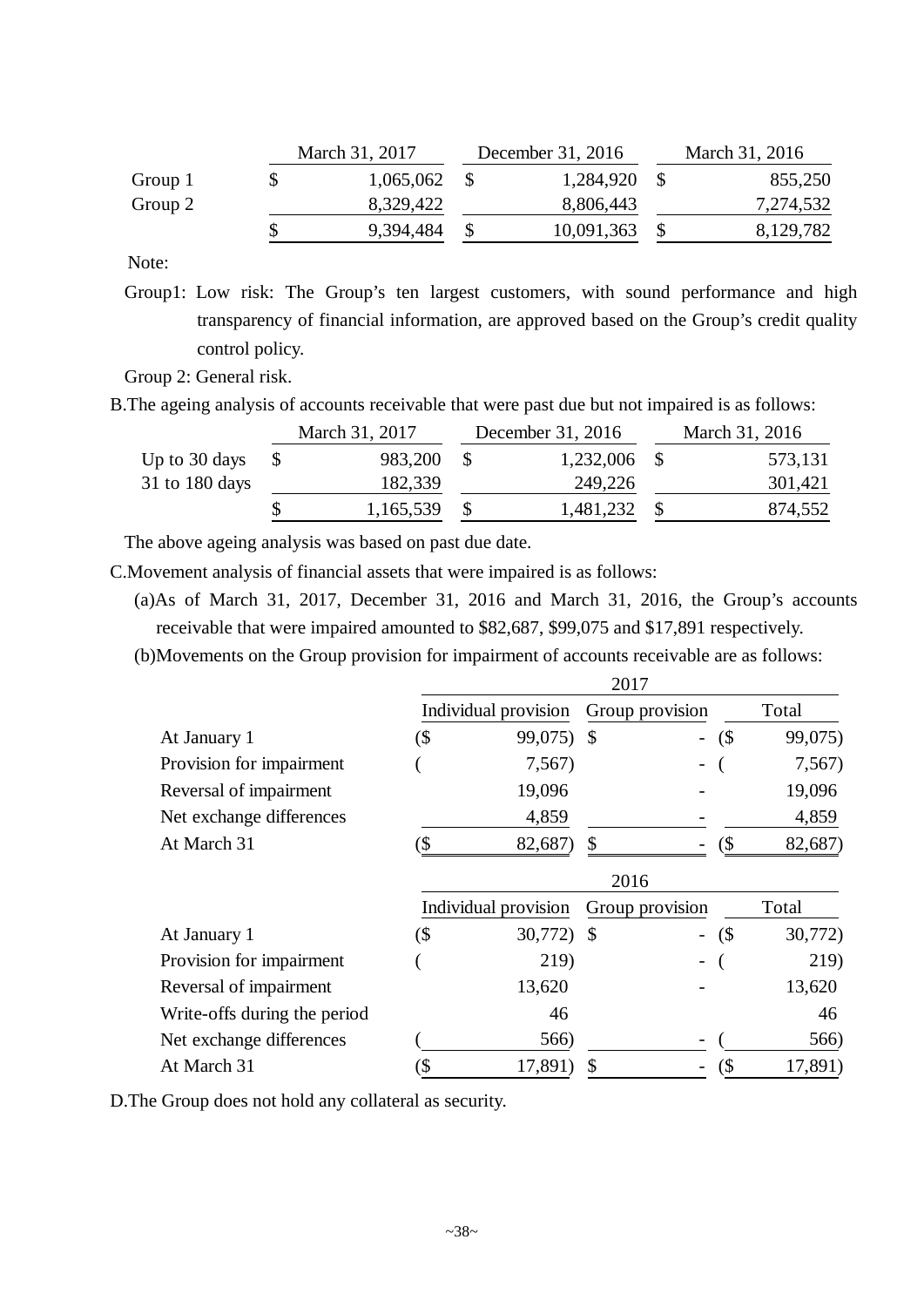| | March 31, 2017 | December 31, 2016 | March 31, 2016 |
|---|---|---|---|
| Group 1 | $ 1,065,062 | $ 1,284,920 | $ 855,250 |
| Group 2 | 8,329,422 | 8,806,443 | 7,274,532 |
| | $ 9,394,484 | $ 10,091,363 | $ 8,129,782 |

Note:

Group1: Low risk: The Group's ten largest customers, with sound performance and high transparency of financial information, are approved based on the Group's credit quality control policy.

Group 2: General risk.

B.The ageing analysis of accounts receivable that were past due but not impaired is as follows:

| | March 31, 2017 | December 31, 2016 | March 31, 2016 |
|---|---|---|---|
| Up to 30 days | $ 983,200 | $ 1,232,006 | $ 573,131 |
| 31 to 180 days | 182,339 | 249,226 | 301,421 |
| | $ 1,165,539 | $ 1,481,232 | $ 874,552 |

The above ageing analysis was based on past due date.

C.Movement analysis of financial assets that were impaired is as follows:

(a)As of March 31, 2017, December 31, 2016 and March 31, 2016, the Group's accounts receivable that were impaired amounted to $82,687, $99,075 and $17,891 respectively.

(b)Movements on the Group provision for impairment of accounts receivable are as follows:

| | 2017 | | |
|---|---|---|---|
| | Individual provision | Group provision | Total |
| At January 1 | ($ 99,075) | $ - | ($ 99,075) |
| Provision for impairment | ( 7,567) | - | ( 7,567) |
| Reversal of impairment | 19,096 | - | 19,096 |
| Net exchange differences | 4,859 | - | 4,859 |
| At March 31 | ($ 82,687) | $ - | ($ 82,687) |

| | 2016 | | |
|---|---|---|---|
| | Individual provision | Group provision | Total |
| At January 1 | ($ 30,772) | $ - | ($ 30,772) |
| Provision for impairment | ( 219) | - | ( 219) |
| Reversal of impairment | 13,620 | - | 13,620 |
| Write-offs during the period | 46 | | 46 |
| Net exchange differences | ( 566) | - | ( 566) |
| At March 31 | ($ 17,891) | $ - | ($ 17,891) |

D.The Group does not hold any collateral as security.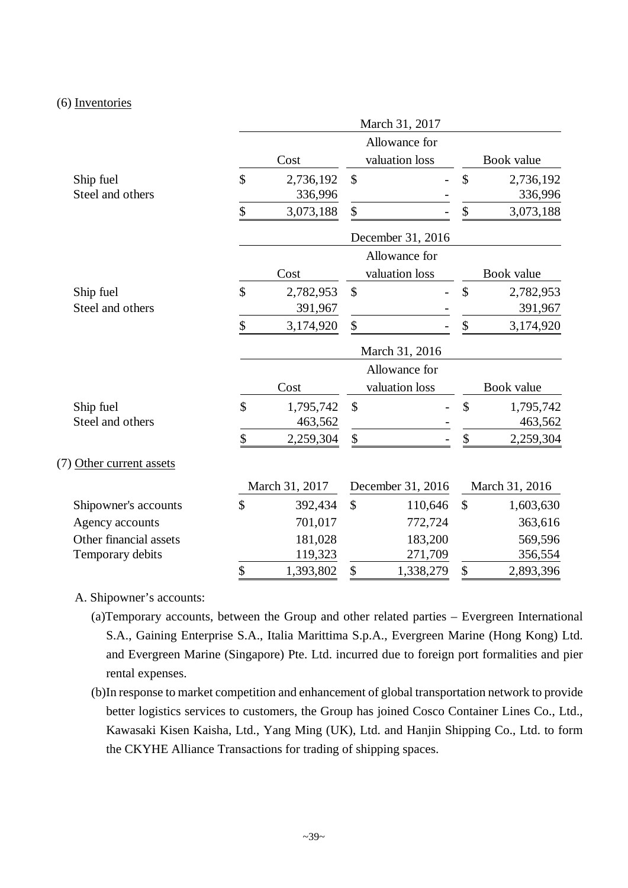(6) Inventories

| | March 31, 2017 | | |
|---|---|---|---|
| | Cost | Allowance for valuation loss | Book value |
| Ship fuel | $ 2,736,192 | $ - | $ 2,736,192 |
| Steel and others | 336,996 | - | 336,996 |
| | $ 3,073,188 | $ - | $ 3,073,188 |

| | December 31, 2016 | | |
|---|---|---|---|
| | Cost | Allowance for valuation loss | Book value |
| Ship fuel | $ 2,782,953 | $ - | $ 2,782,953 |
| Steel and others | 391,967 | - | 391,967 |
| | $ 3,174,920 | $ - | $ 3,174,920 |

| | March 31, 2016 | | |
|---|---|---|---|
| | Cost | Allowance for valuation loss | Book value |
| Ship fuel | $ 1,795,742 | $ - | $ 1,795,742 |
| Steel and others | 463,562 | - | 463,562 |
| | $ 2,259,304 | $ - | $ 2,259,304 |

(7) Other current assets

| | March 31, 2017 | December 31, 2016 | March 31, 2016 |
|---|---|---|---|
| Shipowner's accounts | $ 392,434 | $ 110,646 | $ 1,603,630 |
| Agency accounts | 701,017 | 772,724 | 363,616 |
| Other financial assets | 181,028 | 183,200 | 569,596 |
| Temporary debits | 119,323 | 271,709 | 356,554 |
| | $ 1,393,802 | $ 1,338,279 | $ 2,893,396 |

A. Shipowner's accounts:

(a)Temporary accounts, between the Group and other related parties – Evergreen International S.A., Gaining Enterprise S.A., Italia Marittima S.p.A., Evergreen Marine (Hong Kong) Ltd. and Evergreen Marine (Singapore) Pte. Ltd. incurred due to foreign port formalities and pier rental expenses.

(b)In response to market competition and enhancement of global transportation network to provide better logistics services to customers, the Group has joined Cosco Container Lines Co., Ltd., Kawasaki Kisen Kaisha, Ltd., Yang Ming (UK), Ltd. and Hanjin Shipping Co., Ltd. to form the CKYHE Alliance Transactions for trading of shipping spaces.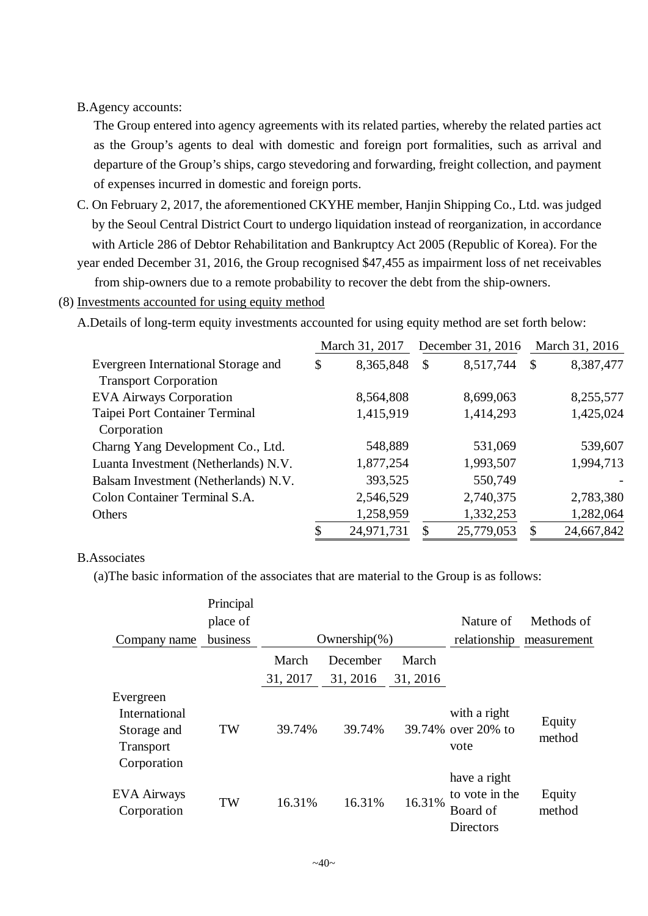B.Agency accounts:

The Group entered into agency agreements with its related parties, whereby the related parties act as the Group's agents to deal with domestic and foreign port formalities, such as arrival and departure of the Group's ships, cargo stevedoring and forwarding, freight collection, and payment of expenses incurred in domestic and foreign ports.

C. On February 2, 2017, the aforementioned CKYHE member, Hanjin Shipping Co., Ltd. was judged by the Seoul Central District Court to undergo liquidation instead of reorganization, in accordance with Article 286 of Debtor Rehabilitation and Bankruptcy Act 2005 (Republic of Korea). For the year ended December 31, 2016, the Group recognised $47,455 as impairment loss of net receivables from ship-owners due to a remote probability to recover the debt from the ship-owners.

(8) Investments accounted for using equity method

A.Details of long-term equity investments accounted for using equity method are set forth below:

| | March 31, 2017 | December 31, 2016 | March 31, 2016 |
|---|---|---|---|
| Evergreen International Storage and Transport Corporation | $ 8,365,848 | $ 8,517,744 | $ 8,387,477 |
| EVA Airways Corporation | 8,564,808 | 8,699,063 | 8,255,577 |
| Taipei Port Container Terminal Corporation | 1,415,919 | 1,414,293 | 1,425,024 |
| Charng Yang Development Co., Ltd. | 548,889 | 531,069 | 539,607 |
| Luanta Investment (Netherlands) N.V. | 1,877,254 | 1,993,507 | 1,994,713 |
| Balsam Investment (Netherlands) N.V. | 393,525 | 550,749 | - |
| Colon Container Terminal S.A. | 2,546,529 | 2,740,375 | 2,783,380 |
| Others | 1,258,959 | 1,332,253 | 1,282,064 |
| | $ 24,971,731 | $ 25,779,053 | $ 24,667,842 |

B.Associates

(a)The basic information of the associates that are material to the Group is as follows:

| Company name | Principal place of business | Ownership(%) | | | Nature of relationship | Methods of measurement |
|---|---|---|---|---|---|---|
| | | March 31, 2017 | December 31, 2016 | March 31, 2016 | | |
| Evergreen International Storage and Transport Corporation | TW | 39.74% | 39.74% | 39.74% | with a right over 20% to vote | Equity method |
| EVA Airways Corporation | TW | 16.31% | 16.31% | 16.31% | have a right to vote in the Board of Directors | Equity method |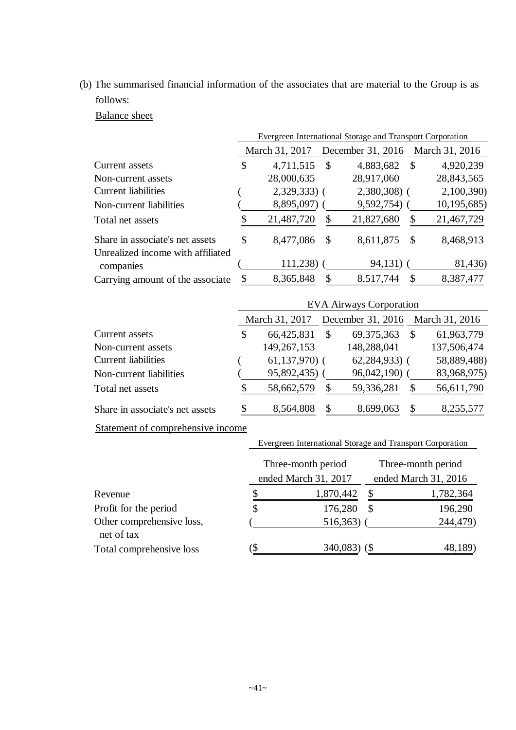(b) The summarised financial information of the associates that are material to the Group is as follows:

Balance sheet

| | Evergreen International Storage and Transport Corporation | | |
|---|---|---|---|
| | March 31, 2017 | December 31, 2016 | March 31, 2016 |
| Current assets | $ 4,711,515 | $ 4,883,682 | $ 4,920,239 |
| Non-current assets | 28,000,635 | 28,917,060 | 28,843,565 |
| Current liabilities | ( 2,329,333) | ( 2,380,308) | ( 2,100,390) |
| Non-current liabilities | ( 8,895,097) | ( 9,592,754) | ( 10,195,685) |
| Total net assets | $ 21,487,720 | $ 21,827,680 | $ 21,467,729 |
| Share in associate's net assets | $ 8,477,086 | $ 8,611,875 | $ 8,468,913 |
| Unrealized income with affiliated companies | ( 111,238) | ( 94,131) | ( 81,436) |
| Carrying amount of the associate | $ 8,365,848 | $ 8,517,744 | $ 8,387,477 |

| | EVA Airways Corporation | | |
|---|---|---|---|
| | March 31, 2017 | December 31, 2016 | March 31, 2016 |
| Current assets | $ 66,425,831 | $ 69,375,363 | $ 61,963,779 |
| Non-current assets | 149,267,153 | 148,288,041 | 137,506,474 |
| Current liabilities | ( 61,137,970) | ( 62,284,933) | ( 58,889,488) |
| Non-current liabilities | ( 95,892,435) | ( 96,042,190) | ( 83,968,975) |
| Total net assets | $ 58,662,579 | $ 59,336,281 | $ 56,611,790 |
| Share in associate's net assets | $ 8,564,808 | $ 8,699,063 | $ 8,255,577 |

Statement of comprehensive income

| | Evergreen International Storage and Transport Corporation | |
|---|---|---|
| | Three-month period ended March 31, 2017 | Three-month period ended March 31, 2016 |
| Revenue | $ 1,870,442 | $ 1,782,364 |
| Profit for the period | $ 176,280 | $ 196,290 |
| Other comprehensive loss, net of tax | ( 516,363) | ( 244,479) |
| Total comprehensive loss | ($ 340,083) | ($ 48,189) |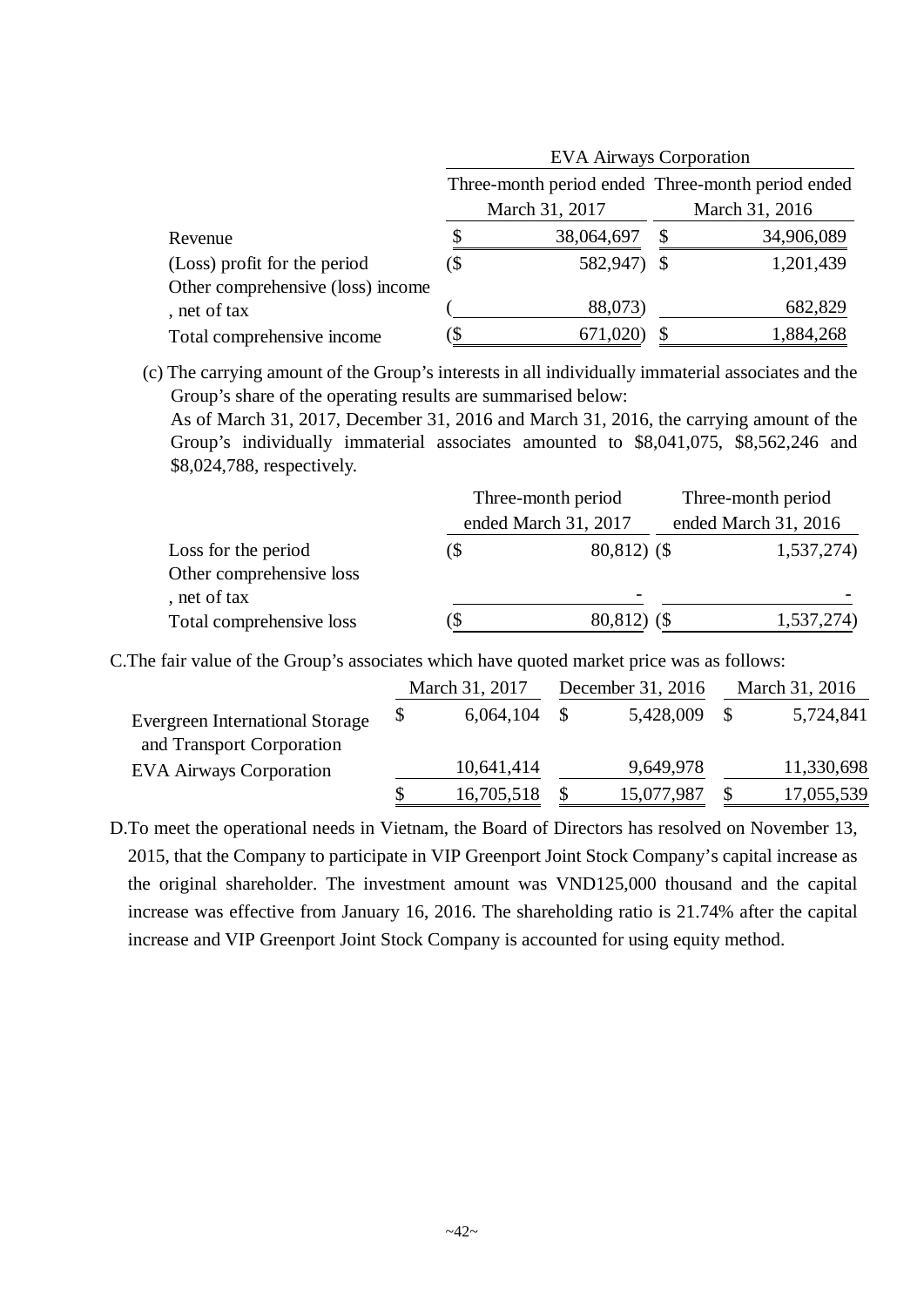| | EVA Airways Corporation | |
|---|---|---|
| | Three-month period ended March 31, 2017 | Three-month period ended March 31, 2016 |
| Revenue | $ 38,064,697 | $ 34,906,089 |
| (Loss) profit for the period | ($ 582,947) | $ 1,201,439 |
| Other comprehensive (loss) income , net of tax | ( 88,073) | 682,829 |
| Total comprehensive income | ($ 671,020) | $ 1,884,268 |

(c) The carrying amount of the Group's interests in all individually immaterial associates and the Group's share of the operating results are summarised below:

As of March 31, 2017, December 31, 2016 and March 31, 2016, the carrying amount of the Group's individually immaterial associates amounted to $8,041,075, $8,562,246 and $8,024,788, respectively.

| | Three-month period ended March 31, 2017 | Three-month period ended March 31, 2016 |
|---|---|---|
| Loss for the period | ($ 80,812) | ($ 1,537,274) |
| Other comprehensive loss , net of tax | - | - |
| Total comprehensive loss | ($ 80,812) | ($ 1,537,274) |

C.The fair value of the Group's associates which have quoted market price was as follows:

| | March 31, 2017 | December 31, 2016 | March 31, 2016 |
|---|---|---|---|
| Evergreen International Storage and Transport Corporation | $ 6,064,104 | $ 5,428,009 | $ 5,724,841 |
| EVA Airways Corporation | 10,641,414 | 9,649,978 | 11,330,698 |
| | $ 16,705,518 | $ 15,077,987 | $ 17,055,539 |

D.To meet the operational needs in Vietnam, the Board of Directors has resolved on November 13, 2015, that the Company to participate in VIP Greenport Joint Stock Company's capital increase as the original shareholder. The investment amount was VND125,000 thousand and the capital increase was effective from January 16, 2016. The shareholding ratio is 21.74% after the capital increase and VIP Greenport Joint Stock Company is accounted for using equity method.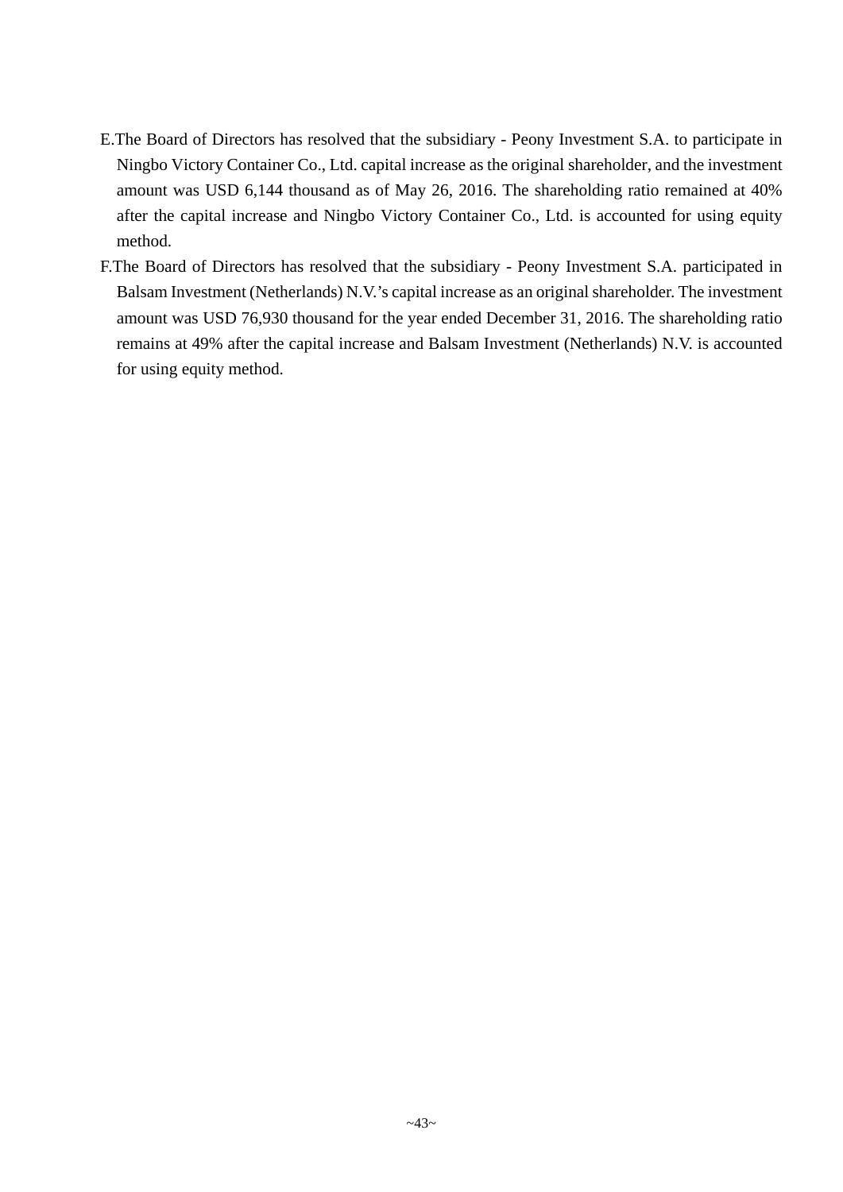E.The Board of Directors has resolved that the subsidiary - Peony Investment S.A. to participate in Ningbo Victory Container Co., Ltd. capital increase as the original shareholder, and the investment amount was USD 6,144 thousand as of May 26, 2016. The shareholding ratio remained at 40% after the capital increase and Ningbo Victory Container Co., Ltd. is accounted for using equity method.

F.The Board of Directors has resolved that the subsidiary - Peony Investment S.A. participated in Balsam Investment (Netherlands) N.V.'s capital increase as an original shareholder. The investment amount was USD 76,930 thousand for the year ended December 31, 2016. The shareholding ratio remains at 49% after the capital increase and Balsam Investment (Netherlands) N.V. is accounted for using equity method.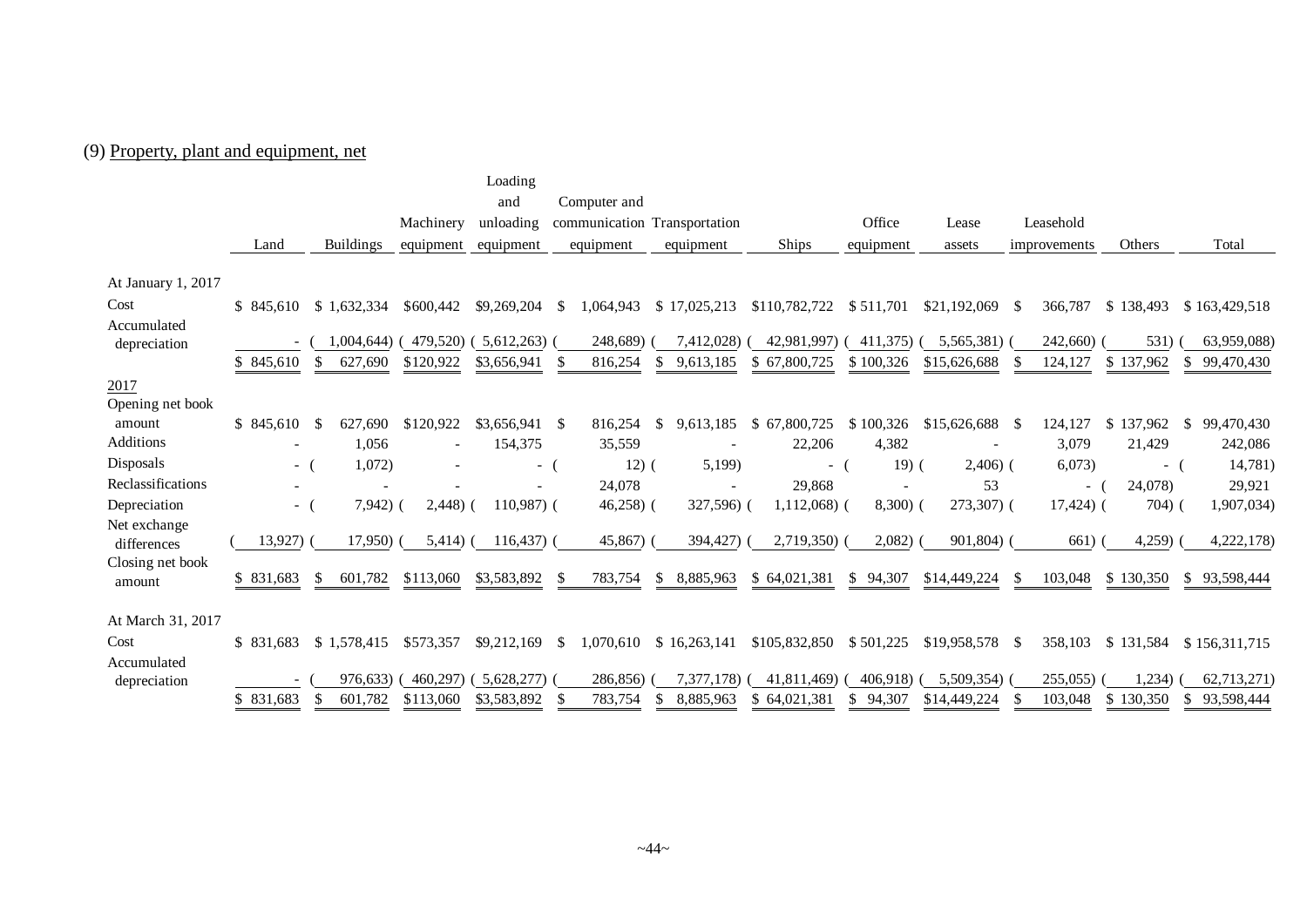(9) Property, plant and equipment, net

| | Land | Buildings | Machinery equipment | Loading and unloading equipment | Computer and communication equipment | Transportation equipment | Ships | Office equipment | Lease assets | Leasehold improvements | Others | Total |
|---|---|---|---|---|---|---|---|---|---|---|---|---|
| At January 1, 2017 | | | | | | | | | | | | |
| Cost | $ 845,610 | $ 1,632,334 | $600,442 | $9,269,204 | $ 1,064,943 | $ 17,025,213 | $110,782,722 | $ 511,701 | $21,192,069 | $ 366,787 | $ 138,493 | $ 163,429,518 |
| Accumulated depreciation | - | ( 1,004,644) | ( 479,520) | ( 5,612,263) | ( 248,689) | ( 7,412,028) | ( 42,981,997) | ( 411,375) | ( 5,565,381) | ( 242,660) | ( 531) | ( 63,959,088) |
| | $ 845,610 | $ 627,690 | $120,922 | $3,656,941 | $ 816,254 | $ 9,613,185 | $ 67,800,725 | $ 100,326 | $15,626,688 | $ 124,127 | $ 137,962 | $ 99,470,430 |
| 2017 | | | | | | | | | | | | |
| Opening net book amount | $ 845,610 | $ 627,690 | $120,922 | $3,656,941 | $ 816,254 | $ 9,613,185 | $ 67,800,725 | $ 100,326 | $15,626,688 | $ 124,127 | $ 137,962 | $ 99,470,430 |
| Additions | - | 1,056 | - | 154,375 | 35,559 | - | 22,206 | 4,382 | - | 3,079 | 21,429 | 242,086 |
| Disposals | - | ( 1,072) | - | - | ( 12) | ( 5,199) | - | ( 19) | ( 2,406) | ( 6,073) | - | ( 14,781) |
| Reclassifications | - | - | - | - | 24,078 | - | 29,868 | - | 53 | - | ( 24,078) | 29,921 |
| Depreciation | - | ( 7,942) | ( 2,448) | ( 110,987) | ( 46,258) | ( 327,596) | ( 1,112,068) | ( 8,300) | ( 273,307) | ( 17,424) | ( 704) | ( 1,907,034) |
| Net exchange differences | ( 13,927) | ( 17,950) | ( 5,414) | ( 116,437) | ( 45,867) | ( 394,427) | ( 2,719,350) | ( 2,082) | ( 901,804) | ( 661) | ( 4,259) | ( 4,222,178) |
| Closing net book amount | $ 831,683 | $ 601,782 | $113,060 | $3,583,892 | $ 783,754 | $ 8,885,963 | $ 64,021,381 | $ 94,307 | $14,449,224 | $ 103,048 | $ 130,350 | $ 93,598,444 |
| At March 31, 2017 | | | | | | | | | | | | |
| Cost | $ 831,683 | $ 1,578,415 | $573,357 | $9,212,169 | $ 1,070,610 | $ 16,263,141 | $105,832,850 | $ 501,225 | $19,958,578 | $ 358,103 | $ 131,584 | $ 156,311,715 |
| Accumulated depreciation | - | ( 976,633) | ( 460,297) | ( 5,628,277) | ( 286,856) | ( 7,377,178) | ( 41,811,469) | ( 406,918) | ( 5,509,354) | ( 255,055) | ( 1,234) | ( 62,713,271) |
| | $ 831,683 | $ 601,782 | $113,060 | $3,583,892 | $ 783,754 | $ 8,885,963 | $ 64,021,381 | $ 94,307 | $14,449,224 | $ 103,048 | $ 130,350 | $ 93,598,444 |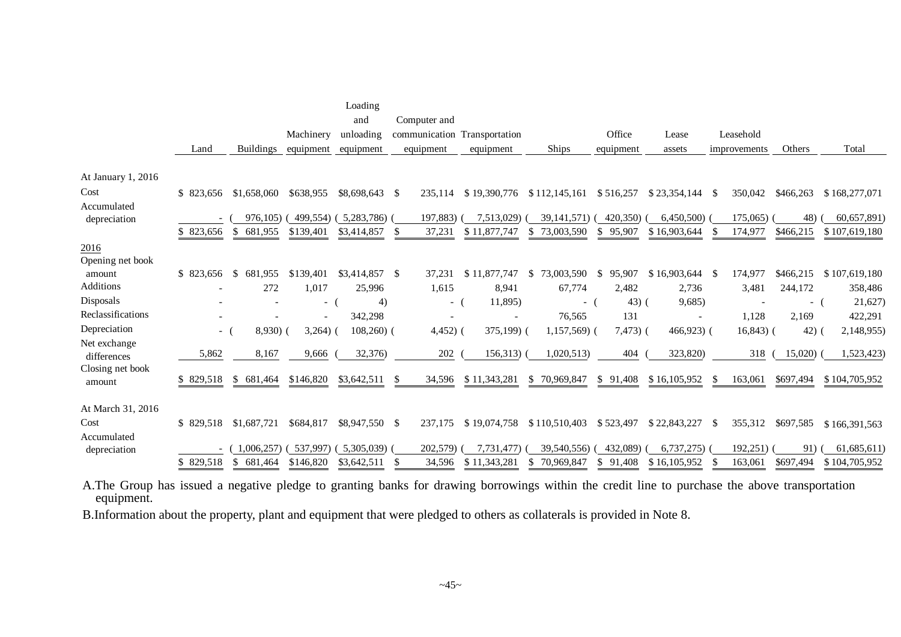| | Land | Buildings | Machinery equipment | Loading and unloading equipment | Computer and communication equipment | Transportation equipment | Ships | Office equipment | Lease assets | Leasehold improvements | Others | Total |
|---|---|---|---|---|---|---|---|---|---|---|---|---|
| At January 1, 2016 | | | | | | | | | | | | |
| Cost | $ 823,656 | $1,658,060 | $638,955 | $8,698,643 | $ 235,114 | $ 19,390,776 | $ 112,145,161 | $ 516,257 | $ 23,354,144 | $ 350,042 | $466,263 | $ 168,277,071 |
| Accumulated depreciation | - | ( 976,105) | ( 499,554) | ( 5,283,786) | ( 197,883) | ( 7,513,029) | ( 39,141,571) | ( 420,350) | ( 6,450,500) | ( 175,065) | ( 48) | ( 60,657,891) |
| | $ 823,656 | $ 681,955 | $139,401 | $3,414,857 | $ 37,231 | $ 11,877,747 | $ 73,003,590 | $ 95,907 | $ 16,903,644 | $ 174,977 | $466,215 | $ 107,619,180 |
| 2016 | | | | | | | | | | | | |
| Opening net book amount | $ 823,656 | $ 681,955 | $139,401 | $3,414,857 | $ 37,231 | $ 11,877,747 | $ 73,003,590 | $ 95,907 | $ 16,903,644 | $ 174,977 | $466,215 | $ 107,619,180 |
| Additions | - | 272 | 1,017 | 25,996 | 1,615 | 8,941 | 67,774 | 2,482 | 2,736 | 3,481 | 244,172 | 358,486 |
| Disposals | - | - | - | ( 4) | - | ( 11,895) | - | ( 43) | ( 9,685) | - | - | ( 21,627) |
| Reclassifications | - | - | - | 342,298 | - | - | 76,565 | 131 | - | 1,128 | 2,169 | 422,291 |
| Depreciation | - | ( 8,930) | ( 3,264) | ( 108,260) | ( 4,452) | ( 375,199) | ( 1,157,569) | ( 7,473) | ( 466,923) | ( 16,843) | ( 42) | ( 2,148,955) |
| Net exchange differences | 5,862 | 8,167 | 9,666 | ( 32,376) | 202 | ( 156,313) | ( 1,020,513) | 404 | ( 323,820) | 318 | ( 15,020) | ( 1,523,423) |
| Closing net book amount | $ 829,518 | $ 681,464 | $146,820 | $3,642,511 | $ 34,596 | $ 11,343,281 | $ 70,969,847 | $ 91,408 | $ 16,105,952 | $ 163,061 | $697,494 | $ 104,705,952 |
| At March 31, 2016 | | | | | | | | | | | | |
| Cost | $ 829,518 | $1,687,721 | $684,817 | $8,947,550 | $ 237,175 | $ 19,074,758 | $ 110,510,403 | $ 523,497 | $ 22,843,227 | $ 355,312 | $697,585 | $ 166,391,563 |
| Accumulated depreciation | - | ( 1,006,257) | ( 537,997) | ( 5,305,039) | ( 202,579) | ( 7,731,477) | ( 39,540,556) | ( 432,089) | ( 6,737,275) | ( 192,251) | ( 91) | ( 61,685,611) |
| | $ 829,518 | $ 681,464 | $146,820 | $3,642,511 | $ 34,596 | $ 11,343,281 | $ 70,969,847 | $ 91,408 | $ 16,105,952 | $ 163,061 | $697,494 | $ 104,705,952 |

A.The Group has issued a negative pledge to granting banks for drawing borrowings within the credit line to purchase the above transportation equipment.

B.Information about the property, plant and equipment that were pledged to others as collaterals is provided in Note 8.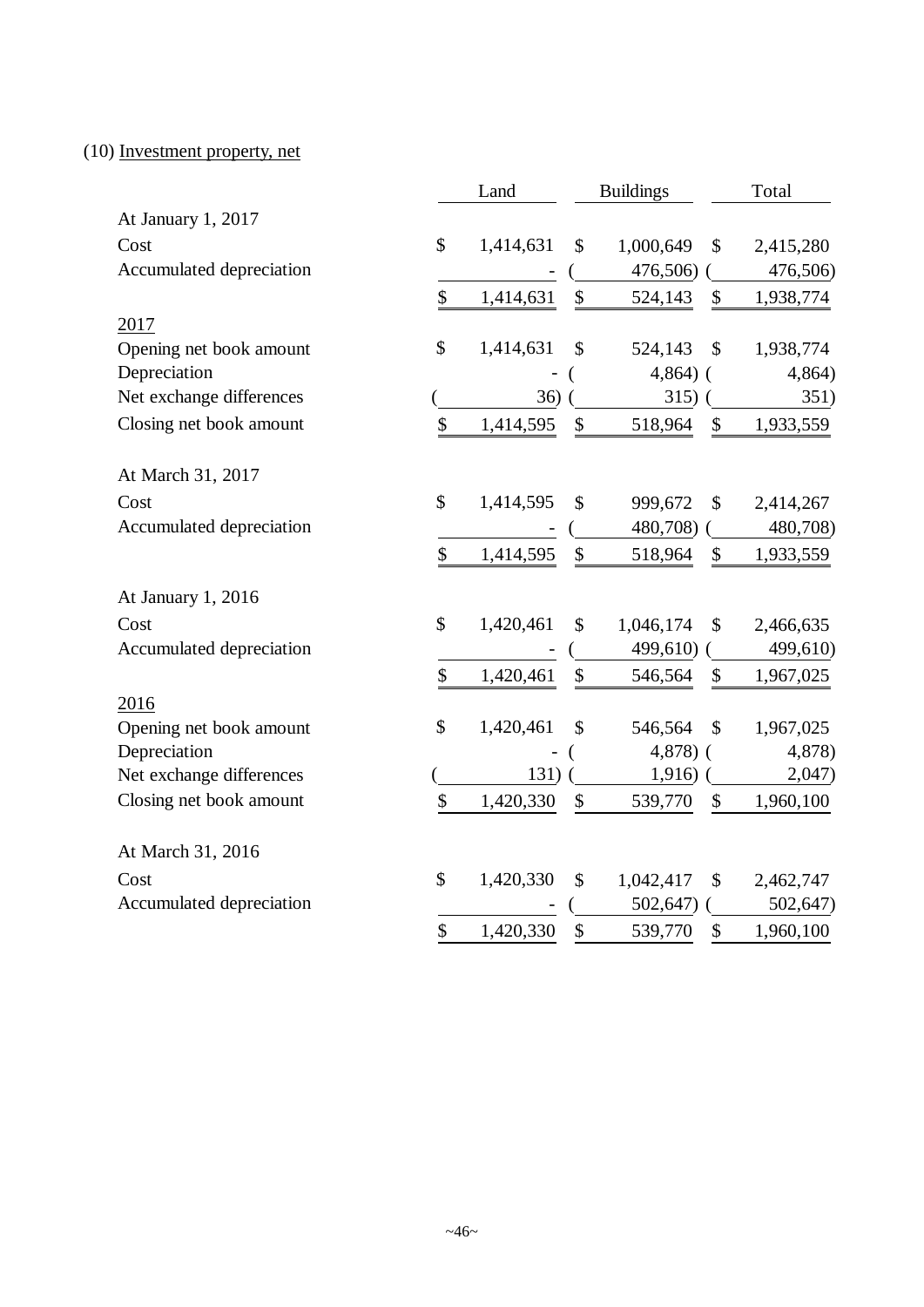(10) Investment property, net

| | Land | Buildings | Total |
|---|---|---|---|
| At January 1, 2017 | | | |
| Cost | $ 1,414,631 | $ 1,000,649 | $ 2,415,280 |
| Accumulated depreciation | - | ( 476,506) | ( 476,506) |
| | $ 1,414,631 | $ 524,143 | $ 1,938,774 |
| 2017 | | | |
| Opening net book amount | $ 1,414,631 | $ 524,143 | $ 1,938,774 |
| Depreciation | - | ( 4,864) | ( 4,864) |
| Net exchange differences | ( 36) | ( 315) | ( 351) |
| Closing net book amount | $ 1,414,595 | $ 518,964 | $ 1,933,559 |
| At March 31, 2017 | | | |
| Cost | $ 1,414,595 | $ 999,672 | $ 2,414,267 |
| Accumulated depreciation | - | ( 480,708) | ( 480,708) |
| | $ 1,414,595 | $ 518,964 | $ 1,933,559 |
| At January 1, 2016 | | | |
| Cost | $ 1,420,461 | $ 1,046,174 | $ 2,466,635 |
| Accumulated depreciation | - | ( 499,610) | ( 499,610) |
| | $ 1,420,461 | $ 546,564 | $ 1,967,025 |
| 2016 | | | |
| Opening net book amount | $ 1,420,461 | $ 546,564 | $ 1,967,025 |
| Depreciation | - | ( 4,878) | ( 4,878) |
| Net exchange differences | ( 131) | ( 1,916) | ( 2,047) |
| Closing net book amount | $ 1,420,330 | $ 539,770 | $ 1,960,100 |
| At March 31, 2016 | | | |
| Cost | $ 1,420,330 | $ 1,042,417 | $ 2,462,747 |
| Accumulated depreciation | - | ( 502,647) | ( 502,647) |
| | $ 1,420,330 | $ 539,770 | $ 1,960,100 |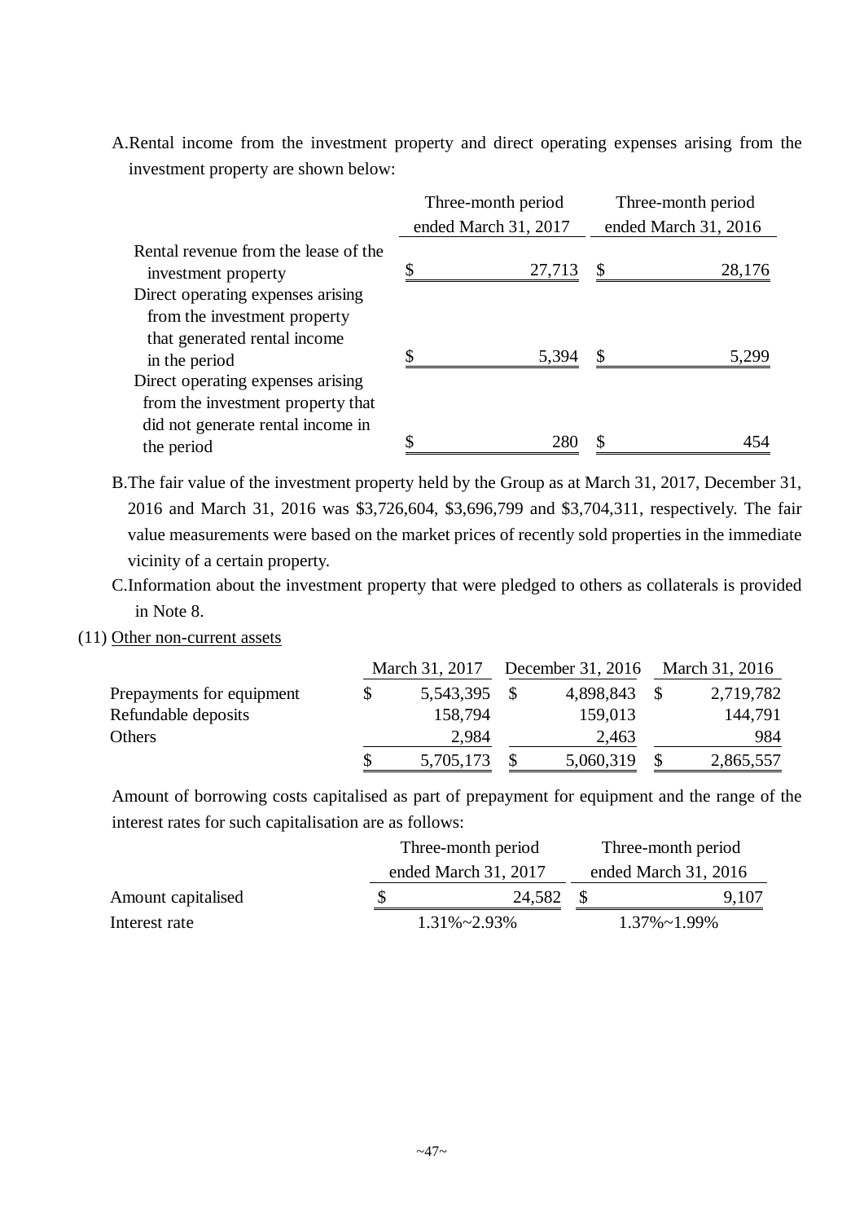A. Rental income from the investment property and direct operating expenses arising from the investment property are shown below:

| | Three-month period ended March 31, 2017 | Three-month period ended March 31, 2016 |
|---|---|---|
| Rental revenue from the lease of the investment property | $ 27,713 | $ 28,176 |
| Direct operating expenses arising from the investment property that generated rental income in the period | $ 5,394 | $ 5,299 |
| Direct operating expenses arising from the investment property that did not generate rental income in the period | $ 280 | $ 454 |

B. The fair value of the investment property held by the Group as at March 31, 2017, December 31, 2016 and March 31, 2016 was $3,726,604, $3,696,799 and $3,704,311, respectively. The fair value measurements were based on the market prices of recently sold properties in the immediate vicinity of a certain property.

C. Information about the investment property that were pledged to others as collaterals is provided in Note 8.

(11) Other non-current assets

| | March 31, 2017 | December 31, 2016 | March 31, 2016 |
|---|---|---|---|
| Prepayments for equipment | $ 5,543,395 | $ 4,898,843 | $ 2,719,782 |
| Refundable deposits | 158,794 | 159,013 | 144,791 |
| Others | 2,984 | 2,463 | 984 |
| | $ 5,705,173 | $ 5,060,319 | $ 2,865,557 |

Amount of borrowing costs capitalised as part of prepayment for equipment and the range of the interest rates for such capitalisation are as follows:

| | Three-month period ended March 31, 2017 | Three-month period ended March 31, 2016 |
|---|---|---|
| Amount capitalised | $ 24,582 | $ 9,107 |
| Interest rate | 1.31%~2.93% | 1.37%~1.99% |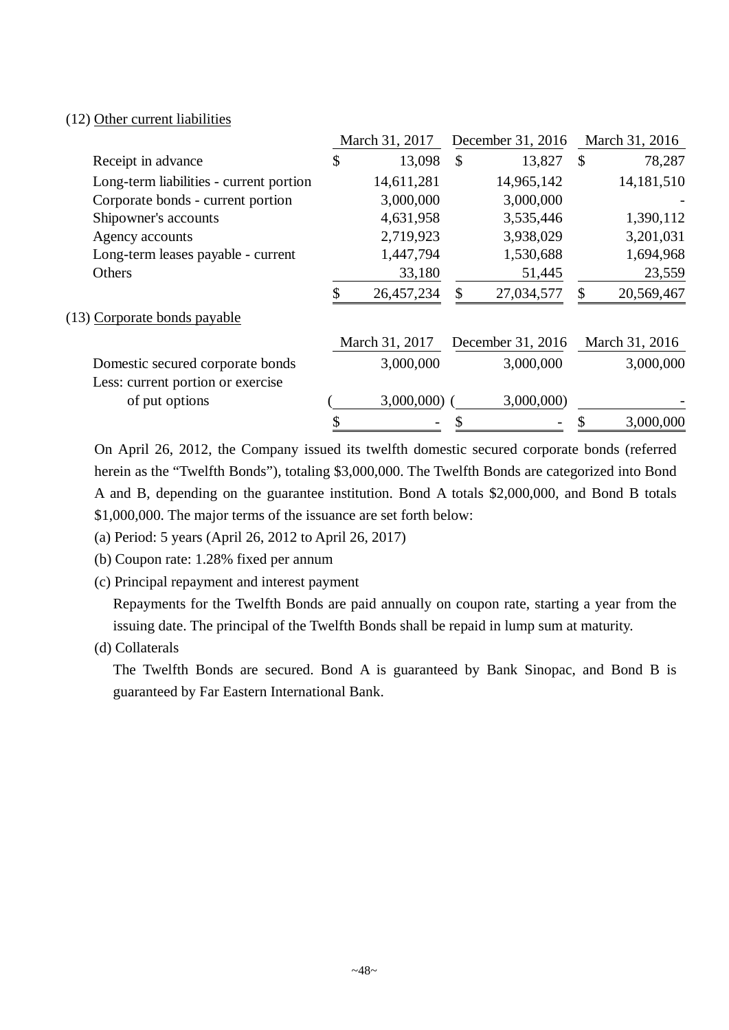(12) Other current liabilities

| | March 31, 2017 | December 31, 2016 | March 31, 2016 |
|---|---|---|---|
| Receipt in advance | $ 13,098 | $ 13,827 | $ 78,287 |
| Long-term liabilities - current portion | 14,611,281 | 14,965,142 | 14,181,510 |
| Corporate bonds - current portion | 3,000,000 | 3,000,000 | - |
| Shipowner's accounts | 4,631,958 | 3,535,446 | 1,390,112 |
| Agency accounts | 2,719,923 | 3,938,029 | 3,201,031 |
| Long-term leases payable - current | 1,447,794 | 1,530,688 | 1,694,968 |
| Others | 33,180 | 51,445 | 23,559 |
| | $ 26,457,234 | $ 27,034,577 | $ 20,569,467 |

(13) Corporate bonds payable

| | March 31, 2017 | December 31, 2016 | March 31, 2016 |
|---|---|---|---|
| Domestic secured corporate bonds | 3,000,000 | 3,000,000 | 3,000,000 |
| Less: current portion or exercise of put options | ( 3,000,000) | ( 3,000,000) | - |
| | $ - | $ - | $ 3,000,000 |

On April 26, 2012, the Company issued its twelfth domestic secured corporate bonds (referred herein as the "Twelfth Bonds"), totaling $3,000,000. The Twelfth Bonds are categorized into Bond A and B, depending on the guarantee institution. Bond A totals $2,000,000, and Bond B totals $1,000,000. The major terms of the issuance are set forth below:

(a) Period: 5 years (April 26, 2012 to April 26, 2017)

(b) Coupon rate: 1.28% fixed per annum

(c) Principal repayment and interest payment

Repayments for the Twelfth Bonds are paid annually on coupon rate, starting a year from the issuing date. The principal of the Twelfth Bonds shall be repaid in lump sum at maturity.

(d) Collaterals

The Twelfth Bonds are secured. Bond A is guaranteed by Bank Sinopac, and Bond B is guaranteed by Far Eastern International Bank.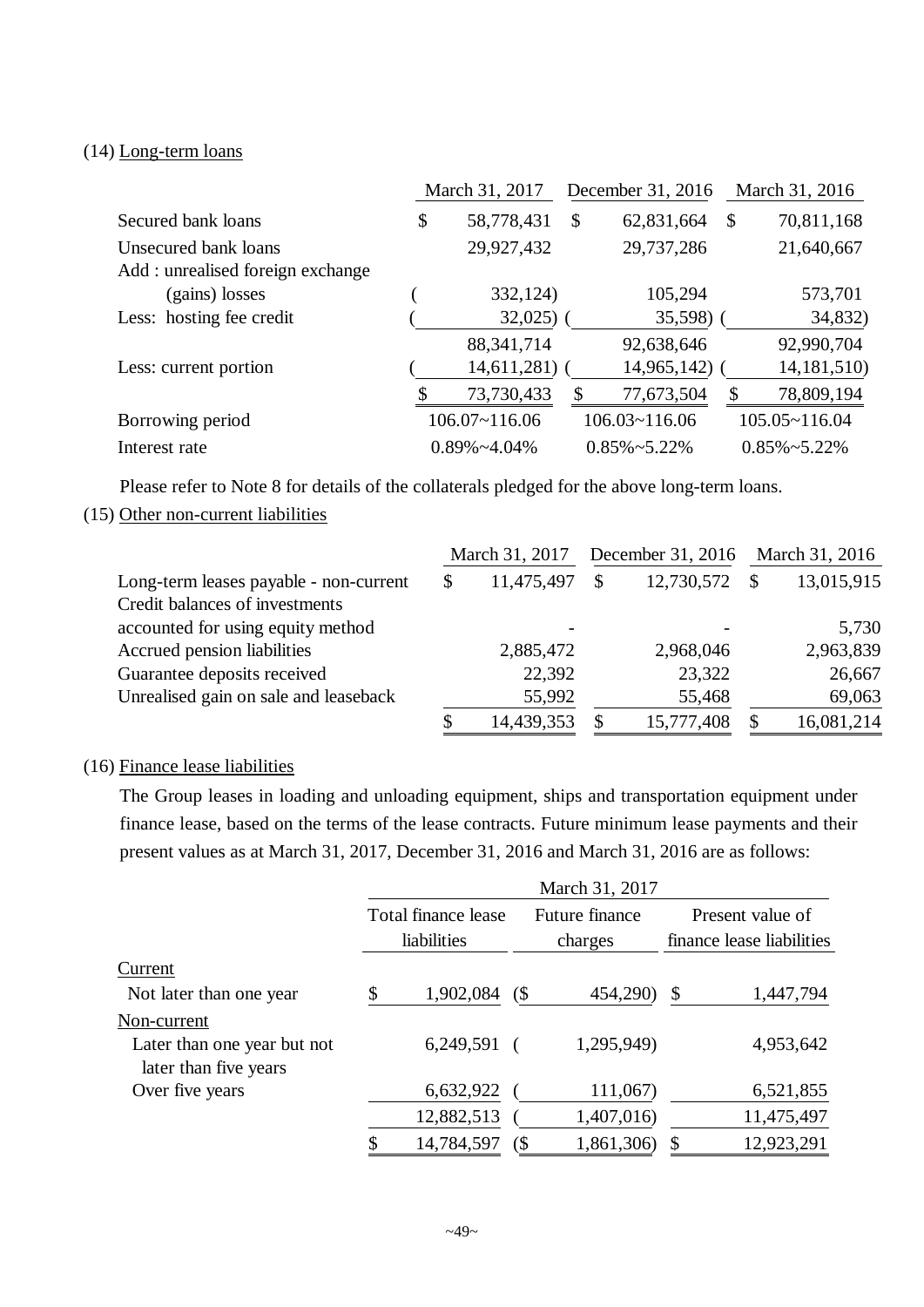(14) Long-term loans

| | March 31, 2017 | December 31, 2016 | March 31, 2016 |
|---|---|---|---|
| Secured bank loans | $ 58,778,431 | $ 62,831,664 | $ 70,811,168 |
| Unsecured bank loans | 29,927,432 | 29,737,286 | 21,640,667 |
| Add : unrealised foreign exchange (gains) losses | ( 332,124) | 105,294 | 573,701 |
| Less: hosting fee credit | ( 32,025) | ( 35,598) | ( 34,832) |
| | 88,341,714 | 92,638,646 | 92,990,704 |
| Less: current portion | ( 14,611,281) | ( 14,965,142) | ( 14,181,510) |
| | $ 73,730,433 | $ 77,673,504 | $ 78,809,194 |
| Borrowing period | 106.07~116.06 | 106.03~116.06 | 105.05~116.04 |
| Interest rate | 0.89%~4.04% | 0.85%~5.22% | 0.85%~5.22% |

Please refer to Note 8 for details of the collaterals pledged for the above long-term loans.

(15) Other non-current liabilities

| | March 31, 2017 | December 31, 2016 | March 31, 2016 |
|---|---|---|---|
| Long-term leases payable - non-current | $ 11,475,497 | $ 12,730,572 | $ 13,015,915 |
| Credit balances of investments accounted for using equity method | - | - | 5,730 |
| Accrued pension liabilities | 2,885,472 | 2,968,046 | 2,963,839 |
| Guarantee deposits received | 22,392 | 23,322 | 26,667 |
| Unrealised gain on sale and leaseback | 55,992 | 55,468 | 69,063 |
| | $ 14,439,353 | $ 15,777,408 | $ 16,081,214 |

(16) Finance lease liabilities

The Group leases in loading and unloading equipment, ships and transportation equipment under finance lease, based on the terms of the lease contracts. Future minimum lease payments and their present values as at March 31, 2017, December 31, 2016 and March 31, 2016 are as follows:

| | March 31, 2017 | | |
|---|---|---|---|
| | Total finance lease liabilities | Future finance charges | Present value of finance lease liabilities |
| Current | | | |
| Not later than one year | $ 1,902,084 | ($ 454,290) | $ 1,447,794 |
| Non-current | | | |
| Later than one year but not later than five years | 6,249,591 | ( 1,295,949) | 4,953,642 |
| Over five years | 6,632,922 | ( 111,067) | 6,521,855 |
| | 12,882,513 | ( 1,407,016) | 11,475,497 |
| | $ 14,784,597 | ($ 1,861,306) | $ 12,923,291 |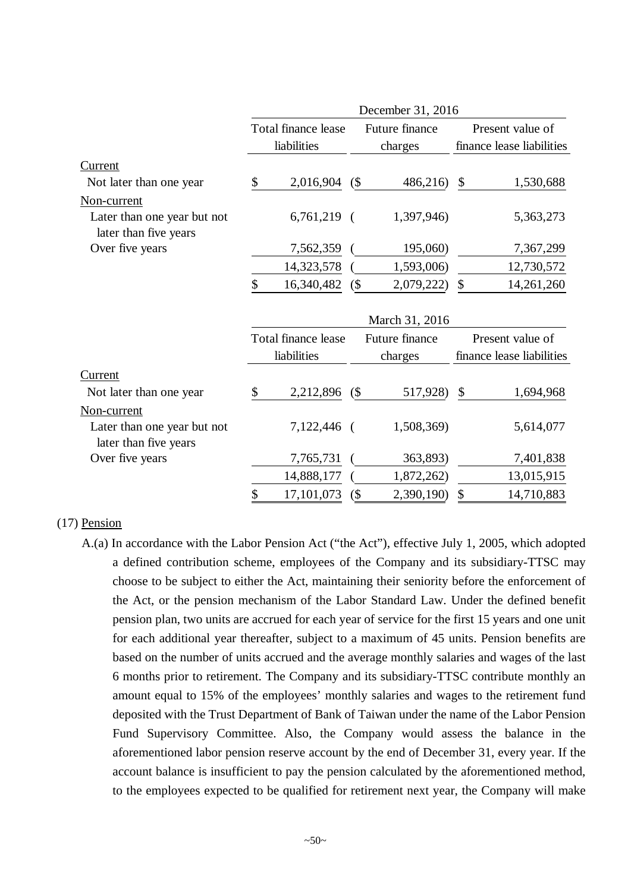| | December 31, 2016 | | |
|---|---|---|---|
| | Total finance lease liabilities | Future finance charges | Present value of finance lease liabilities |
| Current | | | |
| Not later than one year | $ 2,016,904 | ($ 486,216) | $ 1,530,688 |
| Non-current | | | |
| Later than one year but not later than five years | 6,761,219 | ( 1,397,946) | 5,363,273 |
| Over five years | 7,562,359 | ( 195,060) | 7,367,299 |
| | 14,323,578 | ( 1,593,006) | 12,730,572 |
| | $ 16,340,482 | ($ 2,079,222) | $ 14,261,260 |

| | March 31, 2016 | | |
|---|---|---|---|
| | Total finance lease liabilities | Future finance charges | Present value of finance lease liabilities |
| Current | | | |
| Not later than one year | $ 2,212,896 | ($ 517,928) | $ 1,694,968 |
| Non-current | | | |
| Later than one year but not later than five years | 7,122,446 | ( 1,508,369) | 5,614,077 |
| Over five years | 7,765,731 | ( 363,893) | 7,401,838 |
| | 14,888,177 | ( 1,872,262) | 13,015,915 |
| | $ 17,101,073 | ($ 2,390,190) | $ 14,710,883 |

(17) Pension

A.(a) In accordance with the Labor Pension Act ("the Act"), effective July 1, 2005, which adopted a defined contribution scheme, employees of the Company and its subsidiary-TTSC may choose to be subject to either the Act, maintaining their seniority before the enforcement of the Act, or the pension mechanism of the Labor Standard Law. Under the defined benefit pension plan, two units are accrued for each year of service for the first 15 years and one unit for each additional year thereafter, subject to a maximum of 45 units. Pension benefits are based on the number of units accrued and the average monthly salaries and wages of the last 6 months prior to retirement. The Company and its subsidiary-TTSC contribute monthly an amount equal to 15% of the employees' monthly salaries and wages to the retirement fund deposited with the Trust Department of Bank of Taiwan under the name of the Labor Pension Fund Supervisory Committee. Also, the Company would assess the balance in the aforementioned labor pension reserve account by the end of December 31, every year. If the account balance is insufficient to pay the pension calculated by the aforementioned method, to the employees expected to be qualified for retirement next year, the Company will make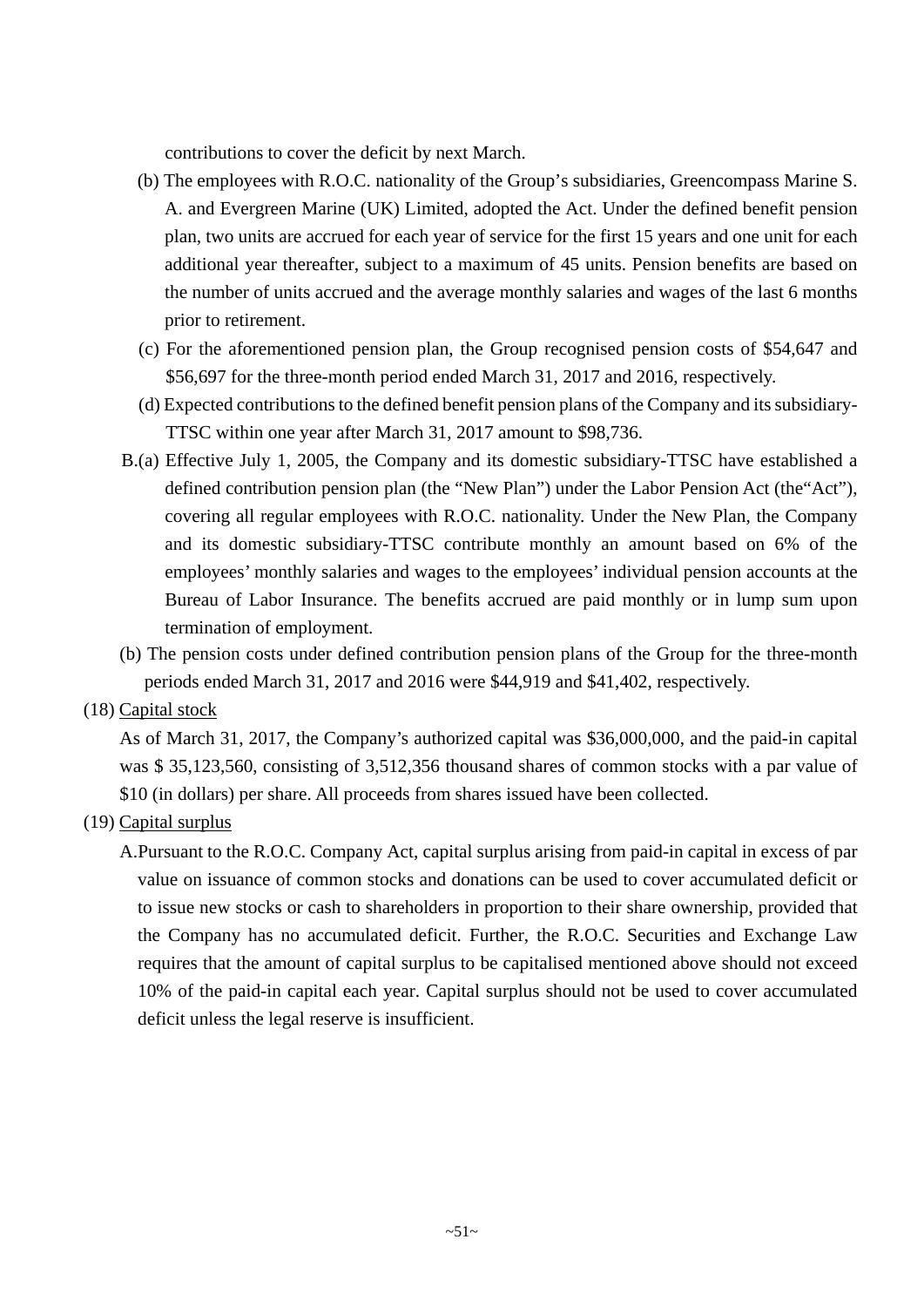contributions to cover the deficit by next March.

(b) The employees with R.O.C. nationality of the Group's subsidiaries, Greencompass Marine S. A. and Evergreen Marine (UK) Limited, adopted the Act. Under the defined benefit pension plan, two units are accrued for each year of service for the first 15 years and one unit for each additional year thereafter, subject to a maximum of 45 units. Pension benefits are based on the number of units accrued and the average monthly salaries and wages of the last 6 months prior to retirement.

(c) For the aforementioned pension plan, the Group recognised pension costs of $54,647 and $56,697 for the three-month period ended March 31, 2017 and 2016, respectively.

(d) Expected contributions to the defined benefit pension plans of the Company and its subsidiary-TTSC within one year after March 31, 2017 amount to $98,736.

B.(a) Effective July 1, 2005, the Company and its domestic subsidiary-TTSC have established a defined contribution pension plan (the "New Plan") under the Labor Pension Act (the"Act"), covering all regular employees with R.O.C. nationality. Under the New Plan, the Company and its domestic subsidiary-TTSC contribute monthly an amount based on 6% of the employees' monthly salaries and wages to the employees' individual pension accounts at the Bureau of Labor Insurance. The benefits accrued are paid monthly or in lump sum upon termination of employment.

(b) The pension costs under defined contribution pension plans of the Group for the three-month periods ended March 31, 2017 and 2016 were $44,919 and $41,402, respectively.

(18) Capital stock

As of March 31, 2017, the Company's authorized capital was $36,000,000, and the paid-in capital was $ 35,123,560, consisting of 3,512,356 thousand shares of common stocks with a par value of $10 (in dollars) per share. All proceeds from shares issued have been collected.

(19) Capital surplus

A.Pursuant to the R.O.C. Company Act, capital surplus arising from paid-in capital in excess of par value on issuance of common stocks and donations can be used to cover accumulated deficit or to issue new stocks or cash to shareholders in proportion to their share ownership, provided that the Company has no accumulated deficit. Further, the R.O.C. Securities and Exchange Law requires that the amount of capital surplus to be capitalised mentioned above should not exceed 10% of the paid-in capital each year. Capital surplus should not be used to cover accumulated deficit unless the legal reserve is insufficient.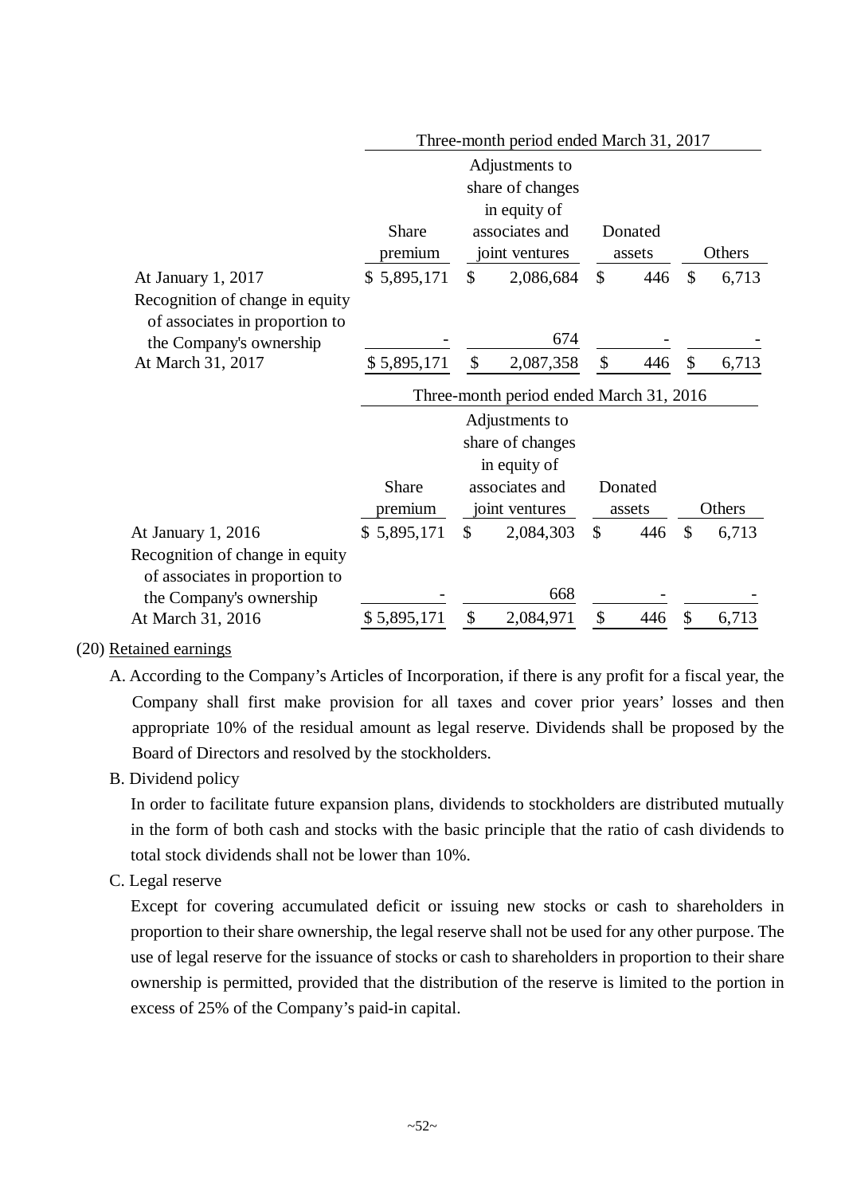| | Three-month period ended March 31, 2017 | | | |
|---|---|---|---|---|
| | Share premium | Adjustments to share of changes in equity of associates and joint ventures | Donated assets | Others |
| At January 1, 2017 | $ 5,895,171 | $ 2,086,684 | $ 446 | $ 6,713 |
| Recognition of change in equity of associates in proportion to the Company's ownership | - | 674 | - | - |
| At March 31, 2017 | $ 5,895,171 | $ 2,087,358 | $ 446 | $ 6,713 |

| | Three-month period ended March 31, 2016 | | | |
|---|---|---|---|---|
| | Share premium | Adjustments to share of changes in equity of associates and joint ventures | Donated assets | Others |
| At January 1, 2016 | $ 5,895,171 | $ 2,084,303 | $ 446 | $ 6,713 |
| Recognition of change in equity of associates in proportion to the Company's ownership | - | 668 | - | - |
| At March 31, 2016 | $ 5,895,171 | $ 2,084,971 | $ 446 | $ 6,713 |

(20) Retained earnings

A. According to the Company's Articles of Incorporation, if there is any profit for a fiscal year, the Company shall first make provision for all taxes and cover prior years' losses and then appropriate 10% of the residual amount as legal reserve. Dividends shall be proposed by the Board of Directors and resolved by the stockholders.

B. Dividend policy

In order to facilitate future expansion plans, dividends to stockholders are distributed mutually in the form of both cash and stocks with the basic principle that the ratio of cash dividends to total stock dividends shall not be lower than 10%.

C. Legal reserve

Except for covering accumulated deficit or issuing new stocks or cash to shareholders in proportion to their share ownership, the legal reserve shall not be used for any other purpose. The use of legal reserve for the issuance of stocks or cash to shareholders in proportion to their share ownership is permitted, provided that the distribution of the reserve is limited to the portion in excess of 25% of the Company's paid-in capital.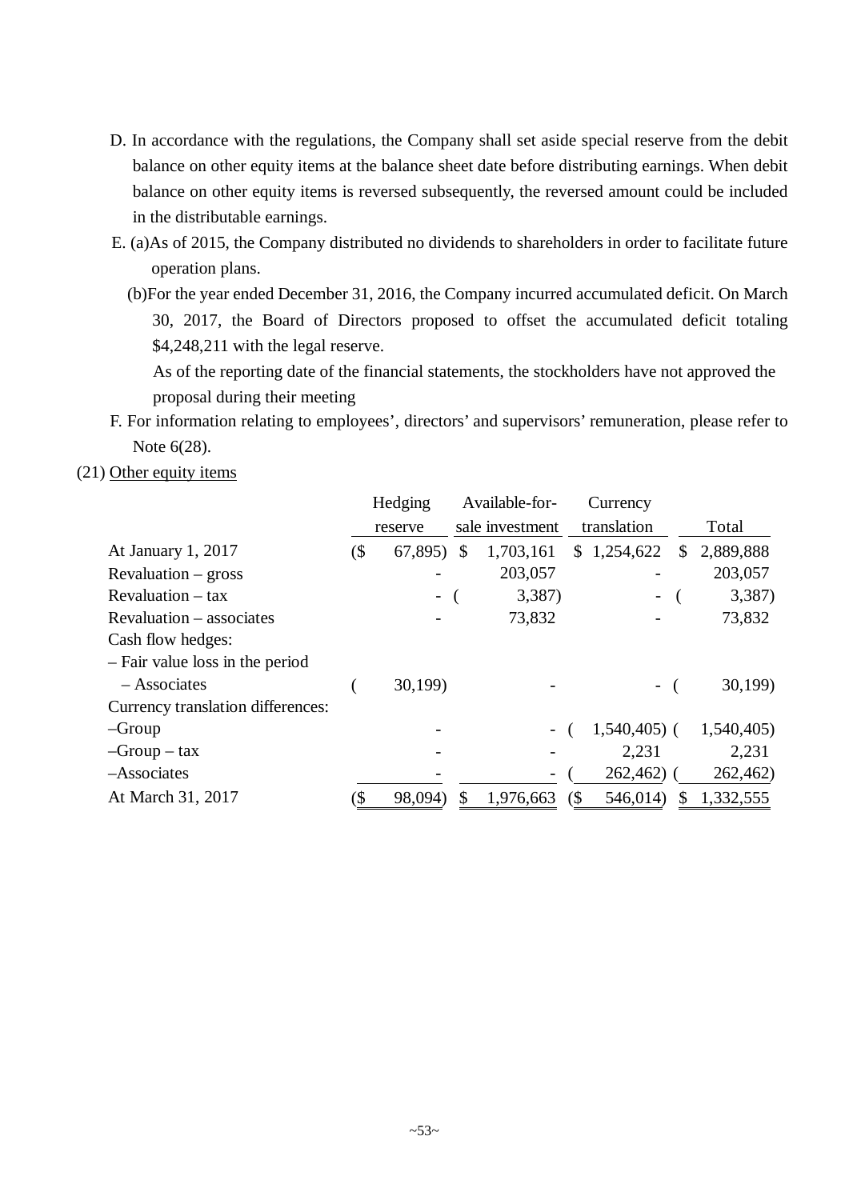D. In accordance with the regulations, the Company shall set aside special reserve from the debit balance on other equity items at the balance sheet date before distributing earnings. When debit balance on other equity items is reversed subsequently, the reversed amount could be included in the distributable earnings.

E. (a)As of 2015, the Company distributed no dividends to shareholders in order to facilitate future operation plans.

(b)For the year ended December 31, 2016, the Company incurred accumulated deficit. On March 30, 2017, the Board of Directors proposed to offset the accumulated deficit totaling $4,248,211 with the legal reserve.

As of the reporting date of the financial statements, the stockholders have not approved the proposal during their meeting

F. For information relating to employees', directors' and supervisors' remuneration, please refer to Note 6(28).

(21) Other equity items

| | Hedging reserve | Available-for-sale investment | Currency translation | Total |
|---|---|---|---|---|
| At January 1, 2017 | ($ 67,895) | $ 1,703,161 | $ 1,254,622 | $ 2,889,888 |
| Revaluation – gross | - | 203,057 | - | 203,057 |
| Revaluation – tax | - | ( 3,387) | - | ( 3,387) |
| Revaluation – associates | - | 73,832 | - | 73,832 |
| Cash flow hedges: | | | | |
| – Fair value loss in the period | | | | |
| – Associates | ( 30,199) | - | - | ( 30,199) |
| Currency translation differences: | | | | |
| –Group | - | - | ( 1,540,405) | ( 1,540,405) |
| –Group – tax | - | - | 2,231 | 2,231 |
| –Associates | - | - | ( 262,462) | ( 262,462) |
| At March 31, 2017 | ($ 98,094) | $ 1,976,663 | ($ 546,014) | $ 1,332,555 |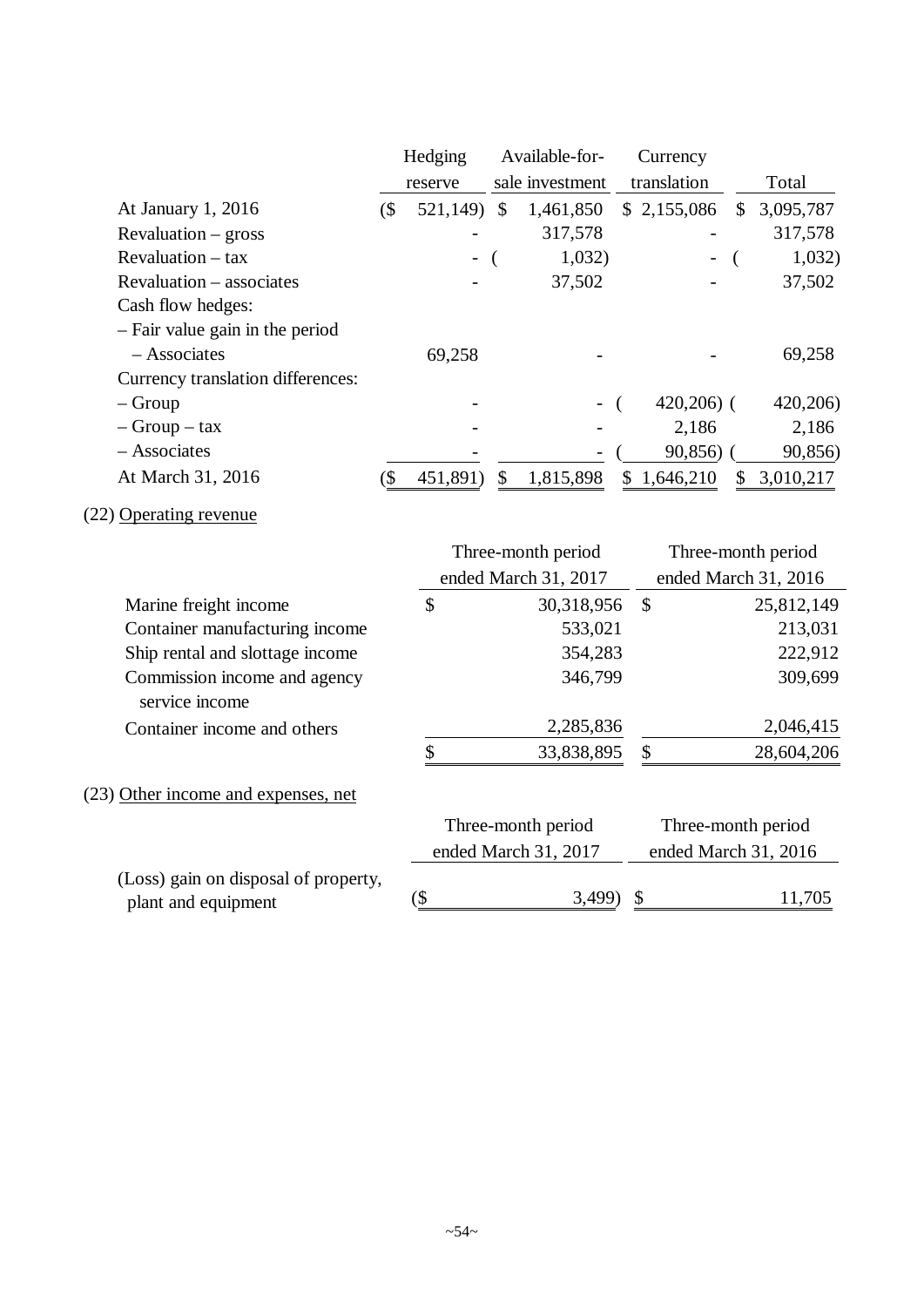| | Hedging reserve | Available-for-sale investment | Currency translation | Total |
|---|---|---|---|---|
| At January 1, 2016 | ($ 521,149) | $ 1,461,850 | $ 2,155,086 | $ 3,095,787 |
| Revaluation – gross | - | 317,578 | - | 317,578 |
| Revaluation – tax | - | ( 1,032) | - | ( 1,032) |
| Revaluation – associates | - | 37,502 | - | 37,502 |
| Cash flow hedges: | | | | |
| – Fair value gain in the period | | | | |
| – Associates | 69,258 | - | - | 69,258 |
| Currency translation differences: | | | | |
| – Group | - | - | ( 420,206) | ( 420,206) |
| – Group – tax | - | - | 2,186 | 2,186 |
| – Associates | - | - | ( 90,856) | ( 90,856) |
| At March 31, 2016 | ($ 451,891) | $ 1,815,898 | $ 1,646,210 | $ 3,010,217 |

(22) Operating revenue

| | Three-month period ended March 31, 2017 | Three-month period ended March 31, 2016 |
|---|---|---|
| Marine freight income | $ 30,318,956 | $ 25,812,149 |
| Container manufacturing income | 533,021 | 213,031 |
| Ship rental and slottage income | 354,283 | 222,912 |
| Commission income and agency service income | 346,799 | 309,699 |
| Container income and others | 2,285,836 | 2,046,415 |
| | $ 33,838,895 | $ 28,604,206 |

(23) Other income and expenses, net

| | Three-month period ended March 31, 2017 | Three-month period ended March 31, 2016 |
|---|---|---|
| (Loss) gain on disposal of property, plant and equipment | ($ 3,499) | $ 11,705 |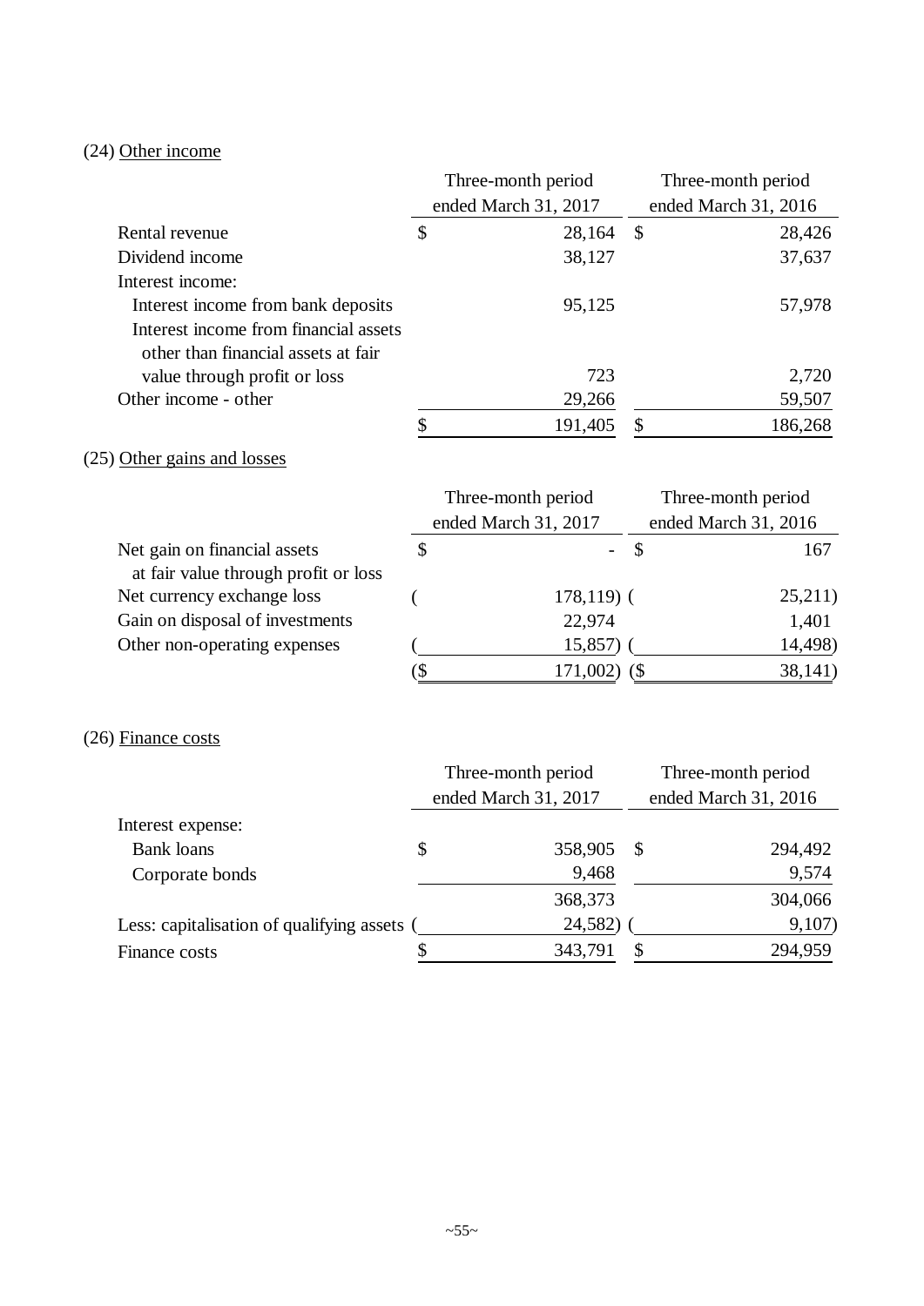(24) Other income

| | Three-month period ended March 31, 2017 | Three-month period ended March 31, 2016 |
|---|---|---|
| Rental revenue | $ 28,164 | $ 28,426 |
| Dividend income | 38,127 | 37,637 |
| Interest income: | | |
| Interest income from bank deposits | 95,125 | 57,978 |
| Interest income from financial assets other than financial assets at fair value through profit or loss | 723 | 2,720 |
| Other income - other | 29,266 | 59,507 |
| | $ 191,405 | $ 186,268 |

(25) Other gains and losses

| | Three-month period ended March 31, 2017 | Three-month period ended March 31, 2016 |
|---|---|---|
| Net gain on financial assets at fair value through profit or loss | $ - | $ 167 |
| Net currency exchange loss | ( 178,119) | ( 25,211) |
| Gain on disposal of investments | 22,974 | 1,401 |
| Other non-operating expenses | ( 15,857) | ( 14,498) |
| | ($ 171,002) | ($ 38,141) |

(26) Finance costs

| | Three-month period ended March 31, 2017 | Three-month period ended March 31, 2016 |
|---|---|---|
| Interest expense: | | |
| Bank loans | $ 358,905 | $ 294,492 |
| Corporate bonds | 9,468 | 9,574 |
| | 368,373 | 304,066 |
| Less: capitalisation of qualifying assets | ( 24,582) | ( 9,107) |
| Finance costs | $ 343,791 | $ 294,959 |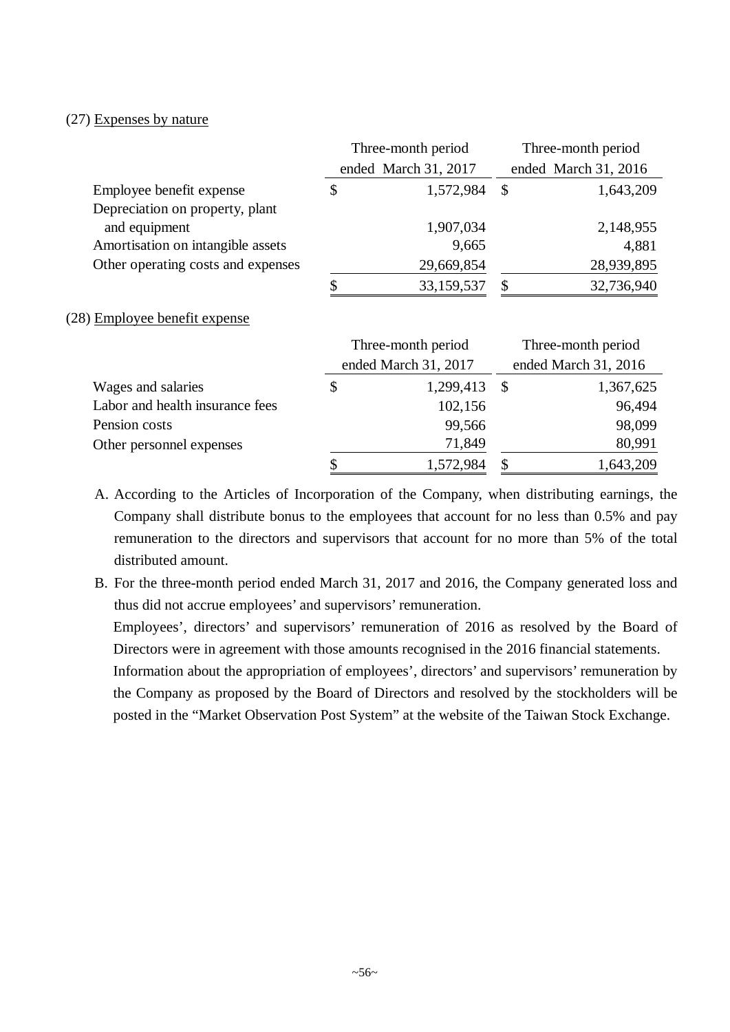(27) Expenses by nature

| | Three-month period ended March 31, 2017 | Three-month period ended March 31, 2016 |
|---|---|---|
| Employee benefit expense | $ 1,572,984 | $ 1,643,209 |
| Depreciation on property, plant and equipment | 1,907,034 | 2,148,955 |
| Amortisation on intangible assets | 9,665 | 4,881 |
| Other operating costs and expenses | 29,669,854 | 28,939,895 |
| | $ 33,159,537 | $ 32,736,940 |

(28) Employee benefit expense

| | Three-month period ended March 31, 2017 | Three-month period ended March 31, 2016 |
|---|---|---|
| Wages and salaries | $ 1,299,413 | $ 1,367,625 |
| Labor and health insurance fees | 102,156 | 96,494 |
| Pension costs | 99,566 | 98,099 |
| Other personnel expenses | 71,849 | 80,991 |
| | $ 1,572,984 | $ 1,643,209 |

A. According to the Articles of Incorporation of the Company, when distributing earnings, the Company shall distribute bonus to the employees that account for no less than 0.5% and pay remuneration to the directors and supervisors that account for no more than 5% of the total distributed amount.

B. For the three-month period ended March 31, 2017 and 2016, the Company generated loss and thus did not accrue employees' and supervisors' remuneration.

   Employees', directors' and supervisors' remuneration of 2016 as resolved by the Board of Directors were in agreement with those amounts recognised in the 2016 financial statements.

   Information about the appropriation of employees', directors' and supervisors' remuneration by the Company as proposed by the Board of Directors and resolved by the stockholders will be posted in the "Market Observation Post System" at the website of the Taiwan Stock Exchange.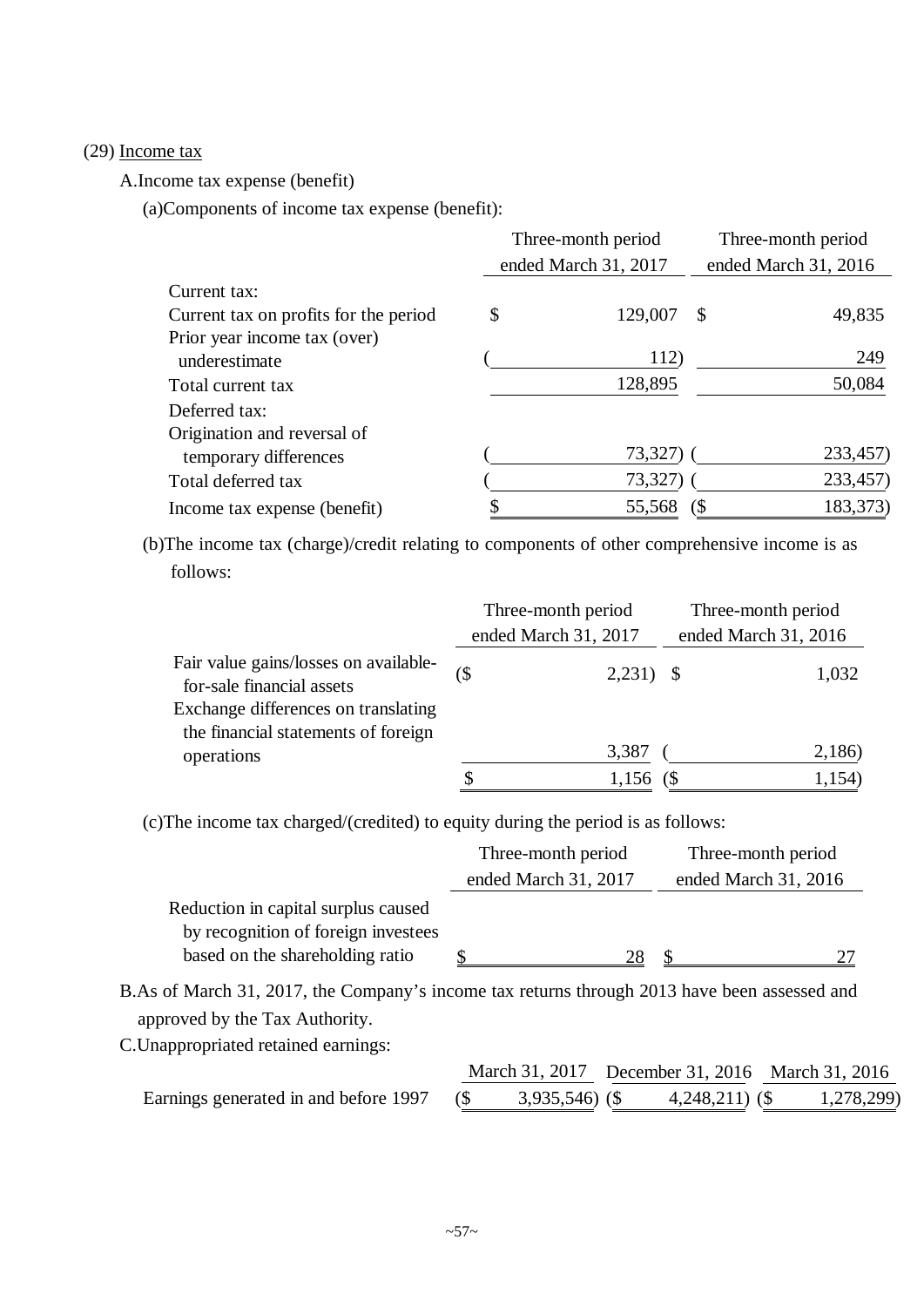(29) Income tax

A.Income tax expense (benefit)

(a)Components of income tax expense (benefit):

| | Three-month period ended March 31, 2017 | Three-month period ended March 31, 2016 |
|---|---|---|
| Current tax: | | |
| Current tax on profits for the period | $ 129,007 | $ 49,835 |
| Prior year income tax (over) underestimate | ( 112) | 249 |
| Total current tax | 128,895 | 50,084 |
| Deferred tax: | | |
| Origination and reversal of temporary differences | ( 73,327) | ( 233,457) |
| Total deferred tax | ( 73,327) | ( 233,457) |
| Income tax expense (benefit) | $ 55,568 | ($ 183,373) |

(b)The income tax (charge)/credit relating to components of other comprehensive income is as follows:

| | Three-month period ended March 31, 2017 | Three-month period ended March 31, 2016 |
|---|---|---|
| Fair value gains/losses on available-for-sale financial assets | ($ 2,231) | $ 1,032 |
| Exchange differences on translating the financial statements of foreign operations | 3,387 | ( 2,186) |
| | $ 1,156 | ($ 1,154) |

(c)The income tax charged/(credited) to equity during the period is as follows:

| | Three-month period ended March 31, 2017 | Three-month period ended March 31, 2016 |
|---|---|---|
| Reduction in capital surplus caused by recognition of foreign investees based on the shareholding ratio | $ 28 | $ 27 |

B.As of March 31, 2017, the Company's income tax returns through 2013 have been assessed and approved by the Tax Authority.

C.Unappropriated retained earnings:

| | March 31, 2017 | December 31, 2016 | March 31, 2016 |
|---|---|---|---|
| Earnings generated in and before 1997 | ($ 3,935,546) | ($ 4,248,211) | ($ 1,278,299) |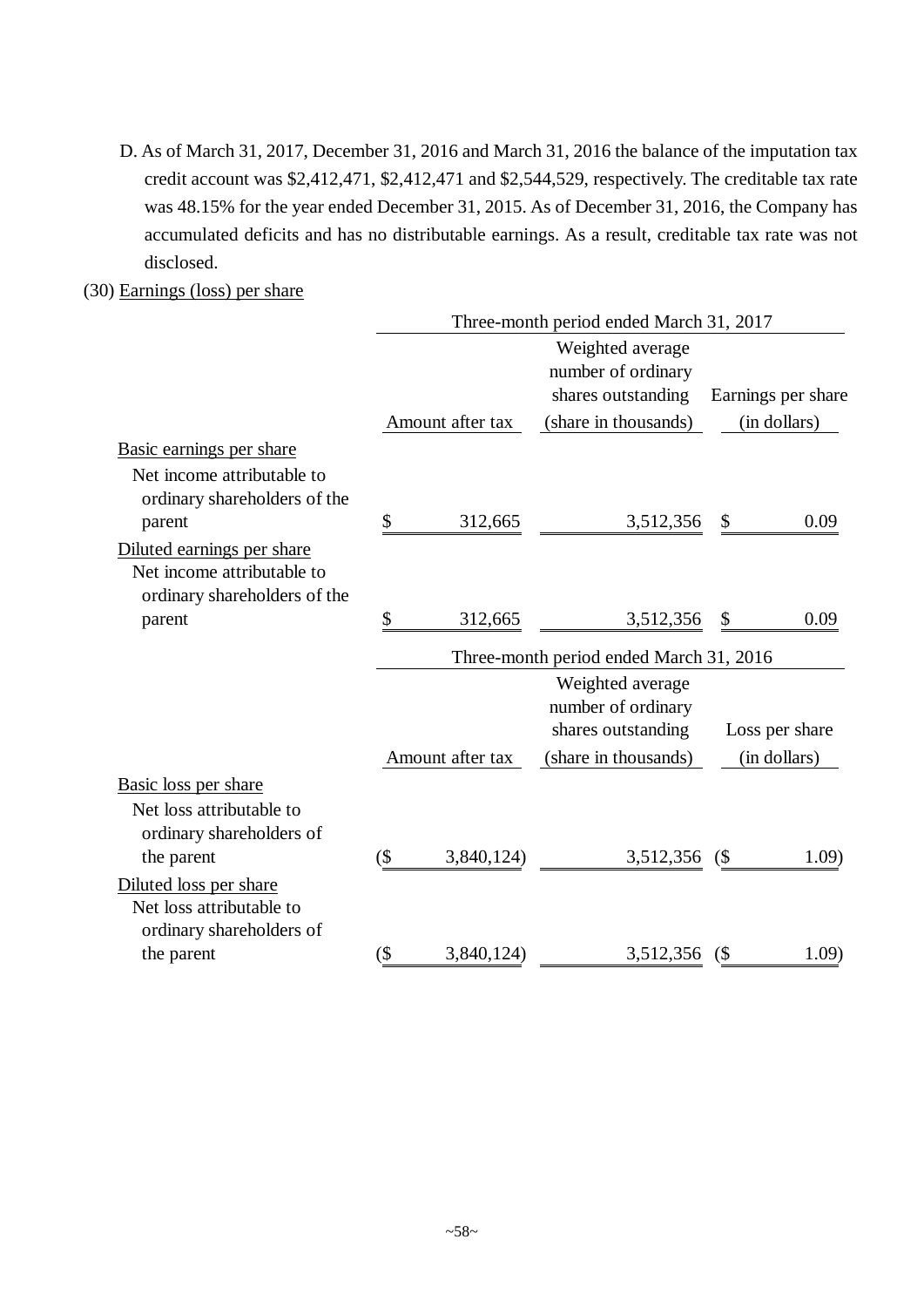D. As of March 31, 2017, December 31, 2016 and March 31, 2016 the balance of the imputation tax credit account was $2,412,471, $2,412,471 and $2,544,529, respectively. The creditable tax rate was 48.15% for the year ended December 31, 2015. As of December 31, 2016, the Company has accumulated deficits and has no distributable earnings. As a result, creditable tax rate was not disclosed.

(30) Earnings (loss) per share

| | Three-month period ended March 31, 2017 | | |
|---|---|---|---|
| | Amount after tax | Weighted average number of ordinary shares outstanding (share in thousands) | Earnings per share (in dollars) |
| Basic earnings per share | | | |
| Net income attributable to ordinary shareholders of the parent | $ 312,665 | 3,512,356 | $ 0.09 |
| Diluted earnings per share | | | |
| Net income attributable to ordinary shareholders of the parent | $ 312,665 | 3,512,356 | $ 0.09 |

| | Three-month period ended March 31, 2016 | | |
|---|---|---|---|
| | Amount after tax | Weighted average number of ordinary shares outstanding (share in thousands) | Loss per share (in dollars) |
| Basic loss per share | | | |
| Net loss attributable to ordinary shareholders of the parent | ($ 3,840,124) | 3,512,356 | ($ 1.09) |
| Diluted loss per share | | | |
| Net loss attributable to ordinary shareholders of the parent | ($ 3,840,124) | 3,512,356 | ($ 1.09) |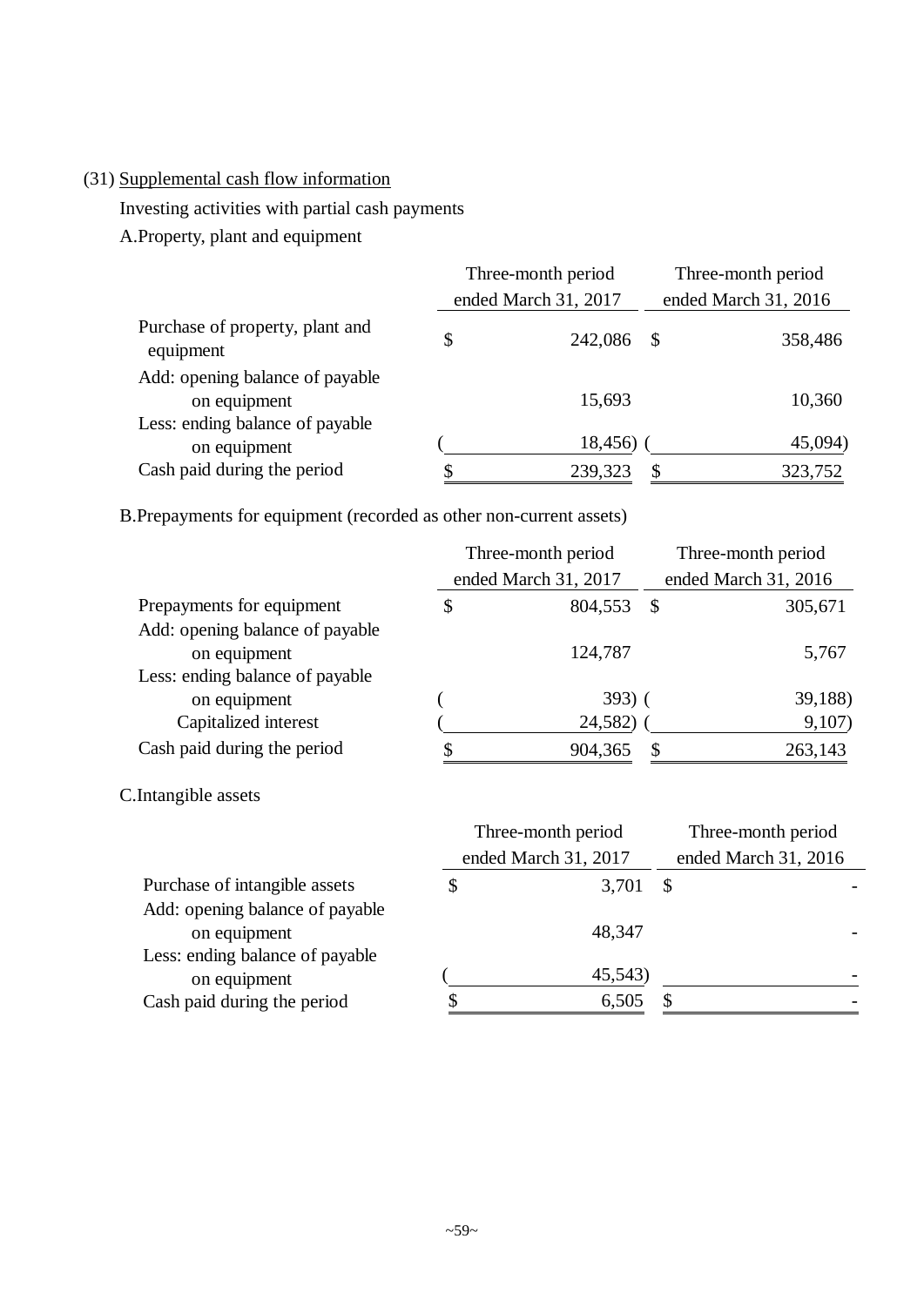(31) Supplemental cash flow information

Investing activities with partial cash payments

A.Property, plant and equipment

| | Three-month period ended March 31, 2017 | Three-month period ended March 31, 2016 |
|---|---|---|
| Purchase of property, plant and equipment | $ 242,086 | $ 358,486 |
| Add: opening balance of payable on equipment | 15,693 | 10,360 |
| Less: ending balance of payable on equipment | ( 18,456) | ( 45,094) |
| Cash paid during the period | $ 239,323 | $ 323,752 |

B.Prepayments for equipment (recorded as other non-current assets)

| | Three-month period ended March 31, 2017 | Three-month period ended March 31, 2016 |
|---|---|---|
| Prepayments for equipment | $ 804,553 | $ 305,671 |
| Add: opening balance of payable on equipment | 124,787 | 5,767 |
| Less: ending balance of payable on equipment | ( 393) | ( 39,188) |
| Capitalized interest | ( 24,582) | ( 9,107) |
| Cash paid during the period | $ 904,365 | $ 263,143 |

C.Intangible assets

| | Three-month period ended March 31, 2017 | Three-month period ended March 31, 2016 |
|---|---|---|
| Purchase of intangible assets | $ 3,701 | $ - |
| Add: opening balance of payable on equipment | 48,347 | - |
| Less: ending balance of payable on equipment | ( 45,543) | - |
| Cash paid during the period | $ 6,505 | $ - |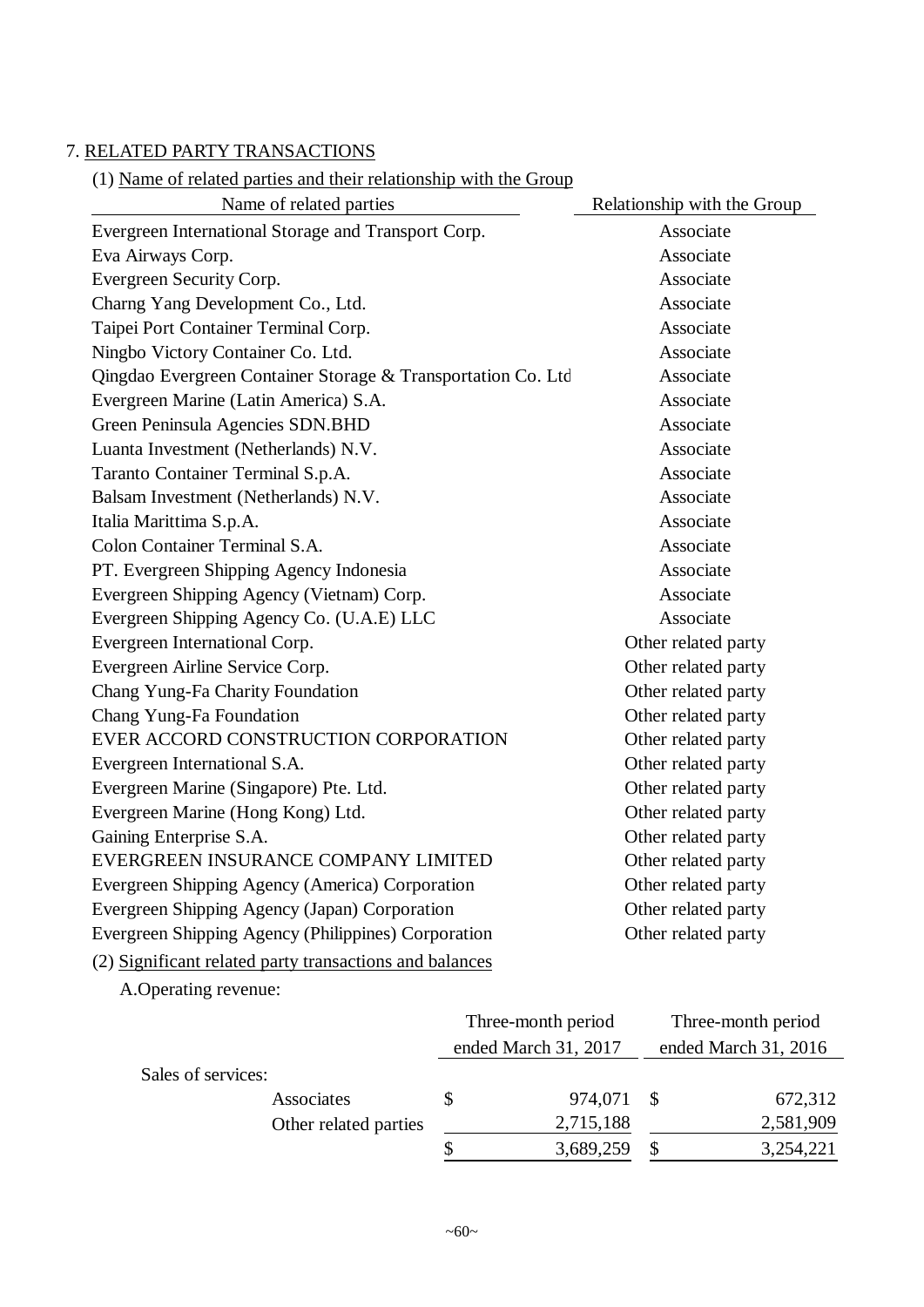## 7. RELATED PARTY TRANSACTIONS

### (1) Name of related parties and their relationship with the Group

| Name of related parties | Relationship with the Group |
|---|---|
| Evergreen International Storage and Transport Corp. | Associate |
| Eva Airways Corp. | Associate |
| Evergreen Security Corp. | Associate |
| Charng Yang Development Co., Ltd. | Associate |
| Taipei Port Container Terminal Corp. | Associate |
| Ningbo Victory Container Co. Ltd. | Associate |
| Qingdao Evergreen Container Storage & Transportation Co. Ltd | Associate |
| Evergreen Marine (Latin America) S.A. | Associate |
| Green Peninsula Agencies SDN.BHD | Associate |
| Luanta Investment (Netherlands) N.V. | Associate |
| Taranto Container Terminal S.p.A. | Associate |
| Balsam Investment (Netherlands) N.V. | Associate |
| Italia Marittima S.p.A. | Associate |
| Colon Container Terminal S.A. | Associate |
| PT. Evergreen Shipping Agency Indonesia | Associate |
| Evergreen Shipping Agency (Vietnam) Corp. | Associate |
| Evergreen Shipping Agency Co. (U.A.E) LLC | Associate |
| Evergreen International Corp. | Other related party |
| Evergreen Airline Service Corp. | Other related party |
| Chang Yung-Fa Charity Foundation | Other related party |
| Chang Yung-Fa Foundation | Other related party |
| EVER ACCORD CONSTRUCTION CORPORATION | Other related party |
| Evergreen International S.A. | Other related party |
| Evergreen Marine (Singapore) Pte. Ltd. | Other related party |
| Evergreen Marine (Hong Kong) Ltd. | Other related party |
| Gaining Enterprise S.A. | Other related party |
| EVERGREEN INSURANCE COMPANY LIMITED | Other related party |
| Evergreen Shipping Agency (America) Corporation | Other related party |
| Evergreen Shipping Agency (Japan) Corporation | Other related party |
| Evergreen Shipping Agency (Philippines) Corporation | Other related party |

### (2) Significant related party transactions and balances

A.Operating revenue:

| | Three-month period ended March 31, 2017 | Three-month period ended March 31, 2016 |
|---|---|---|
| Sales of services: | | |
| Associates | $ 974,071 | $ 672,312 |
| Other related parties | 2,715,188 | 2,581,909 |
| | $ 3,689,259 | $ 3,254,221 |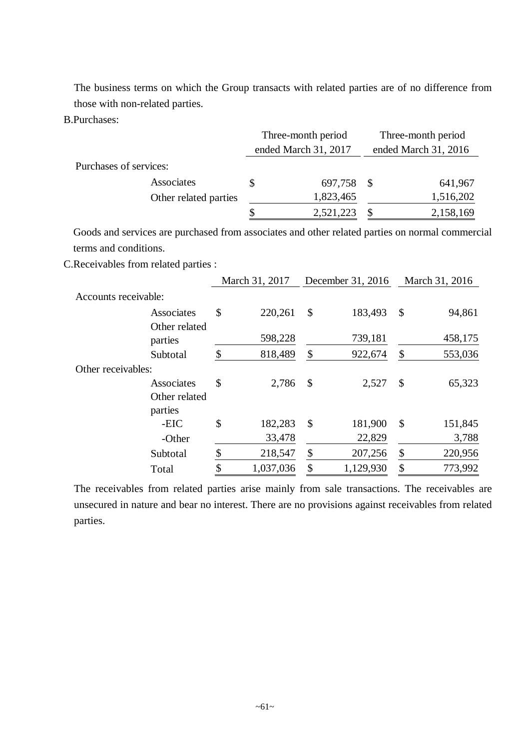The business terms on which the Group transacts with related parties are of no difference from those with non-related parties.

B.Purchases:

| | Three-month period ended March 31, 2017 | Three-month period ended March 31, 2016 |
|---|---|---|
| Purchases of services: | | |
| Associates | $ 697,758 | $ 641,967 |
| Other related parties | 1,823,465 | 1,516,202 |
| | $ 2,521,223 | $ 2,158,169 |

Goods and services are purchased from associates and other related parties on normal commercial terms and conditions.

C.Receivables from related parties :

| | March 31, 2017 | December 31, 2016 | March 31, 2016 |
|---|---|---|---|
| Accounts receivable: | | | |
| Associates | $ 220,261 | $ 183,493 | $ 94,861 |
| Other related parties | 598,228 | 739,181 | 458,175 |
| Subtotal | $ 818,489 | $ 922,674 | $ 553,036 |
| Other receivables: | | | |
| Associates | $ 2,786 | $ 2,527 | $ 65,323 |
| Other related parties | | | |
| -EIC | $ 182,283 | $ 181,900 | $ 151,845 |
| -Other | 33,478 | 22,829 | 3,788 |
| Subtotal | $ 218,547 | $ 207,256 | $ 220,956 |
| Total | $ 1,037,036 | $ 1,129,930 | $ 773,992 |

The receivables from related parties arise mainly from sale transactions. The receivables are unsecured in nature and bear no interest. There are no provisions against receivables from related parties.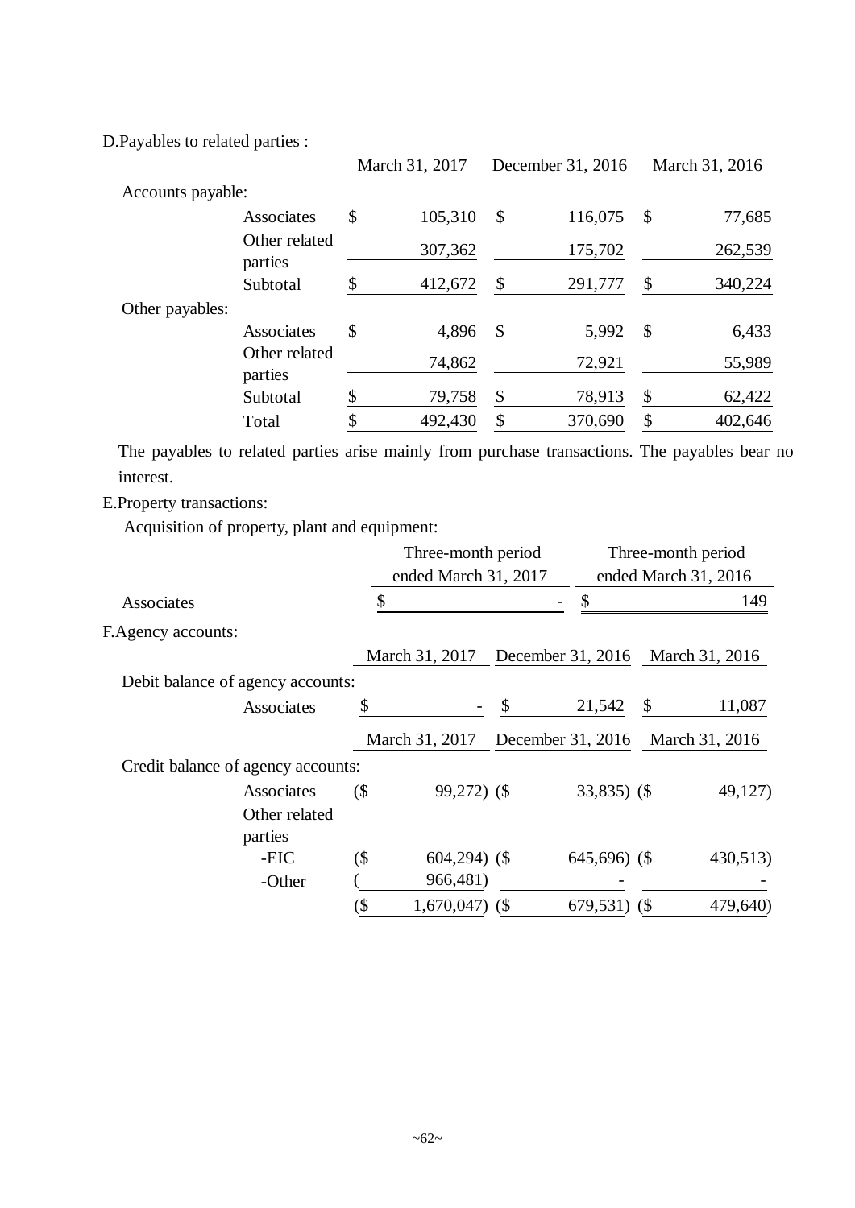D.Payables to related parties :

| | | March 31, 2017 | December 31, 2016 | March 31, 2016 |
|---|---|---|---|---|
| Accounts payable: | | | | |
| | Associates | $ 105,310 | $ 116,075 | $ 77,685 |
| | Other related parties | 307,362 | 175,702 | 262,539 |
| | Subtotal | $ 412,672 | $ 291,777 | $ 340,224 |
| Other payables: | | | | |
| | Associates | $ 4,896 | $ 5,992 | $ 6,433 |
| | Other related parties | 74,862 | 72,921 | 55,989 |
| | Subtotal | $ 79,758 | $ 78,913 | $ 62,422 |
| | Total | $ 492,430 | $ 370,690 | $ 402,646 |

The payables to related parties arise mainly from purchase transactions. The payables bear no interest.

E.Property transactions:

Acquisition of property, plant and equipment:

| | Three-month period ended March 31, 2017 | Three-month period ended March 31, 2016 |
|---|---|---|
| Associates | $ - | $ 149 |

F.Agency accounts:

| | | March 31, 2017 | December 31, 2016 | March 31, 2016 |
|---|---|---|---|---|
| Debit balance of agency accounts: | | | | |
| | Associates | $ - | $ 21,542 | $ 11,087 |

| | | March 31, 2017 | December 31, 2016 | March 31, 2016 |
|---|---|---|---|---|
| Credit balance of agency accounts: | | | | |
| | Associates | ($ 99,272) | ($ 33,835) | ($ 49,127) |
| | Other related parties | | | |
| | -EIC | ($ 604,294) | ($ 645,696) | ($ 430,513) |
| | -Other | ( 966,481) | - | - |
| | | ($ 1,670,047) | ($ 679,531) | ($ 479,640) |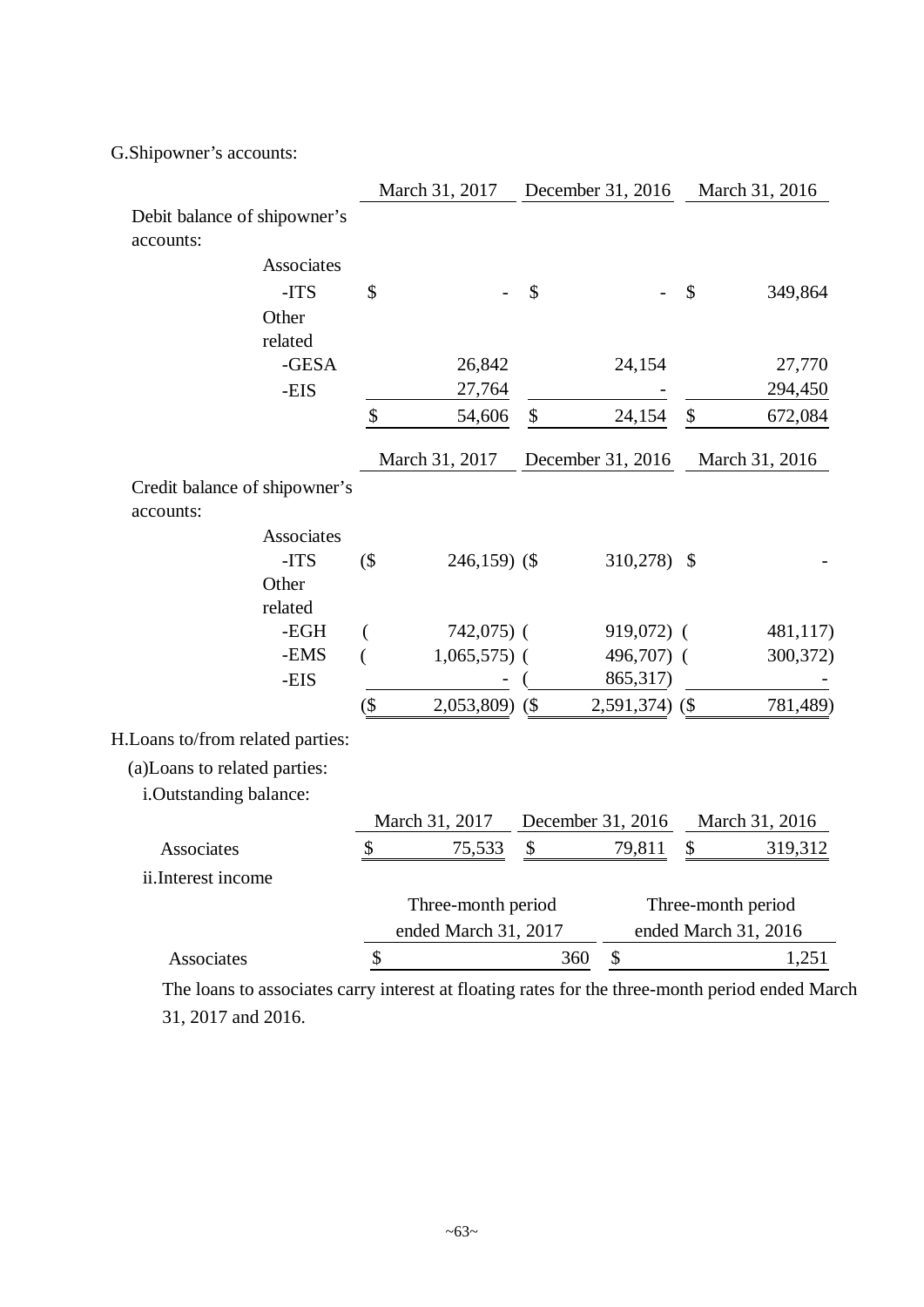G.Shipowner's accounts:

| | March 31, 2017 | December 31, 2016 | March 31, 2016 |
|---|---|---|---|
| Debit balance of shipowner's accounts: | | | |
| Associates | | | |
| -ITS | $ - | $ - | $ 349,864 |
| Other related | | | |
| -GESA | 26,842 | 24,154 | 27,770 |
| -EIS | 27,764 | - | 294,450 |
| | $ 54,606 | $ 24,154 | $ 672,084 |

| | March 31, 2017 | December 31, 2016 | March 31, 2016 |
|---|---|---|---|
| Credit balance of shipowner's accounts: | | | |
| Associates | | | |
| -ITS | ($ 246,159) | ($ 310,278) | $ - |
| Other related | | | |
| -EGH | ( 742,075) | ( 919,072) | ( 481,117) |
| -EMS | ( 1,065,575) | ( 496,707) | ( 300,372) |
| -EIS | - | ( 865,317) | - |
| | ($ 2,053,809) | ($ 2,591,374) | ($ 781,489) |

H.Loans to/from related parties:

(a)Loans to related parties:

i.Outstanding balance:

| | March 31, 2017 | December 31, 2016 | March 31, 2016 |
|---|---|---|---|
| Associates | $ 75,533 | $ 79,811 | $ 319,312 |

ii.Interest income

| | Three-month period ended March 31, 2017 | Three-month period ended March 31, 2016 |
|---|---|---|
| Associates | $ 360 | $ 1,251 |

The loans to associates carry interest at floating rates for the three-month period ended March 31, 2017 and 2016.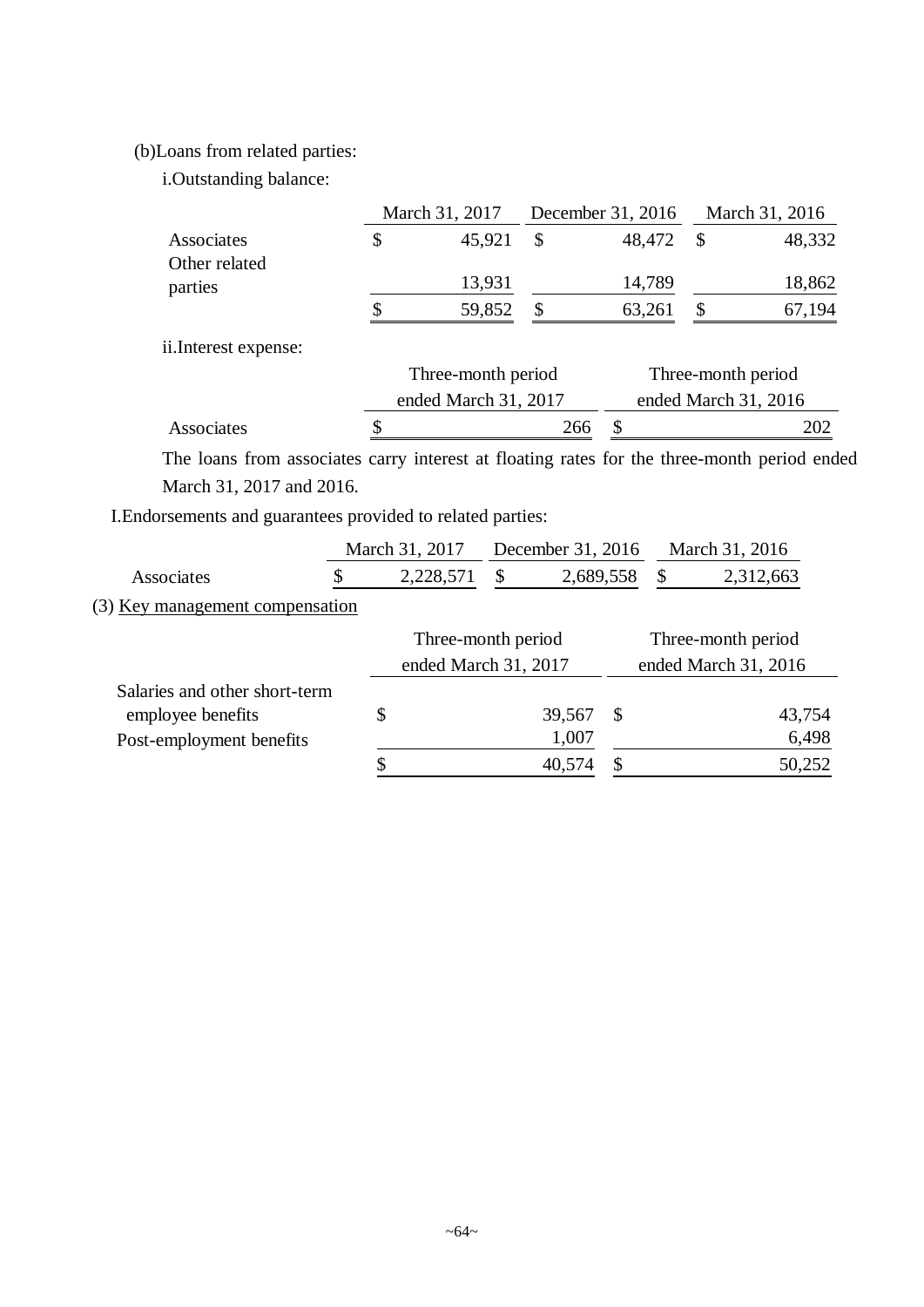(b)Loans from related parties:

i.Outstanding balance:

| | March 31, 2017 | December 31, 2016 | March 31, 2016 |
|---|---|---|---|
| Associates | $ 45,921 | $ 48,472 | $ 48,332 |
| Other related parties | 13,931 | 14,789 | 18,862 |
| | $ 59,852 | $ 63,261 | $ 67,194 |

ii.Interest expense:

| | Three-month period ended March 31, 2017 | Three-month period ended March 31, 2016 |
|---|---|---|
| Associates | $ 266 | $ 202 |

The loans from associates carry interest at floating rates for the three-month period ended March 31, 2017 and 2016.

I.Endorsements and guarantees provided to related parties:

| | March 31, 2017 | December 31, 2016 | March 31, 2016 |
|---|---|---|---|
| Associates | $ 2,228,571 | $ 2,689,558 | $ 2,312,663 |

(3) Key management compensation

| | Three-month period ended March 31, 2017 | Three-month period ended March 31, 2016 |
|---|---|---|
| Salaries and other short-term employee benefits | $ 39,567 | $ 43,754 |
| Post-employment benefits | 1,007 | 6,498 |
| | $ 40,574 | $ 50,252 |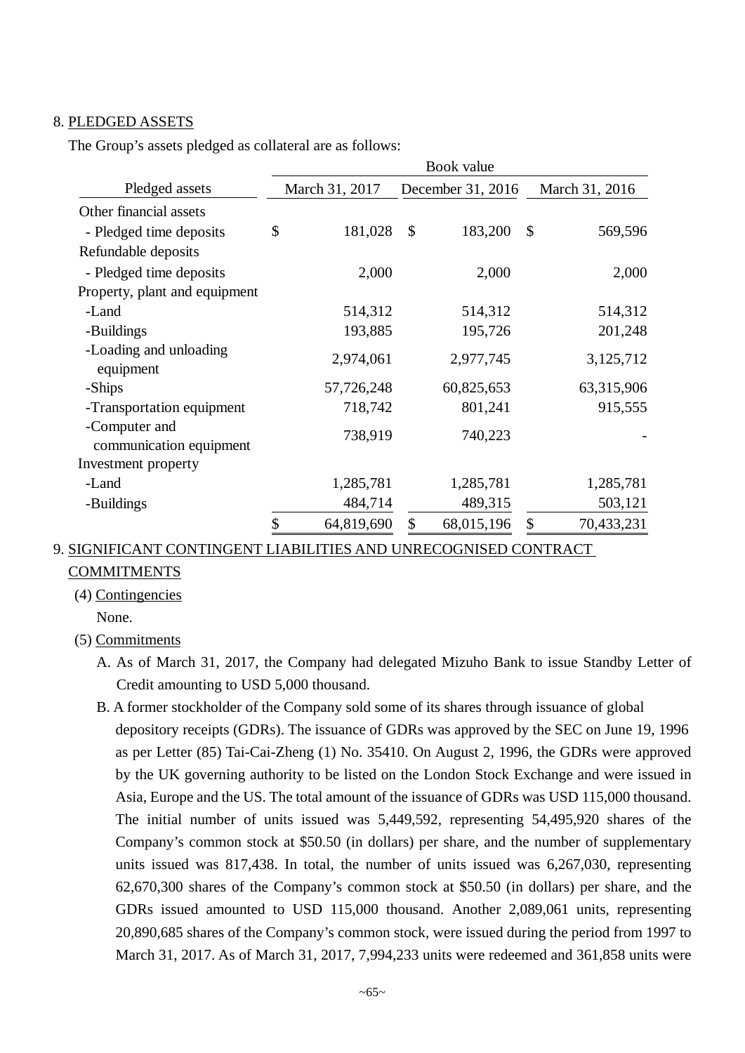8. PLEDGED ASSETS

The Group's assets pledged as collateral are as follows:

| Pledged assets | Book value | | |
|---|---|---|---|
| | March 31, 2017 | December 31, 2016 | March 31, 2016 |
| Other financial assets | | | |
| - Pledged time deposits | $ 181,028 | $ 183,200 | $ 569,596 |
| Refundable deposits | | | |
| - Pledged time deposits | 2,000 | 2,000 | 2,000 |
| Property, plant and equipment | | | |
| -Land | 514,312 | 514,312 | 514,312 |
| -Buildings | 193,885 | 195,726 | 201,248 |
| -Loading and unloading equipment | 2,974,061 | 2,977,745 | 3,125,712 |
| -Ships | 57,726,248 | 60,825,653 | 63,315,906 |
| -Transportation equipment | 718,742 | 801,241 | 915,555 |
| -Computer and communication equipment | 738,919 | 740,223 | - |
| Investment property | | | |
| -Land | 1,285,781 | 1,285,781 | 1,285,781 |
| -Buildings | 484,714 | 489,315 | 503,121 |
| | $ 64,819,690 | $ 68,015,196 | $ 70,433,231 |

9. SIGNIFICANT CONTINGENT LIABILITIES AND UNRECOGNISED CONTRACT COMMITMENTS

(4) Contingencies

None.

(5) Commitments

A. As of March 31, 2017, the Company had delegated Mizuho Bank to issue Standby Letter of Credit amounting to USD 5,000 thousand.

B. A former stockholder of the Company sold some of its shares through issuance of global depository receipts (GDRs). The issuance of GDRs was approved by the SEC on June 19, 1996 as per Letter (85) Tai-Cai-Zheng (1) No. 35410. On August 2, 1996, the GDRs were approved by the UK governing authority to be listed on the London Stock Exchange and were issued in Asia, Europe and the US. The total amount of the issuance of GDRs was USD 115,000 thousand. The initial number of units issued was 5,449,592, representing 54,495,920 shares of the Company's common stock at $50.50 (in dollars) per share, and the number of supplementary units issued was 817,438. In total, the number of units issued was 6,267,030, representing 62,670,300 shares of the Company's common stock at $50.50 (in dollars) per share, and the GDRs issued amounted to USD 115,000 thousand. Another 2,089,061 units, representing 20,890,685 shares of the Company's common stock, were issued during the period from 1997 to March 31, 2017. As of March 31, 2017, 7,994,233 units were redeemed and 361,858 units were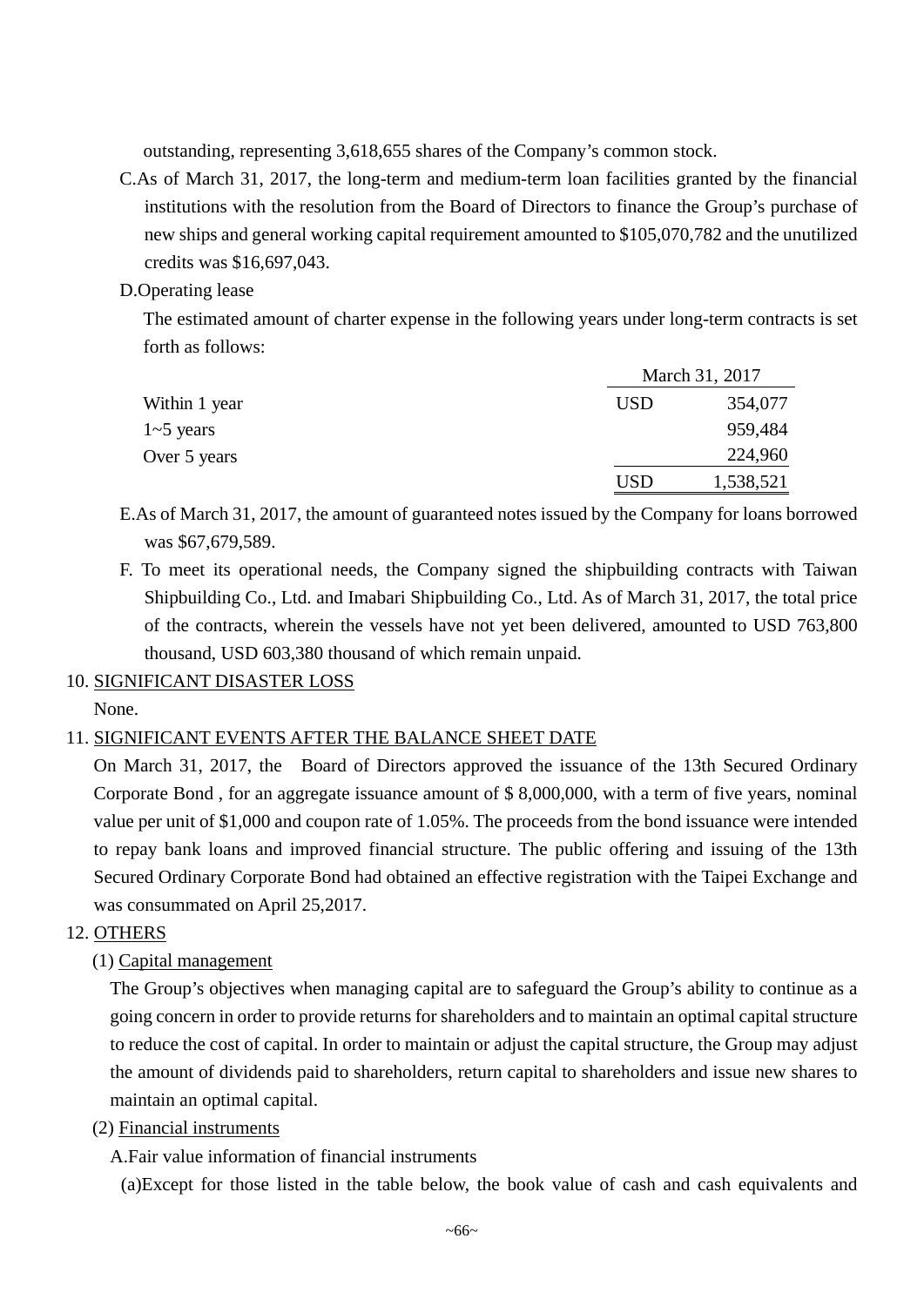outstanding, representing 3,618,655 shares of the Company's common stock.

C.As of March 31, 2017, the long-term and medium-term loan facilities granted by the financial institutions with the resolution from the Board of Directors to finance the Group's purchase of new ships and general working capital requirement amounted to $105,070,782 and the unutilized credits was $16,697,043.

D.Operating lease

The estimated amount of charter expense in the following years under long-term contracts is set forth as follows:

| | March 31, 2017 | |
|---|---|---|
| Within 1 year | USD | 354,077 |
| 1~5 years | | 959,484 |
| Over 5 years | | 224,960 |
| | USD | 1,538,521 |

E.As of March 31, 2017, the amount of guaranteed notes issued by the Company for loans borrowed was $67,679,589.

F. To meet its operational needs, the Company signed the shipbuilding contracts with Taiwan Shipbuilding Co., Ltd. and Imabari Shipbuilding Co., Ltd. As of March 31, 2017, the total price of the contracts, wherein the vessels have not yet been delivered, amounted to USD 763,800 thousand, USD 603,380 thousand of which remain unpaid.

10. SIGNIFICANT DISASTER LOSS

None.

11. SIGNIFICANT EVENTS AFTER THE BALANCE SHEET DATE

On March 31, 2017, the Board of Directors approved the issuance of the 13th Secured Ordinary Corporate Bond , for an aggregate issuance amount of $ 8,000,000, with a term of five years, nominal value per unit of $1,000 and coupon rate of 1.05%. The proceeds from the bond issuance were intended to repay bank loans and improved financial structure. The public offering and issuing of the 13th Secured Ordinary Corporate Bond had obtained an effective registration with the Taipei Exchange and was consummated on April 25,2017.

12. OTHERS

(1) Capital management

The Group's objectives when managing capital are to safeguard the Group's ability to continue as a going concern in order to provide returns for shareholders and to maintain an optimal capital structure to reduce the cost of capital. In order to maintain or adjust the capital structure, the Group may adjust the amount of dividends paid to shareholders, return capital to shareholders and issue new shares to maintain an optimal capital.

(2) Financial instruments

A.Fair value information of financial instruments

(a)Except for those listed in the table below, the book value of cash and cash equivalents and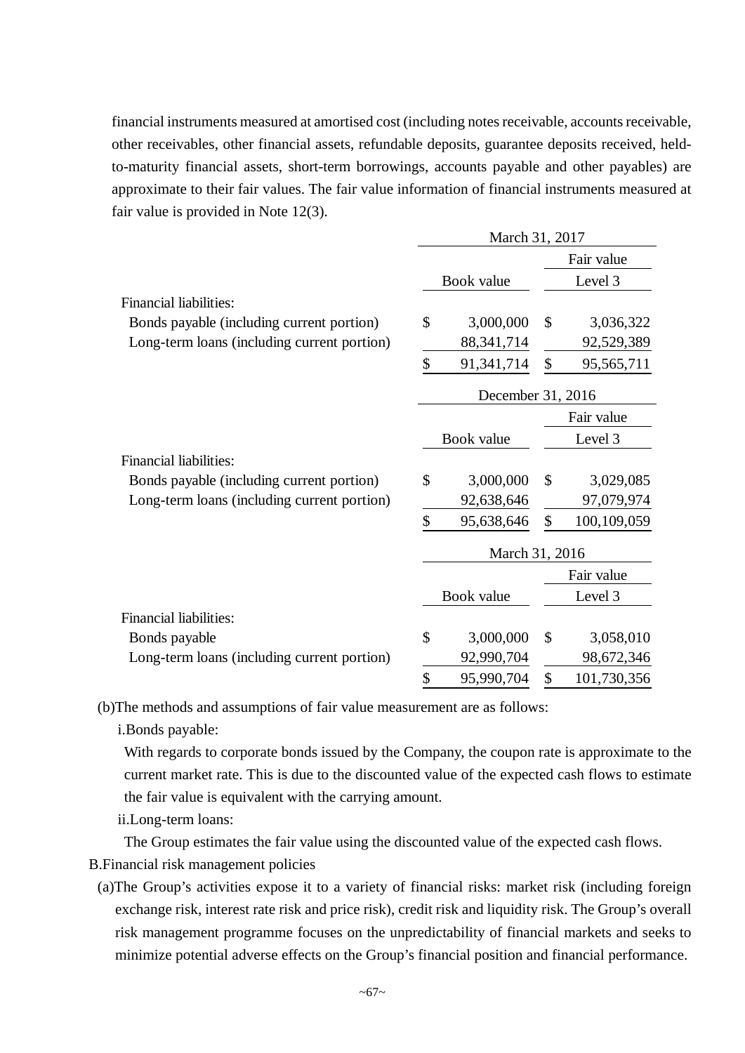financial instruments measured at amortised cost (including notes receivable, accounts receivable, other receivables, other financial assets, refundable deposits, guarantee deposits received, held-to-maturity financial assets, short-term borrowings, accounts payable and other payables) are approximate to their fair values. The fair value information of financial instruments measured at fair value is provided in Note 12(3).

| | March 31, 2017 | |
|---|---|---|
| | | Fair value |
| | Book value | Level 3 |
| Financial liabilities: | | |
| Bonds payable (including current portion) | $ 3,000,000 | $ 3,036,322 |
| Long-term loans (including current portion) | 88,341,714 | 92,529,389 |
| | $ 91,341,714 | $ 95,565,711 |

| | December 31, 2016 | |
|---|---|---|
| | | Fair value |
| | Book value | Level 3 |
| Financial liabilities: | | |
| Bonds payable (including current portion) | $ 3,000,000 | $ 3,029,085 |
| Long-term loans (including current portion) | 92,638,646 | 97,079,974 |
| | $ 95,638,646 | $ 100,109,059 |

| | March 31, 2016 | |
|---|---|---|
| | | Fair value |
| | Book value | Level 3 |
| Financial liabilities: | | |
| Bonds payable | $ 3,000,000 | $ 3,058,010 |
| Long-term loans (including current portion) | 92,990,704 | 98,672,346 |
| | $ 95,990,704 | $ 101,730,356 |

(b)The methods and assumptions of fair value measurement are as follows:

i.Bonds payable:

With regards to corporate bonds issued by the Company, the coupon rate is approximate to the current market rate. This is due to the discounted value of the expected cash flows to estimate the fair value is equivalent with the carrying amount.

ii.Long-term loans:

The Group estimates the fair value using the discounted value of the expected cash flows.

B.Financial risk management policies

(a)The Group's activities expose it to a variety of financial risks: market risk (including foreign exchange risk, interest rate risk and price risk), credit risk and liquidity risk. The Group's overall risk management programme focuses on the unpredictability of financial markets and seeks to minimize potential adverse effects on the Group's financial position and financial performance.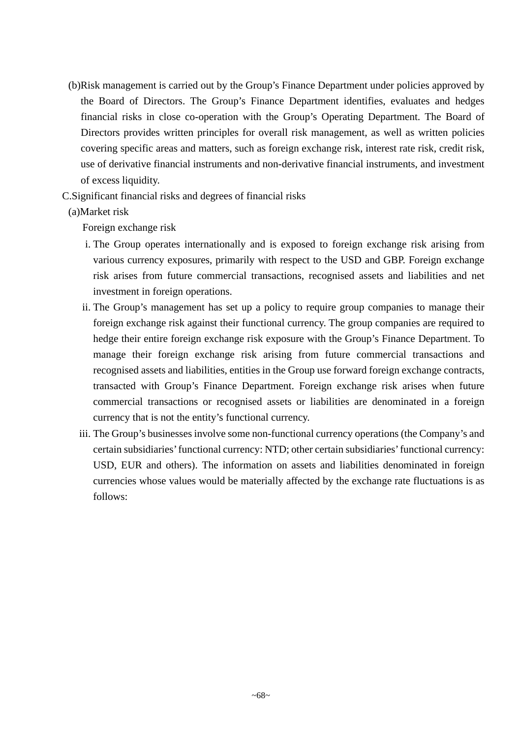(b) Risk management is carried out by the Group's Finance Department under policies approved by the Board of Directors. The Group's Finance Department identifies, evaluates and hedges financial risks in close co-operation with the Group's Operating Department. The Board of Directors provides written principles for overall risk management, as well as written policies covering specific areas and matters, such as foreign exchange risk, interest rate risk, credit risk, use of derivative financial instruments and non-derivative financial instruments, and investment of excess liquidity.

C. Significant financial risks and degrees of financial risks

(a) Market risk

Foreign exchange risk

i. The Group operates internationally and is exposed to foreign exchange risk arising from various currency exposures, primarily with respect to the USD and GBP. Foreign exchange risk arises from future commercial transactions, recognised assets and liabilities and net investment in foreign operations.

ii. The Group's management has set up a policy to require group companies to manage their foreign exchange risk against their functional currency. The group companies are required to hedge their entire foreign exchange risk exposure with the Group's Finance Department. To manage their foreign exchange risk arising from future commercial transactions and recognised assets and liabilities, entities in the Group use forward foreign exchange contracts, transacted with Group's Finance Department. Foreign exchange risk arises when future commercial transactions or recognised assets or liabilities are denominated in a foreign currency that is not the entity's functional currency.

iii. The Group's businesses involve some non-functional currency operations (the Company's and certain subsidiaries' functional currency: NTD; other certain subsidiaries' functional currency: USD, EUR and others). The information on assets and liabilities denominated in foreign currencies whose values would be materially affected by the exchange rate fluctuations is as follows: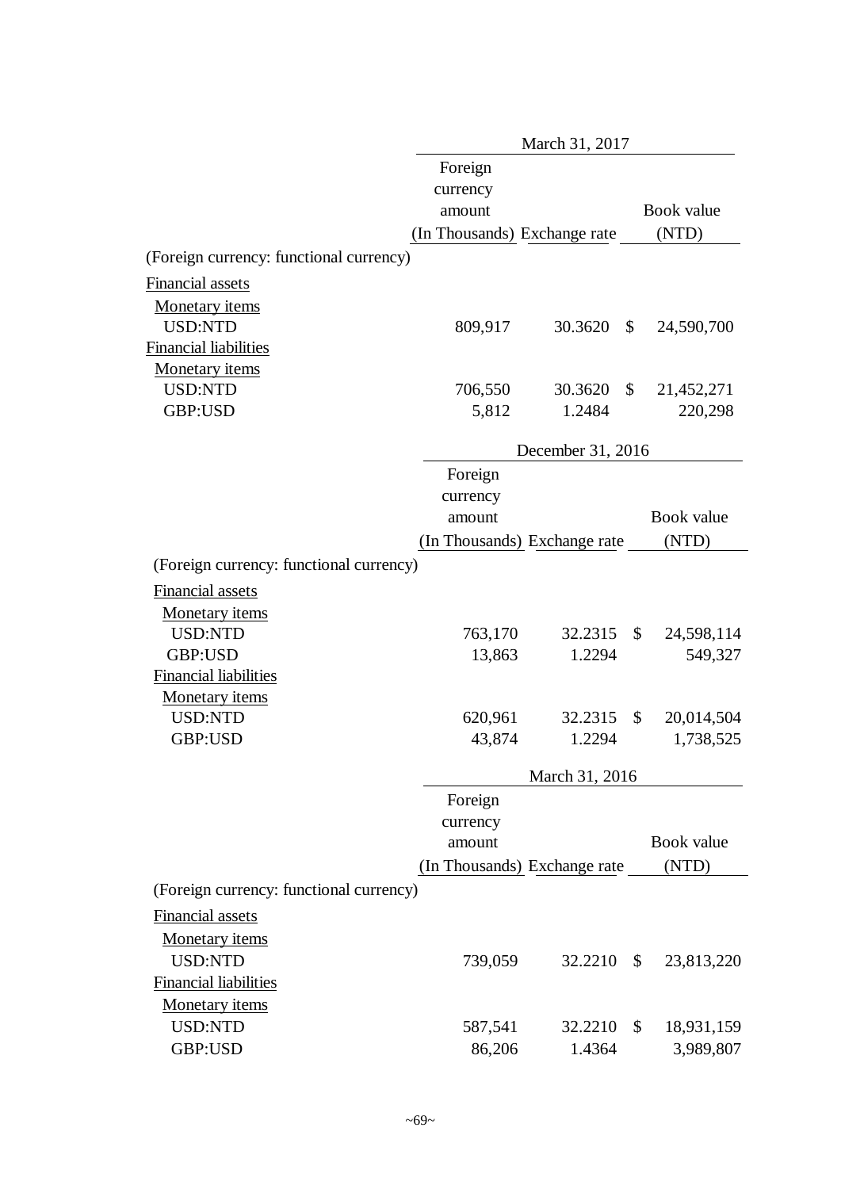| | March 31, 2017 | | |
|---|---|---|---|
| | Foreign currency amount (In Thousands) | Exchange rate | Book value (NTD) |
| (Foreign currency: functional currency) | | | |
| Financial assets | | | |
| Monetary items | | | |
| USD:NTD | 809,917 | 30.3620 | $ 24,590,700 |
| Financial liabilities | | | |
| Monetary items | | | |
| USD:NTD | 706,550 | 30.3620 | $ 21,452,271 |
| GBP:USD | 5,812 | 1.2484 | 220,298 |

| | December 31, 2016 | | |
|---|---|---|---|
| | Foreign currency amount (In Thousands) | Exchange rate | Book value (NTD) |
| (Foreign currency: functional currency) | | | |
| Financial assets | | | |
| Monetary items | | | |
| USD:NTD | 763,170 | 32.2315 | $ 24,598,114 |
| GBP:USD | 13,863 | 1.2294 | 549,327 |
| Financial liabilities | | | |
| Monetary items | | | |
| USD:NTD | 620,961 | 32.2315 | $ 20,014,504 |
| GBP:USD | 43,874 | 1.2294 | 1,738,525 |

| | March 31, 2016 | | |
|---|---|---|---|
| | Foreign currency amount (In Thousands) | Exchange rate | Book value (NTD) |
| (Foreign currency: functional currency) | | | |
| Financial assets | | | |
| Monetary items | | | |
| USD:NTD | 739,059 | 32.2210 | $ 23,813,220 |
| Financial liabilities | | | |
| Monetary items | | | |
| USD:NTD | 587,541 | 32.2210 | $ 18,931,159 |
| GBP:USD | 86,206 | 1.4364 | 3,989,807 |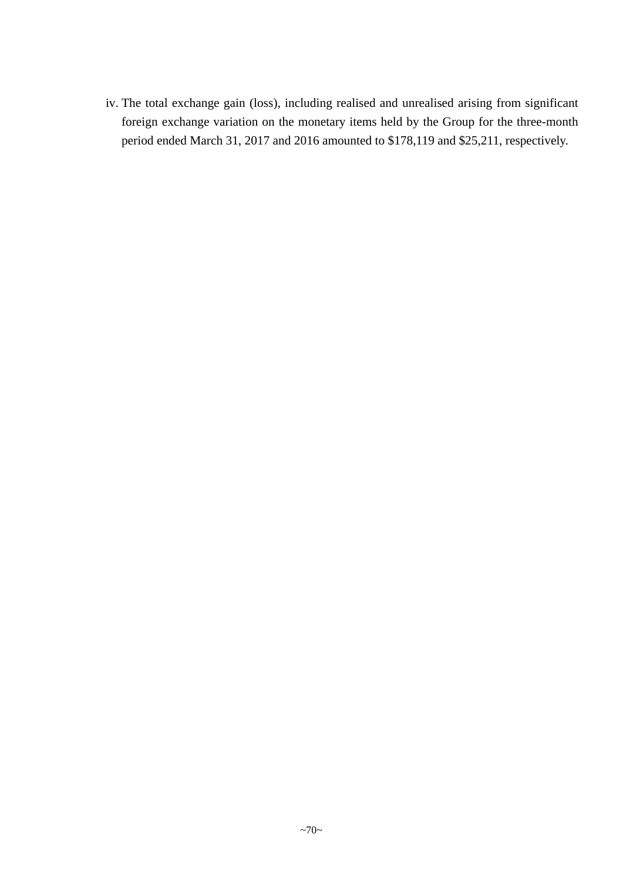iv. The total exchange gain (loss), including realised and unrealised arising from significant foreign exchange variation on the monetary items held by the Group for the three-month period ended March 31, 2017 and 2016 amounted to $178,119 and $25,211, respectively.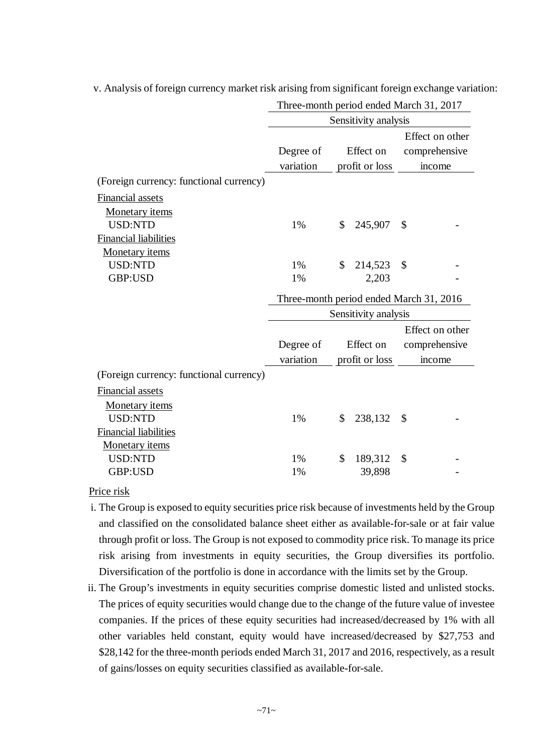v. Analysis of foreign currency market risk arising from significant foreign exchange variation:

| | Three-month period ended March 31, 2017 | | |
|---|---|---|---|
| | Sensitivity analysis | | |
| | Degree of variation | Effect on profit or loss | Effect on other comprehensive income |
| (Foreign currency: functional currency) | | | |
| Financial assets | | | |
| Monetary items | | | |
| USD:NTD | 1% | $ 245,907 | $ - |
| Financial liabilities | | | |
| Monetary items | | | |
| USD:NTD | 1% | $ 214,523 | $ - |
| GBP:USD | 1% | 2,203 | - |

| | Three-month period ended March 31, 2016 | | |
|---|---|---|---|
| | Sensitivity analysis | | |
| | Degree of variation | Effect on profit or loss | Effect on other comprehensive income |
| (Foreign currency: functional currency) | | | |
| Financial assets | | | |
| Monetary items | | | |
| USD:NTD | 1% | $ 238,132 | $ - |
| Financial liabilities | | | |
| Monetary items | | | |
| USD:NTD | 1% | $ 189,312 | $ - |
| GBP:USD | 1% | 39,898 | - |

Price risk

i. The Group is exposed to equity securities price risk because of investments held by the Group and classified on the consolidated balance sheet either as available-for-sale or at fair value through profit or loss. The Group is not exposed to commodity price risk. To manage its price risk arising from investments in equity securities, the Group diversifies its portfolio. Diversification of the portfolio is done in accordance with the limits set by the Group.

ii. The Group's investments in equity securities comprise domestic listed and unlisted stocks. The prices of equity securities would change due to the change of the future value of investee companies. If the prices of these equity securities had increased/decreased by 1% with all other variables held constant, equity would have increased/decreased by $27,753 and $28,142 for the three-month periods ended March 31, 2017 and 2016, respectively, as a result of gains/losses on equity securities classified as available-for-sale.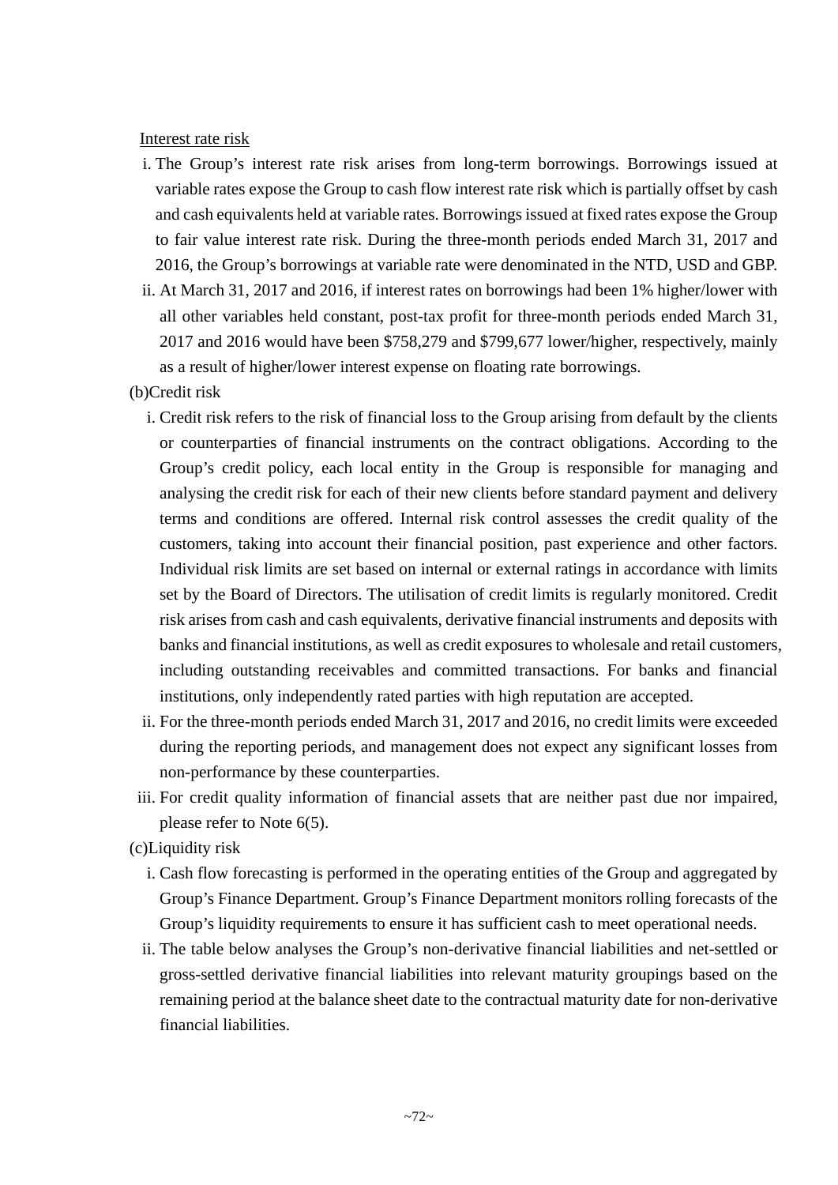Interest rate risk

i. The Group's interest rate risk arises from long-term borrowings. Borrowings issued at variable rates expose the Group to cash flow interest rate risk which is partially offset by cash and cash equivalents held at variable rates. Borrowings issued at fixed rates expose the Group to fair value interest rate risk. During the three-month periods ended March 31, 2017 and 2016, the Group's borrowings at variable rate were denominated in the NTD, USD and GBP.

ii. At March 31, 2017 and 2016, if interest rates on borrowings had been 1% higher/lower with all other variables held constant, post-tax profit for three-month periods ended March 31, 2017 and 2016 would have been $758,279 and $799,677 lower/higher, respectively, mainly as a result of higher/lower interest expense on floating rate borrowings.

(b)Credit risk

i. Credit risk refers to the risk of financial loss to the Group arising from default by the clients or counterparties of financial instruments on the contract obligations. According to the Group's credit policy, each local entity in the Group is responsible for managing and analysing the credit risk for each of their new clients before standard payment and delivery terms and conditions are offered. Internal risk control assesses the credit quality of the customers, taking into account their financial position, past experience and other factors. Individual risk limits are set based on internal or external ratings in accordance with limits set by the Board of Directors. The utilisation of credit limits is regularly monitored. Credit risk arises from cash and cash equivalents, derivative financial instruments and deposits with banks and financial institutions, as well as credit exposures to wholesale and retail customers, including outstanding receivables and committed transactions. For banks and financial institutions, only independently rated parties with high reputation are accepted.

ii. For the three-month periods ended March 31, 2017 and 2016, no credit limits were exceeded during the reporting periods, and management does not expect any significant losses from non-performance by these counterparties.

iii. For credit quality information of financial assets that are neither past due nor impaired, please refer to Note 6(5).

(c)Liquidity risk

i. Cash flow forecasting is performed in the operating entities of the Group and aggregated by Group's Finance Department. Group's Finance Department monitors rolling forecasts of the Group's liquidity requirements to ensure it has sufficient cash to meet operational needs.

ii. The table below analyses the Group's non-derivative financial liabilities and net-settled or gross-settled derivative financial liabilities into relevant maturity groupings based on the remaining period at the balance sheet date to the contractual maturity date for non-derivative financial liabilities.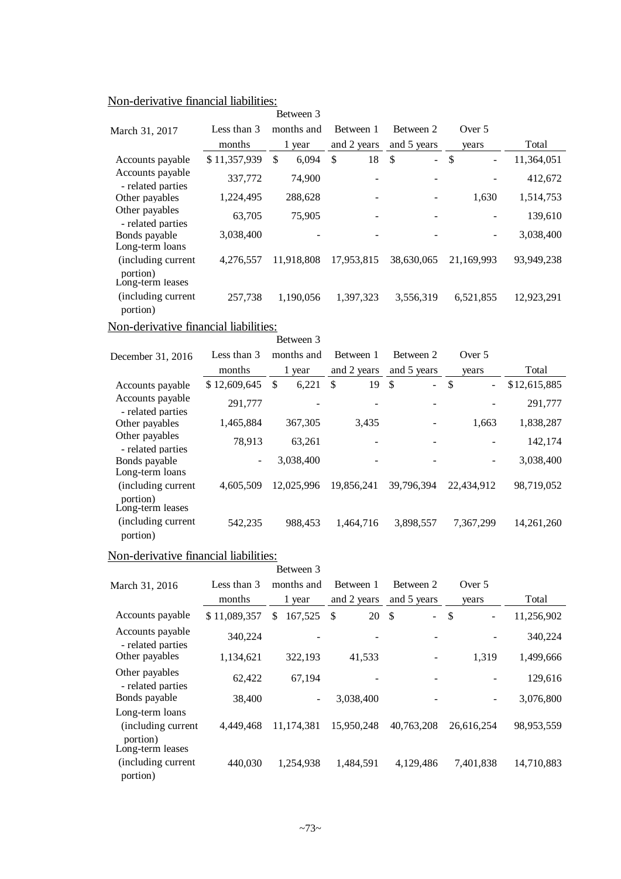Non-derivative financial liabilities:

| March 31, 2017 | Less than 3 months | Between 3 months and 1 year | Between 1 and 2 years | Between 2 and 5 years | Over 5 years | Total |
|---|---|---|---|---|---|---|
| Accounts payable | $ 11,357,939 | $ 6,094 | $ 18 | $ - | $ - | 11,364,051 |
| Accounts payable - related parties | 337,772 | 74,900 | - | - | - | 412,672 |
| Other payables | 1,224,495 | 288,628 | - | - | 1,630 | 1,514,753 |
| Other payables - related parties | 63,705 | 75,905 | - | - | - | 139,610 |
| Bonds payable | 3,038,400 | - | - | - | - | 3,038,400 |
| Long-term loans (including current portion) | 4,276,557 | 11,918,808 | 17,953,815 | 38,630,065 | 21,169,993 | 93,949,238 |
| Long-term leases (including current portion) | 257,738 | 1,190,056 | 1,397,323 | 3,556,319 | 6,521,855 | 12,923,291 |

Non-derivative financial liabilities:

| December 31, 2016 | Less than 3 months | Between 3 months and 1 year | Between 1 and 2 years | Between 2 and 5 years | Over 5 years | Total |
|---|---|---|---|---|---|---|
| Accounts payable | $ 12,609,645 | $ 6,221 | $ 19 | $ - | $ - | $ 12,615,885 |
| Accounts payable - related parties | 291,777 | - | - | - | - | 291,777 |
| Other payables | 1,465,884 | 367,305 | 3,435 | - | 1,663 | 1,838,287 |
| Other payables - related parties | 78,913 | 63,261 | - | - | - | 142,174 |
| Bonds payable | - | 3,038,400 | - | - | - | 3,038,400 |
| Long-term loans (including current portion) | 4,605,509 | 12,025,996 | 19,856,241 | 39,796,394 | 22,434,912 | 98,719,052 |
| Long-term leases (including current portion) | 542,235 | 988,453 | 1,464,716 | 3,898,557 | 7,367,299 | 14,261,260 |

Non-derivative financial liabilities:

| March 31, 2016 | Less than 3 months | Between 3 months and 1 year | Between 1 and 2 years | Between 2 and 5 years | Over 5 years | Total |
|---|---|---|---|---|---|---|
| Accounts payable | $ 11,089,357 | $ 167,525 | $ 20 | $ - | $ - | 11,256,902 |
| Accounts payable - related parties | 340,224 | - | - | - | - | 340,224 |
| Other payables | 1,134,621 | 322,193 | 41,533 | - | 1,319 | 1,499,666 |
| Other payables - related parties | 62,422 | 67,194 | - | - | - | 129,616 |
| Bonds payable | 38,400 | - | 3,038,400 | - | - | 3,076,800 |
| Long-term loans (including current portion) | 4,449,468 | 11,174,381 | 15,950,248 | 40,763,208 | 26,616,254 | 98,953,559 |
| Long-term leases (including current portion) | 440,030 | 1,254,938 | 1,484,591 | 4,129,486 | 7,401,838 | 14,710,883 |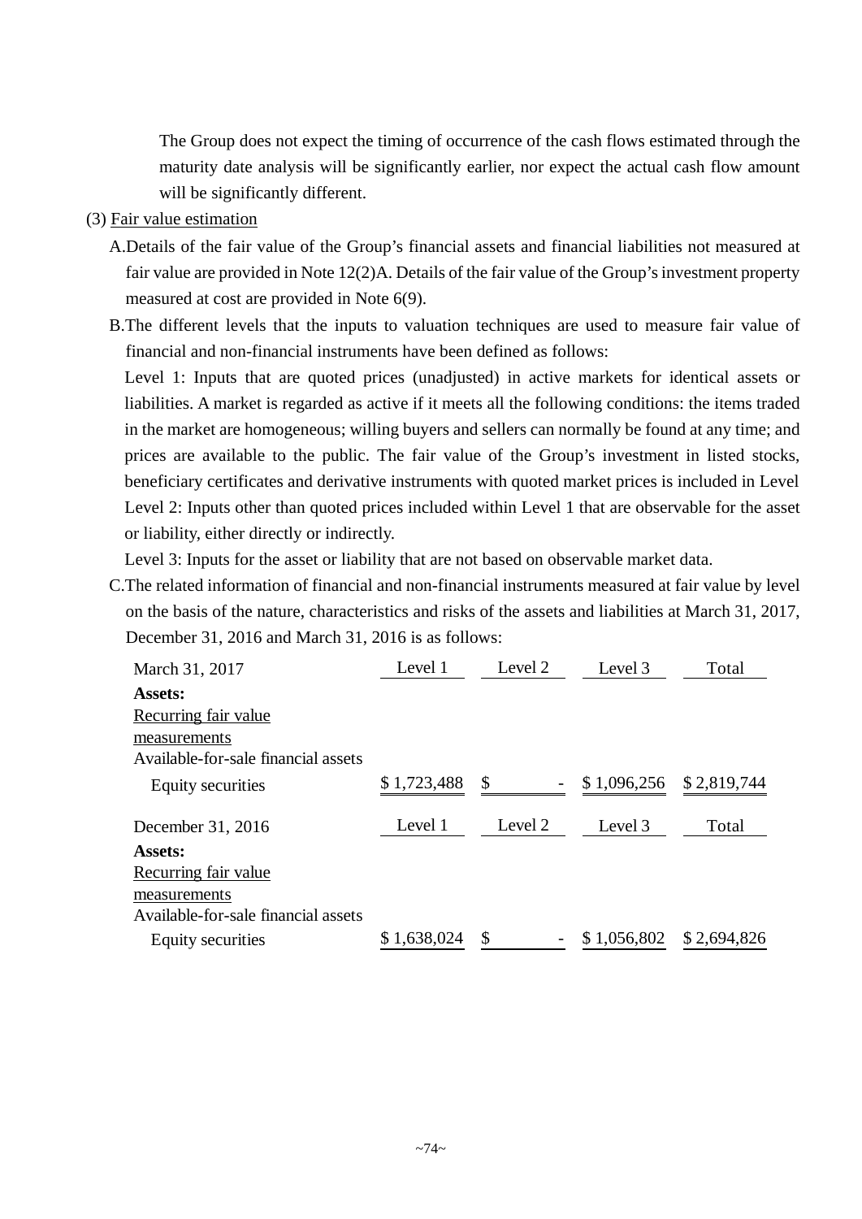The Group does not expect the timing of occurrence of the cash flows estimated through the maturity date analysis will be significantly earlier, nor expect the actual cash flow amount will be significantly different.

(3) Fair value estimation

A.Details of the fair value of the Group's financial assets and financial liabilities not measured at fair value are provided in Note 12(2)A. Details of the fair value of the Group's investment property measured at cost are provided in Note 6(9).

B.The different levels that the inputs to valuation techniques are used to measure fair value of financial and non-financial instruments have been defined as follows:

Level 1: Inputs that are quoted prices (unadjusted) in active markets for identical assets or liabilities. A market is regarded as active if it meets all the following conditions: the items traded in the market are homogeneous; willing buyers and sellers can normally be found at any time; and prices are available to the public. The fair value of the Group's investment in listed stocks, beneficiary certificates and derivative instruments with quoted market prices is included in Level

Level 2: Inputs other than quoted prices included within Level 1 that are observable for the asset or liability, either directly or indirectly.

Level 3: Inputs for the asset or liability that are not based on observable market data.

C.The related information of financial and non-financial instruments measured at fair value by level on the basis of the nature, characteristics and risks of the assets and liabilities at March 31, 2017, December 31, 2016 and March 31, 2016 is as follows:

| March 31, 2017 | Level 1 | Level 2 | Level 3 | Total |
|---|---|---|---|---|
| **Assets:** | | | | |
| Recurring fair value measurements | | | | |
| Available-for-sale financial assets | | | | |
| Equity securities | $ 1,723,488 | $ - | $ 1,096,256 | $ 2,819,744 |

| December 31, 2016 | Level 1 | Level 2 | Level 3 | Total |
|---|---|---|---|---|
| **Assets:** | | | | |
| Recurring fair value measurements | | | | |
| Available-for-sale financial assets | | | | |
| Equity securities | $ 1,638,024 | $ - | $ 1,056,802 | $ 2,694,826 |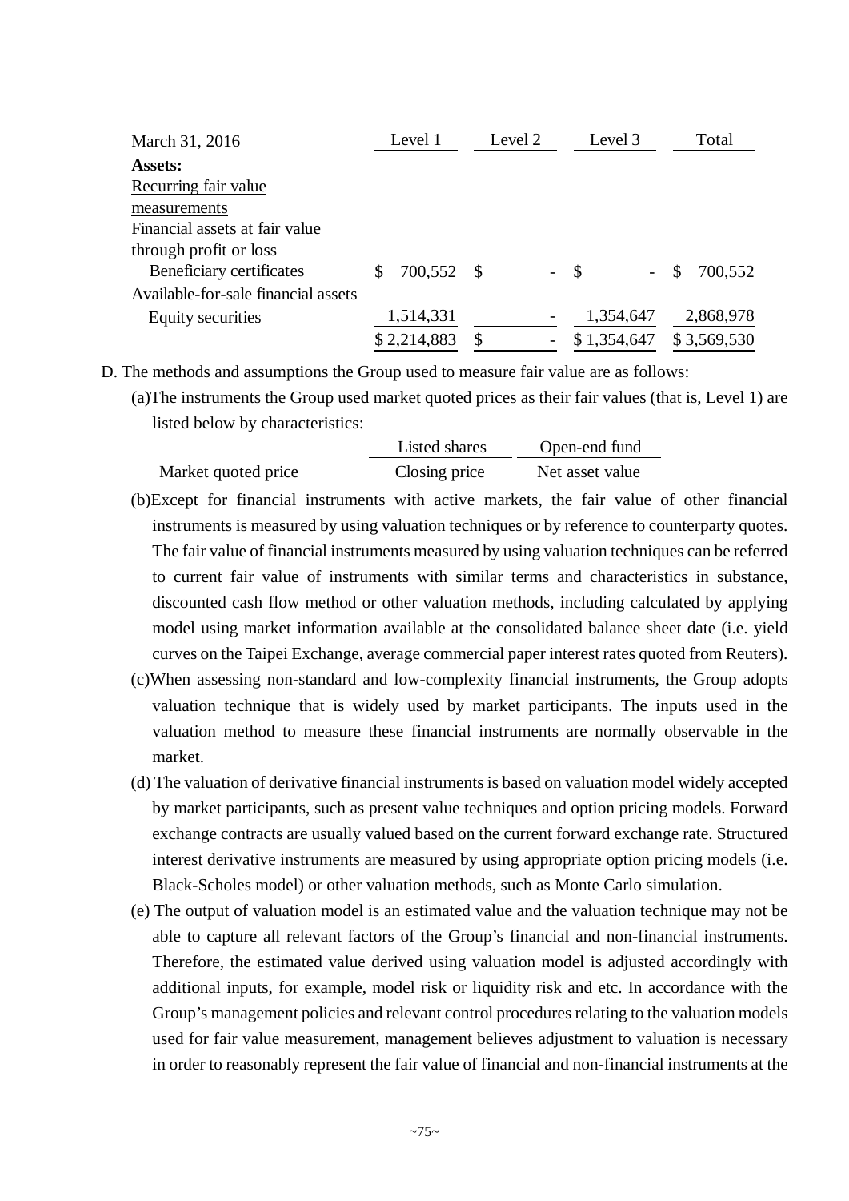| March 31, 2016 | Level 1 | Level 2 | Level 3 | Total |
|---|---|---|---|---|
| **Assets:** | | | | |
| Recurring fair value measurements | | | | |
| Financial assets at fair value through profit or loss | | | | |
| Beneficiary certificates | $ 700,552 | $ - | $ - | $ 700,552 |
| Available-for-sale financial assets | | | | |
| Equity securities | 1,514,331 | - | 1,354,647 | 2,868,978 |
| | $ 2,214,883 | $ - | $ 1,354,647 | $ 3,569,530 |

D. The methods and assumptions the Group used to measure fair value are as follows:

(a)The instruments the Group used market quoted prices as their fair values (that is, Level 1) are listed below by characteristics:

| | Listed shares | Open-end fund |
|---|---|---|
| Market quoted price | Closing price | Net asset value |

(b)Except for financial instruments with active markets, the fair value of other financial instruments is measured by using valuation techniques or by reference to counterparty quotes. The fair value of financial instruments measured by using valuation techniques can be referred to current fair value of instruments with similar terms and characteristics in substance, discounted cash flow method or other valuation methods, including calculated by applying model using market information available at the consolidated balance sheet date (i.e. yield curves on the Taipei Exchange, average commercial paper interest rates quoted from Reuters).

(c)When assessing non-standard and low-complexity financial instruments, the Group adopts valuation technique that is widely used by market participants. The inputs used in the valuation method to measure these financial instruments are normally observable in the market.

(d) The valuation of derivative financial instruments is based on valuation model widely accepted by market participants, such as present value techniques and option pricing models. Forward exchange contracts are usually valued based on the current forward exchange rate. Structured interest derivative instruments are measured by using appropriate option pricing models (i.e. Black-Scholes model) or other valuation methods, such as Monte Carlo simulation.

(e) The output of valuation model is an estimated value and the valuation technique may not be able to capture all relevant factors of the Group's financial and non-financial instruments. Therefore, the estimated value derived using valuation model is adjusted accordingly with additional inputs, for example, model risk or liquidity risk and etc. In accordance with the Group's management policies and relevant control procedures relating to the valuation models used for fair value measurement, management believes adjustment to valuation is necessary in order to reasonably represent the fair value of financial and non-financial instruments at the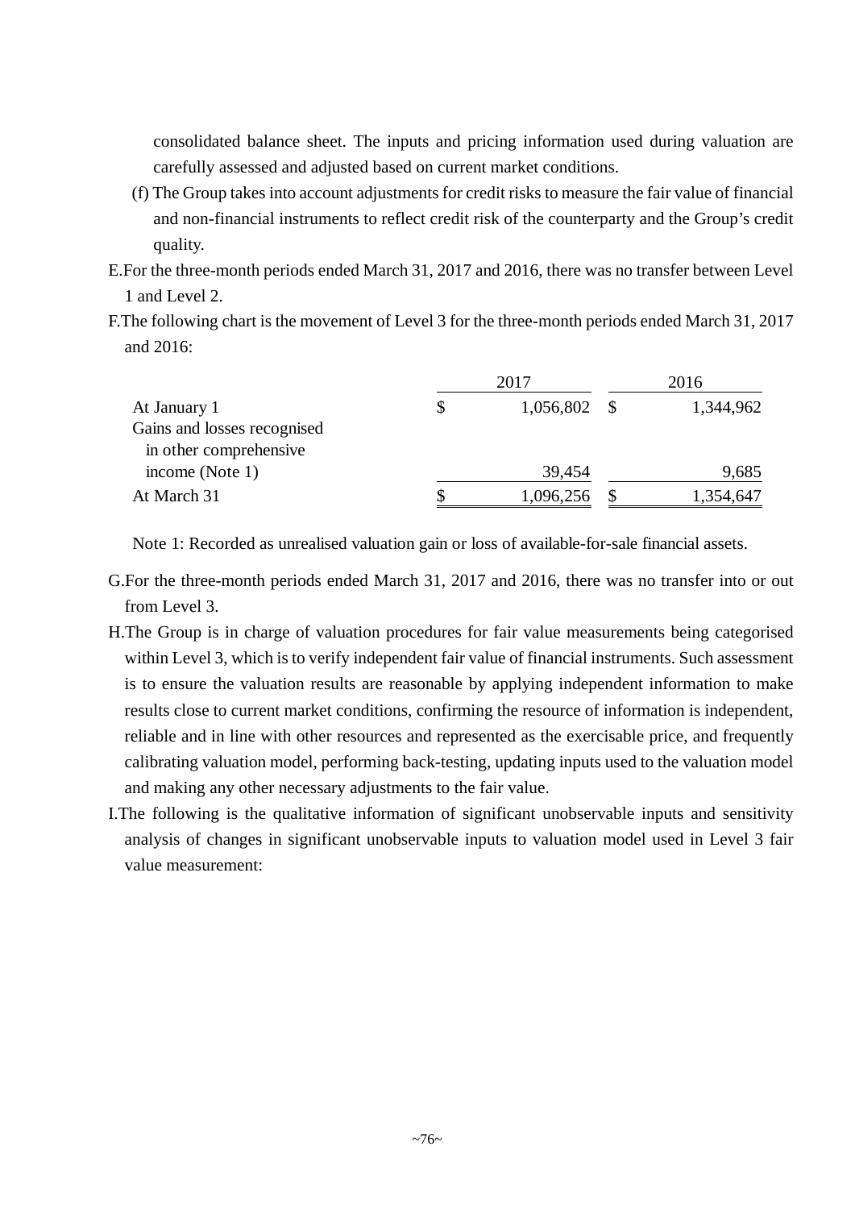consolidated balance sheet. The inputs and pricing information used during valuation are carefully assessed and adjusted based on current market conditions.

(f) The Group takes into account adjustments for credit risks to measure the fair value of financial and non-financial instruments to reflect credit risk of the counterparty and the Group's credit quality.

E.For the three-month periods ended March 31, 2017 and 2016, there was no transfer between Level 1 and Level 2.

F.The following chart is the movement of Level 3 for the three-month periods ended March 31, 2017 and 2016:

| | 2017 | 2016 |
|---|---|---|
| At January 1 | $ 1,056,802 | $ 1,344,962 |
| Gains and losses recognised in other comprehensive income (Note 1) | 39,454 | 9,685 |
| At March 31 | $ 1,096,256 | $ 1,354,647 |

Note 1: Recorded as unrealised valuation gain or loss of available-for-sale financial assets.

G.For the three-month periods ended March 31, 2017 and 2016, there was no transfer into or out from Level 3.

H.The Group is in charge of valuation procedures for fair value measurements being categorised within Level 3, which is to verify independent fair value of financial instruments. Such assessment is to ensure the valuation results are reasonable by applying independent information to make results close to current market conditions, confirming the resource of information is independent, reliable and in line with other resources and represented as the exercisable price, and frequently calibrating valuation model, performing back-testing, updating inputs used to the valuation model and making any other necessary adjustments to the fair value.

I.The following is the qualitative information of significant unobservable inputs and sensitivity analysis of changes in significant unobservable inputs to valuation model used in Level 3 fair value measurement: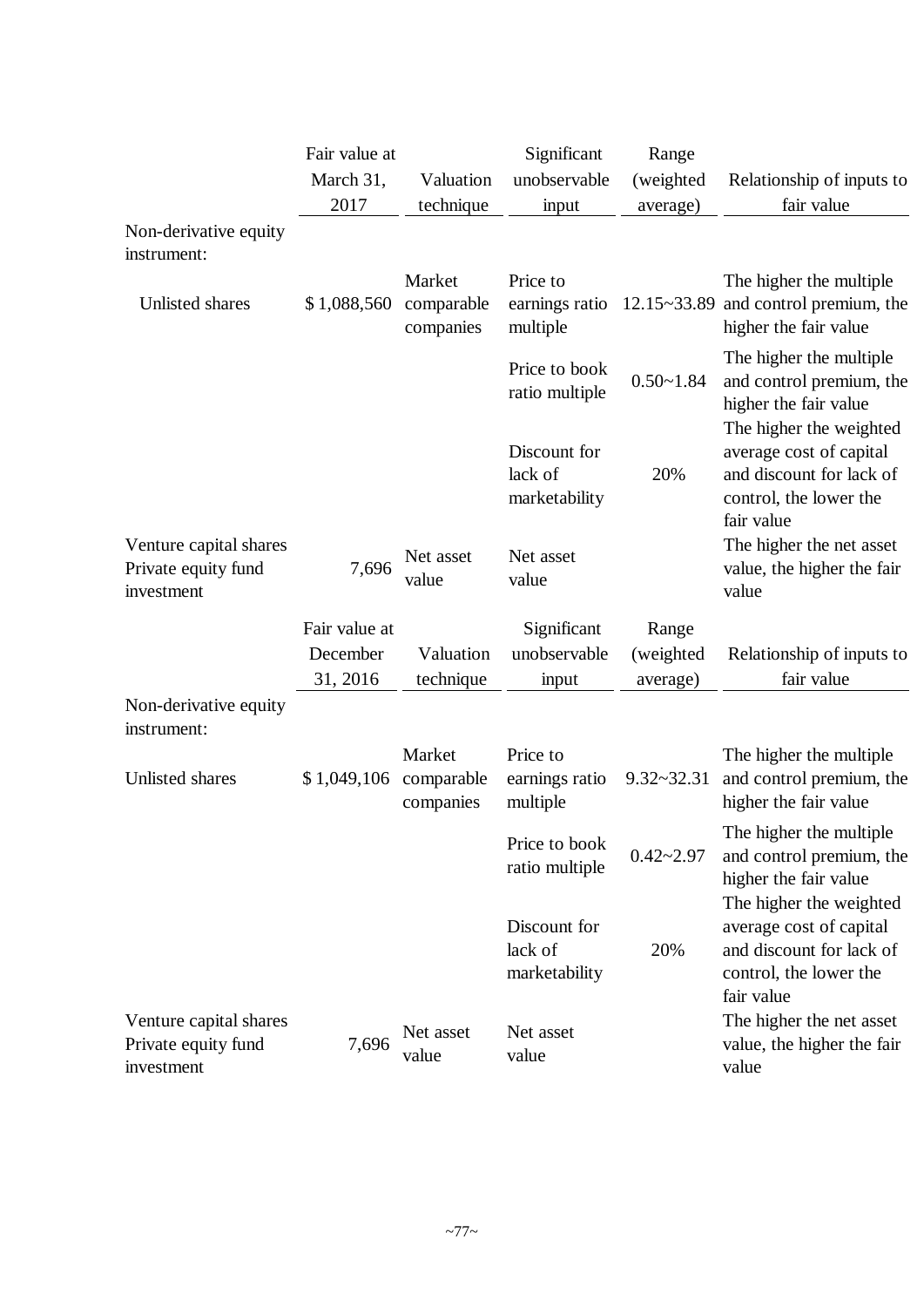| | Fair value at March 31, 2017 | Valuation technique | Significant unobservable input | Range (weighted average) | Relationship of inputs to fair value |
|---|---|---|---|---|---|
| Non-derivative equity instrument: | | | | | |
| Unlisted shares | $ 1,088,560 | Market comparable companies | Price to earnings ratio multiple | 12.15~33.89 | The higher the multiple and control premium, the higher the fair value |
| | | | Price to book ratio multiple | 0.50~1.84 | The higher the multiple and control premium, the higher the fair value |
| | | | Discount for lack of marketability | 20% | The higher the weighted average cost of capital and discount for lack of control, the lower the fair value |
| Venture capital shares Private equity fund investment | 7,696 | Net asset value | Net asset value | | The higher the net asset value, the higher the fair value |

| | Fair value at December 31, 2016 | Valuation technique | Significant unobservable input | Range (weighted average) | Relationship of inputs to fair value |
|---|---|---|---|---|---|
| Non-derivative equity instrument: | | | | | |
| Unlisted shares | $ 1,049,106 | Market comparable companies | Price to earnings ratio multiple | 9.32~32.31 | The higher the multiple and control premium, the higher the fair value |
| | | | Price to book ratio multiple | 0.42~2.97 | The higher the multiple and control premium, the higher the fair value |
| | | | Discount for lack of marketability | 20% | The higher the weighted average cost of capital and discount for lack of control, the lower the fair value |
| Venture capital shares Private equity fund investment | 7,696 | Net asset value | Net asset value | | The higher the net asset value, the higher the fair value |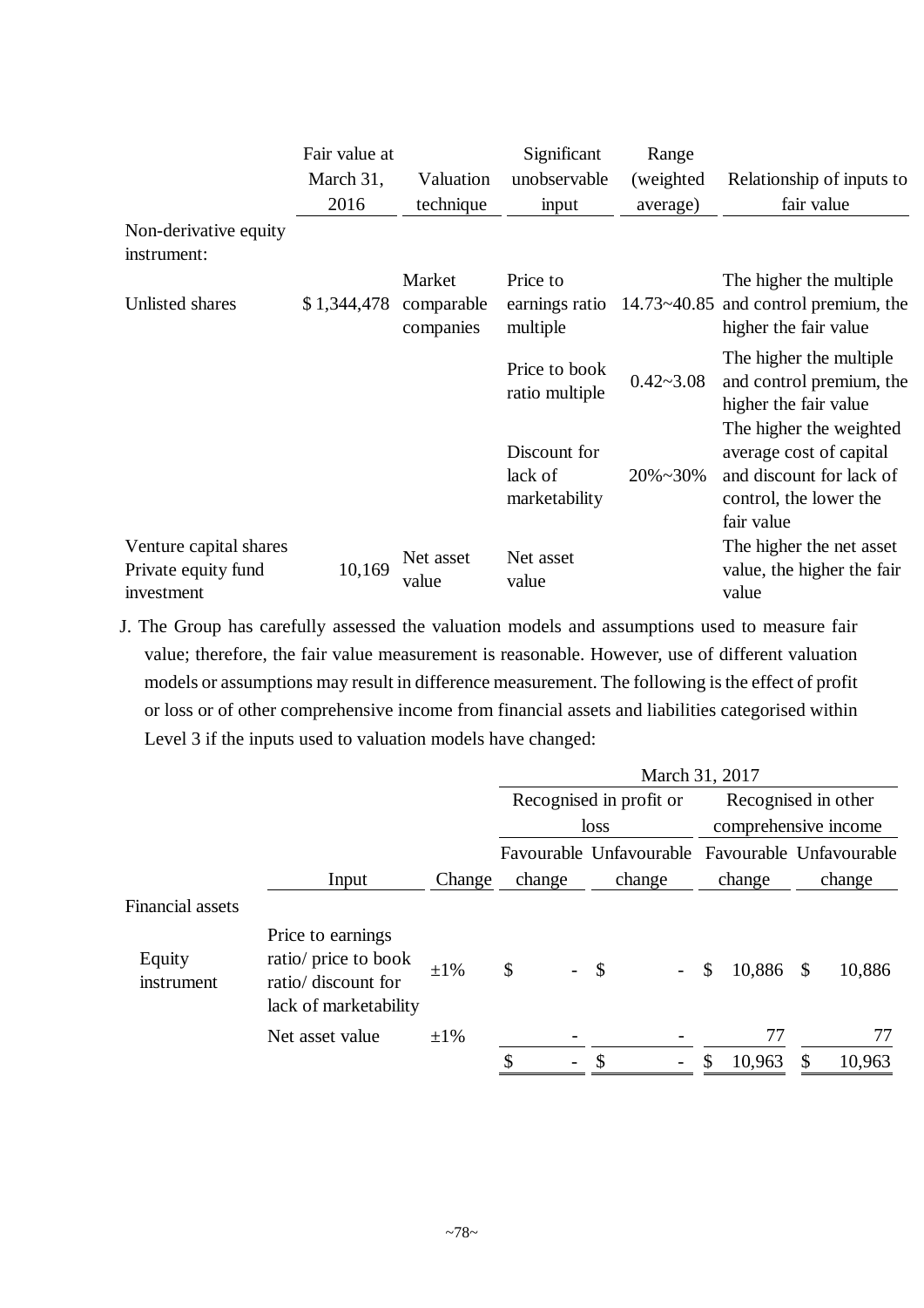| | Fair value at March 31, 2016 | Valuation technique | Significant unobservable input | Range (weighted average) | Relationship of inputs to fair value |
|---|---|---|---|---|---|
| Non-derivative equity instrument: | | | | | |
| Unlisted shares | $ 1,344,478 | Market comparable companies | Price to earnings ratio multiple | 14.73~40.85 | The higher the multiple and control premium, the higher the fair value |
| | | | Price to book ratio multiple | 0.42~3.08 | The higher the multiple and control premium, the higher the fair value |
| | | | Discount for lack of marketability | 20%~30% | The higher the weighted average cost of capital and discount for lack of control, the lower the fair value |
| Venture capital shares Private equity fund investment | 10,169 | Net asset value | Net asset value | | The higher the net asset value, the higher the fair value |

J. The Group has carefully assessed the valuation models and assumptions used to measure fair value; therefore, the fair value measurement is reasonable. However, use of different valuation models or assumptions may result in difference measurement. The following is the effect of profit or loss or of other comprehensive income from financial assets and liabilities categorised within Level 3 if the inputs used to valuation models have changed:

| | | | March 31, 2017 | | | |
|---|---|---|---|---|---|---|
| | | | Recognised in profit or loss | | Recognised in other comprehensive income | |
| | Input | Change | Favourable change | Unfavourable change | Favourable change | Unfavourable change |
| Financial assets | | | | | | |
| Equity instrument | Price to earnings ratio/ price to book ratio/ discount for lack of marketability | ±1% | $ - | $ - | $ 10,886 | $ 10,886 |
| | Net asset value | ±1% | - | - | 77 | 77 |
| | | | $ - | $ - | $ 10,963 | $ 10,963 |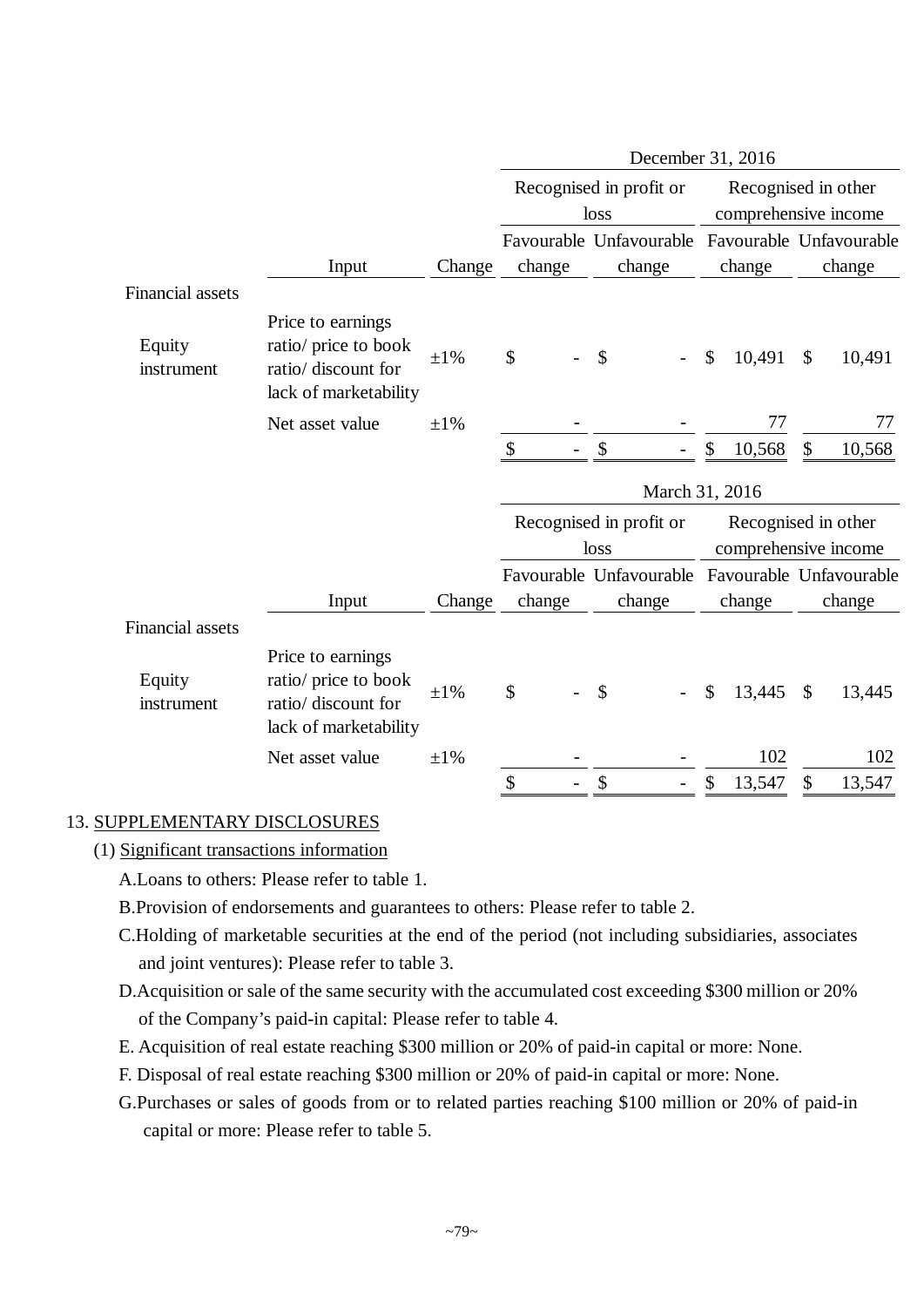| | | | December 31, 2016 | | | |
|---|---|---|---|---|---|---|
| | | | Recognised in profit or loss | | Recognised in other comprehensive income | |
| | Input | Change | Favourable change | Unfavourable change | Favourable change | Unfavourable change |
| Financial assets | | | | | | |
| Equity instrument | Price to earnings ratio/ price to book ratio/ discount for lack of marketability | ±1% | $ - | $ - | $ 10,491 | $ 10,491 |
| | Net asset value | ±1% | - | - | 77 | 77 |
| | | | $ - | $ - | $ 10,568 | $ 10,568 |

| | | | March 31, 2016 | | | |
|---|---|---|---|---|---|---|
| | | | Recognised in profit or loss | | Recognised in other comprehensive income | |
| | Input | Change | Favourable change | Unfavourable change | Favourable change | Unfavourable change |
| Financial assets | | | | | | |
| Equity instrument | Price to earnings ratio/ price to book ratio/ discount for lack of marketability | ±1% | $ - | $ - | $ 13,445 | $ 13,445 |
| | Net asset value | ±1% | - | - | 102 | 102 |
| | | | $ - | $ - | $ 13,547 | $ 13,547 |

## 13. SUPPLEMENTARY DISCLOSURES

### (1) Significant transactions information

A. Loans to others: Please refer to table 1.

B. Provision of endorsements and guarantees to others: Please refer to table 2.

C. Holding of marketable securities at the end of the period (not including subsidiaries, associates and joint ventures): Please refer to table 3.

D. Acquisition or sale of the same security with the accumulated cost exceeding $300 million or 20% of the Company's paid-in capital: Please refer to table 4.

E. Acquisition of real estate reaching $300 million or 20% of paid-in capital or more: None.

F. Disposal of real estate reaching $300 million or 20% of paid-in capital or more: None.

G. Purchases or sales of goods from or to related parties reaching $100 million or 20% of paid-in capital or more: Please refer to table 5.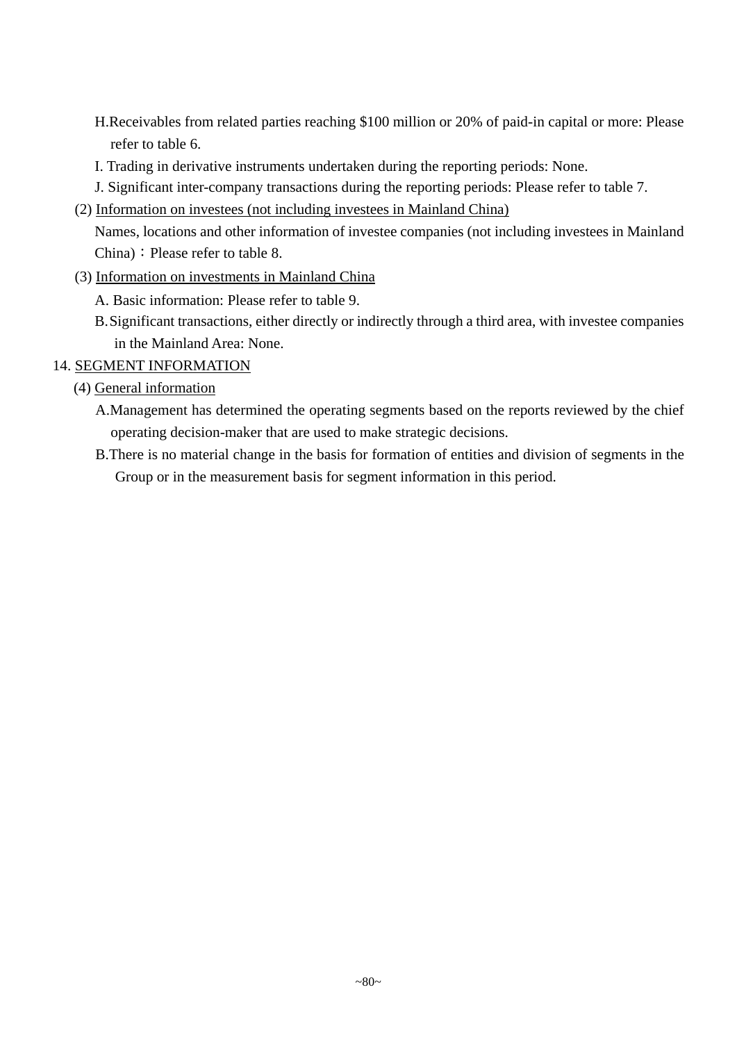H. Receivables from related parties reaching $100 million or 20% of paid-in capital or more: Please refer to table 6.

I. Trading in derivative instruments undertaken during the reporting periods: None.

J. Significant inter-company transactions during the reporting periods: Please refer to table 7.

(2) Information on investees (not including investees in Mainland China)

Names, locations and other information of investee companies (not including investees in Mainland China)：Please refer to table 8.

(3) Information on investments in Mainland China

A. Basic information: Please refer to table 9.

B. Significant transactions, either directly or indirectly through a third area, with investee companies in the Mainland Area: None.

14. SEGMENT INFORMATION

(4) General information

A. Management has determined the operating segments based on the reports reviewed by the chief operating decision-maker that are used to make strategic decisions.

B. There is no material change in the basis for formation of entities and division of segments in the Group or in the measurement basis for segment information in this period.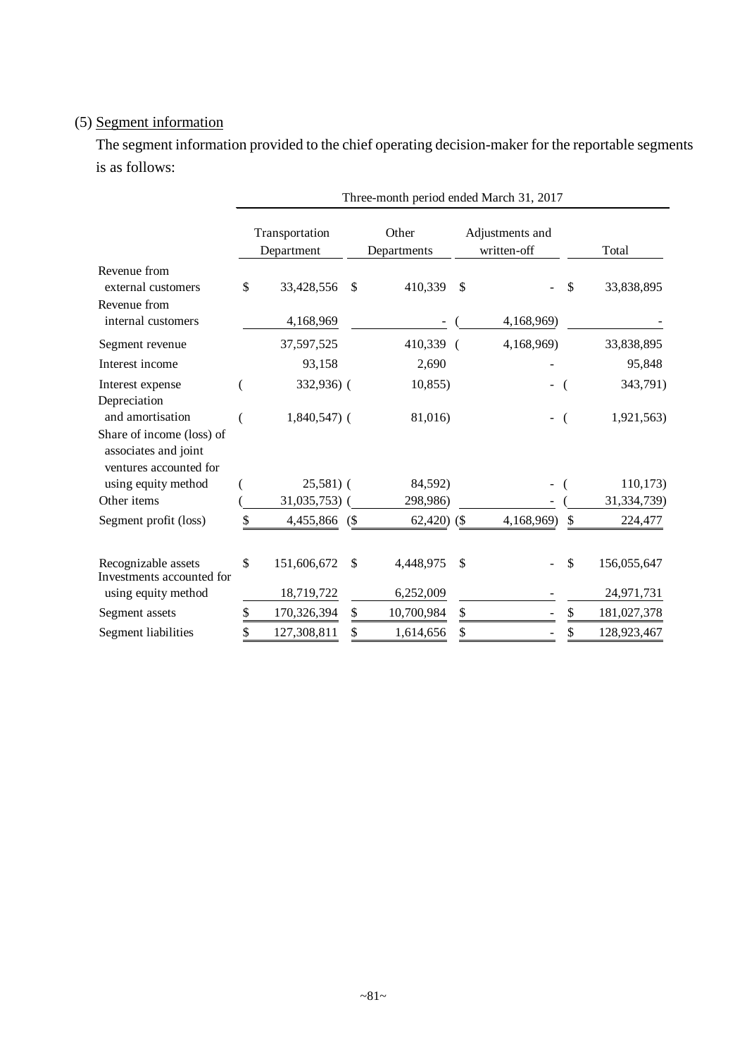(5) Segment information

The segment information provided to the chief operating decision-maker for the reportable segments is as follows:

| | Three-month period ended March 31, 2017 | | | |
|---|---|---|---|---|
| | Transportation Department | Other Departments | Adjustments and written-off | Total |
| Revenue from external customers | $ 33,428,556 | $ 410,339 | $ - | $ 33,838,895 |
| Revenue from internal customers | 4,168,969 | - | ( 4,168,969) | - |
| Segment revenue | 37,597,525 | 410,339 | ( 4,168,969) | 33,838,895 |
| Interest income | 93,158 | 2,690 | - | 95,848 |
| Interest expense | ( 332,936) | ( 10,855) | - | ( 343,791) |
| Depreciation and amortisation | ( 1,840,547) | ( 81,016) | - | ( 1,921,563) |
| Share of income (loss) of associates and joint ventures accounted for using equity method | ( 25,581) | ( 84,592) | - | ( 110,173) |
| Other items | ( 31,035,753) | ( 298,986) | - | ( 31,334,739) |
| Segment profit (loss) | $ 4,455,866 | ($ 62,420) | ($ 4,168,969) | $ 224,477 |
| | | | | |
| Recognizable assets | $ 151,606,672 | $ 4,448,975 | $ - | $ 156,055,647 |
| Investments accounted for using equity method | 18,719,722 | 6,252,009 | - | 24,971,731 |
| Segment assets | $ 170,326,394 | $ 10,700,984 | $ - | $ 181,027,378 |
| Segment liabilities | $ 127,308,811 | $ 1,614,656 | $ - | $ 128,923,467 |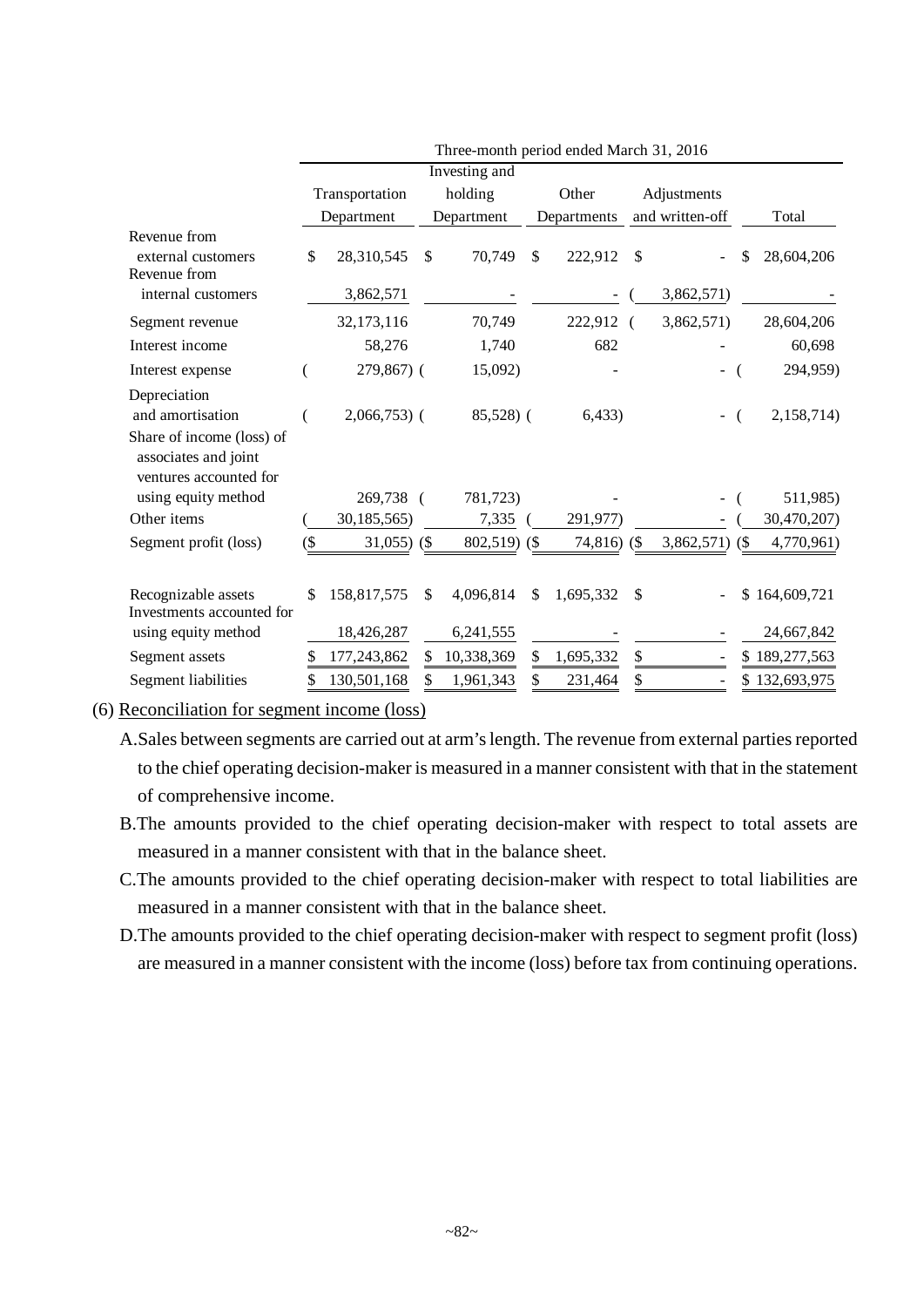| | Three-month period ended March 31, 2016 | | | | |
|---|---|---|---|---|---|
| | Transportation Department | Investing and holding Department | Other Departments | Adjustments and written-off | Total |
| Revenue from external customers | $ 28,310,545 | $ 70,749 | $ 222,912 | $ - | $ 28,604,206 |
| Revenue from internal customers | 3,862,571 | - | - | ( 3,862,571) | - |
| Segment revenue | 32,173,116 | 70,749 | 222,912 | ( 3,862,571) | 28,604,206 |
| Interest income | 58,276 | 1,740 | 682 | - | 60,698 |
| Interest expense | ( 279,867) | ( 15,092) | - | - | ( 294,959) |
| Depreciation and amortisation | ( 2,066,753) | ( 85,528) | ( 6,433) | - | ( 2,158,714) |
| Share of income (loss) of associates and joint ventures accounted for using equity method | 269,738 | ( 781,723) | - | - | ( 511,985) |
| Other items | ( 30,185,565) | 7,335 | ( 291,977) | - | ( 30,470,207) |
| Segment profit (loss) | ($ 31,055) | ($ 802,519) | ($ 74,816) | ($ 3,862,571) | ($ 4,770,961) |
| | | | | | |
| Recognizable assets | $ 158,817,575 | $ 4,096,814 | $ 1,695,332 | $ - | $ 164,609,721 |
| Investments accounted for using equity method | 18,426,287 | 6,241,555 | - | - | 24,667,842 |
| Segment assets | $ 177,243,862 | $ 10,338,369 | $ 1,695,332 | $ - | $ 189,277,563 |
| Segment liabilities | $ 130,501,168 | $ 1,961,343 | $ 231,464 | $ - | $ 132,693,975 |

(6) Reconciliation for segment income (loss)

A. Sales between segments are carried out at arm's length. The revenue from external parties reported to the chief operating decision-maker is measured in a manner consistent with that in the statement of comprehensive income.

B. The amounts provided to the chief operating decision-maker with respect to total assets are measured in a manner consistent with that in the balance sheet.

C. The amounts provided to the chief operating decision-maker with respect to total liabilities are measured in a manner consistent with that in the balance sheet.

D. The amounts provided to the chief operating decision-maker with respect to segment profit (loss) are measured in a manner consistent with the income (loss) before tax from continuing operations.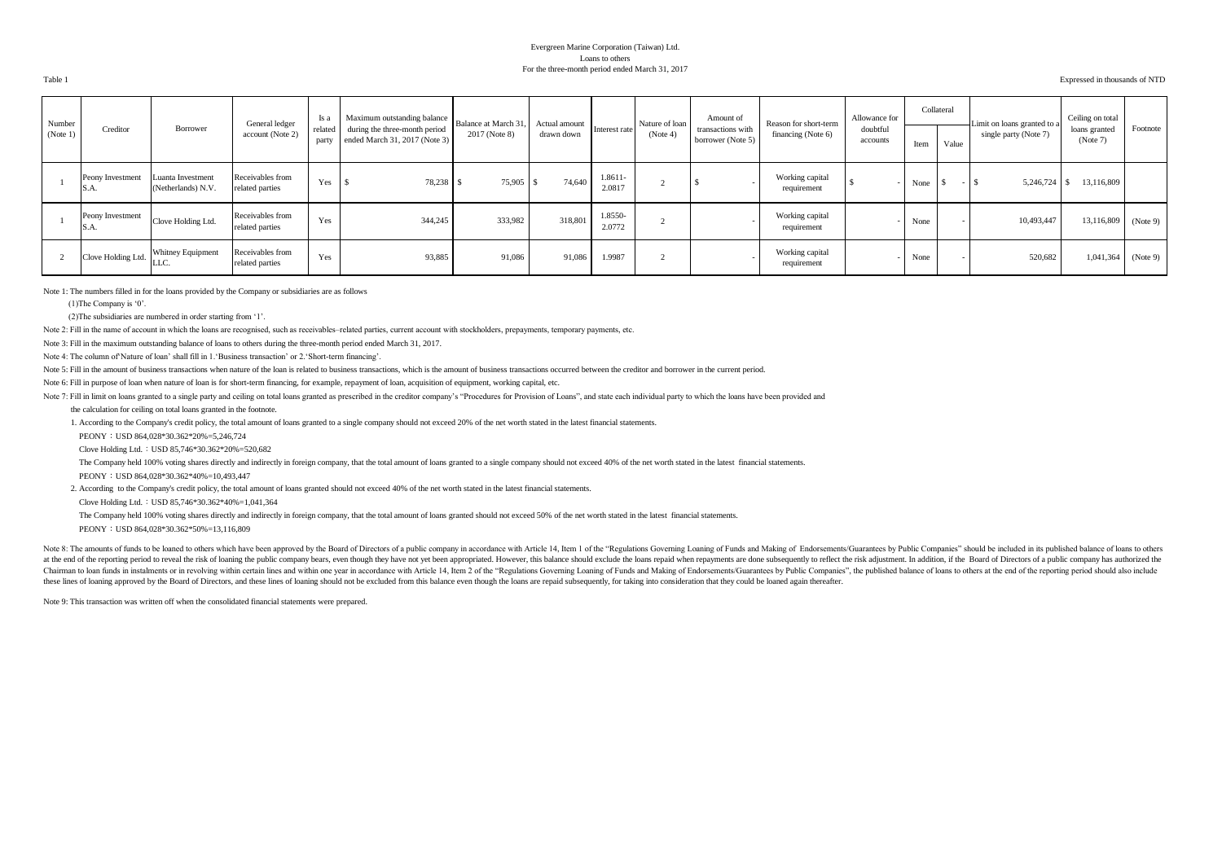Evergreen Marine Corporation (Taiwan) Ltd.
Loans to others
For the three-month period ended March 31, 2017

Table 1

Expressed in thousands of NTD

| Number (Note 1) | Creditor | Borrower | General ledger account (Note 2) | Is a related party | Maximum outstanding balance during the three-month period ended March 31, 2017 (Note 3) | Balance at March 31, 2017 (Note 8) | Actual amount drawn down | Interest rate | Nature of loan (Note 4) | Amount of transactions with borrower (Note 5) | Reason for short-term financing (Note 6) | Allowance for doubtful accounts | Collateral | | Limit on loans granted to a single party (Note 7) | Ceiling on total loans granted (Note 7) | Footnote |
|---|---|---|---|---|---|---|---|---|---|---|---|---|---|---|---|---|---|
| | | | | | | | | | | | | | Item | Value | | | |
| 1 | Peony Investment S.A. | Luanta Investment (Netherlands) N.V. | Receivables from related parties | Yes | $ 78,238 | $ 75,905 | $ 74,640 | 1.8611-2.0817 | 2 | $ - | Working capital requirement | $ - | None | $ - | $ 5,246,724 | $ 13,116,809 | |
| 1 | Peony Investment S.A. | Clove Holding Ltd. | Receivables from related parties | Yes | 344,245 | 333,982 | 318,801 | 1.8550-2.0772 | 2 | - | Working capital requirement | - | None | - | 10,493,447 | 13,116,809 | (Note 9) |
| 2 | Clove Holding Ltd. | Whitney Equipment LLC. | Receivables from related parties | Yes | 93,885 | 91,086 | 91,086 | 1.9987 | 2 | - | Working capital requirement | - | None | - | 520,682 | 1,041,364 | (Note 9) |

Note 1: The numbers filled in for the loans provided by the Company or subsidiaries are as follows

(1)The Company is '0'.

(2)The subsidiaries are numbered in order starting from '1'.

Note 2: Fill in the name of account in which the loans are recognised, such as receivables–related parties, current account with stockholders, prepayments, temporary payments, etc.

Note 3: Fill in the maximum outstanding balance of loans to others during the three-month period ended March 31, 2017.

Note 4: The column of'Nature of loan' shall fill in 1.'Business transaction' or 2.'Short-term financing'.

Note 5: Fill in the amount of business transactions when nature of the loan is related to business transactions, which is the amount of business transactions occurred between the creditor and borrower in the current period.

Note 6: Fill in purpose of loan when nature of loan is for short-term financing, for example, repayment of loan, acquisition of equipment, working capital, etc.

Note 7: Fill in limit on loans granted to a single party and ceiling on total loans granted as prescribed in the creditor company's "Procedures for Provision of Loans", and state each individual party to which the loans have been provided and the calculation for ceiling on total loans granted in the footnote.

1. According to the Company's credit policy, the total amount of loans granted to a single company should not exceed 20% of the net worth stated in the latest financial statements.

PEONY：USD 864,028*30.362*20%=5,246,724

Clove Holding Ltd.：USD 85,746*30.362*20%=520,682

The Company held 100% voting shares directly and indirectly in foreign company, that the total amount of loans granted to a single company should not exceed 40% of the net worth stated in the latest financial statements.

PEONY：USD 864,028*30.362*40%=10,493,447

2. According to the Company's credit policy, the total amount of loans granted should not exceed 40% of the net worth stated in the latest financial statements.

Clove Holding Ltd.：USD 85,746*30.362*40%=1,041,364

The Company held 100% voting shares directly and indirectly in foreign company, that the total amount of loans granted should not exceed 50% of the net worth stated in the latest financial statements.

PEONY：USD 864,028*30.362*50%=13,116,809

Note 8: The amounts of funds to be loaned to others which have been approved by the Board of Directors of a public company in accordance with Article 14, Item 1 of the "Regulations Governing Loaning of Funds and Making of Endorsements/Guarantees by Public Companies" should be included in its published balance of loans to others at the end of the reporting period to reveal the risk of loaning the public company bears, even though they have not yet been appropriated. However, this balance should exclude the loans repaid when repayments are done subsequently to reflect the risk adjustment. In addition, if the Board of Directors of a public company has authorized the Chairman to loan funds in instalments or in revolving within certain lines and within one year in accordance with Article 14, Item 2 of the "Regulations Governing Loaning of Funds and Making of Endorsements/Guarantees by Public Companies", the published balance of loans to others at the end of the reporting period should also include these lines of loaning approved by the Board of Directors, and these lines of loaning should not be excluded from this balance even though the loans are repaid subsequently, for taking into consideration that they could be loaned again thereafter.

Note 9: This transaction was written off when the consolidated financial statements were prepared.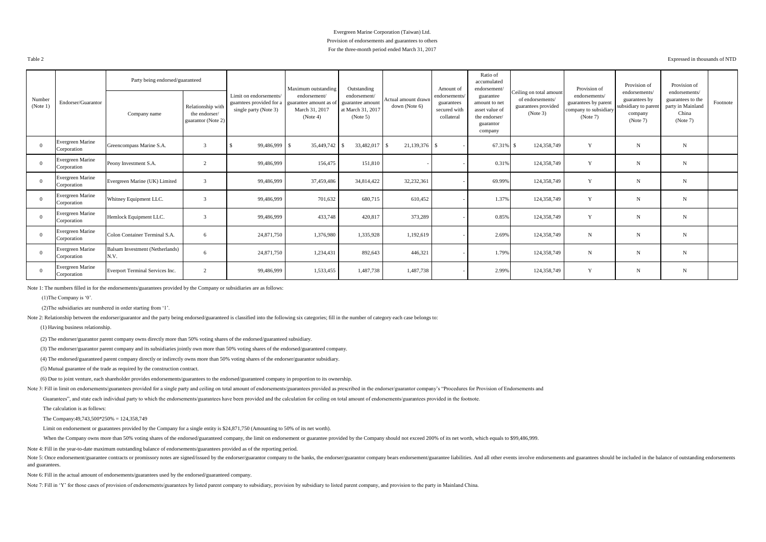Evergreen Marine Corporation (Taiwan) Ltd.

Provision of endorsements and guarantees to others

For the three-month period ended March 31, 2017

Table 2

Expressed in thousands of NTD

| Number (Note 1) | Endorser/Guarantor | Party being endorsed/guaranteed | | Limit on endorsements/ guarntees provided for a single party (Note 3) | Maximum outstanding endorsement/ guarantee amount as of March 31, 2017 (Note 4) | Outstanding endorsement/ guarantee amount at March 31, 2017 (Note 5) | Actual amount drawn down (Note 6) | Amount of endorsements/ guarantees secured with collateral | Ratio of accumulated endorsement/ guarantee amount to net asset value of the endorser/ guarantor company | Ceiling on total amount of endorsements/ guarantees provided (Note 3) | Provision of endorsements/ guarantees by parent company to subsidiary (Note 7) | Provision of endorsements/ guarantees by subsidiary to parent company (Note 7) | Provision of endorsements/ guarantees to the party in Mainland China (Note 7) | Footnote |
|---|---|---|---|---|---|---|---|---|---|---|---|---|---|---|
| | | Company name | Relationship with the endorser/ guarantor (Note 2) | | | | | | | | | | | |
| 0 | Evergreen Marine Corporation | Greencompass Marine S.A. | 3 | $ 99,486,999 | $ 35,449,742 | $ 33,482,017 | $ 21,139,376 | $ - | 67.31% | $ 124,358,749 | Y | N | N | |
| 0 | Evergreen Marine Corporation | Peony Investment S.A. | 2 | 99,486,999 | 156,475 | 151,810 | - | - | 0.31% | 124,358,749 | Y | N | N | |
| 0 | Evergreen Marine Corporation | Evergreen Marine (UK) Limited | 3 | 99,486,999 | 37,459,486 | 34,814,422 | 32,232,361 | - | 69.99% | 124,358,749 | Y | N | N | |
| 0 | Evergreen Marine Corporation | Whitney Equipment LLC. | 3 | 99,486,999 | 701,632 | 680,715 | 610,452 | - | 1.37% | 124,358,749 | Y | N | N | |
| 0 | Evergreen Marine Corporation | Hemlock Equipment LLC. | 3 | 99,486,999 | 433,748 | 420,817 | 373,289 | - | 0.85% | 124,358,749 | Y | N | N | |
| 0 | Evergreen Marine Corporation | Colon Container Terminal S.A. | 6 | 24,871,750 | 1,376,980 | 1,335,928 | 1,192,619 | - | 2.69% | 124,358,749 | N | N | N | |
| 0 | Evergreen Marine Corporation | Balsam Investment (Netherlands) N.V. | 6 | 24,871,750 | 1,234,431 | 892,643 | 446,321 | - | 1.79% | 124,358,749 | N | N | N | |
| 0 | Evergreen Marine Corporation | Everport Terminal Services Inc. | 2 | 99,486,999 | 1,533,455 | 1,487,738 | 1,487,738 | - | 2.99% | 124,358,749 | Y | N | N | |

Note 1: The numbers filled in for the endorsements/guarantees provided by the Company or subsidiaries are as follows:

(1)The Company is '0'.

(2)The subsidiaries are numbered in order starting from '1'.

Note 2: Relationship between the endorser/guarantor and the party being endorsed/guaranteed is classified into the following six categories; fill in the number of category each case belongs to:

(1) Having business relationship.

(2) The endorser/guarantor parent company owns directly more than 50% voting shares of the endorsed/guaranteed subsidiary.

(3) The endorser/guarantor parent company and its subsidiaries jointly own more than 50% voting shares of the endorsed/guaranteed company.

(4) The endorsed/guaranteed parent company directly or indirectly owns more than 50% voting shares of the endorser/guarantor subsidiary.

(5) Mutual guarantee of the trade as required by the construction contract.

(6) Due to joint venture, each shareholder provides endorsements/guarantees to the endorsed/guaranteed company in proportion to its ownership.

Note 3: Fill in limit on endorsements/guarantees provided for a single party and ceiling on total amount of endorsements/guarantees provided as prescribed in the endorser/guarantor company's "Procedures for Provision of Endorsements and Guarantees", and state each individual party to which the endorsements/guarantees have been provided and the calculation for ceiling on total amount of endorsements/guarantees provided in the footnote.

The calculation is as follows:

The Company:49,743,500*250% = 124,358,749

Limit on endorsement or guarantees provided by the Company for a single entity is $24,871,750 (Amounting to 50% of its net worth).

When the Company owns more than 50% voting shares of the endorsed/guaranteed company, the limit on endorsement or guarantee provided by the Company should not exceed 200% of its net worth, which equals to $99,486,999.

Note 4: Fill in the year-to-date maximum outstanding balance of endorsements/guarantees provided as of the reporting period.

Note 5: Once endorsement/guarantee contracts or promissory notes are signed/issued by the endorser/guarantor company to the banks, the endorser/guarantor company bears endorsement/guarantee liabilities. And all other events involve endorsements and guarantees should be included in the balance of outstanding endorsements and guarantees.

Note 6: Fill in the actual amount of endorsements/guarantees used by the endorsed/guaranteed company.

Note 7: Fill in 'Y' for those cases of provision of endorsements/guarantees by listed parent company to subsidiary, provision by subsidiary to listed parent company, and provision to the party in Mainland China.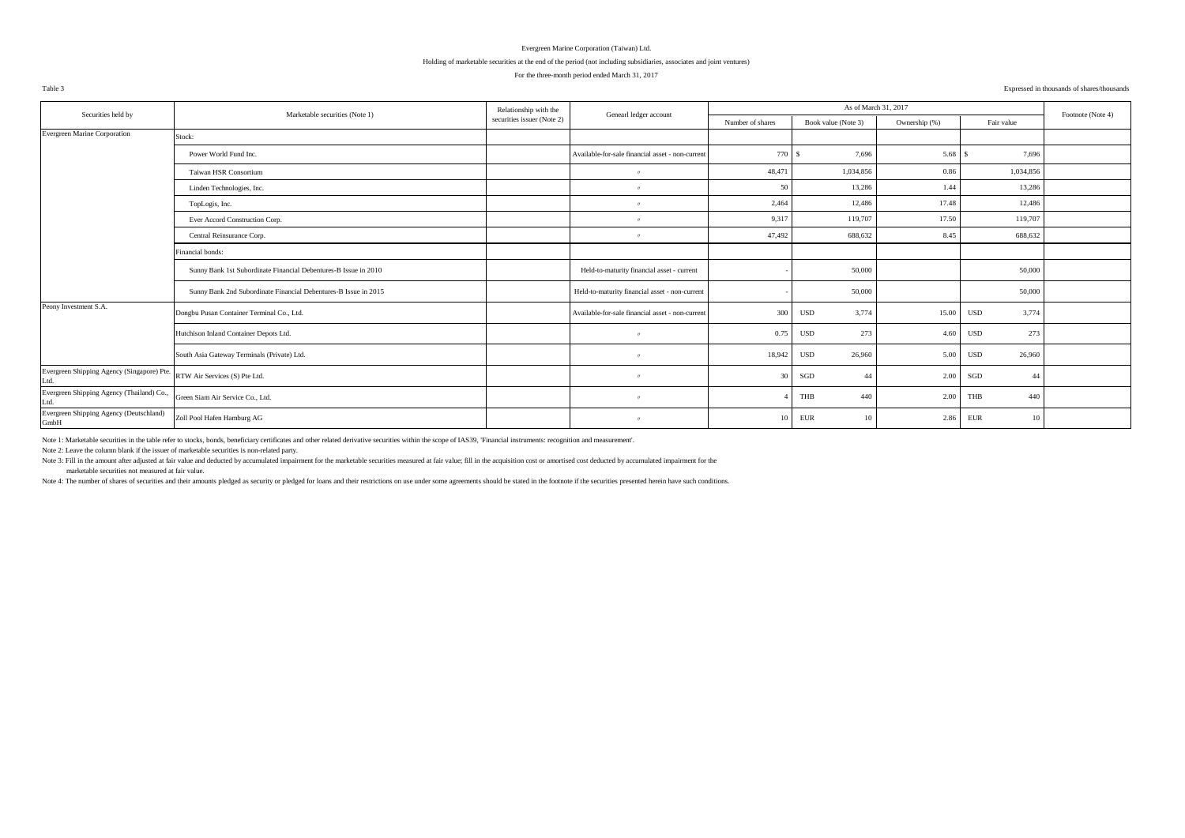Evergreen Marine Corporation (Taiwan) Ltd.

Holding of marketable securities at the end of the period (not including subsidiaries, associates and joint ventures)

For the three-month period ended March 31, 2017

Table 3

Expressed in thousands of shares/thousands

| Securities held by | Marketable securities (Note 1) | Relationship with the securities issuer (Note 2) | Genearl ledger account | As of March 31, 2017 | | | | Footnote (Note 4) |
|---|---|---|---|---|---|---|---|---|
| | | | | Number of shares | Book value (Note 3) | Ownership (%) | Fair value | |
| Evergreen Marine Corporation | Stock: | | | | | | | |
| | Power World Fund Inc. | | Available-for-sale financial asset - non-current | 770 | $ 7,696 | 5.68 | $ 7,696 | |
| | Taiwan HSR Consortium | | 〃 | 48,471 | 1,034,856 | 0.86 | 1,034,856 | |
| | Linden Technologies, Inc. | | 〃 | 50 | 13,286 | 1.44 | 13,286 | |
| | TopLogis, Inc. | | 〃 | 2,464 | 12,486 | 17.48 | 12,486 | |
| | Ever Accord Construction Corp. | | 〃 | 9,317 | 119,707 | 17.50 | 119,707 | |
| | Central Reinsurance Corp. | | 〃 | 47,492 | 688,632 | 8.45 | 688,632 | |
| | Financial bonds: | | | | | | | |
| | Sunny Bank 1st Subordinate Financial Debentures-B Issue in 2010 | | Held-to-maturity financial asset - current | - | 50,000 | | 50,000 | |
| | Sunny Bank 2nd Subordinate Financial Debentures-B Issue in 2015 | | Held-to-maturity financial asset - non-current | - | 50,000 | | 50,000 | |
| Peony Investment S.A. | Dongbu Pusan Container Terminal Co., Ltd. | | Available-for-sale financial asset - non-current | 300 | USD 3,774 | 15.00 | USD 3,774 | |
| | Hutchison Inland Container Depots Ltd. | | 〃 | 0.75 | USD 273 | 4.60 | USD 273 | |
| | South Asia Gateway Terminals (Private) Ltd. | | 〃 | 18,942 | USD 26,960 | 5.00 | USD 26,960 | |
| Evergreen Shipping Agency (Singapore) Pte. Ltd. | RTW Air Services (S) Pte Ltd. | | 〃 | 30 | SGD 44 | 2.00 | SGD 44 | |
| Evergreen Shipping Agency (Thailand) Co., Ltd. | Green Siam Air Service Co., Ltd. | | 〃 | 4 | THB 440 | 2.00 | THB 440 | |
| Evergreen Shipping Agency (Deutschland) GmbH | Zoll Pool Hafen Hamburg AG | | 〃 | 10 | EUR 10 | 2.86 | EUR 10 | |

Note 1: Marketable securities in the table refer to stocks, bonds, beneficiary certificates and other related derivative securities within the scope of IAS39, 'Financial instruments: recognition and measurement'.

Note 2: Leave the column blank if the issuer of marketable securities is non-related party.

Note 3: Fill in the amount after adjusted at fair value and deducted by accumulated impairment for the marketable securities measured at fair value; fill in the acquisition cost or amortised cost deducted by accumulated impairment for the marketable securities not measured at fair value.

Note 4: The number of shares of securities and their amounts pledged as security or pledged for loans and their restrictions on use under some agreements should be stated in the footnote if the securities presented herein have such conditions.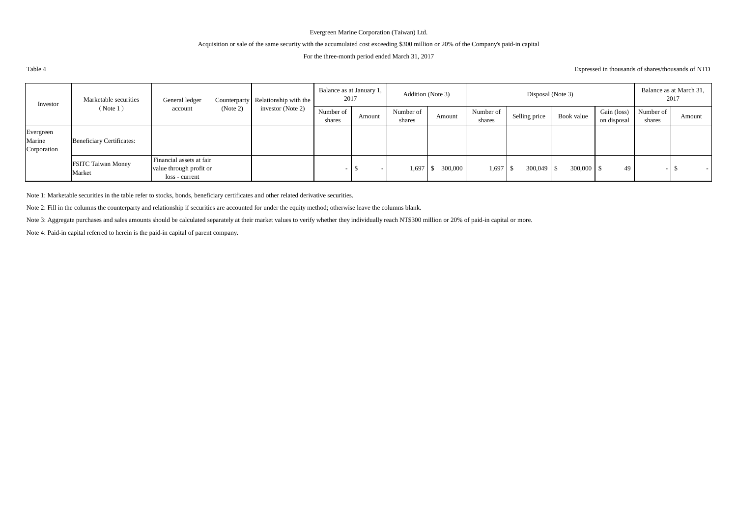Evergreen Marine Corporation (Taiwan) Ltd.

Acquisition or sale of the same security with the accumulated cost exceeding $300 million or 20% of the Company's paid-in capital

For the three-month period ended March 31, 2017

Table 4

Expressed in thousands of shares/thousands of NTD

| Investor | Marketable securities (Note 1) | General ledger account | Counterparty (Note 2) | Relationship with the investor (Note 2) | Balance as at January 1, 2017 | | Addition (Note 3) | | Disposal (Note 3) | | | | Balance as at March 31, 2017 | |
|---|---|---|---|---|---|---|---|---|---|---|---|---|---|---|
| | | | | | Number of shares | Amount | Number of shares | Amount | Number of shares | Selling price | Book value | Gain (loss) on disposal | Number of shares | Amount |
| Evergreen Marine Corporation | Beneficiary Certificates: | | | | | | | | | | | | | |
| | FSITC Taiwan Money Market | Financial assets at fair value through profit or loss - current | | | - | $ - | 1,697 | $ 300,000 | 1,697 | $ 300,049 | $ 300,000 | $ 49 | - | $ - |

Note 1: Marketable securities in the table refer to stocks, bonds, beneficiary certificates and other related derivative securities.

Note 2: Fill in the columns the counterparty and relationship if securities are accounted for under the equity method; otherwise leave the columns blank.

Note 3: Aggregate purchases and sales amounts should be calculated separately at their market values to verify whether they individually reach NT$300 million or 20% of paid-in capital or more.

Note 4: Paid-in capital referred to herein is the paid-in capital of parent company.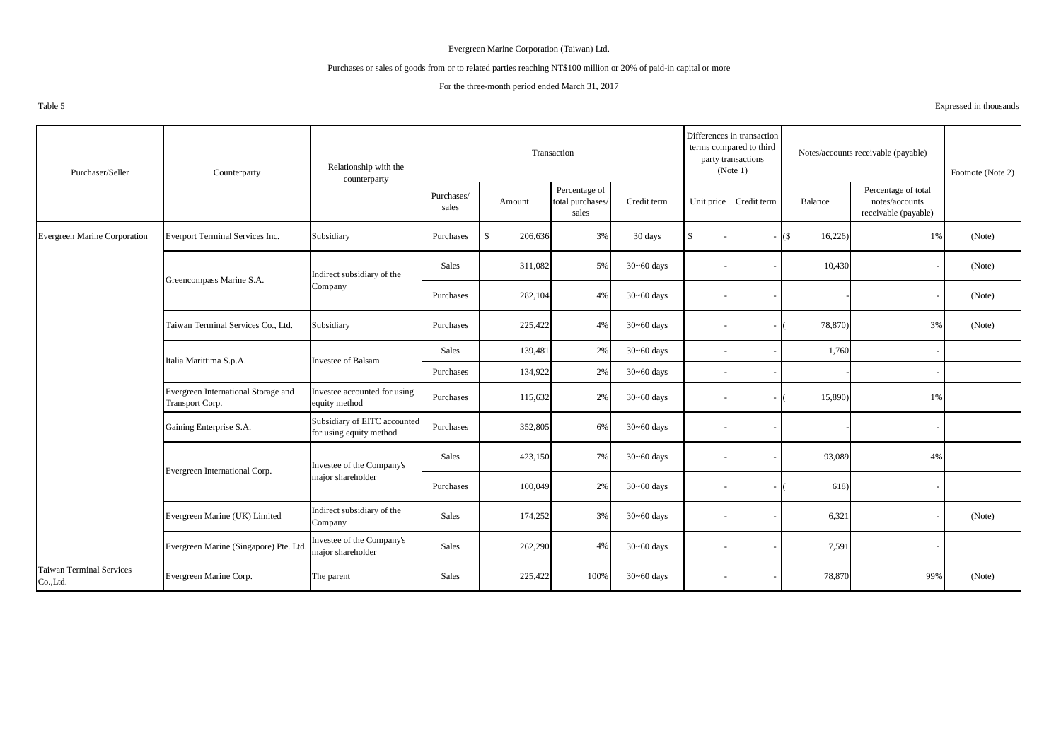Evergreen Marine Corporation (Taiwan) Ltd.

Purchases or sales of goods from or to related parties reaching NT$100 million or 20% of paid-in capital or more

For the three-month period ended March 31, 2017

Table 5

Expressed in thousands

| Purchaser/Seller | Counterparty | Relationship with the counterparty | Transaction | | | | Differences in transaction terms compared to third party transactions (Note 1) | | Notes/accounts receivable (payable) | | Footnote (Note 2) |
|---|---|---|---|---|---|---|---|---|---|---|---|
| | | | Purchases/ sales | Amount | Percentage of total purchases/ sales | Credit term | Unit price | Credit term | Balance | Percentage of total notes/accounts receivable (payable) | |
| Evergreen Marine Corporation | Everport Terminal Services Inc. | Subsidiary | Purchases | $ 206,636 | 3% | 30 days | $ - | - | ($ 16,226) | 1% | (Note) |
| | Greencompass Marine S.A. | Indirect subsidiary of the Company | Sales | 311,082 | 5% | 30~60 days | - | - | 10,430 | - | (Note) |
| | | | Purchases | 282,104 | 4% | 30~60 days | - | - | - | - | (Note) |
| | Taiwan Terminal Services Co., Ltd. | Subsidiary | Purchases | 225,422 | 4% | 30~60 days | - | - | ( 78,870) | 3% | (Note) |
| | Italia Marittima S.p.A. | Investee of Balsam | Sales | 139,481 | 2% | 30~60 days | - | - | 1,760 | - | |
| | | | Purchases | 134,922 | 2% | 30~60 days | - | - | - | - | |
| | Evergreen International Storage and Transport Corp. | Investee accounted for using equity method | Purchases | 115,632 | 2% | 30~60 days | - | - | ( 15,890) | 1% | |
| | Gaining Enterprise S.A. | Subsidiary of EITC accounted for using equity method | Purchases | 352,805 | 6% | 30~60 days | - | - | - | - | |
| | Evergreen International Corp. | Investee of the Company's major shareholder | Sales | 423,150 | 7% | 30~60 days | - | - | 93,089 | 4% | |
| | | | Purchases | 100,049 | 2% | 30~60 days | - | - | ( 618) | - | |
| | Evergreen Marine (UK) Limited | Indirect subsidiary of the Company | Sales | 174,252 | 3% | 30~60 days | - | - | 6,321 | - | (Note) |
| | Evergreen Marine (Singapore) Pte. Ltd. | Investee of the Company's major shareholder | Sales | 262,290 | 4% | 30~60 days | - | - | 7,591 | - | |
| Taiwan Terminal Services Co.,Ltd. | Evergreen Marine Corp. | The parent | Sales | 225,422 | 100% | 30~60 days | - | - | 78,870 | 99% | (Note) |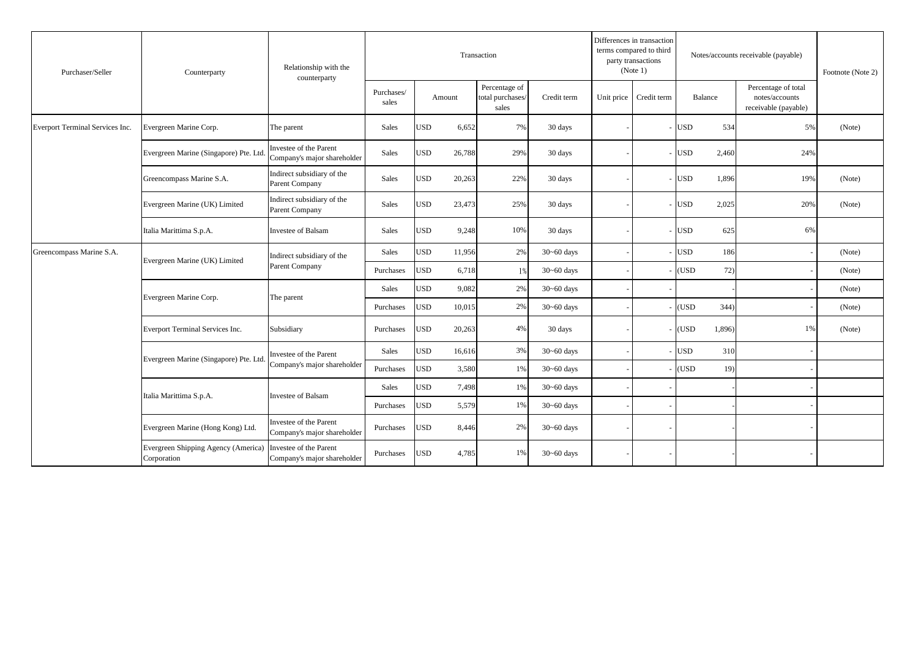| Purchaser/Seller | Counterparty | Relationship with the counterparty | Transaction | | | | Differences in transaction terms compared to third party transactions (Note 1) | | Notes/accounts receivable (payable) | | Footnote (Note 2) |
|---|---|---|---|---|---|---|---|---|---|---|---|
| | | | Purchases/ sales | Amount | Percentage of total purchases/ sales | Credit term | Unit price | Credit term | Balance | Percentage of total notes/accounts receivable (payable) | |
| Everport Terminal Services Inc. | Evergreen Marine Corp. | The parent | Sales | USD 6,652 | 7% | 30 days | - | - | USD 534 | 5% | (Note) |
| | Evergreen Marine (Singapore) Pte. Ltd. | Investee of the Parent Company's major shareholder | Sales | USD 26,788 | 29% | 30 days | - | - | USD 2,460 | 24% | |
| | Greencompass Marine S.A. | Indirect subsidiary of the Parent Company | Sales | USD 20,263 | 22% | 30 days | - | - | USD 1,896 | 19% | (Note) |
| | Evergreen Marine (UK) Limited | Indirect subsidiary of the Parent Company | Sales | USD 23,473 | 25% | 30 days | - | - | USD 2,025 | 20% | (Note) |
| | Italia Marittima S.p.A. | Investee of Balsam | Sales | USD 9,248 | 10% | 30 days | - | - | USD 625 | 6% | |
| Greencompass Marine S.A. | Evergreen Marine (UK) Limited | Indirect subsidiary of the Parent Company | Sales | USD 11,956 | 2% | 30~60 days | - | - | USD 186 | - | (Note) |
| | | | Purchases | USD 6,718 | 1% | 30~60 days | - | - | (USD 72) | - | (Note) |
| | Evergreen Marine Corp. | The parent | Sales | USD 9,082 | 2% | 30~60 days | - | - | - | - | (Note) |
| | | | Purchases | USD 10,015 | 2% | 30~60 days | - | - | (USD 344) | - | (Note) |
| | Everport Terminal Services Inc. | Subsidiary | Purchases | USD 20,263 | 4% | 30 days | - | - | (USD 1,896) | 1% | (Note) |
| | Evergreen Marine (Singapore) Pte. Ltd. | Investee of the Parent Company's major shareholder | Sales | USD 16,616 | 3% | 30~60 days | - | - | USD 310 | - | |
| | | | Purchases | USD 3,580 | 1% | 30~60 days | - | - | (USD 19) | - | |
| | Italia Marittima S.p.A. | Investee of Balsam | Sales | USD 7,498 | 1% | 30~60 days | - | - | - | - | |
| | | | Purchases | USD 5,579 | 1% | 30~60 days | - | - | - | - | |
| | Evergreen Marine (Hong Kong) Ltd. | Investee of the Parent Company's major shareholder | Purchases | USD 8,446 | 2% | 30~60 days | - | - | - | - | |
| | Evergreen Shipping Agency (America) Corporation | Investee of the Parent Company's major shareholder | Purchases | USD 4,785 | 1% | 30~60 days | - | - | - | - | |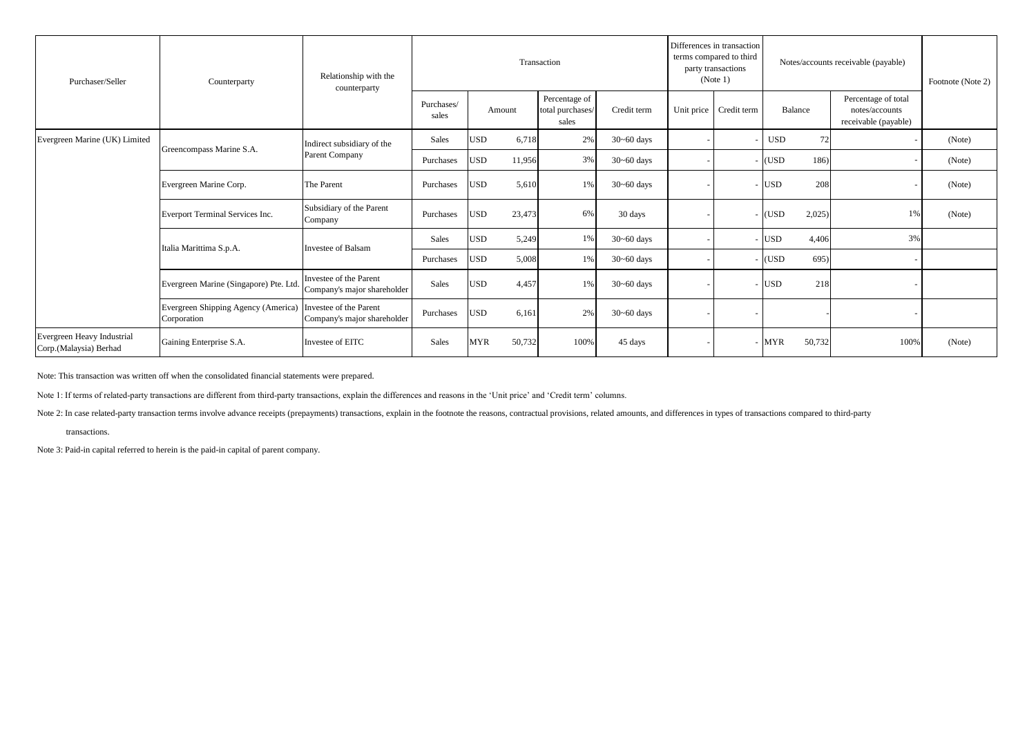| Purchaser/Seller | Counterparty | Relationship with the counterparty | Transaction | | | | Differences in transaction terms compared to third party transactions (Note 1) | | Notes/accounts receivable (payable) | | Footnote (Note 2) |
|---|---|---|---|---|---|---|---|---|---|---|---|
| | | | Purchases/ sales | Amount | Percentage of total purchases/ sales | Credit term | Unit price | Credit term | Balance | Percentage of total notes/accounts receivable (payable) | |
| Evergreen Marine (UK) Limited | Greencompass Marine S.A. | Indirect subsidiary of the Parent Company | Sales | USD 6,718 | 2% | 30~60 days | - | - | USD 72 | - | (Note) |
| | | | Purchases | USD 11,956 | 3% | 30~60 days | - | - | (USD 186) | - | (Note) |
| | Evergreen Marine Corp. | The Parent | Purchases | USD 5,610 | 1% | 30~60 days | - | - | USD 208 | - | (Note) |
| | Everport Terminal Services Inc. | Subsidiary of the Parent Company | Purchases | USD 23,473 | 6% | 30 days | - | - | (USD 2,025) | 1% | (Note) |
| | Italia Marittima S.p.A. | Investee of Balsam | Sales | USD 5,249 | 1% | 30~60 days | - | - | USD 4,406 | 3% | |
| | | | Purchases | USD 5,008 | 1% | 30~60 days | - | - | (USD 695) | - | |
| | Evergreen Marine (Singapore) Pte. Ltd. | Investee of the Parent Company's major shareholder | Sales | USD 4,457 | 1% | 30~60 days | - | - | USD 218 | - | |
| | Evergreen Shipping Agency (America) Corporation | Investee of the Parent Company's major shareholder | Purchases | USD 6,161 | 2% | 30~60 days | - | - | - | - | |
| Evergreen Heavy Industrial Corp.(Malaysia) Berhad | Gaining Enterprise S.A. | Investee of EITC | Sales | MYR 50,732 | 100% | 45 days | - | - | MYR 50,732 | 100% | (Note) |

Note: This transaction was written off when the consolidated financial statements were prepared.

Note 1: If terms of related-party transactions are different from third-party transactions, explain the differences and reasons in the 'Unit price' and 'Credit term' columns.

Note 2: In case related-party transaction terms involve advance receipts (prepayments) transactions, explain in the footnote the reasons, contractual provisions, related amounts, and differences in types of transactions compared to third-party transactions.

Note 3: Paid-in capital referred to herein is the paid-in capital of parent company.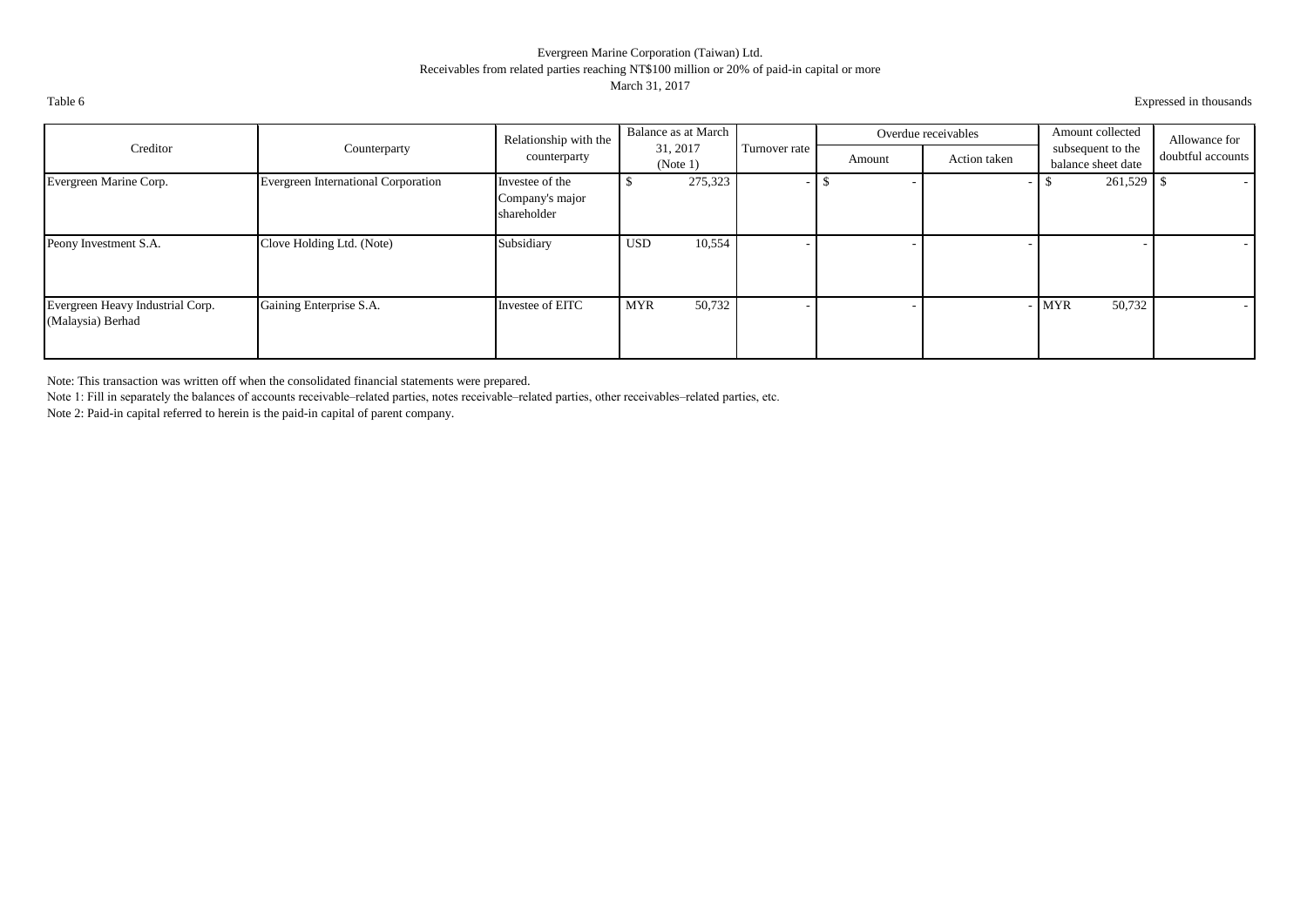Evergreen Marine Corporation (Taiwan) Ltd.
Receivables from related parties reaching NT$100 million or 20% of paid-in capital or more
March 31, 2017

Table 6

Expressed in thousands

| Creditor | Counterparty | Relationship with the counterparty | Balance as at March 31, 2017 (Note 1) | Turnover rate | Overdue receivables | | Amount collected subsequent to the balance sheet date | Allowance for doubtful accounts |
|---|---|---|---|---|---|---|---|---|
| | | | | | Amount | Action taken | | |
| Evergreen Marine Corp. | Evergreen International Corporation | Investee of the Company's major shareholder | $ 275,323 | - | $ - | - | $ 261,529 | $ - |
| Peony Investment S.A. | Clove Holding Ltd. (Note) | Subsidiary | USD 10,554 | - | - | - | - | - |
| Evergreen Heavy Industrial Corp. (Malaysia) Berhad | Gaining Enterprise S.A. | Investee of EITC | MYR 50,732 | - | - | - | MYR 50,732 | - |

Note: This transaction was written off when the consolidated financial statements were prepared.

Note 1: Fill in separately the balances of accounts receivable–related parties, notes receivable–related parties, other receivables–related parties, etc.

Note 2: Paid-in capital referred to herein is the paid-in capital of parent company.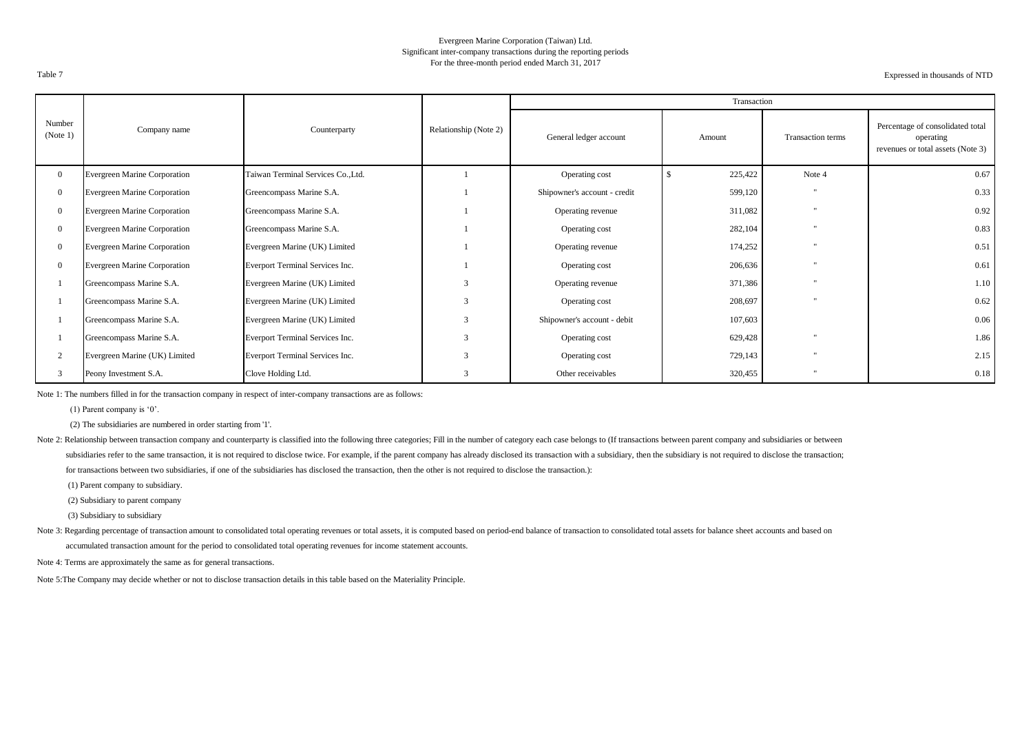Evergreen Marine Corporation (Taiwan) Ltd.
Significant inter-company transactions during the reporting periods
For the three-month period ended March 31, 2017

Table 7

Expressed in thousands of NTD

| Number (Note 1) | Company name | Counterparty | Relationship (Note 2) | Transaction | | | |
|---|---|---|---|---|---|---|---|
| | | | | General ledger account | Amount | Transaction terms | Percentage of consolidated total operating revenues or total assets (Note 3) |
| 0 | Evergreen Marine Corporation | Taiwan Terminal Services Co.,Ltd. | 1 | Operating cost | $ 225,422 | Note 4 | 0.67 |
| 0 | Evergreen Marine Corporation | Greencompass Marine S.A. | 1 | Shipowner's account - credit | 599,120 | " | 0.33 |
| 0 | Evergreen Marine Corporation | Greencompass Marine S.A. | 1 | Operating revenue | 311,082 | " | 0.92 |
| 0 | Evergreen Marine Corporation | Greencompass Marine S.A. | 1 | Operating cost | 282,104 | " | 0.83 |
| 0 | Evergreen Marine Corporation | Evergreen Marine (UK) Limited | 1 | Operating revenue | 174,252 | " | 0.51 |
| 0 | Evergreen Marine Corporation | Everport Terminal Services Inc. | 1 | Operating cost | 206,636 | " | 0.61 |
| 1 | Greencompass Marine S.A. | Evergreen Marine (UK) Limited | 3 | Operating revenue | 371,386 | " | 1.10 |
| 1 | Greencompass Marine S.A. | Evergreen Marine (UK) Limited | 3 | Operating cost | 208,697 | " | 0.62 |
| 1 | Greencompass Marine S.A. | Evergreen Marine (UK) Limited | 3 | Shipowner's account - debit | 107,603 | | 0.06 |
| 1 | Greencompass Marine S.A. | Everport Terminal Services Inc. | 3 | Operating cost | 629,428 | " | 1.86 |
| 2 | Evergreen Marine (UK) Limited | Everport Terminal Services Inc. | 3 | Operating cost | 729,143 | " | 2.15 |
| 3 | Peony Investment S.A. | Clove Holding Ltd. | 3 | Other receivables | 320,455 | " | 0.18 |

Note 1: The numbers filled in for the transaction company in respect of inter-company transactions are as follows:

(1) Parent company is '0'.

(2) The subsidiaries are numbered in order starting from '1'.

Note 2: Relationship between transaction company and counterparty is classified into the following three categories; Fill in the number of category each case belongs to (If transactions between parent company and subsidiaries or between subsidiaries refer to the same transaction, it is not required to disclose twice. For example, if the parent company has already disclosed its transaction with a subsidiary, then the subsidiary is not required to disclose the transaction; for transactions between two subsidiaries, if one of the subsidiaries has disclosed the transaction, then the other is not required to disclose the transaction.):

(1) Parent company to subsidiary.

(2) Subsidiary to parent company

(3) Subsidiary to subsidiary

Note 3: Regarding percentage of transaction amount to consolidated total operating revenues or total assets, it is computed based on period-end balance of transaction to consolidated total assets for balance sheet accounts and based on accumulated transaction amount for the period to consolidated total operating revenues for income statement accounts.

Note 4: Terms are approximately the same as for general transactions.

Note 5:The Company may decide whether or not to disclose transaction details in this table based on the Materiality Principle.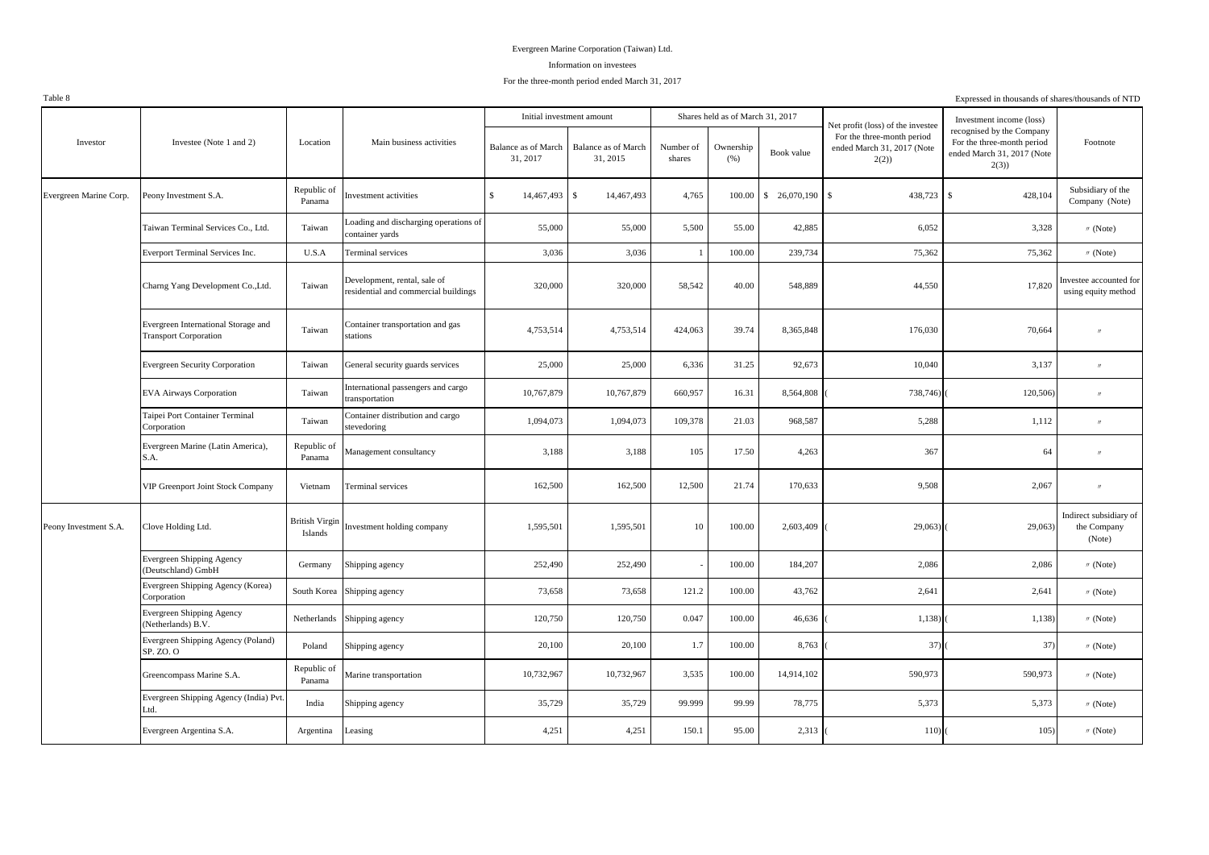Evergreen Marine Corporation (Taiwan) Ltd.

Information on investees

For the three-month period ended March 31, 2017

Table 8

Expressed in thousands of shares/thousands of NTD

| Investor | Investee (Note 1 and 2) | Location | Main business activities | Initial investment amount | | Shares held as of March 31, 2017 | | | Net profit (loss) of the investee For the three-month period ended March 31, 2017 (Note 2(2)) | Investment income (loss) recognised by the Company For the three-month period ended March 31, 2017 (Note 2(3)) | Footnote |
|---|---|---|---|---|---|---|---|---|---|---|---|
| | | | | Balance as of March 31, 2017 | Balance as of March 31, 2015 | Number of shares | Ownership (%) | Book value | | | |
| Evergreen Marine Corp. | Peony Investment S.A. | Republic of Panama | Investment activities | $ 14,467,493 | $ 14,467,493 | 4,765 | 100.00 | $ 26,070,190 | $ 438,723 | $ 428,104 | Subsidiary of the Company (Note) |
| | Taiwan Terminal Services Co., Ltd. | Taiwan | Loading and discharging operations of container yards | 55,000 | 55,000 | 5,500 | 55.00 | 42,885 | 6,052 | 3,328 | 〃 (Note) |
| | Everport Terminal Services Inc. | U.S.A | Terminal services | 3,036 | 3,036 | 1 | 100.00 | 239,734 | 75,362 | 75,362 | 〃 (Note) |
| | Charng Yang Development Co.,Ltd. | Taiwan | Development, rental, sale of residential and commercial buildings | 320,000 | 320,000 | 58,542 | 40.00 | 548,889 | 44,550 | 17,820 | Investee accounted for using equity method |
| | Evergreen International Storage and Transport Corporation | Taiwan | Container transportation and gas stations | 4,753,514 | 4,753,514 | 424,063 | 39.74 | 8,365,848 | 176,030 | 70,664 | 〃 |
| | Evergreen Security Corporation | Taiwan | General security guards services | 25,000 | 25,000 | 6,336 | 31.25 | 92,673 | 10,040 | 3,137 | 〃 |
| | EVA Airways Corporation | Taiwan | International passengers and cargo transportation | 10,767,879 | 10,767,879 | 660,957 | 16.31 | 8,564,808 | ( 738,746) | ( 120,506) | 〃 |
| | Taipei Port Container Terminal Corporation | Taiwan | Container distribution and cargo stevedoring | 1,094,073 | 1,094,073 | 109,378 | 21.03 | 968,587 | 5,288 | 1,112 | 〃 |
| | Evergreen Marine (Latin America), S.A. | Republic of Panama | Management consultancy | 3,188 | 3,188 | 105 | 17.50 | 4,263 | 367 | 64 | 〃 |
| | VIP Greenport Joint Stock Company | Vietnam | Terminal services | 162,500 | 162,500 | 12,500 | 21.74 | 170,633 | 9,508 | 2,067 | 〃 |
| Peony Investment S.A. | Clove Holding Ltd. | British Virgin Islands | Investment holding company | 1,595,501 | 1,595,501 | 10 | 100.00 | 2,603,409 | ( 29,063) | ( 29,063) | Indirect subsidiary of the Company (Note) |
| | Evergreen Shipping Agency (Deutschland) GmbH | Germany | Shipping agency | 252,490 | 252,490 | - | 100.00 | 184,207 | 2,086 | 2,086 | 〃 (Note) |
| | Evergreen Shipping Agency (Korea) Corporation | South Korea | Shipping agency | 73,658 | 73,658 | 121.2 | 100.00 | 43,762 | 2,641 | 2,641 | 〃 (Note) |
| | Evergreen Shipping Agency (Netherlands) B.V. | Netherlands | Shipping agency | 120,750 | 120,750 | 0.047 | 100.00 | 46,636 | ( 1,138) | ( 1,138) | 〃 (Note) |
| | Evergreen Shipping Agency (Poland) SP. ZO. O | Poland | Shipping agency | 20,100 | 20,100 | 1.7 | 100.00 | 8,763 | ( 37) | ( 37) | 〃 (Note) |
| | Greencompass Marine S.A. | Republic of Panama | Marine transportation | 10,732,967 | 10,732,967 | 3,535 | 100.00 | 14,914,102 | 590,973 | 590,973 | 〃 (Note) |
| | Evergreen Shipping Agency (India) Pvt. Ltd. | India | Shipping agency | 35,729 | 35,729 | 99.999 | 99.99 | 78,775 | 5,373 | 5,373 | 〃 (Note) |
| | Evergreen Argentina S.A. | Argentina | Leasing | 4,251 | 4,251 | 150.1 | 95.00 | 2,313 | ( 110) | ( 105) | 〃 (Note) |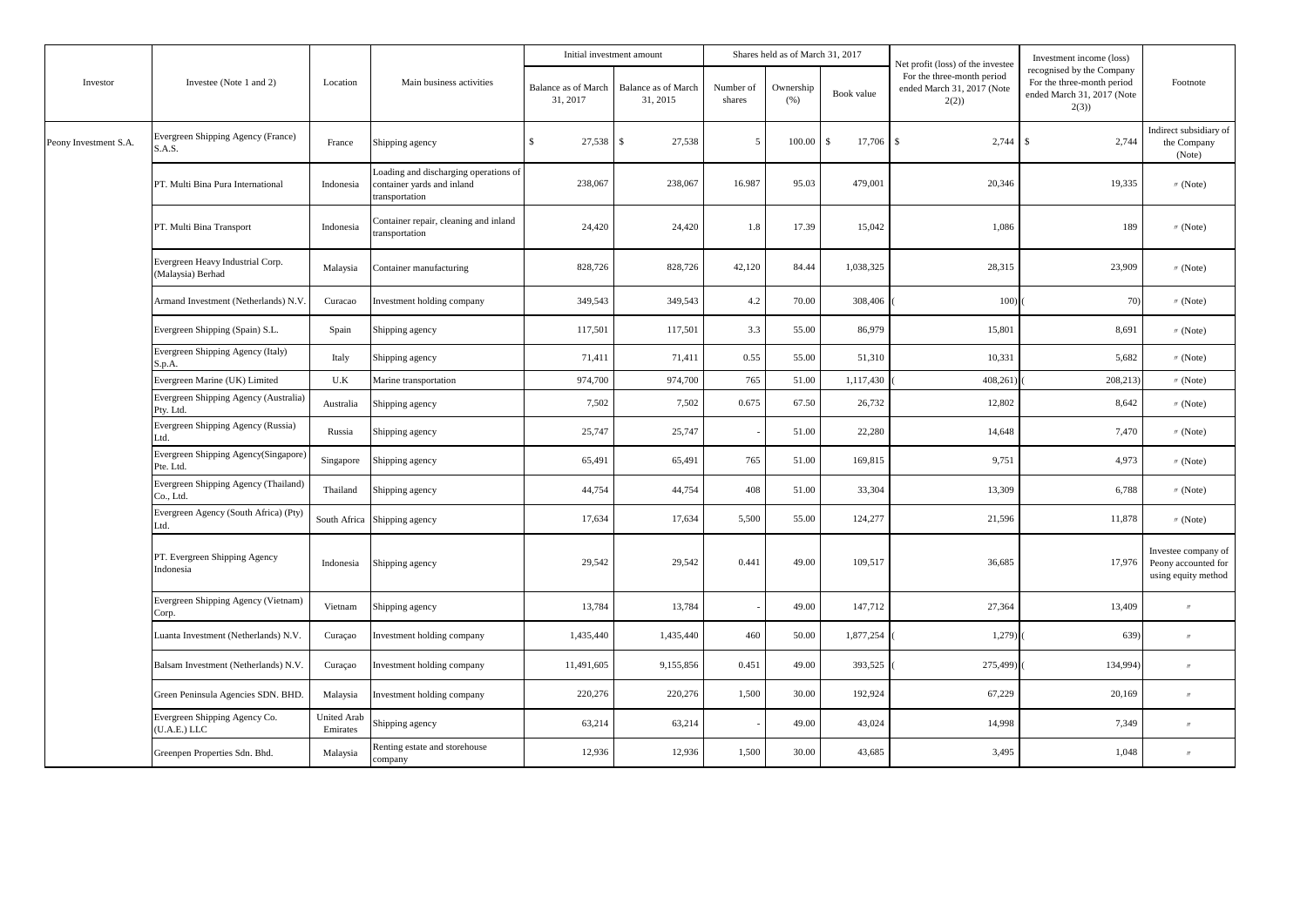| Investor | Investee (Note 1 and 2) | Location | Main business activities | Initial investment amount | | Shares held as of March 31, 2017 | | | Net profit (loss) of the investee For the three-month period ended March 31, 2017 (Note 2(2)) | Investment income (loss) recognised by the Company For the three-month period ended March 31, 2017 (Note 2(3)) | Footnote |
|---|---|---|---|---|---|---|---|---|---|---|---|
| | | | | Balance as of March 31, 2017 | Balance as of March 31, 2015 | Number of shares | Ownership (%) | Book value | | | |
| Peony Investment S.A. | Evergreen Shipping Agency (France) S.A.S. | France | Shipping agency | $ 27,538 | $ 27,538 | 5 | 100.00 | $ 17,706 | $ 2,744 | $ 2,744 | Indirect subsidiary of the Company (Note) |
| | PT. Multi Bina Pura International | Indonesia | Loading and discharging operations of container yards and inland transportation | 238,067 | 238,067 | 16.987 | 95.03 | 479,001 | 20,346 | 19,335 | 〃 (Note) |
| | PT. Multi Bina Transport | Indonesia | Container repair, cleaning and inland transportation | 24,420 | 24,420 | 1.8 | 17.39 | 15,042 | 1,086 | 189 | 〃 (Note) |
| | Evergreen Heavy Industrial Corp. (Malaysia) Berhad | Malaysia | Container manufacturing | 828,726 | 828,726 | 42,120 | 84.44 | 1,038,325 | 28,315 | 23,909 | 〃 (Note) |
| | Armand Investment (Netherlands) N.V. | Curacao | Investment holding company | 349,543 | 349,543 | 4.2 | 70.00 | 308,406 | ( 100) | ( 70) | 〃 (Note) |
| | Evergreen Shipping (Spain) S.L. | Spain | Shipping agency | 117,501 | 117,501 | 3.3 | 55.00 | 86,979 | 15,801 | 8,691 | 〃 (Note) |
| | Evergreen Shipping Agency (Italy) S.p.A. | Italy | Shipping agency | 71,411 | 71,411 | 0.55 | 55.00 | 51,310 | 10,331 | 5,682 | 〃 (Note) |
| | Evergreen Marine (UK) Limited | U.K | Marine transportation | 974,700 | 974,700 | 765 | 51.00 | 1,117,430 | ( 408,261) | ( 208,213) | 〃 (Note) |
| | Evergreen Shipping Agency (Australia) Pty. Ltd. | Australia | Shipping agency | 7,502 | 7,502 | 0.675 | 67.50 | 26,732 | 12,802 | 8,642 | 〃 (Note) |
| | Evergreen Shipping Agency (Russia) Ltd. | Russia | Shipping agency | 25,747 | 25,747 | - | 51.00 | 22,280 | 14,648 | 7,470 | 〃 (Note) |
| | Evergreen Shipping Agency(Singapore) Pte. Ltd. | Singapore | Shipping agency | 65,491 | 65,491 | 765 | 51.00 | 169,815 | 9,751 | 4,973 | 〃 (Note) |
| | Evergreen Shipping Agency (Thailand) Co., Ltd. | Thailand | Shipping agency | 44,754 | 44,754 | 408 | 51.00 | 33,304 | 13,309 | 6,788 | 〃 (Note) |
| | Evergreen Agency (South Africa) (Pty) Ltd. | South Africa | Shipping agency | 17,634 | 17,634 | 5,500 | 55.00 | 124,277 | 21,596 | 11,878 | 〃 (Note) |
| | PT. Evergreen Shipping Agency Indonesia | Indonesia | Shipping agency | 29,542 | 29,542 | 0.441 | 49.00 | 109,517 | 36,685 | 17,976 | Investee company of Peony accounted for using equity method |
| | Evergreen Shipping Agency (Vietnam) Corp. | Vietnam | Shipping agency | 13,784 | 13,784 | - | 49.00 | 147,712 | 27,364 | 13,409 | 〃 |
| | Luanta Investment (Netherlands) N.V. | Curaçao | Investment holding company | 1,435,440 | 1,435,440 | 460 | 50.00 | 1,877,254 | ( 1,279) | ( 639) | 〃 |
| | Balsam Investment (Netherlands) N.V. | Curaçao | Investment holding company | 11,491,605 | 9,155,856 | 0.451 | 49.00 | 393,525 | ( 275,499) | ( 134,994) | 〃 |
| | Green Peninsula Agencies SDN. BHD. | Malaysia | Investment holding company | 220,276 | 220,276 | 1,500 | 30.00 | 192,924 | 67,229 | 20,169 | 〃 |
| | Evergreen Shipping Agency Co. (U.A.E.) LLC | United Arab Emirates | Shipping agency | 63,214 | 63,214 | - | 49.00 | 43,024 | 14,998 | 7,349 | 〃 |
| | Greenpen Properties Sdn. Bhd. | Malaysia | Renting estate and storehouse company | 12,936 | 12,936 | 1,500 | 30.00 | 43,685 | 3,495 | 1,048 | 〃 |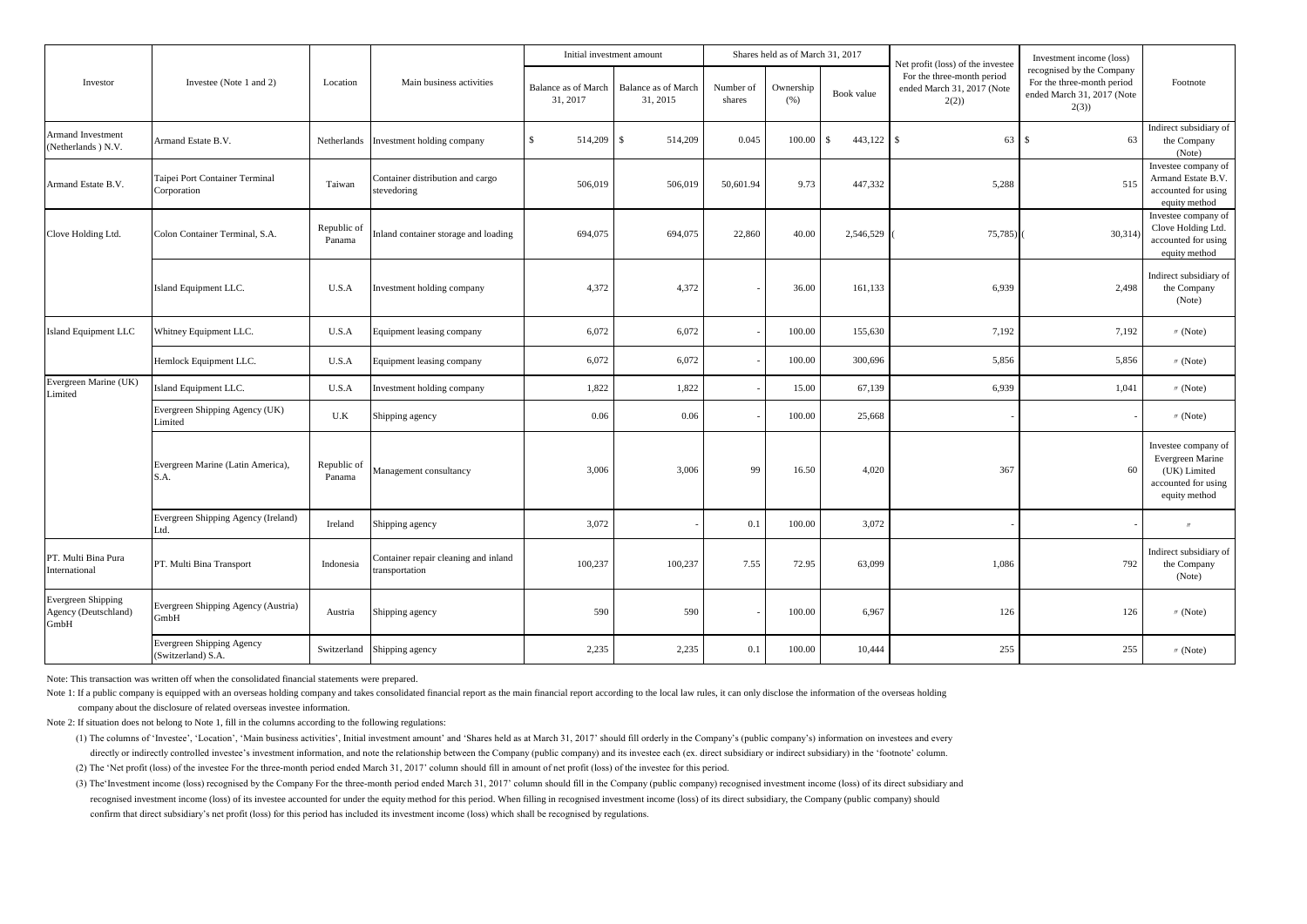| Investor | Investee (Note 1 and 2) | Location | Main business activities | Initial investment amount | | Shares held as of March 31, 2017 | | | Net profit (loss) of the investee For the three-month period ended March 31, 2017 (Note 2(2)) | Investment income (loss) recognised by the Company For the three-month period ended March 31, 2017 (Note 2(3)) | Footnote |
|---|---|---|---|---|---|---|---|---|---|---|---|
| | | | | Balance as of March 31, 2017 | Balance as of March 31, 2015 | Number of shares | Ownership (%) | Book value | | | |
| Armand Investment (Netherlands ) N.V. | Armand Estate B.V. | Netherlands | Investment holding company | $ 514,209 | $ 514,209 | 0.045 | 100.00 | $ 443,122 | $ 63 | $ 63 | Indirect subsidiary of the Company (Note) |
| Armand Estate B.V. | Taipei Port Container Terminal Corporation | Taiwan | Container distribution and cargo stevedoring | 506,019 | 506,019 | 50,601.94 | 9.73 | 447,332 | 5,288 | 515 | Investee company of Armand Estate B.V. accounted for using equity method |
| Clove Holding Ltd. | Colon Container Terminal, S.A. | Republic of Panama | Inland container storage and loading | 694,075 | 694,075 | 22,860 | 40.00 | 2,546,529 | ( 75,785) | ( 30,314) | Investee company of Clove Holding Ltd. accounted for using equity method |
| | Island Equipment LLC. | U.S.A | Investment holding company | 4,372 | 4,372 | - | 36.00 | 161,133 | 6,939 | 2,498 | Indirect subsidiary of the Company (Note) |
| Island Equipment LLC | Whitney Equipment LLC. | U.S.A | Equipment leasing company | 6,072 | 6,072 | - | 100.00 | 155,630 | 7,192 | 7,192 | 〃 (Note) |
| | Hemlock Equipment LLC. | U.S.A | Equipment leasing company | 6,072 | 6,072 | - | 100.00 | 300,696 | 5,856 | 5,856 | 〃 (Note) |
| Evergreen Marine (UK) Limited | Island Equipment LLC. | U.S.A | Investment holding company | 1,822 | 1,822 | - | 15.00 | 67,139 | 6,939 | 1,041 | 〃 (Note) |
| | Evergreen Shipping Agency (UK) Limited | U.K | Shipping agency | 0.06 | 0.06 | - | 100.00 | 25,668 | - | - | 〃 (Note) |
| | Evergreen Marine (Latin America), S.A. | Republic of Panama | Management consultancy | 3,006 | 3,006 | 99 | 16.50 | 4,020 | 367 | 60 | Investee company of Evergreen Marine (UK) Limited accounted for using equity method |
| | Evergreen Shipping Agency (Ireland) Ltd. | Ireland | Shipping agency | 3,072 | - | 0.1 | 100.00 | 3,072 | - | - | 〃 |
| PT. Multi Bina Pura International | PT. Multi Bina Transport | Indonesia | Container repair cleaning and inland transportation | 100,237 | 100,237 | 7.55 | 72.95 | 63,099 | 1,086 | 792 | Indirect subsidiary of the Company (Note) |
| Evergreen Shipping Agency (Deutschland) GmbH | Evergreen Shipping Agency (Austria) GmbH | Austria | Shipping agency | 590 | 590 | - | 100.00 | 6,967 | 126 | 126 | 〃 (Note) |
| | Evergreen Shipping Agency (Switzerland) S.A. | Switzerland | Shipping agency | 2,235 | 2,235 | 0.1 | 100.00 | 10,444 | 255 | 255 | 〃 (Note) |

Note: This transaction was written off when the consolidated financial statements were prepared.

Note 1: If a public company is equipped with an overseas holding company and takes consolidated financial report as the main financial report according to the local law rules, it can only disclose the information of the overseas holding company about the disclosure of related overseas investee information.

Note 2: If situation does not belong to Note 1, fill in the columns according to the following regulations:

(1) The columns of 'Investee', 'Location', 'Main business activities', Initial investment amount' and 'Shares held as at March 31, 2017' should fill orderly in the Company's (public company's) information on investees and every directly or indirectly controlled investee's investment information, and note the relationship between the Company (public company) and its investee each (ex. direct subsidiary or indirect subsidiary) in the 'footnote' column.

(2) The 'Net profit (loss) of the investee For the three-month period ended March 31, 2017' column should fill in amount of net profit (loss) of the investee for this period.

(3) The'Investment income (loss) recognised by the Company For the three-month period ended March 31, 2017' column should fill in the Company (public company) recognised investment income (loss) of its direct subsidiary and recognised investment income (loss) of its investee accounted for under the equity method for this period. When filling in recognised investment income (loss) of its direct subsidiary, the Company (public company) should confirm that direct subsidiary's net profit (loss) for this period has included its investment income (loss) which shall be recognised by regulations.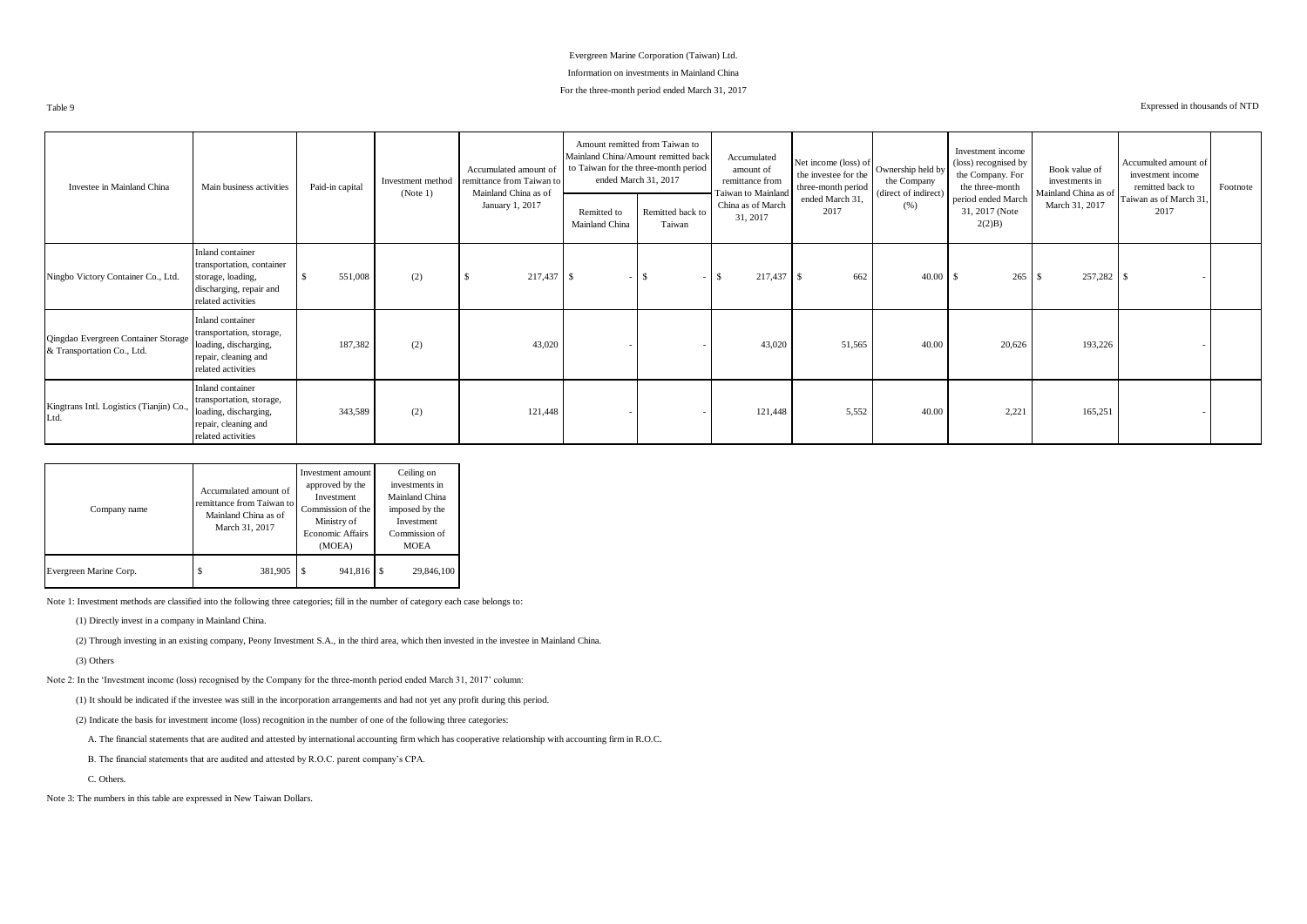Evergreen Marine Corporation (Taiwan) Ltd.

Information on investments in Mainland China

For the three-month period ended March 31, 2017

Table 9

Expressed in thousands of NTD

| Investee in Mainland China | Main business activities | Paid-in capital | Investment method (Note 1) | Accumulated amount of remittance from Taiwan to Mainland China as of January 1, 2017 | Amount remitted from Taiwan to Mainland China/Amount remitted back to Taiwan for the three-month period ended March 31, 2017 | | Accumulated amount of remittance from Taiwan to Mainland China as of March 31, 2017 | Net income (loss) of the investee for the three-month period ended March 31, 2017 | Ownership held by the Company (direct of indirect) (%) | Investment income (loss) recognised by the Company. For the three-month period ended March 31, 2017 (Note 2(2)B) | Book value of investments in Mainland China as of March 31, 2017 | Accumulted amount of investment income remitted back to Taiwan as of March 31, 2017 | Footnote |
|---|---|---|---|---|---|---|---|---|---|---|---|---|---|
| | | | | | Remitted to Mainland China | Remitted back to Taiwan | | | | | | | |
| Ningbo Victory Container Co., Ltd. | Inland container transportation, container storage, loading, discharging, repair and related activities | $ 551,008 | (2) | $ 217,437 | $ - | $ - | $ 217,437 | $ 662 | 40.00 | $ 265 | $ 257,282 | $ - | |
| Qingdao Evergreen Container Storage & Transportation Co., Ltd. | Inland container transportation, storage, loading, discharging, repair, cleaning and related activities | 187,382 | (2) | 43,020 | - | - | 43,020 | 51,565 | 40.00 | 20,626 | 193,226 | - | |
| Kingtrans Intl. Logistics (Tianjin) Co., Ltd. | Inland container transportation, storage, loading, discharging, repair, cleaning and related activities | 343,589 | (2) | 121,448 | - | - | 121,448 | 5,552 | 40.00 | 2,221 | 165,251 | - | |

| Company name | Accumulated amount of remittance from Taiwan to Mainland China as of March 31, 2017 | Investment amount approved by the Investment Commission of the Ministry of Economic Affairs (MOEA) | Ceiling on investments in Mainland China imposed by the Investment Commission of MOEA |
|---|---|---|---|
| Evergreen Marine Corp. | $ 381,905 | $ 941,816 | $ 29,846,100 |

Note 1: Investment methods are classified into the following three categories; fill in the number of category each case belongs to:

(1) Directly invest in a company in Mainland China.

(2) Through investing in an existing company, Peony Investment S.A., in the third area, which then invested in the investee in Mainland China.

(3) Others

Note 2: In the 'Investment income (loss) recognised by the Company for the three-month period ended March 31, 2017' column:

(1) It should be indicated if the investee was still in the incorporation arrangements and had not yet any profit during this period.

(2) Indicate the basis for investment income (loss) recognition in the number of one of the following three categories:

A. The financial statements that are audited and attested by international accounting firm which has cooperative relationship with accounting firm in R.O.C.

B. The financial statements that are audited and attested by R.O.C. parent company's CPA.

C. Others.

Note 3: The numbers in this table are expressed in New Taiwan Dollars.